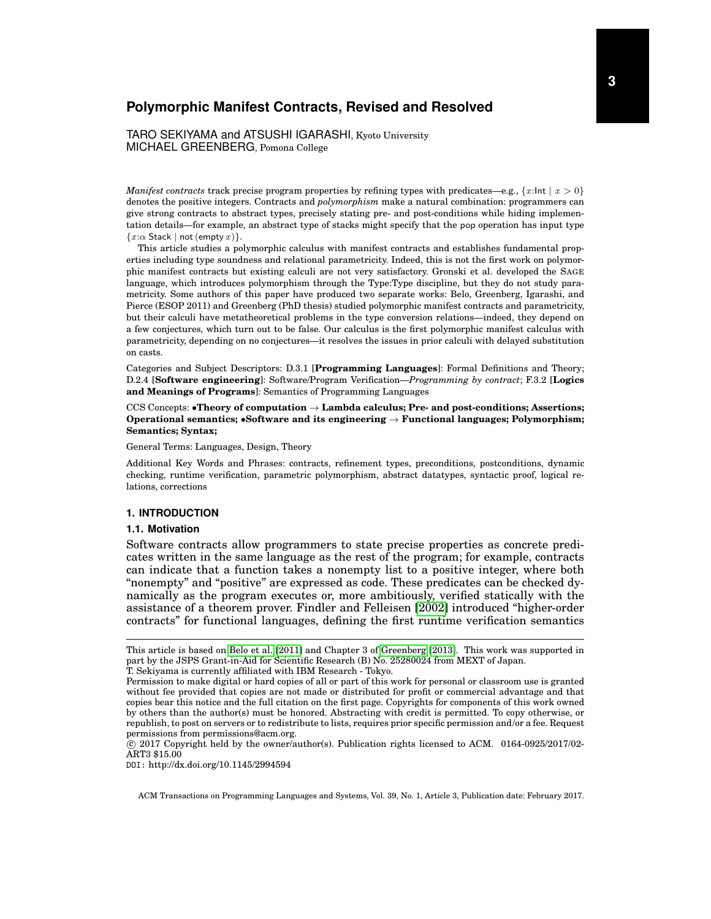# Polymorphic Manifest Contracts, Revised and Resolved

TARO SEKIYAMA and ATSUSHI IGARASHI, Kyoto University
MICHAEL GREENBERG, Pomona College

*Manifest contracts* track precise program properties by refining types with predicates—e.g., $\{x{:}\mathsf{Int} \mid x > 0\}$ denotes the positive integers. Contracts and *polymorphism* make a natural combination: programmers can give strong contracts to abstract types, precisely stating pre- and post-conditions while hiding implementation details—for example, an abstract type of stacks might specify that the pop operation has input type $\{x{:}\alpha\ \mathsf{Stack} \mid \mathsf{not}\ (\mathsf{empty}\ x)\}$.

This article studies a polymorphic calculus with manifest contracts and establishes fundamental properties including type soundness and relational parametricity. Indeed, this is not the first work on polymorphic manifest contracts but existing calculi are not very satisfactory. Gronski et al. developed the SAGE language, which introduces polymorphism through the Type:Type discipline, but they do not study parametricity. Some authors of this paper have produced two separate works: Belo, Greenberg, Igarashi, and Pierce (ESOP 2011) and Greenberg (PhD thesis) studied polymorphic manifest contracts and parametricity, but their calculi have metatheoretical problems in the type conversion relations—indeed, they depend on a few conjectures, which turn out to be false. Our calculus is the first polymorphic manifest calculus with parametricity, depending on no conjectures—it resolves the issues in prior calculi with delayed substitution on casts.

Categories and Subject Descriptors: D.3.1 [**Programming Languages**]: Formal Definitions and Theory; D.2.4 [**Software engineering**]: Software/Program Verification—*Programming by contract*; F.3.2 [**Logics and Meanings of Programs**]: Semantics of Programming Languages

CCS Concepts: •**Theory of computation** → **Lambda calculus; Pre- and post-conditions; Assertions; Operational semantics;** •**Software and its engineering** → **Functional languages; Polymorphism; Semantics; Syntax;**

General Terms: Languages, Design, Theory

Additional Key Words and Phrases: contracts, refinement types, preconditions, postconditions, dynamic checking, runtime verification, parametric polymorphism, abstract datatypes, syntactic proof, logical relations, corrections

## 1. INTRODUCTION

### 1.1. Motivation

Software contracts allow programmers to state precise properties as concrete predicates written in the same language as the rest of the program; for example, contracts can indicate that a function takes a nonempty list to a positive integer, where both "nonempty" and "positive" are expressed as code. These predicates can be checked dynamically as the program executes or, more ambitiously, verified statically with the assistance of a theorem prover. Findler and Felleisen [2002] introduced "higher-order contracts" for functional languages, defining the first runtime verification semantics

---

This article is based on Belo et al. [2011] and Chapter 3 of Greenberg [2013]. This work was supported in part by the JSPS Grant-in-Aid for Scientific Research (B) No. 25280024 from MEXT of Japan.
T. Sekiyama is currently affiliated with IBM Research - Tokyo.
Permission to make digital or hard copies of all or part of this work for personal or classroom use is granted without fee provided that copies are not made or distributed for profit or commercial advantage and that copies bear this notice and the full citation on the first page. Copyrights for components of this work owned by others than the author(s) must be honored. Abstracting with credit is permitted. To copy otherwise, or republish, to post on servers or to redistribute to lists, requires prior specific permission and/or a fee. Request permissions from permissions@acm.org.
© 2017 Copyright held by the owner/author(s). Publication rights licensed to ACM. 0164-0925/2017/02-ART3 $15.00
DOI: http://dx.doi.org/10.1145/2994594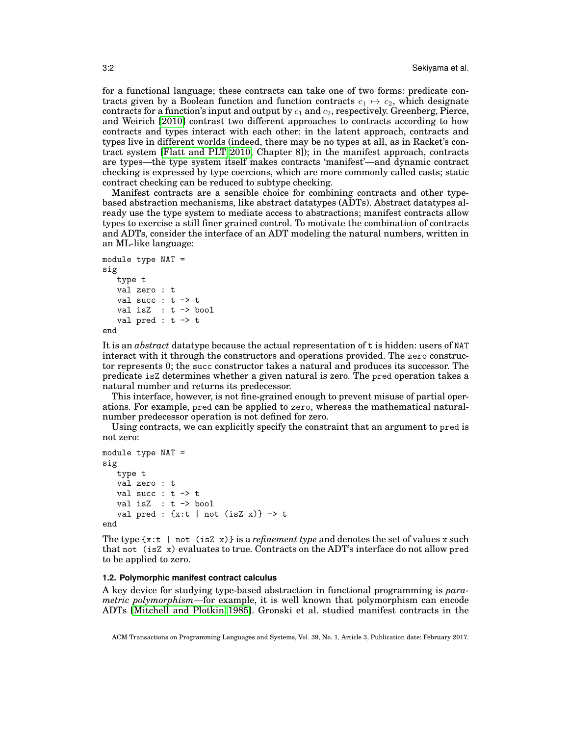for a functional language; these contracts can take one of two forms: predicate contracts given by a Boolean function and function contracts $c_1 \mapsto c_2$, which designate contracts for a function's input and output by $c_1$ and $c_2$, respectively. Greenberg, Pierce, and Weirich [2010] contrast two different approaches to contracts according to how contracts and types interact with each other: in the latent approach, contracts and types live in different worlds (indeed, there may be no types at all, as in Racket's contract system [Flatt and PLT 2010, Chapter 8]); in the manifest approach, contracts are types—the type system itself makes contracts 'manifest'—and dynamic contract checking is expressed by type coercions, which are more commonly called casts; static contract checking can be reduced to subtype checking.

Manifest contracts are a sensible choice for combining contracts and other type-based abstraction mechanisms, like abstract datatypes (ADTs). Abstract datatypes already use the type system to mediate access to abstractions; manifest contracts allow types to exercise a still finer grained control. To motivate the combination of contracts and ADTs, consider the interface of an ADT modeling the natural numbers, written in an ML-like language:

```
module type NAT =
sig
   type t
   val zero : t
   val succ : t -> t
   val isZ  : t -> bool
   val pred : t -> t
end
```

It is an *abstract* datatype because the actual representation of `t` is hidden: users of `NAT` interact with it through the constructors and operations provided. The `zero` constructor represents 0; the `succ` constructor takes a natural and produces its successor. The predicate `isZ` determines whether a given natural is zero. The `pred` operation takes a natural number and returns its predecessor.

This interface, however, is not fine-grained enough to prevent misuse of partial operations. For example, `pred` can be applied to `zero`, whereas the mathematical natural-number predecessor operation is not defined for zero.

Using contracts, we can explicitly specify the constraint that an argument to `pred` is not zero:

```
module type NAT =
sig
   type t
   val zero : t
   val succ : t -> t
   val isZ  : t -> bool
   val pred : {x:t | not (isZ x)} -> t
end
```

The type `{x:t | not (isZ x)}` is a *refinement type* and denotes the set of values `x` such that `not (isZ x)` evaluates to true. Contracts on the ADT's interface do not allow `pred` to be applied to zero.

### 1.2. Polymorphic manifest contract calculus

A key device for studying type-based abstraction in functional programming is *parametric polymorphism*—for example, it is well known that polymorphism can encode ADTs [Mitchell and Plotkin 1985]. Gronski et al. studied manifest contracts in the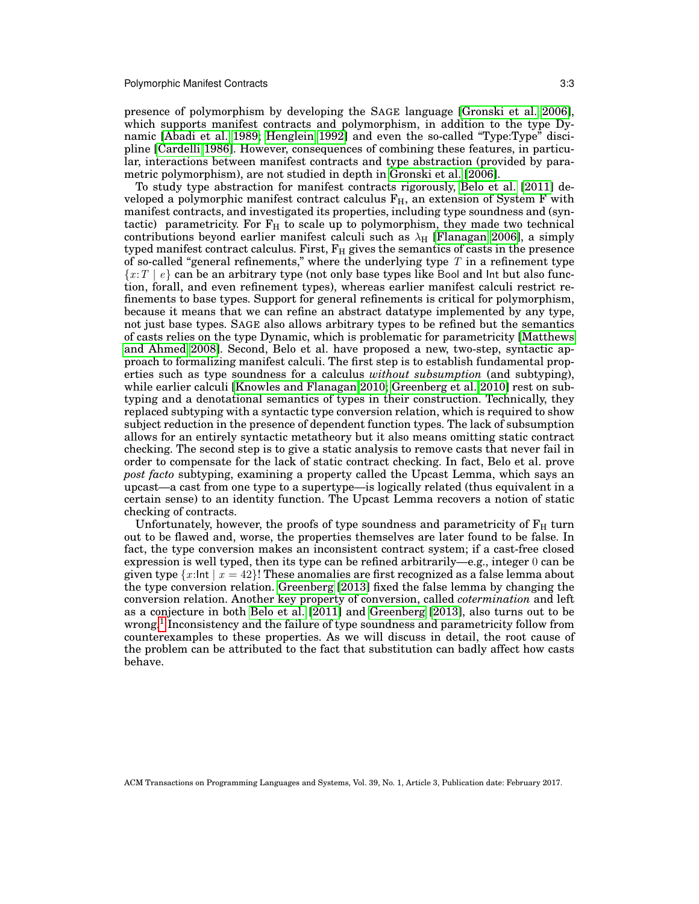presence of polymorphism by developing the SAGE language [Gronski et al. 2006], which supports manifest contracts and polymorphism, in addition to the type Dynamic [Abadi et al. 1989; Henglein 1992] and even the so-called "Type:Type" discipline [Cardelli 1986]. However, consequences of combining these features, in particular, interactions between manifest contracts and type abstraction (provided by parametric polymorphism), are not studied in depth in Gronski et al. [2006].

To study type abstraction for manifest contracts rigorously, Belo et al. [2011] developed a polymorphic manifest contract calculus $F_H$, an extension of System F with manifest contracts, and investigated its properties, including type soundness and (syntactic) parametricity. For $F_H$ to scale up to polymorphism, they made two technical contributions beyond earlier manifest calculi such as $\lambda_H$ [Flanagan 2006], a simply typed manifest contract calculus. First, $F_H$ gives the semantics of casts in the presence of so-called "general refinements," where the underlying type $T$ in a refinement type $\{x{:}T \mid e\}$ can be an arbitrary type (not only base types like Bool and Int but also function, forall, and even refinement types), whereas earlier manifest calculi restrict refinements to base types. Support for general refinements is critical for polymorphism, because it means that we can refine an abstract datatype implemented by any type, not just base types. SAGE also allows arbitrary types to be refined but the semantics of casts relies on the type Dynamic, which is problematic for parametricity [Matthews and Ahmed 2008]. Second, Belo et al. have proposed a new, two-step, syntactic approach to formalizing manifest calculi. The first step is to establish fundamental properties such as type soundness for a calculus *without subsumption* (and subtyping), while earlier calculi [Knowles and Flanagan 2010; Greenberg et al. 2010] rest on subtyping and a denotational semantics of types in their construction. Technically, they replaced subtyping with a syntactic type conversion relation, which is required to show subject reduction in the presence of dependent function types. The lack of subsumption allows for an entirely syntactic metatheory but it also means omitting static contract checking. The second step is to give a static analysis to remove casts that never fail in order to compensate for the lack of static contract checking. In fact, Belo et al. prove *post facto* subtyping, examining a property called the Upcast Lemma, which says an upcast—a cast from one type to a supertype—is logically related (thus equivalent in a certain sense) to an identity function. The Upcast Lemma recovers a notion of static checking of contracts.

Unfortunately, however, the proofs of type soundness and parametricity of $F_H$ turn out to be flawed and, worse, the properties themselves are later found to be false. In fact, the type conversion makes an inconsistent contract system; if a cast-free closed expression is well typed, then its type can be refined arbitrarily—e.g., integer 0 can be given type $\{x{:}\mathsf{Int} \mid x = 42\}$! These anomalies are first recognized as a false lemma about the type conversion relation. Greenberg [2013] fixed the false lemma by changing the conversion relation. Another key property of conversion, called *cotermination* and left as a conjecture in both Belo et al. [2011] and Greenberg [2013], also turns out to be wrong.[1] Inconsistency and the failure of type soundness and parametricity follow from counterexamples to these properties. As we will discuss in detail, the root cause of the problem can be attributed to the fact that substitution can badly affect how casts behave.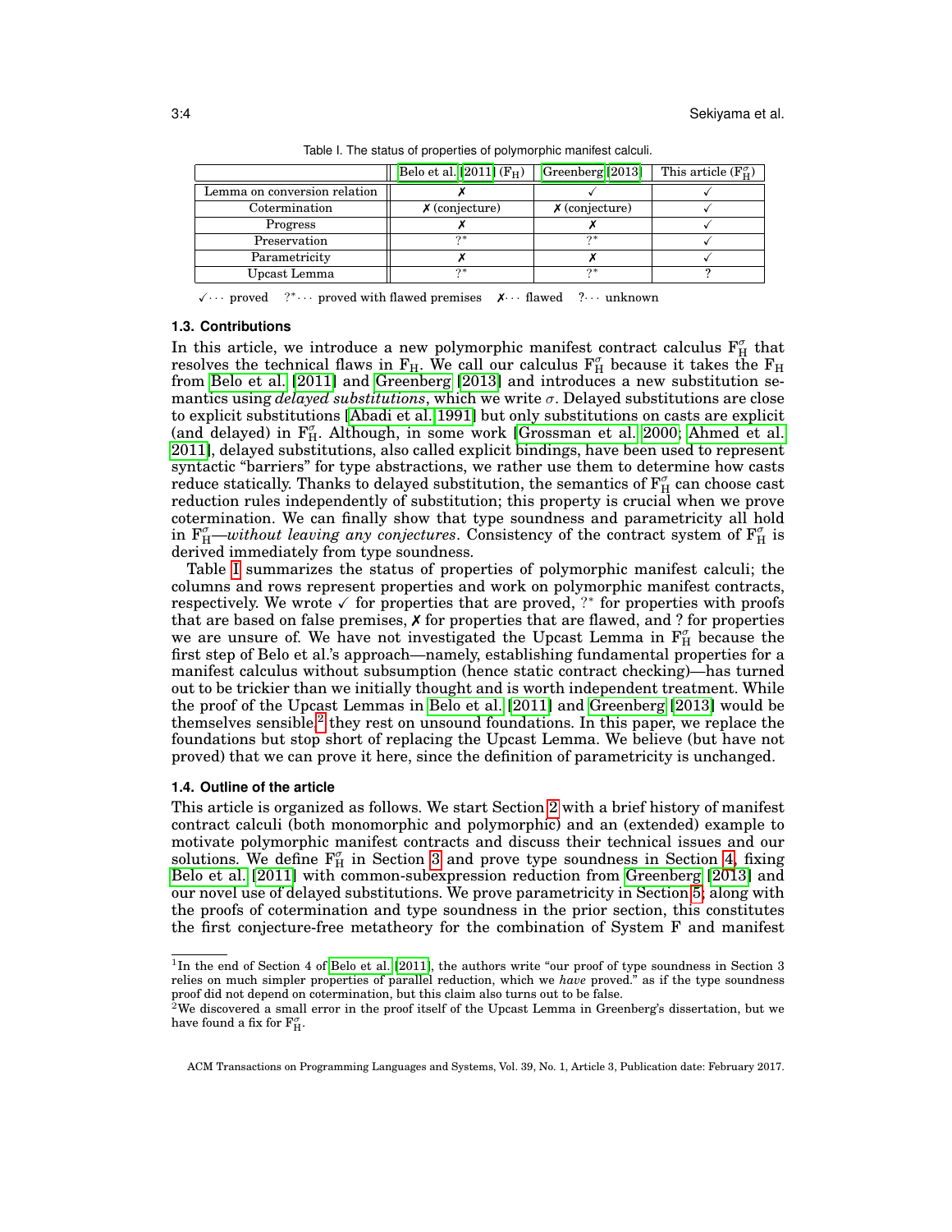Table I. The status of properties of polymorphic manifest calculi.

| | Belo et al. [2011] ($F_H$) | Greenberg [2013] | This article ($F_H^\sigma$) |
|---|---|---|---|
| Lemma on conversion relation | ✗ | ✓ | ✓ |
| Cotermination | ✗ (conjecture) | ✗ (conjecture) | ✓ |
| Progress | ✗ | ✗ | ✓ |
| Preservation | ?* | ?* | ✓ |
| Parametricity | ✗ | ✗ | ✓ |
| Upcast Lemma | ?* | ?* | ? |

✓ ··· proved   ?* ··· proved with flawed premises   ✗ ··· flawed   ? ··· unknown

### 1.3. Contributions

In this article, we introduce a new polymorphic manifest contract calculus $F_H^\sigma$ that resolves the technical flaws in $F_H$. We call our calculus $F_H^\sigma$ because it takes the $F_H$ from Belo et al. [2011] and Greenberg [2013] and introduces a new substitution semantics using *delayed substitutions*, which we write $\sigma$. Delayed substitutions are close to explicit substitutions [Abadi et al. 1991] but only substitutions on casts are explicit (and delayed) in $F_H^\sigma$. Although, in some work [Grossman et al. 2000; Ahmed et al. 2011], delayed substitutions, also called explicit bindings, have been used to represent syntactic "barriers" for type abstractions, we rather use them to determine how casts reduce statically. Thanks to delayed substitution, the semantics of $F_H^\sigma$ can choose cast reduction rules independently of substitution; this property is crucial when we prove cotermination. We can finally show that type soundness and parametricity all hold in $F_H^\sigma$—*without leaving any conjectures*. Consistency of the contract system of $F_H^\sigma$ is derived immediately from type soundness.

Table I summarizes the status of properties of polymorphic manifest calculi; the columns and rows represent properties and work on polymorphic manifest contracts, respectively. We wrote ✓ for properties that are proved, ?* for properties with proofs that are based on false premises, ✗ for properties that are flawed, and ? for properties we are unsure of. We have not investigated the Upcast Lemma in $F_H^\sigma$ because the first step of Belo et al.'s approach—namely, establishing fundamental properties for a manifest calculus without subsumption (hence static contract checking)—has turned out to be trickier than we initially thought and is worth independent treatment. While the proof of the Upcast Lemmas in Belo et al. [2011] and Greenberg [2013] would be themselves sensible,[2] they rest on unsound foundations. In this paper, we replace the foundations but stop short of replacing the Upcast Lemma. We believe (but have not proved) that we can prove it here, since the definition of parametricity is unchanged.

### 1.4. Outline of the article

This article is organized as follows. We start Section 2 with a brief history of manifest contract calculi (both monomorphic and polymorphic) and an (extended) example to motivate polymorphic manifest contracts and discuss their technical issues and our solutions. We define $F_H^\sigma$ in Section 3 and prove type soundness in Section 4, fixing Belo et al. [2011] with common-subexpression reduction from Greenberg [2013] and our novel use of delayed substitutions. We prove parametricity in Section 5; along with the proofs of cotermination and type soundness in the prior section, this constitutes the first conjecture-free metatheory for the combination of System F and manifest

---

[1] In the end of Section 4 of Belo et al. [2011], the authors write "our proof of type soundness in Section 3 relies on much simpler properties of parallel reduction, which we *have* proved." as if the type soundness proof did not depend on cotermination, but this claim also turns out to be false.

[2] We discovered a small error in the proof itself of the Upcast Lemma in Greenberg's dissertation, but we have found a fix for $F_H^\sigma$.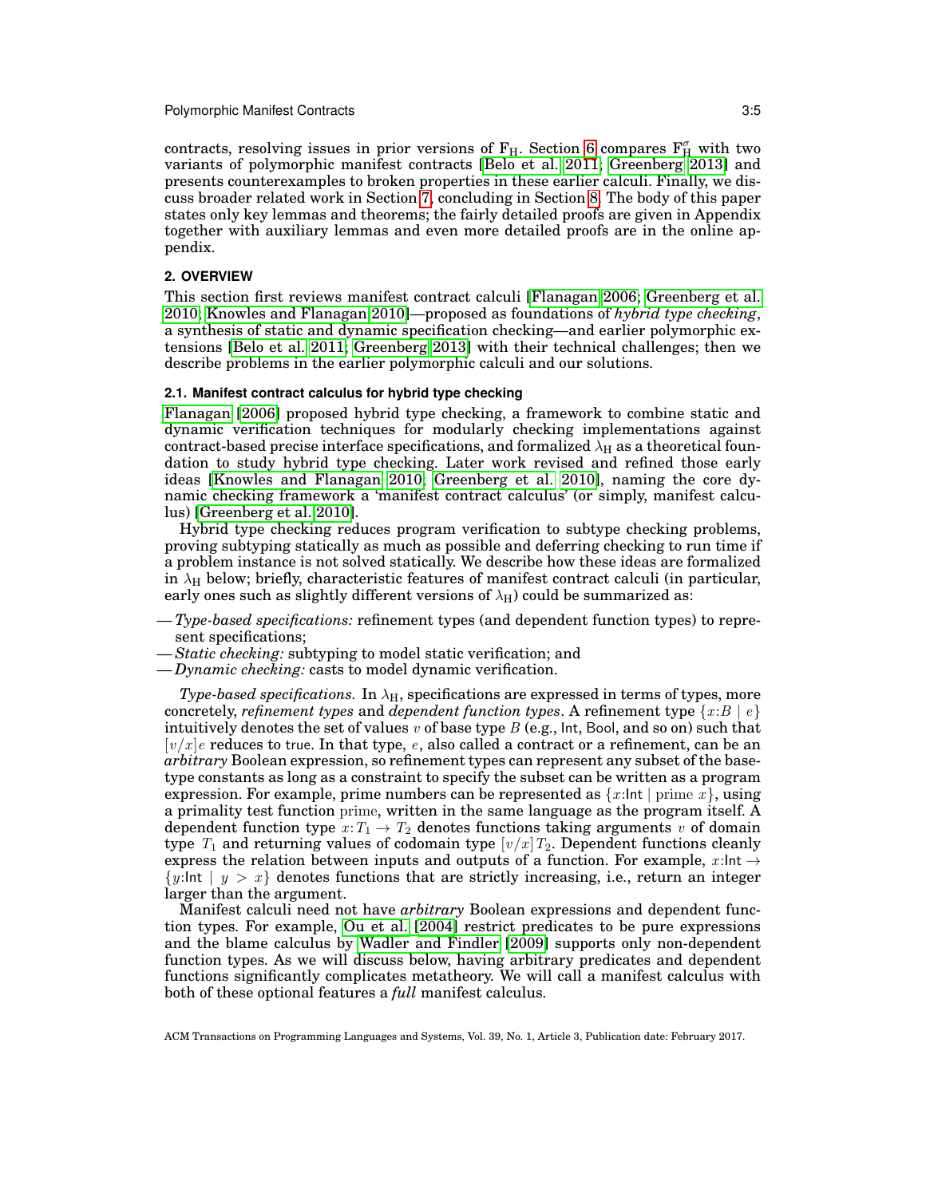contracts, resolving issues in prior versions of $\mathrm{F_H}$. Section 6 compares $\mathrm{F}_\mathrm{H}^\sigma$ with two variants of polymorphic manifest contracts [Belo et al. 2011; Greenberg 2013] and presents counterexamples to broken properties in these earlier calculi. Finally, we discuss broader related work in Section 7, concluding in Section 8. The body of this paper states only key lemmas and theorems; the fairly detailed proofs are given in Appendix together with auxiliary lemmas and even more detailed proofs are in the online appendix.

## 2. OVERVIEW

This section first reviews manifest contract calculi [Flanagan 2006; Greenberg et al. 2010; Knowles and Flanagan 2010]—proposed as foundations of *hybrid type checking*, a synthesis of static and dynamic specification checking—and earlier polymorphic extensions [Belo et al. 2011; Greenberg 2013] with their technical challenges; then we describe problems in the earlier polymorphic calculi and our solutions.

### 2.1. Manifest contract calculus for hybrid type checking

Flanagan [2006] proposed hybrid type checking, a framework to combine static and dynamic verification techniques for modularly checking implementations against contract-based precise interface specifications, and formalized $\lambda_\mathrm{H}$ as a theoretical foundation to study hybrid type checking. Later work revised and refined those early ideas [Knowles and Flanagan 2010; Greenberg et al. 2010], naming the core dynamic checking framework a 'manifest contract calculus' (or simply, manifest calculus) [Greenberg et al. 2010].

Hybrid type checking reduces program verification to subtype checking problems, proving subtyping statically as much as possible and deferring checking to run time if a problem instance is not solved statically. We describe how these ideas are formalized in $\lambda_\mathrm{H}$ below; briefly, characteristic features of manifest contract calculi (in particular, early ones such as slightly different versions of $\lambda_\mathrm{H}$) could be summarized as:

- *Type-based specifications:* refinement types (and dependent function types) to represent specifications;
- *Static checking:* subtyping to model static verification; and
- *Dynamic checking:* casts to model dynamic verification.

*Type-based specifications.* In $\lambda_\mathrm{H}$, specifications are expressed in terms of types, more concretely, *refinement types* and *dependent function types*. A refinement type $\{x{:}B \mid e\}$ intuitively denotes the set of values $v$ of base type $B$ (e.g., $\mathsf{Int}$, $\mathsf{Bool}$, and so on) such that $[v/x]\,e$ reduces to $\mathsf{true}$. In that type, $e$, also called a contract or a refinement, can be an *arbitrary* Boolean expression, so refinement types can represent any subset of the base-type constants as long as a constraint to specify the subset can be written as a program expression. For example, prime numbers can be represented as $\{x{:}\mathsf{Int} \mid \mathrm{prime}\ x\}$, using a primality test function $\mathrm{prime}$, written in the same language as the program itself. A dependent function type $x{:}\,T_1 \to T_2$ denotes functions taking arguments $v$ of domain type $T_1$ and returning values of codomain type $[v/x]\,T_2$. Dependent functions cleanly express the relation between inputs and outputs of a function. For example, $x{:}\mathsf{Int} \to \{y{:}\mathsf{Int} \mid y > x\}$ denotes functions that are strictly increasing, i.e., return an integer larger than the argument.

Manifest calculi need not have *arbitrary* Boolean expressions and dependent function types. For example, Ou et al. [2004] restrict predicates to be pure expressions and the blame calculus by Wadler and Findler [2009] supports only non-dependent function types. As we will discuss below, having arbitrary predicates and dependent functions significantly complicates metatheory. We will call a manifest calculus with both of these optional features a *full* manifest calculus.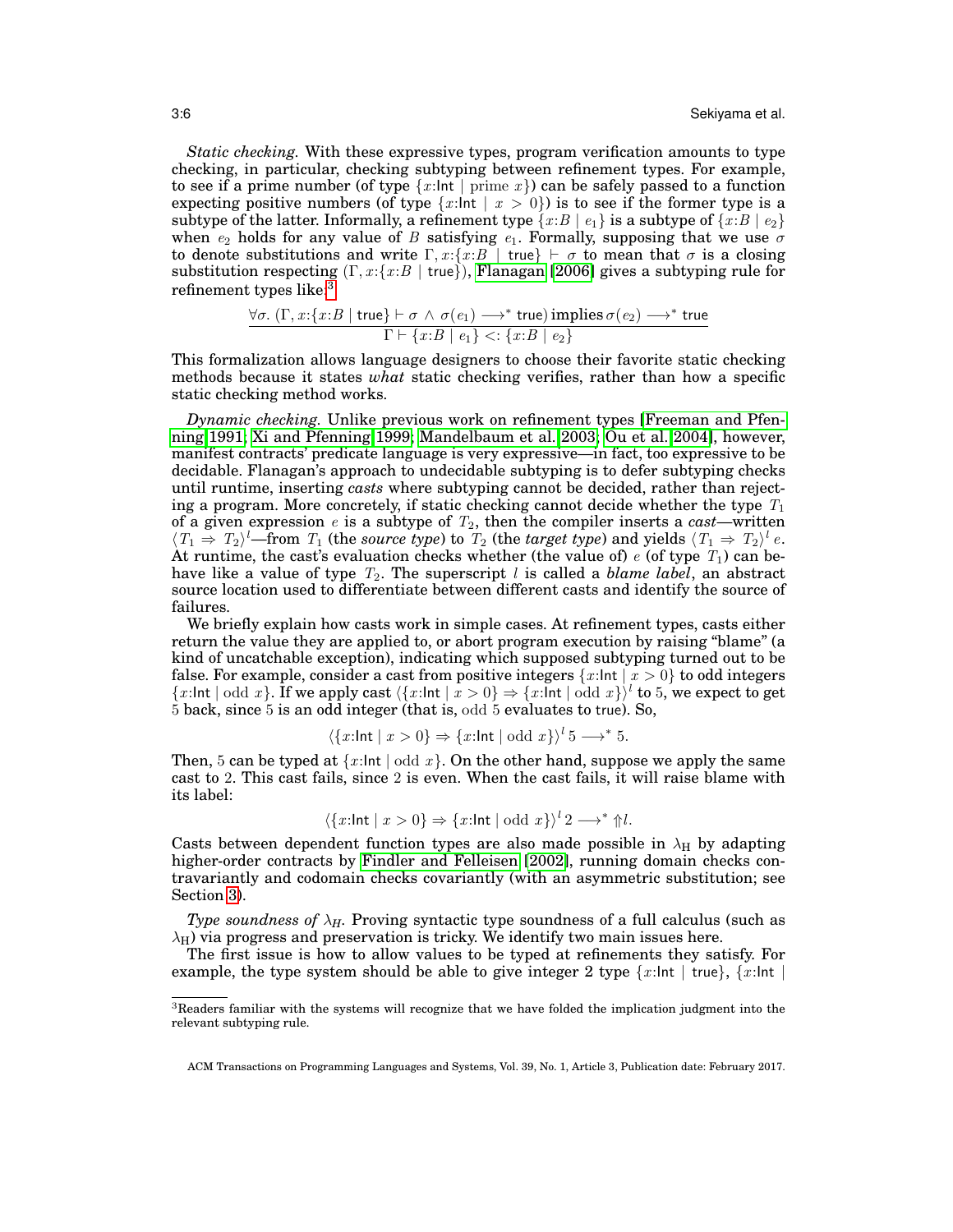*Static checking.* With these expressive types, program verification amounts to type checking, in particular, checking subtyping between refinement types. For example, to see if a prime number (of type $\{x{:}\mathsf{Int} \mid \mathrm{prime}\ x\}$) can be safely passed to a function expecting positive numbers (of type $\{x{:}\mathsf{Int} \mid x > 0\}$) is to see if the former type is a subtype of the latter. Informally, a refinement type $\{x{:}B \mid e_1\}$ is a subtype of $\{x{:}B \mid e_2\}$ when $e_2$ holds for any value of $B$ satisfying $e_1$. Formally, supposing that we use $\sigma$ to denote substitutions and write $\Gamma, x{:}\{x{:}B \mid \mathsf{true}\} \vdash \sigma$ to mean that $\sigma$ is a closing substitution respecting $(\Gamma, x{:}\{x{:}B \mid \mathsf{true}\})$, Flanagan [2006] gives a subtyping rule for refinement types like:[3]

$$\frac{\forall\sigma.\ (\Gamma, x{:}\{x{:}B \mid \mathsf{true}\} \vdash \sigma\ \wedge\ \sigma(e_1) \longrightarrow^* \mathsf{true})\ \text{implies}\ \sigma(e_2) \longrightarrow^* \mathsf{true}}{\Gamma \vdash \{x{:}B \mid e_1\} <: \{x{:}B \mid e_2\}}$$

This formalization allows language designers to choose their favorite static checking methods because it states *what* static checking verifies, rather than how a specific static checking method works.

*Dynamic checking.* Unlike previous work on refinement types [Freeman and Pfenning 1991; Xi and Pfenning 1999; Mandelbaum et al. 2003; Ou et al. 2004], however, manifest contracts' predicate language is very expressive—in fact, too expressive to be decidable. Flanagan's approach to undecidable subtyping is to defer subtyping checks until runtime, inserting *casts* where subtyping cannot be decided, rather than rejecting a program. More concretely, if static checking cannot decide whether the type $T_1$ of a given expression $e$ is a subtype of $T_2$, then the compiler inserts a *cast*—written $\langle T_1 \Rightarrow T_2\rangle^l$—from $T_1$ (the *source type*) to $T_2$ (the *target type*) and yields $\langle T_1 \Rightarrow T_2\rangle^l\, e$. At runtime, the cast's evaluation checks whether (the value of) $e$ (of type $T_1$) can behave like a value of type $T_2$. The superscript $l$ is called a *blame label*, an abstract source location used to differentiate between different casts and identify the source of failures.

We briefly explain how casts work in simple cases. At refinement types, casts either return the value they are applied to, or abort program execution by raising "blame" (a kind of uncatchable exception), indicating which supposed subtyping turned out to be false. For example, consider a cast from positive integers $\{x{:}\mathsf{Int} \mid x > 0\}$ to odd integers $\{x{:}\mathsf{Int} \mid \mathrm{odd}\ x\}$. If we apply cast $\langle\{x{:}\mathsf{Int} \mid x > 0\} \Rightarrow \{x{:}\mathsf{Int} \mid \mathrm{odd}\ x\}\rangle^l$ to 5, we expect to get 5 back, since 5 is an odd integer (that is, $\mathrm{odd}\ 5$ evaluates to $\mathsf{true}$). So,

$$\langle\{x{:}\mathsf{Int} \mid x > 0\} \Rightarrow \{x{:}\mathsf{Int} \mid \mathrm{odd}\ x\}\rangle^l\, 5 \longrightarrow^* 5.$$

Then, 5 can be typed at $\{x{:}\mathsf{Int} \mid \mathrm{odd}\ x\}$. On the other hand, suppose we apply the same cast to 2. This cast fails, since 2 is even. When the cast fails, it will raise blame with its label:

$$\langle\{x{:}\mathsf{Int} \mid x > 0\} \Rightarrow \{x{:}\mathsf{Int} \mid \mathrm{odd}\ x\}\rangle^l\, 2 \longrightarrow^* \Uparrow l.$$

Casts between dependent function types are also made possible in $\lambda_{\mathrm{H}}$ by adapting higher-order contracts by Findler and Felleisen [2002], running domain checks contravariantly and codomain checks covariantly (with an asymmetric substitution; see Section 3).

*Type soundness of $\lambda_H$.* Proving syntactic type soundness of a full calculus (such as $\lambda_{\mathrm{H}}$) via progress and preservation is tricky. We identify two main issues here.

The first issue is how to allow values to be typed at refinements they satisfy. For example, the type system should be able to give integer 2 type $\{x{:}\mathsf{Int} \mid \mathsf{true}\}$, $\{x{:}\mathsf{Int} \mid$

[3] Readers familiar with the systems will recognize that we have folded the implication judgment into the relevant subtyping rule.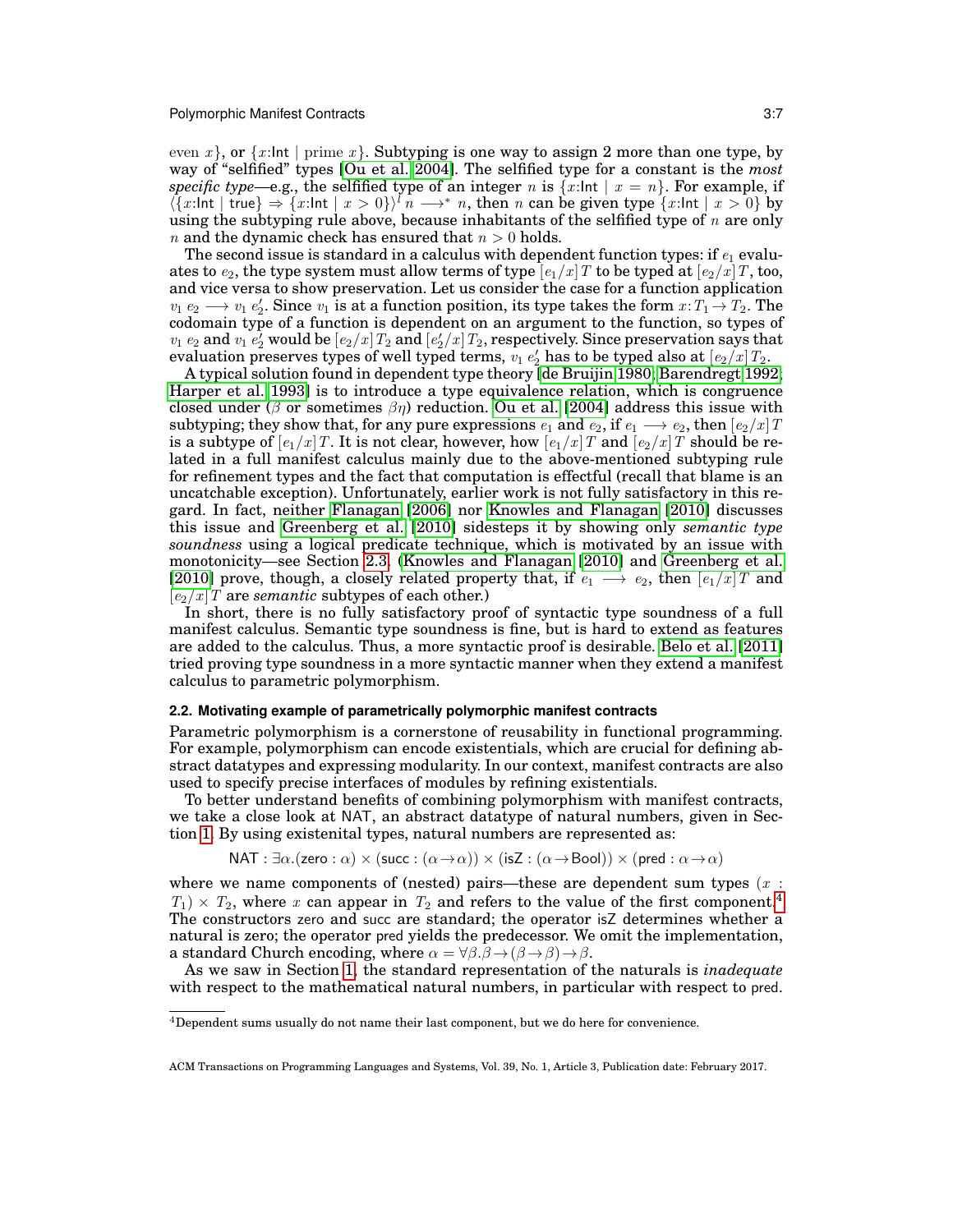even $x$}, or $\{x{:}\mathsf{Int} \mid \text{prime } x\}$. Subtyping is one way to assign 2 more than one type, by way of "selfified" types [Ou et al. 2004]. The selfified type for a constant is the *most specific type*—e.g., the selfified type of an integer $n$ is $\{x{:}\mathsf{Int} \mid x = n\}$. For example, if $\langle\{x{:}\mathsf{Int} \mid \mathsf{true}\} \Rightarrow \{x{:}\mathsf{Int} \mid x > 0\}\rangle^l\, n \longrightarrow^* n$, then $n$ can be given type $\{x{:}\mathsf{Int} \mid x > 0\}$ by using the subtyping rule above, because inhabitants of the selfified type of $n$ are only $n$ and the dynamic check has ensured that $n > 0$ holds.

The second issue is standard in a calculus with dependent function types: if $e_1$ evaluates to $e_2$, the type system must allow terms of type $[e_1/x]\,T$ to be typed at $[e_2/x]\,T$, too, and vice versa to show preservation. Let us consider the case for a function application $v_1\ e_2 \longrightarrow v_1\ e_2'$. Since $v_1$ is at a function position, its type takes the form $x{:}T_1 \rightarrow T_2$. The codomain type of a function is dependent on an argument to the function, so types of $v_1\ e_2$ and $v_1\ e_2'$ would be $[e_2/x]\,T_2$ and $[e_2'/x]\,T_2$, respectively. Since preservation says that evaluation preserves types of well typed terms, $v_1\ e_2'$ has to be typed also at $[e_2/x]\,T_2$.

A typical solution found in dependent type theory [de Bruijin 1980; Barendregt 1992; Harper et al. 1993] is to introduce a type equivalence relation, which is congruence closed under ($\beta$ or sometimes $\beta\eta$) reduction. Ou et al. [2004] address this issue with subtyping; they show that, for any pure expressions $e_1$ and $e_2$, if $e_1 \longrightarrow e_2$, then $[e_2/x]\,T$ is a subtype of $[e_1/x]\,T$. It is not clear, however, how $[e_1/x]\,T$ and $[e_2/x]\,T$ should be related in a full manifest calculus mainly due to the above-mentioned subtyping rule for refinement types and the fact that computation is effectful (recall that blame is an uncatchable exception). Unfortunately, earlier work is not fully satisfactory in this regard. In fact, neither Flanagan [2006] nor Knowles and Flanagan [2010] discusses this issue and Greenberg et al. [2010] sidesteps it by showing only *semantic type soundness* using a logical predicate technique, which is motivated by an issue with monotonicity—see Section 2.3. (Knowles and Flanagan [2010] and Greenberg et al. [2010] prove, though, a closely related property that, if $e_1 \longrightarrow e_2$, then $[e_1/x]\,T$ and $[e_2/x]\,T$ are *semantic* subtypes of each other.)

In short, there is no fully satisfactory proof of syntactic type soundness of a full manifest calculus. Semantic type soundness is fine, but is hard to extend as features are added to the calculus. Thus, a more syntactic proof is desirable. Belo et al. [2011] tried proving type soundness in a more syntactic manner when they extend a manifest calculus to parametric polymorphism.

### 2.2. Motivating example of parametrically polymorphic manifest contracts

Parametric polymorphism is a cornerstone of reusability in functional programming. For example, polymorphism can encode existentials, which are crucial for defining abstract datatypes and expressing modularity. In our context, manifest contracts are also used to specify precise interfaces of modules by refining existentials.

To better understand benefits of combining polymorphism with manifest contracts, we take a close look at NAT, an abstract datatype of natural numbers, given in Section 1. By using existenital types, natural numbers are represented as:

$$\mathsf{NAT} : \exists\alpha.(\mathsf{zero} : \alpha) \times (\mathsf{succ} : (\alpha \rightarrow \alpha)) \times (\mathsf{isZ} : (\alpha \rightarrow \mathsf{Bool})) \times (\mathsf{pred} : \alpha \rightarrow \alpha)$$

where we name components of (nested) pairs—these are dependent sum types ($x : T_1) \times T_2$, where $x$ can appear in $T_2$ and refers to the value of the first component.[4] The constructors zero and succ are standard; the operator isZ determines whether a natural is zero; the operator pred yields the predecessor. We omit the implementation, a standard Church encoding, where $\alpha = \forall\beta.\beta \rightarrow (\beta \rightarrow \beta) \rightarrow \beta$.

As we saw in Section 1, the standard representation of the naturals is *inadequate* with respect to the mathematical natural numbers, in particular with respect to pred.

[4] Dependent sums usually do not name their last component, but we do here for convenience.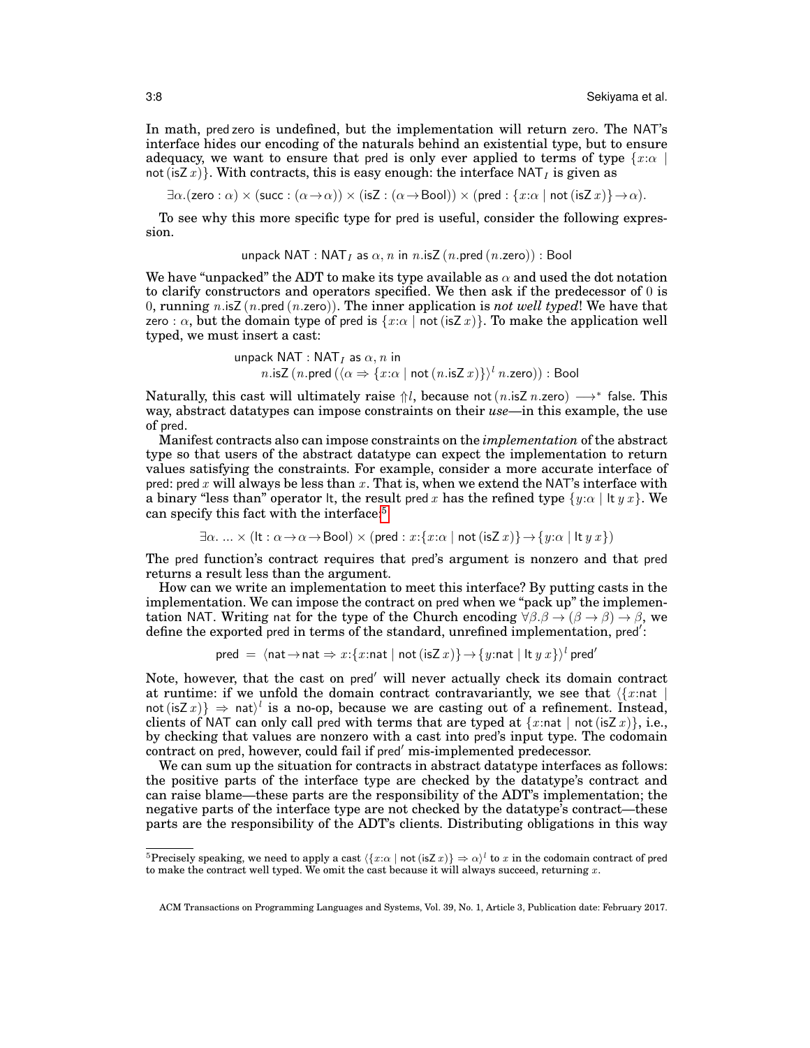In math, pred zero is undefined, but the implementation will return zero. The NAT's interface hides our encoding of the naturals behind an existential type, but to ensure adequacy, we want to ensure that pred is only ever applied to terms of type $\{x{:}\alpha \mid \mathsf{not}\,(\mathsf{isZ}\,x)\}$. With contracts, this is easy enough: the interface $\mathsf{NAT}_I$ is given as

$$\exists\alpha.(\mathsf{zero} : \alpha) \times (\mathsf{succ} : (\alpha \to \alpha)) \times (\mathsf{isZ} : (\alpha \to \mathsf{Bool})) \times (\mathsf{pred} : \{x{:}\alpha \mid \mathsf{not}\,(\mathsf{isZ}\,x)\} \to \alpha).$$

To see why this more specific type for pred is useful, consider the following expression.

$$\mathsf{unpack}\ \mathsf{NAT} : \mathsf{NAT}_I\ \mathsf{as}\ \alpha, n\ \mathsf{in}\ n.\mathsf{isZ}\,(n.\mathsf{pred}\,(n.\mathsf{zero})) : \mathsf{Bool}$$

We have "unpacked" the ADT to make its type available as $\alpha$ and used the dot notation to clarify constructors and operators specified. We then ask if the predecessor of 0 is 0, running $n.\mathsf{isZ}\,(n.\mathsf{pred}\,(n.\mathsf{zero}))$. The inner application is *not well typed*! We have that $\mathsf{zero} : \alpha$, but the domain type of pred is $\{x{:}\alpha \mid \mathsf{not}\,(\mathsf{isZ}\,x)\}$. To make the application well typed, we must insert a cast:

$$\begin{array}{l}\mathsf{unpack}\ \mathsf{NAT} : \mathsf{NAT}_I\ \mathsf{as}\ \alpha, n\ \mathsf{in}\\ \quad n.\mathsf{isZ}\,(n.\mathsf{pred}\,(\langle \alpha \Rightarrow \{x{:}\alpha \mid \mathsf{not}\,(n.\mathsf{isZ}\,x)\}\rangle^{l}\ n.\mathsf{zero})) : \mathsf{Bool}\end{array}$$

Naturally, this cast will ultimately raise $\Uparrow l$, because $\mathsf{not}\,(n.\mathsf{isZ}\ n.\mathsf{zero}) \longrightarrow^{*} \mathsf{false}$. This way, abstract datatypes can impose constraints on their *use*—in this example, the use of pred.

Manifest contracts also can impose constraints on the *implementation* of the abstract type so that users of the abstract datatype can expect the implementation to return values satisfying the constraints. For example, consider a more accurate interface of pred: pred $x$ will always be less than $x$. That is, when we extend the NAT's interface with a binary "less than" operator lt, the result pred $x$ has the refined type $\{y{:}\alpha \mid \mathsf{lt}\ y\ x\}$. We can specify this fact with the interface:[5]

$$\exists\alpha.\ \ldots \times (\mathsf{lt} : \alpha \to \alpha \to \mathsf{Bool}) \times (\mathsf{pred} : x{:}\{x{:}\alpha \mid \mathsf{not}\,(\mathsf{isZ}\,x)\} \to \{y{:}\alpha \mid \mathsf{lt}\ y\ x\})$$

The pred function's contract requires that pred's argument is nonzero and that pred returns a result less than the argument.

How can we write an implementation to meet this interface? By putting casts in the implementation. We can impose the contract on pred when we "pack up" the implementation NAT. Writing nat for the type of the Church encoding $\forall\beta.\beta \to (\beta \to \beta) \to \beta$, we define the exported pred in terms of the standard, unrefined implementation, pred′:

$$\mathsf{pred}\ =\ \langle \mathsf{nat} \to \mathsf{nat} \Rightarrow x{:}\{x{:}\mathsf{nat} \mid \mathsf{not}\,(\mathsf{isZ}\,x)\} \to \{y{:}\mathsf{nat} \mid \mathsf{lt}\ y\ x\}\rangle^{l}\ \mathsf{pred}'$$

Note, however, that the cast on pred′ will never actually check its domain contract at runtime: if we unfold the domain contract contravariantly, we see that $\langle \{x{:}\mathsf{nat} \mid \mathsf{not}\,(\mathsf{isZ}\,x)\} \Rightarrow \mathsf{nat}\rangle^{l}$ is a no-op, because we are casting out of a refinement. Instead, clients of NAT can only call pred with terms that are typed at $\{x{:}\mathsf{nat} \mid \mathsf{not}\,(\mathsf{isZ}\,x)\}$, i.e., by checking that values are nonzero with a cast into pred's input type. The codomain contract on pred, however, could fail if pred′ mis-implemented predecessor.

We can sum up the situation for contracts in abstract datatype interfaces as follows: the positive parts of the interface type are checked by the datatype's contract and can raise blame—these parts are the responsibility of the ADT's implementation; the negative parts of the interface type are not checked by the datatype's contract—these parts are the responsibility of the ADT's clients. Distributing obligations in this way

[5] Precisely speaking, we need to apply a cast $\langle \{x{:}\alpha \mid \mathsf{not}\,(\mathsf{isZ}\,x)\} \Rightarrow \alpha\rangle^{l}$ to $x$ in the codomain contract of pred to make the contract well typed. We omit the cast because it will always succeed, returning $x$.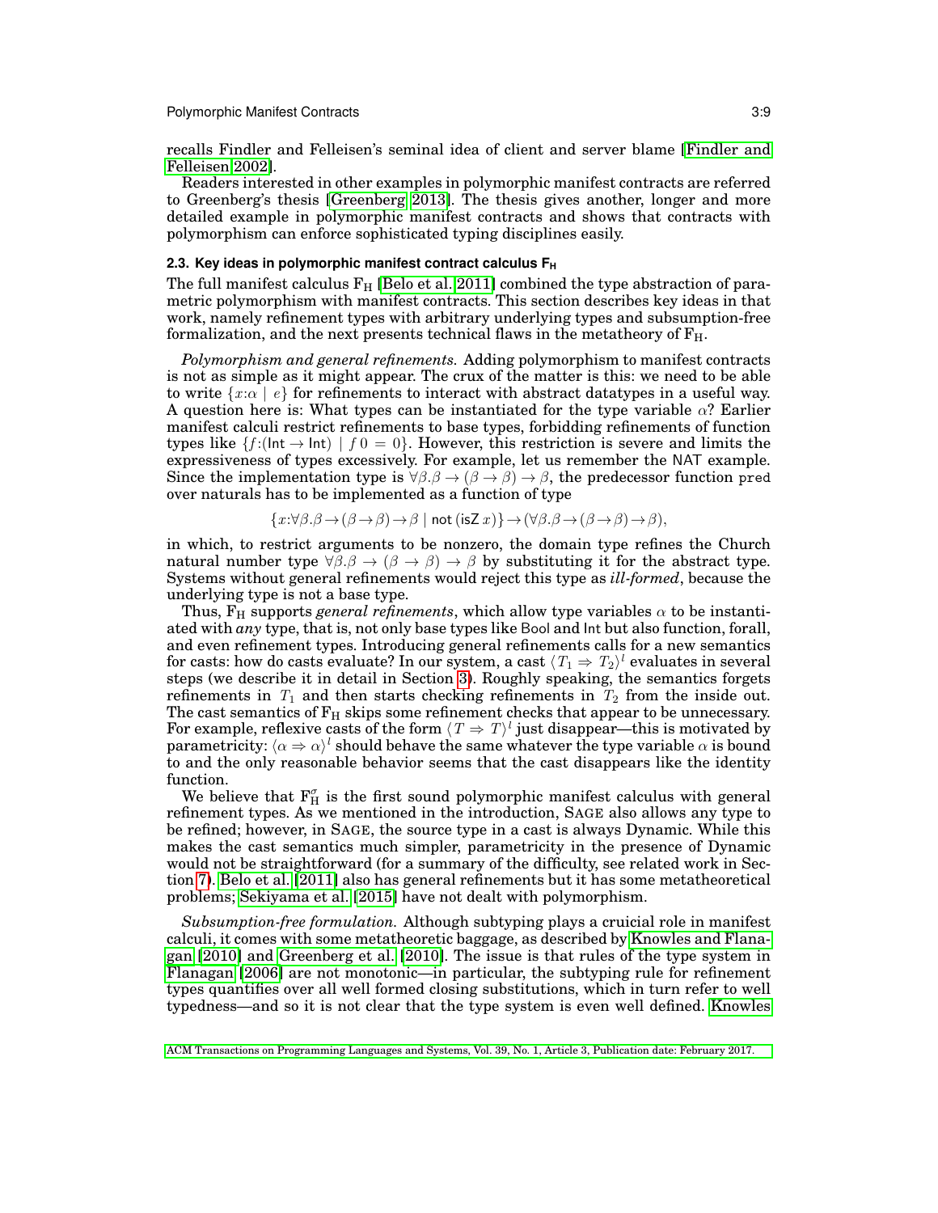recalls Findler and Felleisen's seminal idea of client and server blame [Findler and Felleisen 2002].

Readers interested in other examples in polymorphic manifest contracts are referred to Greenberg's thesis [Greenberg 2013]. The thesis gives another, longer and more detailed example in polymorphic manifest contracts and shows that contracts with polymorphism can enforce sophisticated typing disciplines easily.

### 2.3. Key ideas in polymorphic manifest contract calculus $\mathrm{F_H}$

The full manifest calculus $\mathrm{F_H}$ [Belo et al. 2011] combined the type abstraction of parametric polymorphism with manifest contracts. This section describes key ideas in that work, namely refinement types with arbitrary underlying types and subsumption-free formalization, and the next presents technical flaws in the metatheory of $\mathrm{F_H}$.

*Polymorphism and general refinements.* Adding polymorphism to manifest contracts is not as simple as it might appear. The crux of the matter is this: we need to be able to write $\{x{:}\alpha \mid e\}$ for refinements to interact with abstract datatypes in a useful way. A question here is: What types can be instantiated for the type variable $\alpha$? Earlier manifest calculi restrict refinements to base types, forbidding refinements of function types like $\{f{:}(\mathsf{Int} \to \mathsf{Int}) \mid f\,0 = 0\}$. However, this restriction is severe and limits the expressiveness of types excessively. For example, let us remember the NAT example. Since the implementation type is $\forall \beta.\beta \to (\beta \to \beta) \to \beta$, the predecessor function `pred` over naturals has to be implemented as a function of type

$$\{x{:}\forall \beta.\beta \to (\beta \to \beta) \to \beta \mid \mathsf{not}\,(\mathsf{isZ}\,x)\} \to (\forall \beta.\beta \to (\beta \to \beta) \to \beta),$$

in which, to restrict arguments to be nonzero, the domain type refines the Church natural number type $\forall \beta.\beta \to (\beta \to \beta) \to \beta$ by substituting it for the abstract type. Systems without general refinements would reject this type as *ill-formed*, because the underlying type is not a base type.

Thus, $\mathrm{F_H}$ supports *general refinements*, which allow type variables $\alpha$ to be instantiated with *any* type, that is, not only base types like Bool and Int but also function, forall, and even refinement types. Introducing general refinements calls for a new semantics for casts: how do casts evaluate? In our system, a cast $\langle T_1 \Rightarrow T_2 \rangle^l$ evaluates in several steps (we describe it in detail in Section 3). Roughly speaking, the semantics forgets refinements in $T_1$ and then starts checking refinements in $T_2$ from the inside out. The cast semantics of $\mathrm{F_H}$ skips some refinement checks that appear to be unnecessary. For example, reflexive casts of the form $\langle T \Rightarrow T \rangle^l$ just disappear—this is motivated by parametricity: $\langle \alpha \Rightarrow \alpha \rangle^l$ should behave the same whatever the type variable $\alpha$ is bound to and the only reasonable behavior seems that the cast disappears like the identity function.

We believe that $\mathrm{F_H^\sigma}$ is the first sound polymorphic manifest calculus with general refinement types. As we mentioned in the introduction, SAGE also allows any type to be refined; however, in SAGE, the source type in a cast is always Dynamic. While this makes the cast semantics much simpler, parametricity in the presence of Dynamic would not be straightforward (for a summary of the difficulty, see related work in Section 7). Belo et al. [2011] also has general refinements but it has some metatheoretical problems; Sekiyama et al. [2015] have not dealt with polymorphism.

*Subsumption-free formulation.* Although subtyping plays a cruicial role in manifest calculi, it comes with some metatheoretic baggage, as described by Knowles and Flanagan [2010] and Greenberg et al. [2010]. The issue is that rules of the type system in Flanagan [2006] are not monotonic—in particular, the subtyping rule for refinement types quantifies over all well formed closing substitutions, which in turn refer to well typedness—and so it is not clear that the type system is even well defined. Knowles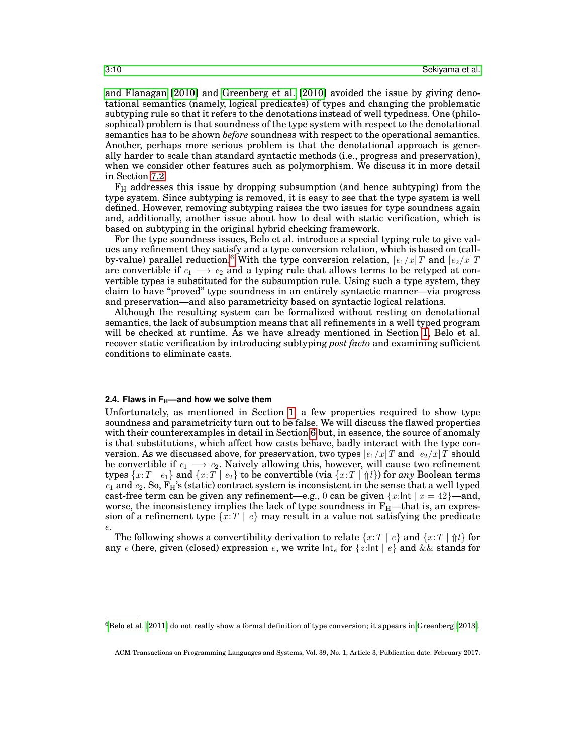and Flanagan [2010] and Greenberg et al. [2010] avoided the issue by giving denotational semantics (namely, logical predicates) of types and changing the problematic subtyping rule so that it refers to the denotations instead of well typedness. One (philosophical) problem is that soundness of the type system with respect to the denotational semantics has to be shown *before* soundness with respect to the operational semantics. Another, perhaps more serious problem is that the denotational approach is generally harder to scale than standard syntactic methods (i.e., progress and preservation), when we consider other features such as polymorphism. We discuss it in more detail in Section 7.2.

$F_H$ addresses this issue by dropping subsumption (and hence subtyping) from the type system. Since subtyping is removed, it is easy to see that the type system is well defined. However, removing subtyping raises the two issues for type soundness again and, additionally, another issue about how to deal with static verification, which is based on subtyping in the original hybrid checking framework.

For the type soundness issues, Belo et al. introduce a special typing rule to give values any refinement they satisfy and a type conversion relation, which is based on (call-by-value) parallel reduction.[6] With the type conversion relation, $[e_1/x]T$ and $[e_2/x]T$ are convertible if $e_1 \longrightarrow e_2$ and a typing rule that allows terms to be retyped at convertible types is substituted for the subsumption rule. Using such a type system, they claim to have "proved" type soundness in an entirely syntactic manner—via progress and preservation—and also parametricity based on syntactic logical relations.

Although the resulting system can be formalized without resting on denotational semantics, the lack of subsumption means that all refinements in a well typed program will be checked at runtime. As we have already mentioned in Section 1, Belo et al. recover static verification by introducing subtyping *post facto* and examining sufficient conditions to eliminate casts.

### 2.4. Flaws in $F_H$—and how we solve them

Unfortunately, as mentioned in Section 1, a few properties required to show type soundness and parametricity turn out to be false. We will discuss the flawed properties with their counterexamples in detail in Section 6 but, in essence, the source of anomaly is that substitutions, which affect how casts behave, badly interact with the type conversion. As we discussed above, for preservation, two types $[e_1/x]T$ and $[e_2/x]T$ should be convertible if $e_1 \longrightarrow e_2$. Naively allowing this, however, will cause two refinement types $\{x{:}T \mid e_1\}$ and $\{x{:}T \mid e_2\}$ to be convertible (via $\{x{:}T \mid \Uparrow l\}$) for *any* Boolean terms $e_1$ and $e_2$. So, $F_H$'s (static) contract system is inconsistent in the sense that a well typed cast-free term can be given any refinement—e.g., $0$ can be given $\{x{:}\mathsf{Int} \mid x = 42\}$—and, worse, the inconsistency implies the lack of type soundness in $F_H$—that is, an expression of a refinement type $\{x{:}T \mid e\}$ may result in a value not satisfying the predicate $e$.

The following shows a convertibility derivation to relate $\{x{:}T \mid e\}$ and $\{x{:}T \mid \Uparrow l\}$ for any $e$ (here, given (closed) expression $e$, we write $\mathsf{Int}_e$ for $\{z{:}\mathsf{Int} \mid e\}$ and && stands for

[6] Belo et al. [2011] do not really show a formal definition of type conversion; it appears in Greenberg [2013].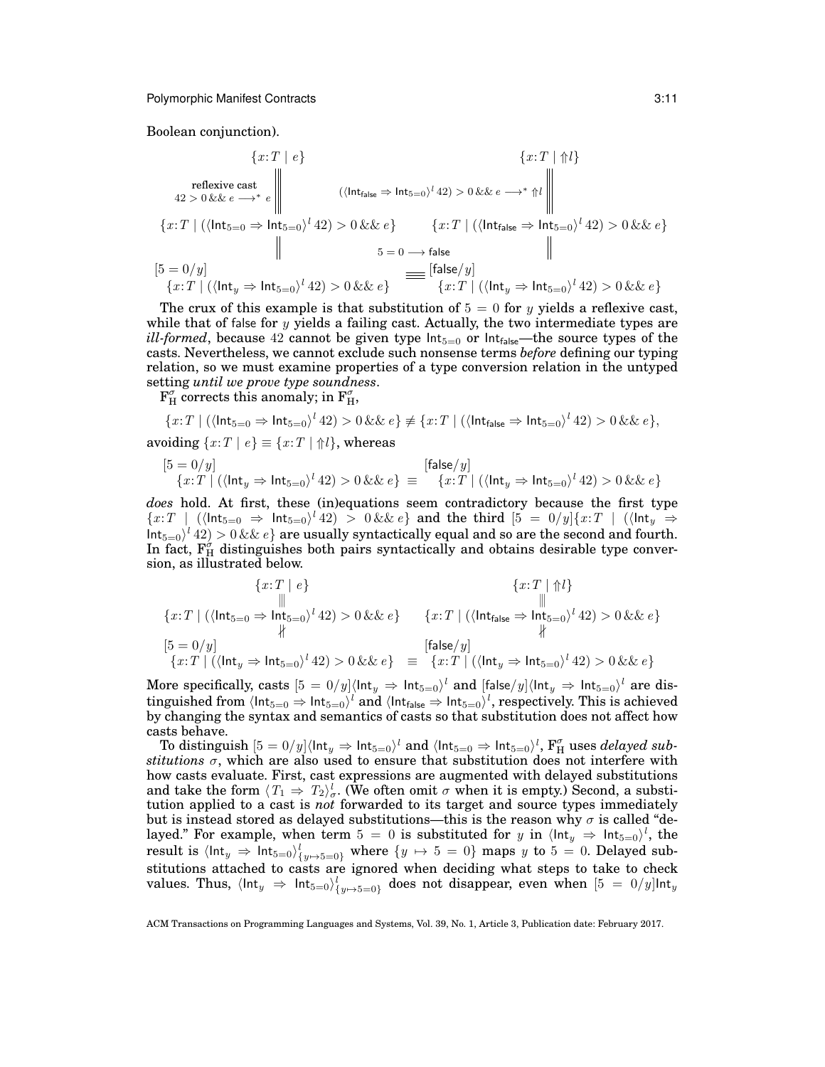Boolean conjunction).

$$
\begin{array}{ccc}
\{x{:}T \mid e\} & & \{x{:}T \mid \Uparrow l\} \\
\Big\| \ \text{reflexive cast } 42 > 0 \,\&\&\, e \longrightarrow^* e & & \Big\| \ (\langle \mathsf{Int}_{\mathsf{false}} \Rightarrow \mathsf{Int}_{5=0} \rangle^l\, 42) > 0 \,\&\&\, e \longrightarrow^* \Uparrow l \\
\{x{:}T \mid (\langle \mathsf{Int}_{5=0} \Rightarrow \mathsf{Int}_{5=0} \rangle^l\, 42) > 0 \,\&\&\, e\} & & \{x{:}T \mid (\langle \mathsf{Int}_{\mathsf{false}} \Rightarrow \mathsf{Int}_{5=0} \rangle^l\, 42) > 0 \,\&\&\, e\} \\
\Big\| & 5 = 0 \longrightarrow \mathsf{false} & \Big\| \\
[5 = 0/y]\{x{:}T \mid (\langle \mathsf{Int}_{y} \Rightarrow \mathsf{Int}_{5=0} \rangle^l\, 42) > 0 \,\&\&\, e\} & \equiv & [\mathsf{false}/y]\{x{:}T \mid (\langle \mathsf{Int}_{y} \Rightarrow \mathsf{Int}_{5=0} \rangle^l\, 42) > 0 \,\&\&\, e\}
\end{array}
$$

The crux of this example is that substitution of $5 = 0$ for $y$ yields a reflexive cast, while that of false for $y$ yields a failing cast. Actually, the two intermediate types are *ill-formed*, because $42$ cannot be given type $\mathsf{Int}_{5=0}$ or $\mathsf{Int}_{\mathsf{false}}$—the source types of the casts. Nevertheless, we cannot exclude such nonsense terms *before* defining our typing relation, so we must examine properties of a type conversion relation in the untyped setting *until we prove type soundness*.

$\mathrm{F}_{\mathrm{H}}^{\sigma}$ corrects this anomaly; in $\mathrm{F}_{\mathrm{H}}^{\sigma}$,

$$\{x{:}T \mid (\langle \mathsf{Int}_{5=0} \Rightarrow \mathsf{Int}_{5=0} \rangle^l\, 42) > 0 \,\&\&\, e\} \not\equiv \{x{:}T \mid (\langle \mathsf{Int}_{\mathsf{false}} \Rightarrow \mathsf{Int}_{5=0} \rangle^l\, 42) > 0 \,\&\&\, e\},$$

avoiding $\{x{:}T \mid e\} \equiv \{x{:}T \mid \Uparrow l\}$, whereas

$$[5 = 0/y]\{x{:}T \mid (\langle \mathsf{Int}_{y} \Rightarrow \mathsf{Int}_{5=0} \rangle^l\, 42) > 0 \,\&\&\, e\} \equiv [\mathsf{false}/y]\{x{:}T \mid (\langle \mathsf{Int}_{y} \Rightarrow \mathsf{Int}_{5=0} \rangle^l\, 42) > 0 \,\&\&\, e\}$$

*does* hold. At first, these (in)equations seem contradictory because the first type $\{x{:}T \mid (\langle \mathsf{Int}_{5=0} \Rightarrow \mathsf{Int}_{5=0} \rangle^l\, 42) > 0 \,\&\&\, e\}$ and the third $[5 = 0/y]\{x{:}T \mid (\langle \mathsf{Int}_{y} \Rightarrow \mathsf{Int}_{5=0} \rangle^l\, 42) > 0 \,\&\&\, e\}$ are usually syntactically equal and so are the second and fourth. In fact, $\mathrm{F}_{\mathrm{H}}^{\sigma}$ distinguishes both pairs syntactically and obtains desirable type conversion, as illustrated below.

$$
\begin{array}{ccc}
\{x{:}T \mid e\} & & \{x{:}T \mid \Uparrow l\} \\
\| & & \| \\
\{x{:}T \mid (\langle \mathsf{Int}_{5=0} \Rightarrow \mathsf{Int}_{5=0} \rangle^l\, 42) > 0 \,\&\&\, e\} & & \{x{:}T \mid (\langle \mathsf{Int}_{\mathsf{false}} \Rightarrow \mathsf{Int}_{5=0} \rangle^l\, 42) > 0 \,\&\&\, e\} \\
\not\| & & \not\| \\
[5 = 0/y]\{x{:}T \mid (\langle \mathsf{Int}_{y} \Rightarrow \mathsf{Int}_{5=0} \rangle^l\, 42) > 0 \,\&\&\, e\} & \equiv & [\mathsf{false}/y]\{x{:}T \mid (\langle \mathsf{Int}_{y} \Rightarrow \mathsf{Int}_{5=0} \rangle^l\, 42) > 0 \,\&\&\, e\}
\end{array}
$$

More specifically, casts $[5 = 0/y]\langle \mathsf{Int}_y \Rightarrow \mathsf{Int}_{5=0} \rangle^l$ and $[\mathsf{false}/y]\langle \mathsf{Int}_y \Rightarrow \mathsf{Int}_{5=0} \rangle^l$ are distinguished from $\langle \mathsf{Int}_{5=0} \Rightarrow \mathsf{Int}_{5=0} \rangle^l$ and $\langle \mathsf{Int}_{\mathsf{false}} \Rightarrow \mathsf{Int}_{5=0} \rangle^l$, respectively. This is achieved by changing the syntax and semantics of casts so that substitution does not affect how casts behave.

To distinguish $[5 = 0/y]\langle \mathsf{Int}_y \Rightarrow \mathsf{Int}_{5=0} \rangle^l$ and $\langle \mathsf{Int}_{5=0} \Rightarrow \mathsf{Int}_{5=0} \rangle^l$, $\mathrm{F}_{\mathrm{H}}^{\sigma}$ uses *delayed substitutions* $\sigma$, which are also used to ensure that substitution does not interfere with how casts evaluate. First, cast expressions are augmented with delayed substitutions and take the form $\langle T_1 \Rightarrow T_2 \rangle^l_\sigma$. (We often omit $\sigma$ when it is empty.) Second, a substitution applied to a cast is *not* forwarded to its target and source types immediately but is instead stored as delayed substitutions—this is the reason why $\sigma$ is called "delayed." For example, when term $5 = 0$ is substituted for $y$ in $\langle \mathsf{Int}_y \Rightarrow \mathsf{Int}_{5=0} \rangle^l$, the result is $\langle \mathsf{Int}_y \Rightarrow \mathsf{Int}_{5=0} \rangle^l_{\{y \mapsto 5=0\}}$ where $\{y \mapsto 5 = 0\}$ maps $y$ to $5 = 0$. Delayed substitutions attached to casts are ignored when deciding what steps to take to check values. Thus, $\langle \mathsf{Int}_y \Rightarrow \mathsf{Int}_{5=0} \rangle^l_{\{y \mapsto 5=0\}}$ does not disappear, even when $[5 = 0/y]\mathsf{Int}_y$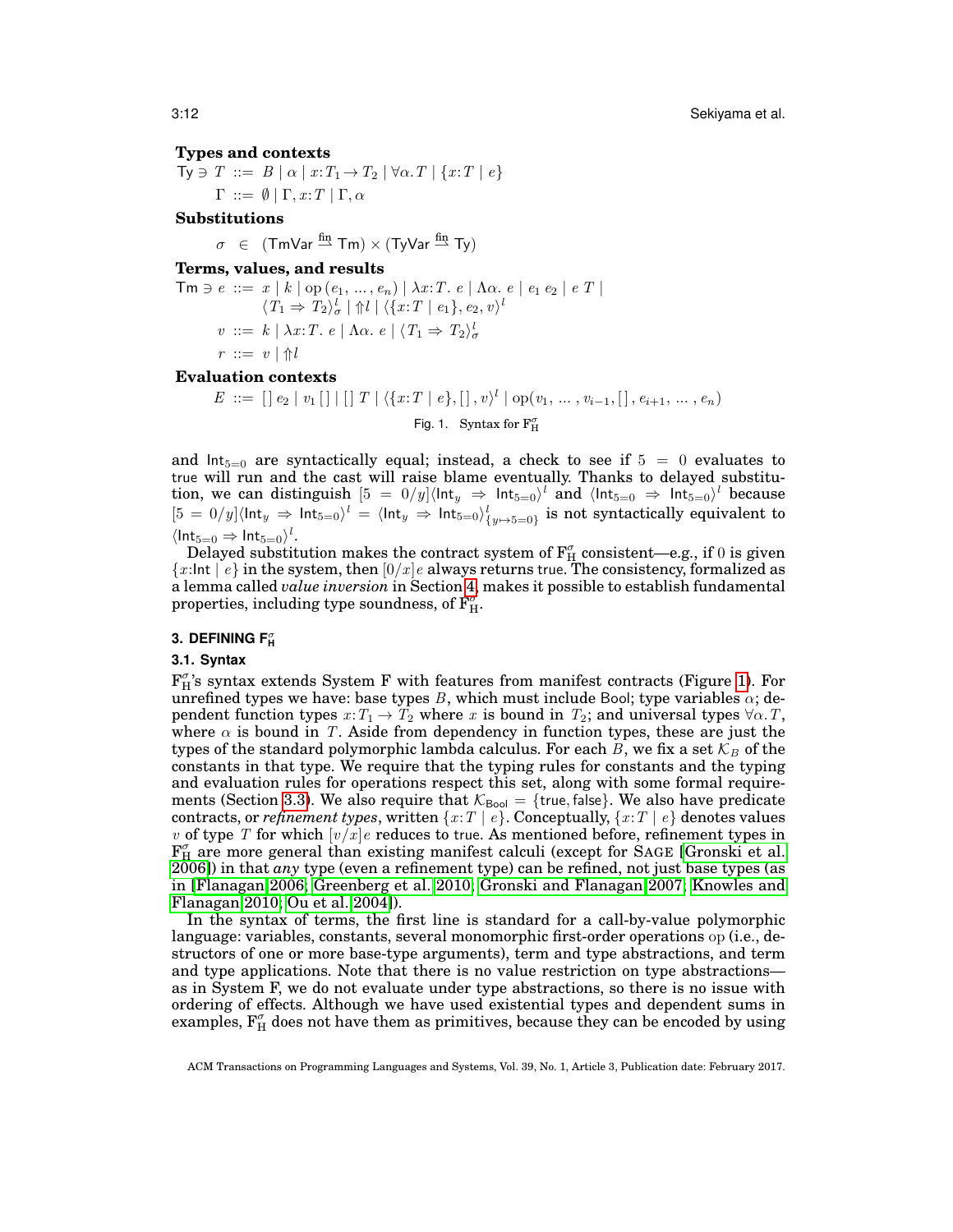**Types and contexts**

$$\mathsf{Ty} \ni T ::= B \mid \alpha \mid x{:}T_1 \rightarrow T_2 \mid \forall \alpha. T \mid \{x{:}T \mid e\}$$

$$\Gamma ::= \emptyset \mid \Gamma, x{:}T \mid \Gamma, \alpha$$

**Substitutions**

$$\sigma \in (\mathsf{TmVar} \overset{\text{fin}}{\rightharpoonup} \mathsf{Tm}) \times (\mathsf{TyVar} \overset{\text{fin}}{\rightharpoonup} \mathsf{Ty})$$

**Terms, values, and results**

$$\mathsf{Tm} \ni e ::= x \mid k \mid \mathrm{op}\,(e_1, \ldots, e_n) \mid \lambda x{:}T.\ e \mid \Lambda \alpha.\ e \mid e_1\ e_2 \mid e\ T \mid \langle T_1 \Rightarrow T_2 \rangle^l_\sigma \mid \Uparrow l \mid \langle \{x{:}T \mid e_1\}, e_2, v \rangle^l$$

$$v ::= k \mid \lambda x{:}T.\ e \mid \Lambda \alpha.\ e \mid \langle T_1 \Rightarrow T_2 \rangle^l_\sigma$$

$$r ::= v \mid \Uparrow l$$

**Evaluation contexts**

$$E ::= [\,]\ e_2 \mid v_1\ [\,] \mid [\,]\ T \mid \langle \{x{:}T \mid e\}, [\,], v \rangle^l \mid \mathrm{op}(v_1, \ldots, v_{i-1}, [\,], e_{i+1}, \ldots, e_n)$$

Fig. 1. Syntax for $\mathrm{F}_{\mathrm{H}}^{\sigma}$

and $\mathsf{Int}_{5=0}$ are syntactically equal; instead, a check to see if $5 = 0$ evaluates to true will run and the cast will raise blame eventually. Thanks to delayed substitution, we can distinguish $[5 = 0/y]\langle \mathsf{Int}_y \Rightarrow \mathsf{Int}_{5=0} \rangle^l$ and $\langle \mathsf{Int}_{5=0} \Rightarrow \mathsf{Int}_{5=0} \rangle^l$ because $[5 = 0/y]\langle \mathsf{Int}_y \Rightarrow \mathsf{Int}_{5=0} \rangle^l = \langle \mathsf{Int}_y \Rightarrow \mathsf{Int}_{5=0} \rangle^l_{\{y \mapsto 5=0\}}$ is not syntactically equivalent to $\langle \mathsf{Int}_{5=0} \Rightarrow \mathsf{Int}_{5=0} \rangle^l$.

Delayed substitution makes the contract system of $\mathrm{F}_{\mathrm{H}}^{\sigma}$ consistent—e.g., if $0$ is given $\{x{:}\mathsf{Int} \mid e\}$ in the system, then $[0/x]e$ always returns true. The consistency, formalized as a lemma called *value inversion* in Section 4, makes it possible to establish fundamental properties, including type soundness, of $\mathrm{F}_{\mathrm{H}}^{\sigma}$.

## 3. DEFINING $\mathrm{F}_{\mathrm{H}}^{\sigma}$

### 3.1. Syntax

$\mathrm{F}_{\mathrm{H}}^{\sigma}$'s syntax extends System F with features from manifest contracts (Figure 1). For unrefined types we have: base types $B$, which must include Bool; type variables $\alpha$; dependent function types $x{:}T_1 \rightarrow T_2$ where $x$ is bound in $T_2$; and universal types $\forall \alpha. T$, where $\alpha$ is bound in $T$. Aside from dependency in function types, these are just the types of the standard polymorphic lambda calculus. For each $B$, we fix a set $\mathcal{K}_B$ of the constants in that type. We require that the typing rules for constants and the typing and evaluation rules for operations respect this set, along with some formal requirements (Section 3.3). We also require that $\mathcal{K}_{\mathsf{Bool}} = \{\mathsf{true}, \mathsf{false}\}$. We also have predicate contracts, or *refinement types*, written $\{x{:}T \mid e\}$. Conceptually, $\{x{:}T \mid e\}$ denotes values $v$ of type $T$ for which $[v/x]e$ reduces to true. As mentioned before, refinement types in $\mathrm{F}_{\mathrm{H}}^{\sigma}$ are more general than existing manifest calculi (except for SAGE [Gronski et al. 2006]) in that *any* type (even a refinement type) can be refined, not just base types (as in [Flanagan 2006; Greenberg et al. 2010; Gronski and Flanagan 2007; Knowles and Flanagan 2010; Ou et al. 2004]).

In the syntax of terms, the first line is standard for a call-by-value polymorphic language: variables, constants, several monomorphic first-order operations op (i.e., destructors of one or more base-type arguments), term and type abstractions, and term and type applications. Note that there is no value restriction on type abstractions—as in System F, we do not evaluate under type abstractions, so there is no issue with ordering of effects. Although we have used existential types and dependent sums in examples, $\mathrm{F}_{\mathrm{H}}^{\sigma}$ does not have them as primitives, because they can be encoded by using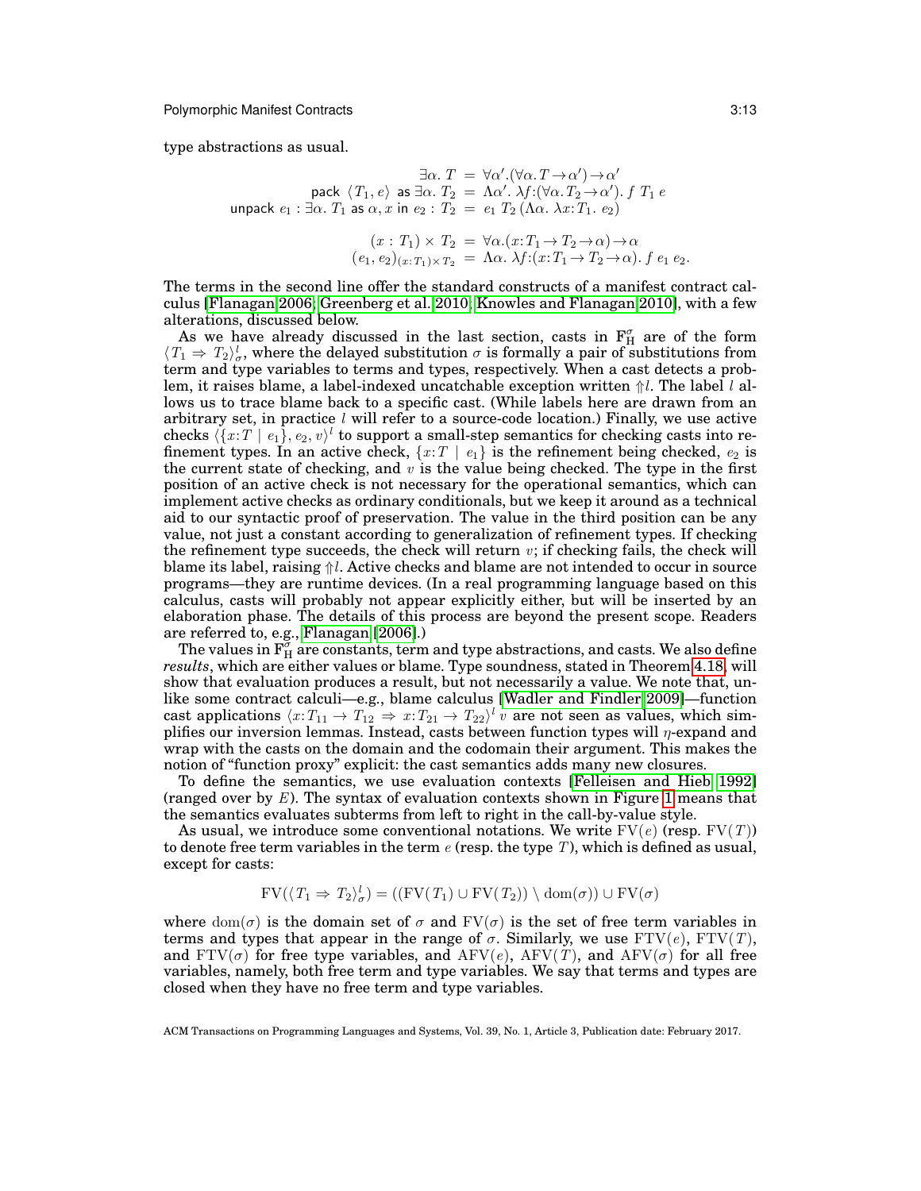type abstractions as usual.

$$
\begin{aligned}
\exists\alpha.\ T &= \forall\alpha'.(\forall\alpha.\, T \rightarrow \alpha') \rightarrow \alpha' \\
\mathsf{pack}\ \langle T_1, e\rangle\ \mathsf{as}\ \exists\alpha.\ T_2 &= \Lambda\alpha'.\ \lambda f{:}(\forall\alpha.\, T_2 \rightarrow \alpha').\ f\ T_1\ e \\
\mathsf{unpack}\ e_1 : \exists\alpha.\ T_1\ \mathsf{as}\ \alpha, x\ \mathsf{in}\ e_2 : T_2 &= e_1\ T_2\ (\Lambda\alpha.\ \lambda x{:}T_1.\ e_2) \\
\\
(x : T_1) \times T_2 &= \forall\alpha.(x{:}T_1 \rightarrow T_2 \rightarrow \alpha) \rightarrow \alpha \\
(e_1, e_2)_{(x:T_1)\times T_2} &= \Lambda\alpha.\ \lambda f{:}(x{:}T_1 \rightarrow T_2 \rightarrow \alpha).\ f\ e_1\ e_2.
\end{aligned}
$$

The terms in the second line offer the standard constructs of a manifest contract calculus [Flanagan 2006; Greenberg et al. 2010; Knowles and Flanagan 2010], with a few alterations, discussed below.

As we have already discussed in the last section, casts in $\mathrm{F}_{\mathrm{H}}^{\sigma}$ are of the form $\langle T_1 \Rightarrow T_2\rangle_{\sigma}^{l}$, where the delayed substitution $\sigma$ is formally a pair of substitutions from term and type variables to terms and types, respectively. When a cast detects a problem, it raises blame, a label-indexed uncatchable exception written $\Uparrow l$. The label $l$ allows us to trace blame back to a specific cast. (While labels here are drawn from an arbitrary set, in practice $l$ will refer to a source-code location.) Finally, we use active checks $\langle \{x{:}T \mid e_1\}, e_2, v\rangle^{l}$ to support a small-step semantics for checking casts into refinement types. In an active check, $\{x{:}T \mid e_1\}$ is the refinement being checked, $e_2$ is the current state of checking, and $v$ is the value being checked. The type in the first position of an active check is not necessary for the operational semantics, which can implement active checks as ordinary conditionals, but we keep it around as a technical aid to our syntactic proof of preservation. The value in the third position can be any value, not just a constant according to generalization of refinement types. If checking the refinement type succeeds, the check will return $v$; if checking fails, the check will blame its label, raising $\Uparrow l$. Active checks and blame are not intended to occur in source programs—they are runtime devices. (In a real programming language based on this calculus, casts will probably not appear explicitly either, but will be inserted by an elaboration phase. The details of this process are beyond the present scope. Readers are referred to, e.g., Flanagan [2006].)

The values in $\mathrm{F}_{\mathrm{H}}^{\sigma}$ are constants, term and type abstractions, and casts. We also define *results*, which are either values or blame. Type soundness, stated in Theorem 4.18, will show that evaluation produces a result, but not necessarily a value. We note that, unlike some contract calculi—e.g., blame calculus [Wadler and Findler 2009]—function cast applications $\langle x{:}T_{11} \rightarrow T_{12} \Rightarrow x{:}T_{21} \rightarrow T_{22}\rangle^{l}\ v$ are not seen as values, which simplifies our inversion lemmas. Instead, casts between function types will $\eta$-expand and wrap with the casts on the domain and the codomain their argument. This makes the notion of "function proxy" explicit: the cast semantics adds many new closures.

To define the semantics, we use evaluation contexts [Felleisen and Hieb 1992] (ranged over by $E$). The syntax of evaluation contexts shown in Figure 1 means that the semantics evaluates subterms from left to right in the call-by-value style.

As usual, we introduce some conventional notations. We write $\mathrm{FV}(e)$ (resp. $\mathrm{FV}(T)$) to denote free term variables in the term $e$ (resp. the type $T$), which is defined as usual, except for casts:

$$
\mathrm{FV}(\langle T_1 \Rightarrow T_2\rangle_{\sigma}^{l}) = ((\mathrm{FV}(T_1) \cup \mathrm{FV}(T_2)) \setminus \mathrm{dom}(\sigma)) \cup \mathrm{FV}(\sigma)
$$

where $\mathrm{dom}(\sigma)$ is the domain set of $\sigma$ and $\mathrm{FV}(\sigma)$ is the set of free term variables in terms and types that appear in the range of $\sigma$. Similarly, we use $\mathrm{FTV}(e)$, $\mathrm{FTV}(T)$, and $\mathrm{FTV}(\sigma)$ for free type variables, and $\mathrm{AFV}(e)$, $\mathrm{AFV}(T)$, and $\mathrm{AFV}(\sigma)$ for all free variables, namely, both free term and type variables. We say that terms and types are closed when they have no free term and type variables.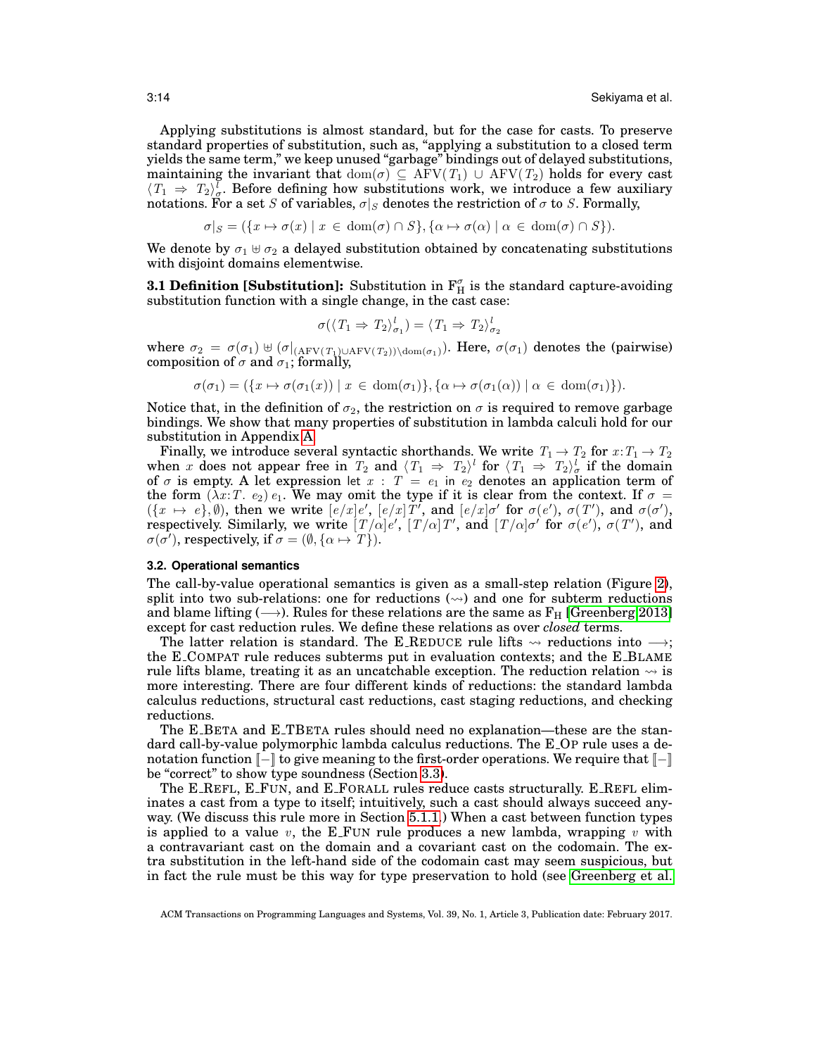Applying substitutions is almost standard, but for the case for casts. To preserve standard properties of substitution, such as, "applying a substitution to a closed term yields the same term," we keep unused "garbage" bindings out of delayed substitutions, maintaining the invariant that $\mathrm{dom}(\sigma) \subseteq \mathrm{AFV}(T_1) \cup \mathrm{AFV}(T_2)$ holds for every cast $\langle T_1 \Rightarrow T_2 \rangle^l_\sigma$. Before defining how substitutions work, we introduce a few auxiliary notations. For a set $S$ of variables, $\sigma|_S$ denotes the restriction of $\sigma$ to $S$. Formally,

$$\sigma|_S = (\{x \mapsto \sigma(x) \mid x \in \mathrm{dom}(\sigma) \cap S\}, \{\alpha \mapsto \sigma(\alpha) \mid \alpha \in \mathrm{dom}(\sigma) \cap S\}).$$

We denote by $\sigma_1 \uplus \sigma_2$ a delayed substitution obtained by concatenating substitutions with disjoint domains elementwise.

**3.1 Definition [Substitution]:** Substitution in $\mathrm{F}^\sigma_\mathrm{H}$ is the standard capture-avoiding substitution function with a single change, in the cast case:

$$\sigma(\langle T_1 \Rightarrow T_2 \rangle^l_{\sigma_1}) = \langle T_1 \Rightarrow T_2 \rangle^l_{\sigma_2}$$

where $\sigma_2 = \sigma(\sigma_1) \uplus (\sigma|_{(\mathrm{AFV}(T_1) \cup \mathrm{AFV}(T_2)) \setminus \mathrm{dom}(\sigma_1)})$. Here, $\sigma(\sigma_1)$ denotes the (pairwise) composition of $\sigma$ and $\sigma_1$; formally,

$$\sigma(\sigma_1) = (\{x \mapsto \sigma(\sigma_1(x)) \mid x \in \mathrm{dom}(\sigma_1)\}, \{\alpha \mapsto \sigma(\sigma_1(\alpha)) \mid \alpha \in \mathrm{dom}(\sigma_1)\}).$$

Notice that, in the definition of $\sigma_2$, the restriction on $\sigma$ is required to remove garbage bindings. We show that many properties of substitution in lambda calculi hold for our substitution in Appendix A.

Finally, we introduce several syntactic shorthands. We write $T_1 \to T_2$ for $x{:}T_1 \to T_2$ when $x$ does not appear free in $T_2$ and $\langle T_1 \Rightarrow T_2 \rangle^l$ for $\langle T_1 \Rightarrow T_2 \rangle^l_\sigma$ if the domain of $\sigma$ is empty. A let expression $\mathsf{let}\ x : T = e_1\ \mathsf{in}\ e_2$ denotes an application term of the form $(\lambda x{:}T.\ e_2)\, e_1$. We may omit the type if it is clear from the context. If $\sigma = (\{x \mapsto e\}, \emptyset)$, then we write $[e/x]e'$, $[e/x]T'$, and $[e/x]\sigma'$ for $\sigma(e')$, $\sigma(T')$, and $\sigma(\sigma')$, respectively. Similarly, we write $[T/\alpha]e'$, $[T/\alpha]T'$, and $[T/\alpha]\sigma'$ for $\sigma(e')$, $\sigma(T')$, and $\sigma(\sigma')$, respectively, if $\sigma = (\emptyset, \{\alpha \mapsto T\})$.

### 3.2. Operational semantics

The call-by-value operational semantics is given as a small-step relation (Figure 2), split into two sub-relations: one for reductions ($\rightsquigarrow$) and one for subterm reductions and blame lifting ($\longrightarrow$). Rules for these relations are the same as $\mathrm{F}_\mathrm{H}$ [Greenberg 2013] except for cast reduction rules. We define these relations as over *closed* terms.

The latter relation is standard. The E_REDUCE rule lifts $\rightsquigarrow$ reductions into $\longrightarrow$; the E_COMPAT rule reduces subterms put in evaluation contexts; and the E_BLAME rule lifts blame, treating it as an uncatchable exception. The reduction relation $\rightsquigarrow$ is more interesting. There are four different kinds of reductions: the standard lambda calculus reductions, structural cast reductions, cast staging reductions, and checking reductions.

The E_BETA and E_TBETA rules should need no explanation—these are the standard call-by-value polymorphic lambda calculus reductions. The E_OP rule uses a denotation function $[\![-]\!]$ to give meaning to the first-order operations. We require that $[\![-]\!]$ be "correct" to show type soundness (Section 3.3).

The E_REFL, E_FUN, and E_FORALL rules reduce casts structurally. E_REFL eliminates a cast from a type to itself; intuitively, such a cast should always succeed anyway. (We discuss this rule more in Section 5.1.1.) When a cast between function types is applied to a value $v$, the E_FUN rule produces a new lambda, wrapping $v$ with a contravariant cast on the domain and a covariant cast on the codomain. The extra substitution in the left-hand side of the codomain cast may seem suspicious, but in fact the rule must be this way for type preservation to hold (see Greenberg et al.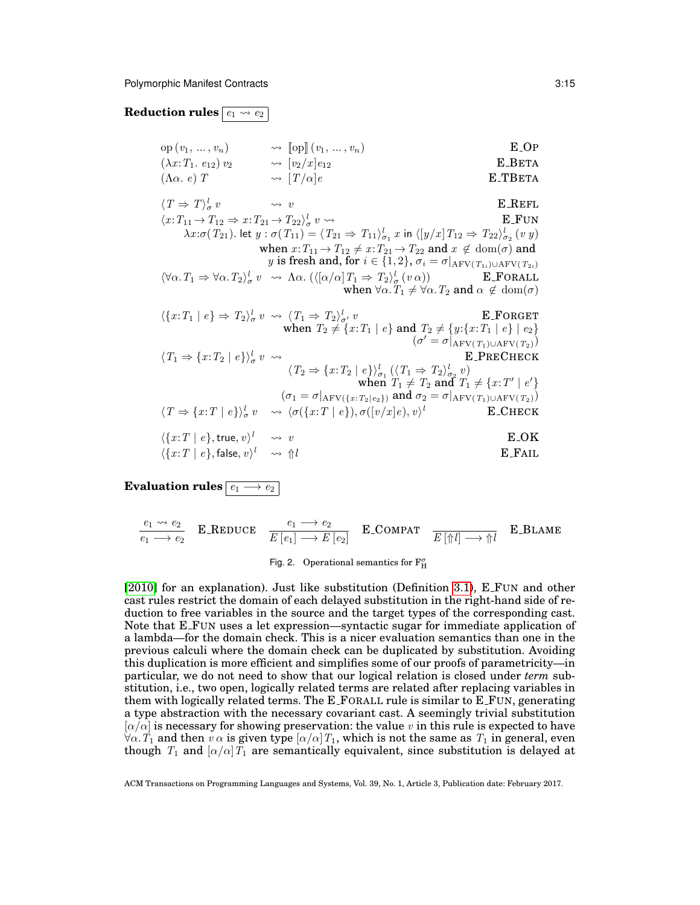**Reduction rules** $\boxed{e_1 \rightsquigarrow e_2}$

$$
\begin{array}{llr}
\mathrm{op}\,(v_1, \ldots, v_n) & \rightsquigarrow \llbracket \mathrm{op} \rrbracket\,(v_1, \ldots, v_n) & \text{E\_OP} \\
(\lambda x{:}T_1.\ e_{12})\ v_2 & \rightsquigarrow [v_2/x]e_{12} & \text{E\_BETA} \\
(\Lambda\alpha.\ e)\ T & \rightsquigarrow [T/\alpha]e & \text{E\_TBETA}
\end{array}
$$

$$
\begin{array}{llr}
\langle T \Rightarrow T \rangle^l_\sigma\, v & \rightsquigarrow v & \text{E\_REFL} \\
\langle x{:}T_{11} \to T_{12} \Rightarrow x{:}T_{21} \to T_{22} \rangle^l_\sigma\, v \rightsquigarrow & & \text{E\_FUN} \\
\multicolumn{3}{r}{\lambda x{:}\sigma(T_{21}).\ \mathsf{let}\ y : \sigma(T_{11}) = \langle T_{21} \Rightarrow T_{11} \rangle^l_{\sigma_1}\, x\ \mathsf{in}\ \langle [y/x]\, T_{12} \Rightarrow T_{22} \rangle^l_{\sigma_2}\,(v\ y)} \\
\multicolumn{3}{r}{\text{when } x{:}T_{11} \to T_{12} \neq x{:}T_{21} \to T_{22} \text{ and } x \notin \mathrm{dom}(\sigma) \text{ and}} \\
\multicolumn{3}{r}{y \text{ is fresh and, for } i \in \{1,2\},\ \sigma_i = \sigma|_{\mathrm{AFV}(T_{1i}) \cup \mathrm{AFV}(T_{2i})}} \\
\langle \forall\alpha.\, T_1 \Rightarrow \forall\alpha.\, T_2 \rangle^l_\sigma\, v & \rightsquigarrow \Lambda\alpha.\ (\langle [\alpha/\alpha]\, T_1 \Rightarrow T_2 \rangle^l_\sigma\,(v\ \alpha)) & \text{E\_FORALL} \\
\multicolumn{3}{r}{\text{when } \forall\alpha.\, T_1 \neq \forall\alpha.\, T_2 \text{ and } \alpha \notin \mathrm{dom}(\sigma)}
\end{array}
$$

$$
\begin{array}{llr}
\langle \{x{:}T_1 \mid e\} \Rightarrow T_2 \rangle^l_\sigma\, v & \rightsquigarrow \langle T_1 \Rightarrow T_2 \rangle^l_{\sigma'}\, v & \text{E\_FORGET} \\
\multicolumn{3}{r}{\text{when } T_2 \neq \{x{:}T_1 \mid e\} \text{ and } T_2 \neq \{y{:}\{x{:}T_1 \mid e\} \mid e_2\}} \\
\multicolumn{3}{r}{(\sigma' = \sigma|_{\mathrm{AFV}(T_1) \cup \mathrm{AFV}(T_2)})} \\
\langle T_1 \Rightarrow \{x{:}T_2 \mid e\} \rangle^l_\sigma\, v \rightsquigarrow & & \text{E\_PRECHECK} \\
\multicolumn{3}{r}{\langle T_2 \Rightarrow \{x{:}T_2 \mid e\} \rangle^l_{\sigma_1}\,(\langle T_1 \Rightarrow T_2 \rangle^l_{\sigma_2}\, v)} \\
\multicolumn{3}{r}{\text{when } T_1 \neq T_2 \text{ and } T_1 \neq \{x{:}T' \mid e'\}} \\
\multicolumn{3}{r}{(\sigma_1 = \sigma|_{\mathrm{AFV}(\{x:T_2 \mid e_2\})} \text{ and } \sigma_2 = \sigma|_{\mathrm{AFV}(T_1) \cup \mathrm{AFV}(T_2)})} \\
\langle T \Rightarrow \{x{:}T \mid e\} \rangle^l_\sigma\, v & \rightsquigarrow \langle \sigma(\{x{:}T \mid e\}), \sigma([v/x]e), v \rangle^l & \text{E\_CHECK}
\end{array}
$$

$$
\begin{array}{llr}
\langle \{x{:}T \mid e\}, \mathsf{true}, v \rangle^l & \rightsquigarrow v & \text{E\_OK} \\
\langle \{x{:}T \mid e\}, \mathsf{false}, v \rangle^l & \rightsquigarrow \Uparrow l & \text{E\_FAIL}
\end{array}
$$

**Evaluation rules** $\boxed{e_1 \longrightarrow e_2}$

$$
\frac{e_1 \rightsquigarrow e_2}{e_1 \longrightarrow e_2}\ \text{E\_REDUCE} \qquad \frac{e_1 \longrightarrow e_2}{E\,[e_1] \longrightarrow E\,[e_2]}\ \text{E\_COMPAT} \qquad \frac{}{E\,[\Uparrow l] \longrightarrow \Uparrow l}\ \text{E\_BLAME}
$$

Fig. 2. Operational semantics for $\mathrm{F}_{\mathrm{H}}^{\sigma}$

[2010] for an explanation). Just like substitution (Definition 3.1), E_FUN and other cast rules restrict the domain of each delayed substitution in the right-hand side of reduction to free variables in the source and the target types of the corresponding cast. Note that E_FUN uses a let expression—syntactic sugar for immediate application of a lambda—for the domain check. This is a nicer evaluation semantics than one in the previous calculi where the domain check can be duplicated by substitution. Avoiding this duplication is more efficient and simplifies some of our proofs of parametricity—in particular, we do not need to show that our logical relation is closed under *term* substitution, i.e., two open, logically related terms are related after replacing variables in them with logically related terms. The E_FORALL rule is similar to E_FUN, generating a type abstraction with the necessary covariant cast. A seemingly trivial substitution $[\alpha/\alpha]$ is necessary for showing preservation: the value $v$ in this rule is expected to have $\forall\alpha.\, T_1$ and then $v\ \alpha$ is given type $[\alpha/\alpha]\, T_1$, which is not the same as $T_1$ in general, even though $T_1$ and $[\alpha/\alpha]\, T_1$ are semantically equivalent, since substitution is delayed at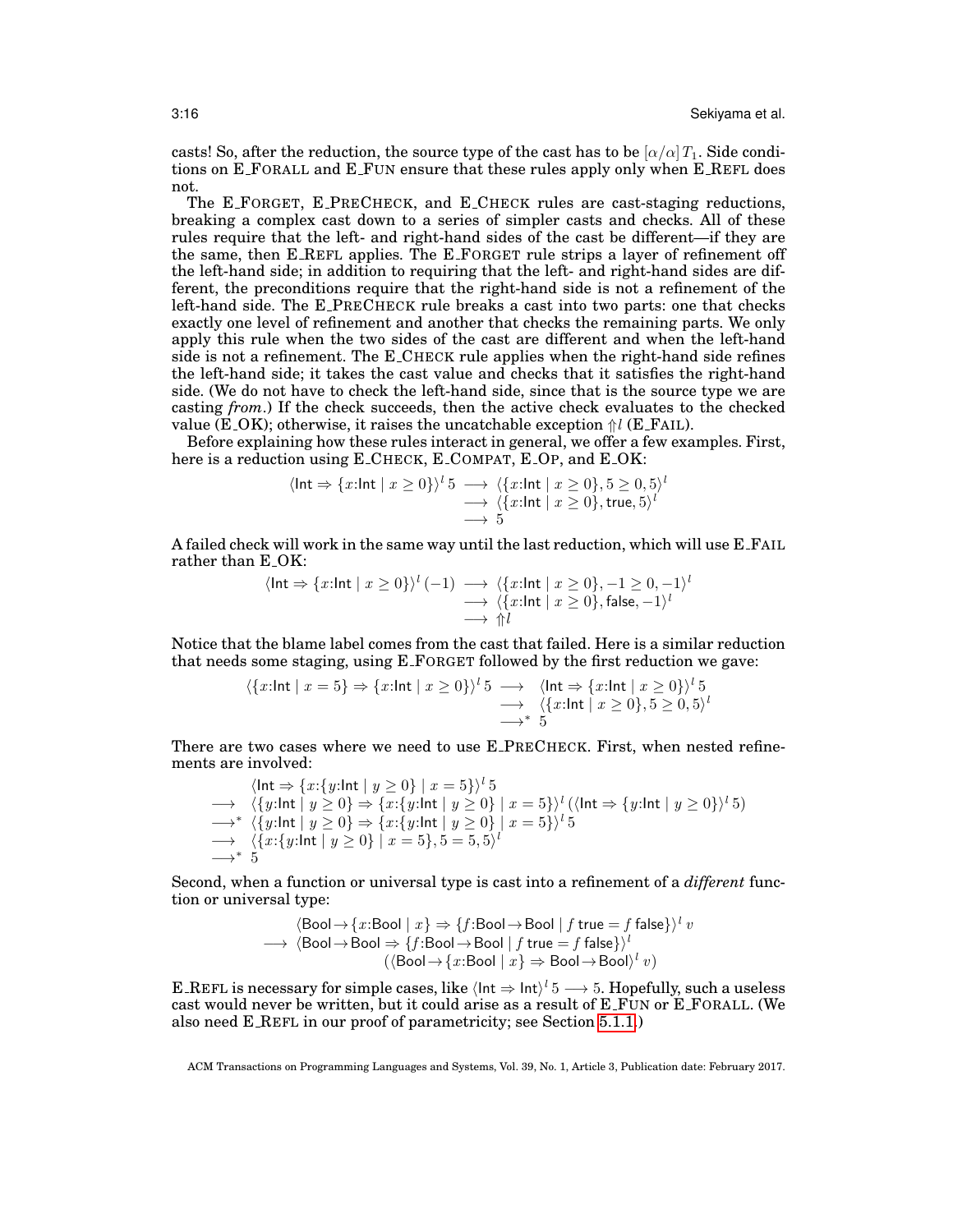casts! So, after the reduction, the source type of the cast has to be $[\alpha/\alpha]\,T_1$. Side conditions on E_FORALL and E_FUN ensure that these rules apply only when E_REFL does not.

The E_FORGET, E_PRECHECK, and E_CHECK rules are cast-staging reductions, breaking a complex cast down to a series of simpler casts and checks. All of these rules require that the left- and right-hand sides of the cast be different—if they are the same, then E_REFL applies. The E_FORGET rule strips a layer of refinement off the left-hand side; in addition to requiring that the left- and right-hand sides are different, the preconditions require that the right-hand side is not a refinement of the left-hand side. The E_PRECHECK rule breaks a cast into two parts: one that checks exactly one level of refinement and another that checks the remaining parts. We only apply this rule when the two sides of the cast are different and when the left-hand side is not a refinement. The E_CHECK rule applies when the right-hand side refines the left-hand side; it takes the cast value and checks that it satisfies the right-hand side. (We do not have to check the left-hand side, since that is the source type we are casting *from*.) If the check succeeds, then the active check evaluates to the checked value (E_OK); otherwise, it raises the uncatchable exception $\Uparrow l$ (E_FAIL).

Before explaining how these rules interact in general, we offer a few examples. First, here is a reduction using E_CHECK, E_COMPAT, E_OP, and E_OK:

$$\begin{aligned} \langle \mathsf{Int} \Rightarrow \{x{:}\mathsf{Int} \mid x \geq 0\}\rangle^l\, 5 &\longrightarrow \langle \{x{:}\mathsf{Int} \mid x \geq 0\}, 5 \geq 0, 5\rangle^l \\ &\longrightarrow \langle \{x{:}\mathsf{Int} \mid x \geq 0\}, \mathsf{true}, 5\rangle^l \\ &\longrightarrow 5 \end{aligned}$$

A failed check will work in the same way until the last reduction, which will use E_FAIL rather than E_OK:

$$\begin{aligned} \langle \mathsf{Int} \Rightarrow \{x{:}\mathsf{Int} \mid x \geq 0\}\rangle^l\, (-1) &\longrightarrow \langle \{x{:}\mathsf{Int} \mid x \geq 0\}, -1 \geq 0, -1\rangle^l \\ &\longrightarrow \langle \{x{:}\mathsf{Int} \mid x \geq 0\}, \mathsf{false}, -1\rangle^l \\ &\longrightarrow \Uparrow l \end{aligned}$$

Notice that the blame label comes from the cast that failed. Here is a similar reduction that needs some staging, using E_FORGET followed by the first reduction we gave:

$$\begin{aligned} \langle \{x{:}\mathsf{Int} \mid x = 5\} \Rightarrow \{x{:}\mathsf{Int} \mid x \geq 0\}\rangle^l\, 5 &\longrightarrow \langle \mathsf{Int} \Rightarrow \{x{:}\mathsf{Int} \mid x \geq 0\}\rangle^l\, 5 \\ &\longrightarrow \langle \{x{:}\mathsf{Int} \mid x \geq 0\}, 5 \geq 0, 5\rangle^l \\ &\longrightarrow^* 5 \end{aligned}$$

There are two cases where we need to use E_PRECHECK. First, when nested refinements are involved:

$$\begin{aligned} & \langle \mathsf{Int} \Rightarrow \{x{:}\{y{:}\mathsf{Int} \mid y \geq 0\} \mid x = 5\}\rangle^l\, 5 \\ \longrightarrow\ & \langle \{y{:}\mathsf{Int} \mid y \geq 0\} \Rightarrow \{x{:}\{y{:}\mathsf{Int} \mid y \geq 0\} \mid x = 5\}\rangle^l\, (\langle \mathsf{Int} \Rightarrow \{y{:}\mathsf{Int} \mid y \geq 0\}\rangle^l\, 5) \\ \longrightarrow^*\ & \langle \{y{:}\mathsf{Int} \mid y \geq 0\} \Rightarrow \{x{:}\{y{:}\mathsf{Int} \mid y \geq 0\} \mid x = 5\}\rangle^l\, 5 \\ \longrightarrow\ & \langle \{x{:}\{y{:}\mathsf{Int} \mid y \geq 0\} \mid x = 5\}, 5 = 5, 5\rangle^l \\ \longrightarrow^*\ & 5 \end{aligned}$$

Second, when a function or universal type is cast into a refinement of a *different* function or universal type:

$$\begin{aligned} & \langle \mathsf{Bool} \to \{x{:}\mathsf{Bool} \mid x\} \Rightarrow \{f{:}\mathsf{Bool} \to \mathsf{Bool} \mid f\ \mathsf{true} = f\ \mathsf{false}\}\rangle^l\, v \\ \longrightarrow\ & \langle \mathsf{Bool} \to \mathsf{Bool} \Rightarrow \{f{:}\mathsf{Bool} \to \mathsf{Bool} \mid f\ \mathsf{true} = f\ \mathsf{false}\}\rangle^l \\ & \qquad (\langle \mathsf{Bool} \to \{x{:}\mathsf{Bool} \mid x\} \Rightarrow \mathsf{Bool} \to \mathsf{Bool}\rangle^l\, v) \end{aligned}$$

E_REFL is necessary for simple cases, like $\langle \mathsf{Int} \Rightarrow \mathsf{Int}\rangle^l\, 5 \longrightarrow 5$. Hopefully, such a useless cast would never be written, but it could arise as a result of E_FUN or E_FORALL. (We also need E_REFL in our proof of parametricity; see Section 5.1.1.)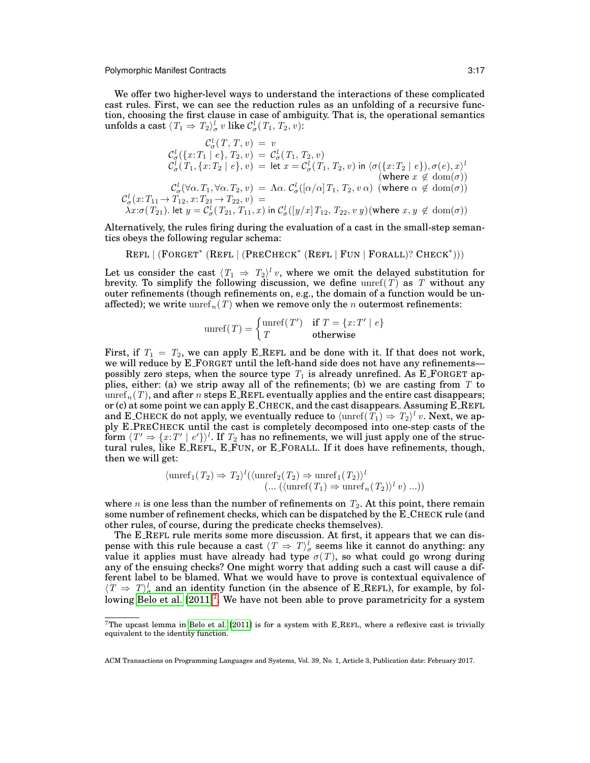We offer two higher-level ways to understand the interactions of these complicated cast rules. First, we can see the reduction rules as an unfolding of a recursive function, choosing the first clause in case of ambiguity. That is, the operational semantics unfolds a cast $\langle T_1 \Rightarrow T_2 \rangle^l_\sigma\ v$ like $\mathcal{C}^l_\sigma(T_1, T_2, v)$:

$$
\begin{array}{rcl}
\mathcal{C}^l_\sigma(T, T, v) & = & v \\
\mathcal{C}^l_\sigma(\{x{:}T_1 \mid e\}, T_2, v) & = & \mathcal{C}^l_\sigma(T_1, T_2, v) \\
\mathcal{C}^l_\sigma(T_1, \{x{:}T_2 \mid e\}, v) & = & \mathsf{let}\ x = \mathcal{C}^l_\sigma(T_1, T_2, v)\ \mathsf{in}\ \langle \sigma(\{x{:}T_2 \mid e\}), \sigma(e), x \rangle^l \\
 & & (\text{where } x \notin \text{dom}(\sigma)) \\
\mathcal{C}^l_\sigma(\forall \alpha. T_1, \forall \alpha. T_2, v) & = & \Lambda \alpha.\ \mathcal{C}^l_\sigma([\alpha/\alpha]\, T_1, T_2, v\ \alpha)\ \ (\text{where } \alpha \notin \text{dom}(\sigma)) \\
\mathcal{C}^l_\sigma(x{:}T_{11} \rightarrow T_{12}, x{:}T_{21} \rightarrow T_{22}, v) & = & \\
\multicolumn{3}{l}{\quad \lambda x{:}\sigma(T_{21}).\ \mathsf{let}\ y = \mathcal{C}^l_\sigma(T_{21}, T_{11}, x)\ \mathsf{in}\ \mathcal{C}^l_\sigma([y/x]\, T_{12}, T_{22}, v\ y) (\text{where } x, y \notin \text{dom}(\sigma))}
\end{array}
$$

Alternatively, the rules firing during the evaluation of a cast in the small-step semantics obeys the following regular schema:

$$
\text{Refl} \mid (\text{Forget}^* \ (\text{Refl} \mid (\text{PreCheck}^* \ (\text{Refl} \mid \text{Fun} \mid \text{Forall})?\ \text{Check}^*)))
$$

Let us consider the cast $\langle T_1 \Rightarrow T_2 \rangle^l\ v$, where we omit the delayed substitution for brevity. To simplify the following discussion, we define $\text{unref}(T)$ as $T$ without any outer refinements (though refinements on, e.g., the domain of a function would be unaffected); we write $\text{unref}_n(T)$ when we remove only the $n$ outermost refinements:

$$
\text{unref}(T) = \begin{cases} \text{unref}(T') & \text{if } T = \{x{:}T' \mid e\} \\ T & \text{otherwise} \end{cases}
$$

First, if $T_1 = T_2$, we can apply E_Refl and be done with it. If that does not work, we will reduce by E_Forget until the left-hand side does not have any refinements—possibly zero steps, when the source type $T_1$ is already unrefined. As E_Forget applies, either: (a) we strip away all of the refinements; (b) we are casting from $T$ to $\text{unref}_n(T)$, and after $n$ steps E_Refl eventually applies and the entire cast disappears; or (c) at some point we can apply E_Check, and the cast disappears. Assuming E_Refl and E_Check do not apply, we eventually reduce to $\langle \text{unref}(T_1) \Rightarrow T_2 \rangle^l\ v$. Next, we apply E_PreCheck until the cast is completely decomposed into one-step casts of the form $\langle T' \Rightarrow \{x{:}T' \mid e'\} \rangle^l$. If $T_2$ has no refinements, we will just apply one of the structural rules, like E_Refl, E_Fun, or E_Forall. If it does have refinements, though, then we will get:

$$
\langle \text{unref}_1(T_2) \Rightarrow T_2 \rangle^l (\langle \text{unref}_2(T_2) \Rightarrow \text{unref}_1(T_2) \rangle^l \\
(\ldots\ (\langle \text{unref}(T_1) \Rightarrow \text{unref}_n(T_2) \rangle^l\ v)\ \ldots))
$$

where $n$ is one less than the number of refinements on $T_2$. At this point, there remain some number of refinement checks, which can be dispatched by the E_Check rule (and other rules, of course, during the predicate checks themselves).

The E_Refl rule merits some more discussion. At first, it appears that we can dispense with this rule because a cast $\langle T \Rightarrow T \rangle^l_\sigma$ seems like it cannot do anything: any value it applies must have already had type $\sigma(T)$, so what could go wrong during any of the ensuing checks? One might worry that adding such a cast will cause a different label to be blamed. What we would have to prove is contextual equivalence of $\langle T \Rightarrow T \rangle^l_\sigma$ and an identity function (in the absence of E_Refl), for example, by following Belo et al. [2011][7]. We have not been able to prove parametricity for a system

[7] The upcast lemma in Belo et al. [2011] is for a system with E_Refl, where a reflexive cast is trivially equivalent to the identity function.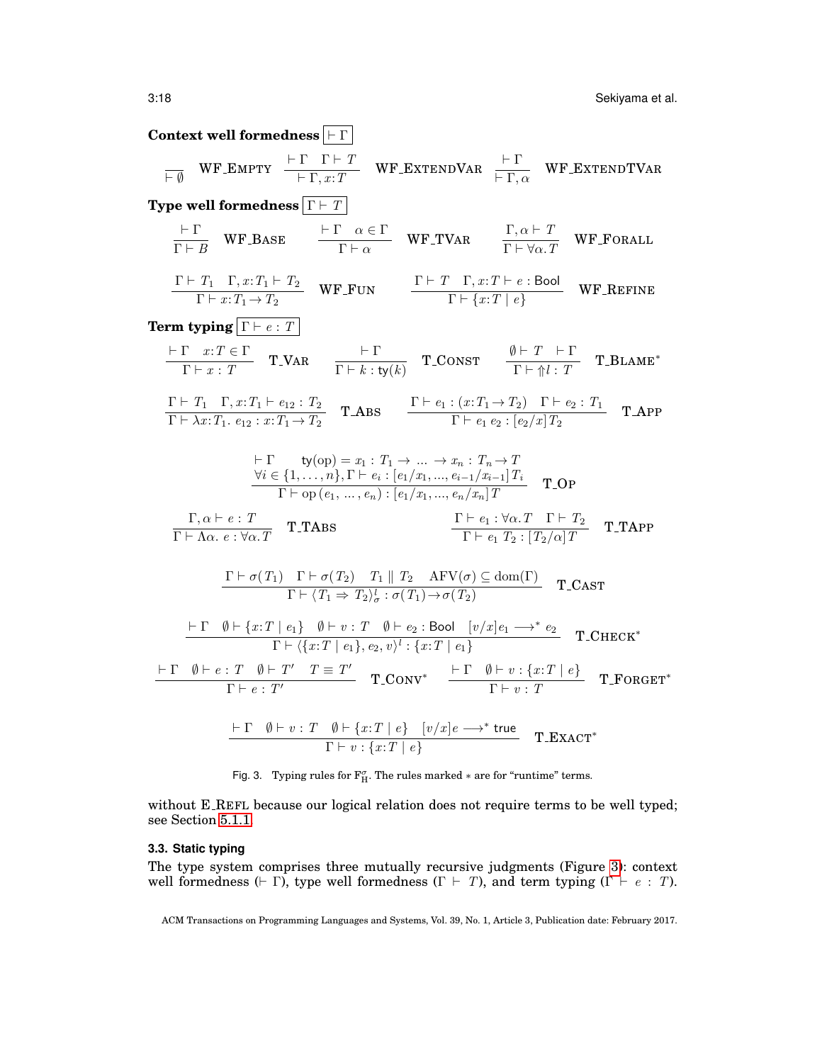**Context well formedness** $\boxed{\vdash \Gamma}$

$$\frac{}{\vdash \emptyset}\ \text{WF\_EMPTY} \qquad \frac{\vdash \Gamma \quad \Gamma \vdash T}{\vdash \Gamma, x{:}T}\ \text{WF\_EXTENDVAR} \qquad \frac{\vdash \Gamma}{\vdash \Gamma, \alpha}\ \text{WF\_EXTENDTVAR}$$

**Type well formedness** $\boxed{\Gamma \vdash T}$

$$\frac{\vdash \Gamma}{\Gamma \vdash B}\ \text{WF\_BASE} \qquad \frac{\vdash \Gamma \quad \alpha \in \Gamma}{\Gamma \vdash \alpha}\ \text{WF\_TVAR} \qquad \frac{\Gamma, \alpha \vdash T}{\Gamma \vdash \forall \alpha. T}\ \text{WF\_FORALL}$$

$$\frac{\Gamma \vdash T_1 \quad \Gamma, x{:}T_1 \vdash T_2}{\Gamma \vdash x{:}T_1 \rightarrow T_2}\ \text{WF\_FUN} \qquad \frac{\Gamma \vdash T \quad \Gamma, x{:}T \vdash e : \mathsf{Bool}}{\Gamma \vdash \{x{:}T \mid e\}}\ \text{WF\_REFINE}$$

**Term typing** $\boxed{\Gamma \vdash e : T}$

$$\frac{\vdash \Gamma \quad x{:}T \in \Gamma}{\Gamma \vdash x : T}\ \text{T\_VAR} \qquad \frac{\vdash \Gamma}{\Gamma \vdash k : \mathsf{ty}(k)}\ \text{T\_CONST} \qquad \frac{\emptyset \vdash T \quad \vdash \Gamma}{\Gamma \vdash \Uparrow l : T}\ \text{T\_BLAME}^*$$

$$\frac{\Gamma \vdash T_1 \quad \Gamma, x{:}T_1 \vdash e_{12} : T_2}{\Gamma \vdash \lambda x{:}T_1.\ e_{12} : x{:}T_1 \rightarrow T_2}\ \text{T\_ABS} \qquad \frac{\Gamma \vdash e_1 : (x{:}T_1 \rightarrow T_2) \quad \Gamma \vdash e_2 : T_1}{\Gamma \vdash e_1\ e_2 : [e_2/x]T_2}\ \text{T\_APP}$$

$$\frac{\begin{array}{c}\vdash \Gamma \qquad \mathsf{ty}(\mathrm{op}) = x_1 : T_1 \rightarrow \ldots \rightarrow x_n : T_n \rightarrow T \\ \forall i \in \{1, \ldots, n\}, \Gamma \vdash e_i : [e_1/x_1, \ldots, e_{i-1}/x_{i-1}]T_i\end{array}}{\Gamma \vdash \mathrm{op}\,(e_1, \ldots, e_n) : [e_1/x_1, \ldots, e_n/x_n]T}\ \text{T\_OP}$$

$$\frac{\Gamma, \alpha \vdash e : T}{\Gamma \vdash \Lambda \alpha.\ e : \forall \alpha. T}\ \text{T\_TABS} \qquad \frac{\Gamma \vdash e_1 : \forall \alpha. T \quad \Gamma \vdash T_2}{\Gamma \vdash e_1\ T_2 : [T_2/\alpha]T}\ \text{T\_TAPP}$$

$$\frac{\Gamma \vdash \sigma(T_1) \quad \Gamma \vdash \sigma(T_2) \quad T_1 \parallel T_2 \quad \mathrm{AFV}(\sigma) \subseteq \mathrm{dom}(\Gamma)}{\Gamma \vdash \langle T_1 \Rightarrow T_2 \rangle^l_\sigma : \sigma(T_1) \rightarrow \sigma(T_2)}\ \text{T\_CAST}$$

$$\frac{\vdash \Gamma \quad \emptyset \vdash \{x{:}T \mid e_1\} \quad \emptyset \vdash v : T \quad \emptyset \vdash e_2 : \mathsf{Bool} \quad [v/x]e_1 \longrightarrow^* e_2}{\Gamma \vdash \langle \{x{:}T \mid e_1\}, e_2, v \rangle^l : \{x{:}T \mid e_1\}}\ \text{T\_CHECK}^*$$

$$\frac{\vdash \Gamma \quad \emptyset \vdash e : T \quad \emptyset \vdash T' \quad T \equiv T'}{\Gamma \vdash e : T'}\ \text{T\_CONV}^* \qquad \frac{\vdash \Gamma \quad \emptyset \vdash v : \{x{:}T \mid e\}}{\Gamma \vdash v : T}\ \text{T\_FORGET}^*$$

$$\frac{\vdash \Gamma \quad \emptyset \vdash v : T \quad \emptyset \vdash \{x{:}T \mid e\} \quad [v/x]e \longrightarrow^* \mathsf{true}}{\Gamma \vdash v : \{x{:}T \mid e\}}\ \text{T\_EXACT}^*$$

Fig. 3. Typing rules for $\mathrm{F}^\sigma_{\mathrm{H}}$. The rules marked $*$ are for "runtime" terms.

without E_REFL because our logical relation does not require terms to be well typed; see Section 5.1.1.

### 3.3. Static typing

The type system comprises three mutually recursive judgments (Figure 3): context well formedness ($\vdash \Gamma$), type well formedness ($\Gamma \vdash T$), and term typing ($\Gamma \vdash e : T$).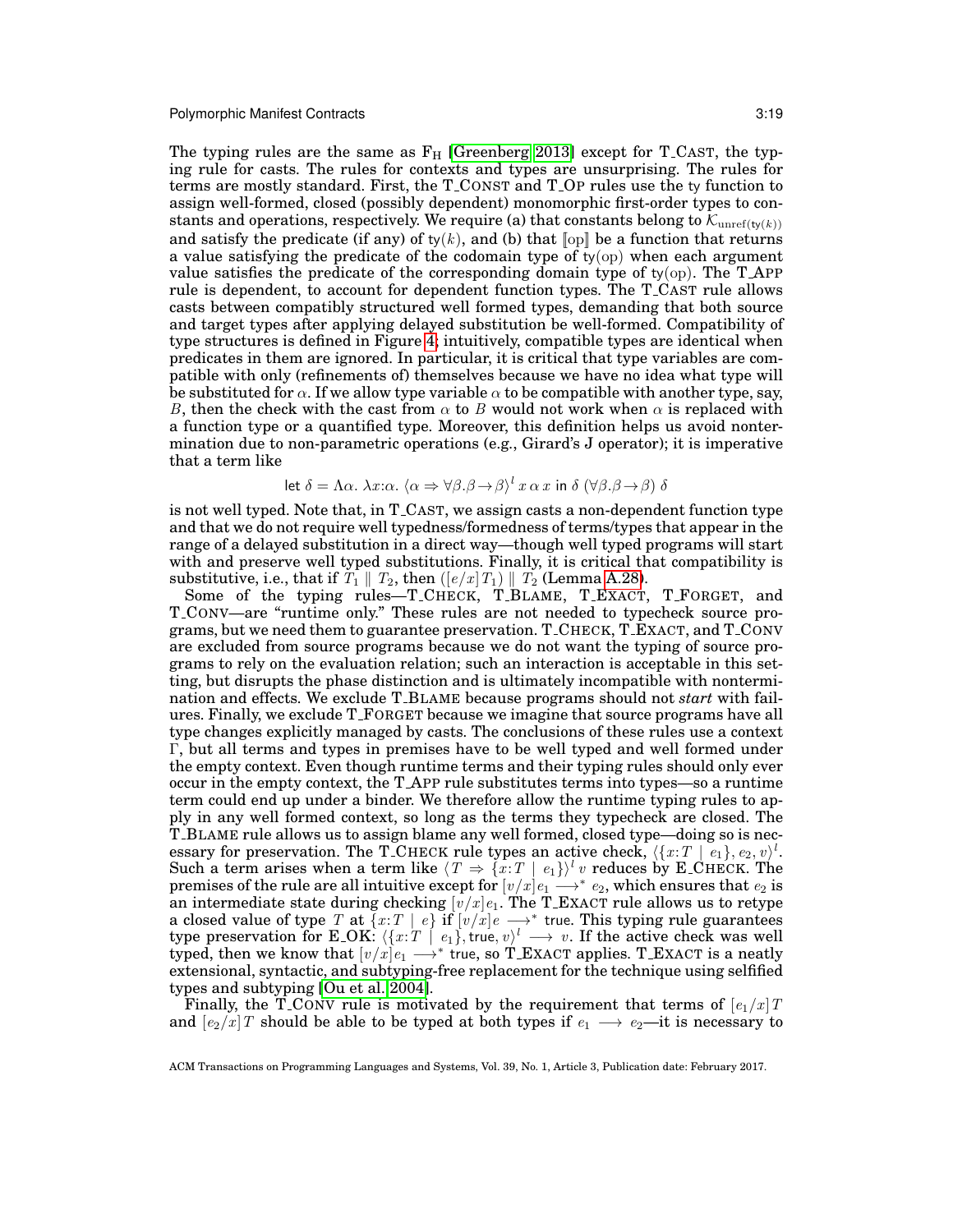The typing rules are the same as $F_H$ [Greenberg 2013] except for T_CAST, the typing rule for casts. The rules for contexts and types are unsurprising. The rules for terms are mostly standard. First, the T_CONST and T_OP rules use the ty function to assign well-formed, closed (possibly dependent) monomorphic first-order types to constants and operations, respectively. We require (a) that constants belong to $\mathcal{K}_{\mathrm{unref}(\mathsf{ty}(k))}$ and satisfy the predicate (if any) of $\mathrm{ty}(k)$, and (b) that $[\![\mathrm{op}]\!]$ be a function that returns a value satisfying the predicate of the codomain type of $\mathrm{ty}(\mathrm{op})$ when each argument value satisfies the predicate of the corresponding domain type of $\mathrm{ty}(\mathrm{op})$. The T_APP rule is dependent, to account for dependent function types. The T_CAST rule allows casts between compatibly structured well formed types, demanding that both source and target types after applying delayed substitution be well-formed. Compatibility of type structures is defined in Figure 4; intuitively, compatible types are identical when predicates in them are ignored. In particular, it is critical that type variables are compatible with only (refinements of) themselves because we have no idea what type will be substituted for $\alpha$. If we allow type variable $\alpha$ to be compatible with another type, say, $B$, then the check with the cast from $\alpha$ to $B$ would not work when $\alpha$ is replaced with a function type or a quantified type. Moreover, this definition helps us avoid nontermination due to non-parametric operations (e.g., Girard's J operator); it is imperative that a term like

$$\mathsf{let}\ \delta = \Lambda\alpha.\ \lambda x{:}\alpha.\ \langle \alpha \Rightarrow \forall\beta.\beta\to\beta\rangle^l\, x\, \alpha\, x\ \mathsf{in}\ \delta\ (\forall\beta.\beta\to\beta)\ \delta$$

is not well typed. Note that, in T_CAST, we assign casts a non-dependent function type and that we do not require well typedness/formedness of terms/types that appear in the range of a delayed substitution in a direct way—though well typed programs will start with and preserve well typed substitutions. Finally, it is critical that compatibility is substitutive, i.e., that if $T_1 \parallel T_2$, then $([e/x]\,T_1) \parallel T_2$ (Lemma A.28).

Some of the typing rules—T_CHECK, T_BLAME, T_EXACT, T_FORGET, and T_CONV—are "runtime only." These rules are not needed to typecheck source programs, but we need them to guarantee preservation. T_CHECK, T_EXACT, and T_CONV are excluded from source programs because we do not want the typing of source programs to rely on the evaluation relation; such an interaction is acceptable in this setting, but disrupts the phase distinction and is ultimately incompatible with nontermination and effects. We exclude T_BLAME because programs should not *start* with failures. Finally, we exclude T_FORGET because we imagine that source programs have all type changes explicitly managed by casts. The conclusions of these rules use a context $\Gamma$, but all terms and types in premises have to be well typed and well formed under the empty context. Even though runtime terms and their typing rules should only ever occur in the empty context, the T_APP rule substitutes terms into types—so a runtime term could end up under a binder. We therefore allow the runtime typing rules to apply in any well formed context, so long as the terms they typecheck are closed. The T_BLAME rule allows us to assign blame any well formed, closed type—doing so is necessary for preservation. The T_CHECK rule types an active check, $\langle \{x{:}T \mid e_1\}, e_2, v\rangle^l$. Such a term arises when a term like $\langle T \Rightarrow \{x{:}T \mid e_1\}\rangle^l\, v$ reduces by E_CHECK. The premises of the rule are all intuitive except for $[v/x]e_1 \longrightarrow^* e_2$, which ensures that $e_2$ is an intermediate state during checking $[v/x]e_1$. The T_EXACT rule allows us to retype a closed value of type $T$ at $\{x{:}T \mid e\}$ if $[v/x]e \longrightarrow^* \mathsf{true}$. This typing rule guarantees type preservation for E_OK: $\langle \{x{:}T \mid e_1\}, \mathsf{true}, v\rangle^l \longrightarrow v$. If the active check was well typed, then we know that $[v/x]e_1 \longrightarrow^* \mathsf{true}$, so T_EXACT applies. T_EXACT is a neatly extensional, syntactic, and subtyping-free replacement for the technique using selfified types and subtyping [Ou et al. 2004].

Finally, the T_CONV rule is motivated by the requirement that terms of $[e_1/x]T$ and $[e_2/x]T$ should be able to be typed at both types if $e_1 \longrightarrow e_2$—it is necessary to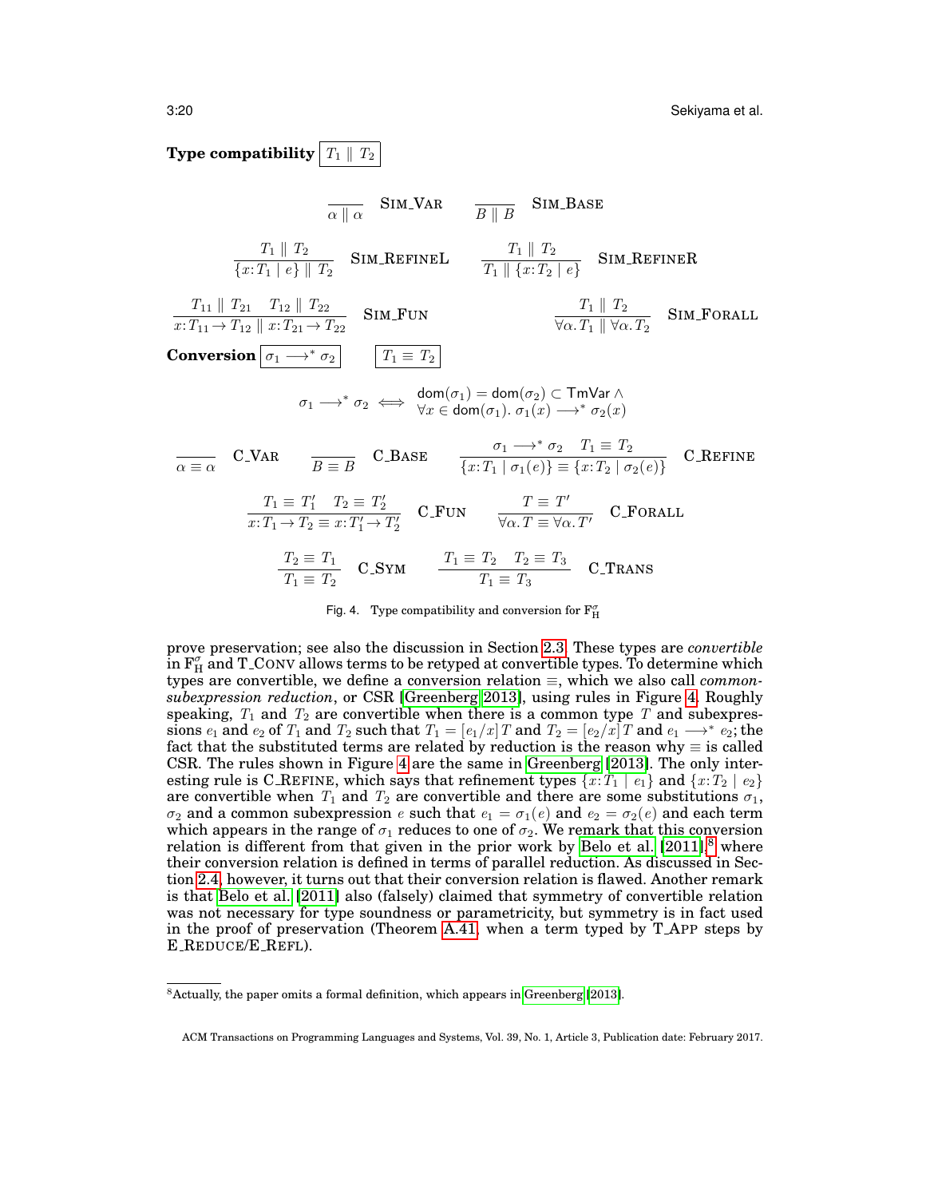**Type compatibility** $\boxed{T_1 \parallel T_2}$

$$\frac{}{\alpha \parallel \alpha}\ \textsc{Sim\_Var} \qquad \frac{}{B \parallel B}\ \textsc{Sim\_Base}$$

$$\frac{T_1 \parallel T_2}{\{x{:}T_1 \mid e\} \parallel T_2}\ \textsc{Sim\_RefineL} \qquad \frac{T_1 \parallel T_2}{T_1 \parallel \{x{:}T_2 \mid e\}}\ \textsc{Sim\_RefineR}$$

$$\frac{T_{11} \parallel T_{21} \quad T_{12} \parallel T_{22}}{x{:}T_{11} \to T_{12} \parallel x{:}T_{21} \to T_{22}}\ \textsc{Sim\_Fun} \qquad \frac{T_1 \parallel T_2}{\forall \alpha.\, T_1 \parallel \forall \alpha.\, T_2}\ \textsc{Sim\_Forall}$$

**Conversion** $\boxed{\sigma_1 \longrightarrow^* \sigma_2}$ $\boxed{T_1 \equiv T_2}$

$$\sigma_1 \longrightarrow^* \sigma_2 \iff \begin{array}{l}\mathsf{dom}(\sigma_1) = \mathsf{dom}(\sigma_2) \subset \mathsf{TmVar} \wedge \\ \forall x \in \mathsf{dom}(\sigma_1).\ \sigma_1(x) \longrightarrow^* \sigma_2(x)\end{array}$$

$$\frac{}{\alpha \equiv \alpha}\ \textsc{C\_Var} \qquad \frac{}{B \equiv B}\ \textsc{C\_Base} \qquad \frac{\sigma_1 \longrightarrow^* \sigma_2 \quad T_1 \equiv T_2}{\{x{:}T_1 \mid \sigma_1(e)\} \equiv \{x{:}T_2 \mid \sigma_2(e)\}}\ \textsc{C\_Refine}$$

$$\frac{T_1 \equiv T_1' \quad T_2 \equiv T_2'}{x{:}T_1 \to T_2 \equiv x{:}T_1' \to T_2'}\ \textsc{C\_Fun} \qquad \frac{T \equiv T'}{\forall \alpha.\, T \equiv \forall \alpha.\, T'}\ \textsc{C\_Forall}$$

$$\frac{T_2 \equiv T_1}{T_1 \equiv T_2}\ \textsc{C\_Sym} \qquad \frac{T_1 \equiv T_2 \quad T_2 \equiv T_3}{T_1 \equiv T_3}\ \textsc{C\_Trans}$$

Fig. 4. Type compatibility and conversion for $\mathrm{F}_{\mathrm{H}}^{\sigma}$

prove preservation; see also the discussion in Section 2.3. These types are *convertible* in $\mathrm{F}_{\mathrm{H}}^{\sigma}$ and T_Conv allows terms to be retyped at convertible types. To determine which types are convertible, we define a conversion relation $\equiv$, which we also call *common-subexpression reduction*, or CSR [Greenberg 2013], using rules in Figure 4. Roughly speaking, $T_1$ and $T_2$ are convertible when there is a common type $T$ and subexpressions $e_1$ and $e_2$ of $T_1$ and $T_2$ such that $T_1 = [e_1/x]\,T$ and $T_2 = [e_2/x]\,T$ and $e_1 \longrightarrow^* e_2$; the fact that the substituted terms are related by reduction is the reason why $\equiv$ is called CSR. The rules shown in Figure 4 are the same in Greenberg [2013]. The only interesting rule is C_Refine, which says that refinement types $\{x{:}T_1 \mid e_1\}$ and $\{x{:}T_2 \mid e_2\}$ are convertible when $T_1$ and $T_2$ are convertible and there are some substitutions $\sigma_1$, $\sigma_2$ and a common subexpression $e$ such that $e_1 = \sigma_1(e)$ and $e_2 = \sigma_2(e)$ and each term which appears in the range of $\sigma_1$ reduces to one of $\sigma_2$. We remark that this conversion relation is different from that given in the prior work by Belo et al. [2011],[8] where their conversion relation is defined in terms of parallel reduction. As discussed in Section 2.4, however, it turns out that their conversion relation is flawed. Another remark is that Belo et al. [2011] also (falsely) claimed that symmetry of convertible relation was not necessary for type soundness or parametricity, but symmetry is in fact used in the proof of preservation (Theorem A.41, when a term typed by T_App steps by E_Reduce/E_Refl).

[8] Actually, the paper omits a formal definition, which appears in Greenberg [2013].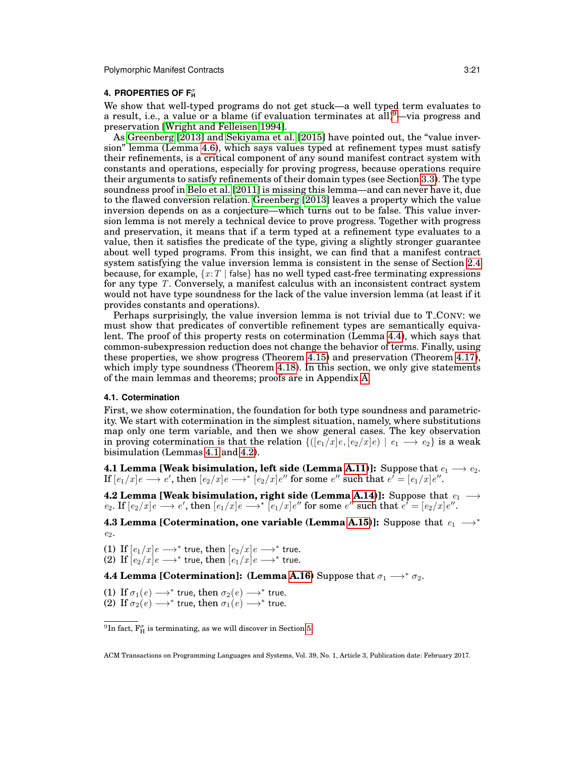## 4. PROPERTIES OF $F_H^\sigma$

We show that well-typed programs do not get stuck—a well typed term evaluates to a result, i.e., a value or a blame (if evaluation terminates at all)[9]—via progress and preservation [Wright and Felleisen 1994].

As Greenberg [2013] and Sekiyama et al. [2015] have pointed out, the "value inversion" lemma (Lemma 4.6), which says values typed at refinement types must satisfy their refinements, is a critical component of any sound manifest contract system with constants and operations, especially for proving progress, because operations require their arguments to satisfy refinements of their domain types (see Section 3.3). The type soundness proof in Belo et al. [2011] is missing this lemma—and can never have it, due to the flawed conversion relation. Greenberg [2013] leaves a property which the value inversion depends on as a conjecture—which turns out to be false. This value inversion lemma is not merely a technical device to prove progress. Together with progress and preservation, it means that if a term typed at a refinement type evaluates to a value, then it satisfies the predicate of the type, giving a slightly stronger guarantee about well typed programs. From this insight, we can find that a manifest contract system satisfying the value inversion lemma is consistent in the sense of Section 2.4 because, for example, $\{x{:}T \mid \mathsf{false}\}$ has no well typed cast-free terminating expressions for any type $T$. Conversely, a manifest calculus with an inconsistent contract system would not have type soundness for the lack of the value inversion lemma (at least if it provides constants and operations).

Perhaps surprisingly, the value inversion lemma is not trivial due to T_Conv: we must show that predicates of convertible refinement types are semantically equivalent. The proof of this property rests on cotermination (Lemma 4.4), which says that common-subexpression reduction does not change the behavior of terms. Finally, using these properties, we show progress (Theorem 4.15) and preservation (Theorem 4.17), which imply type soundness (Theorem 4.18). In this section, we only give statements of the main lemmas and theorems; proofs are in Appendix A.

### 4.1. Cotermination

First, we show cotermination, the foundation for both type soundness and parametricity. We start with cotermination in the simplest situation, namely, where substitutions map only one term variable, and then we show general cases. The key observation in proving cotermination is that the relation $\{([e_1/x]e, [e_2/x]e) \mid e_1 \longrightarrow e_2\}$ is a weak bisimulation (Lemmas 4.1 and 4.2).

**4.1 Lemma [Weak bisimulation, left side (Lemma A.11)]:** Suppose that $e_1 \longrightarrow e_2$. If $[e_1/x]e \longrightarrow e'$, then $[e_2/x]e \longrightarrow^* [e_2/x]e''$ for some $e''$ such that $e' = [e_1/x]e''$.

**4.2 Lemma [Weak bisimulation, right side (Lemma A.14)]:** Suppose that $e_1 \longrightarrow e_2$. If $[e_2/x]e \longrightarrow e'$, then $[e_1/x]e \longrightarrow^* [e_1/x]e''$ for some $e''$ such that $e' = [e_2/x]e''$.

**4.3 Lemma [Cotermination, one variable (Lemma A.15)]:** Suppose that $e_1 \longrightarrow^* e_2$.

(1) If $[e_1/x]e \longrightarrow^* \mathsf{true}$, then $[e_2/x]e \longrightarrow^* \mathsf{true}$.
(2) If $[e_2/x]e \longrightarrow^* \mathsf{true}$, then $[e_1/x]e \longrightarrow^* \mathsf{true}$.

**4.4 Lemma [Cotermination]: (Lemma A.16)** Suppose that $\sigma_1 \longrightarrow^* \sigma_2$.

(1) If $\sigma_1(e) \longrightarrow^* \mathsf{true}$, then $\sigma_2(e) \longrightarrow^* \mathsf{true}$.
(2) If $\sigma_2(e) \longrightarrow^* \mathsf{true}$, then $\sigma_1(e) \longrightarrow^* \mathsf{true}$.

[9] In fact, $F_H^\sigma$ is terminating, as we will discover in Section 5.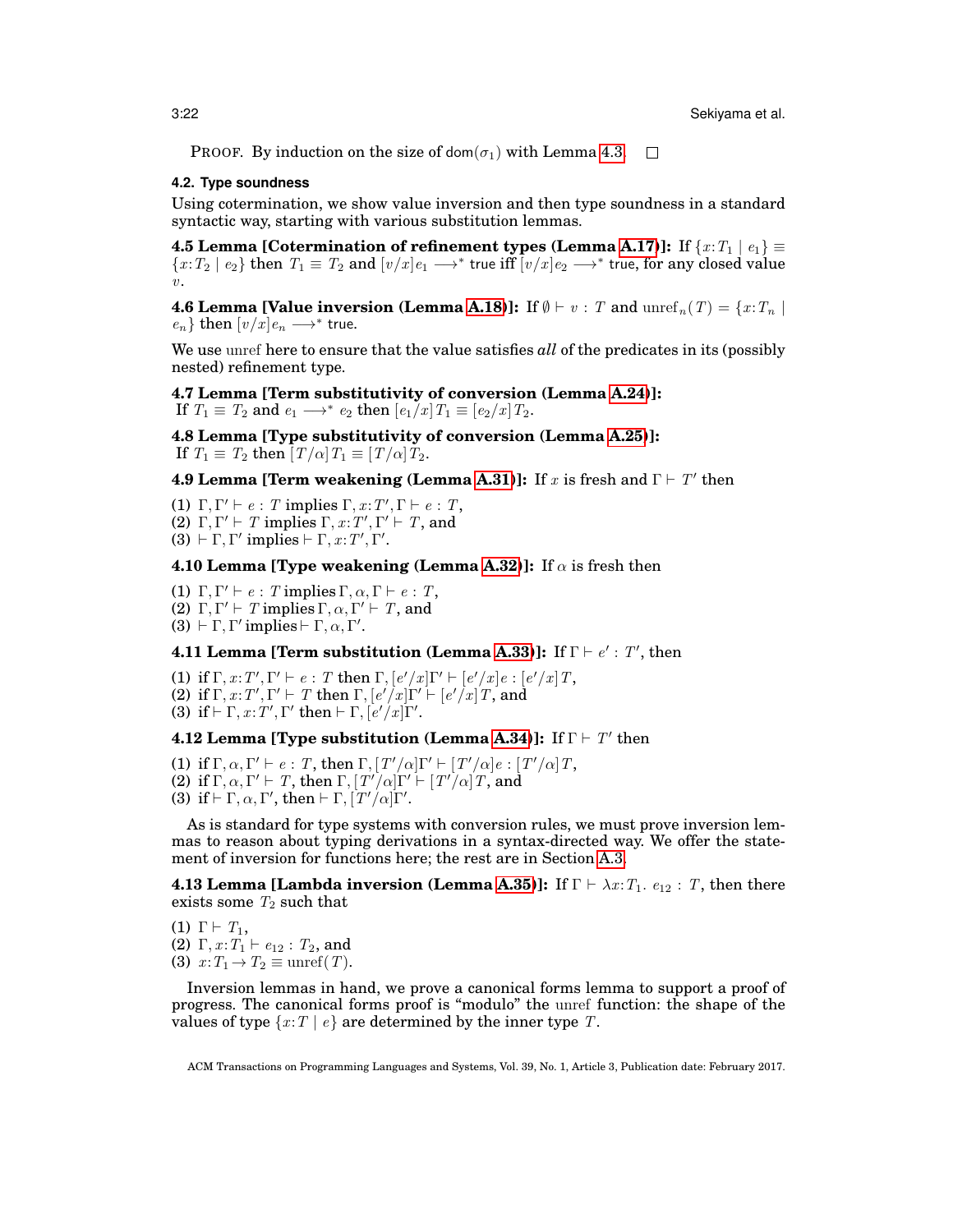PROOF. By induction on the size of $\mathsf{dom}(\sigma_1)$ with Lemma 4.3. □

### 4.2. Type soundness

Using cotermination, we show value inversion and then type soundness in a standard syntactic way, starting with various substitution lemmas.

**4.5 Lemma [Cotermination of refinement types (Lemma A.17)]:** If $\{x{:}T_1 \mid e_1\} \equiv \{x{:}T_2 \mid e_2\}$ then $T_1 \equiv T_2$ and $[v/x]e_1 \longrightarrow^* \mathsf{true}$ iff $[v/x]e_2 \longrightarrow^* \mathsf{true}$, for any closed value $v$.

**4.6 Lemma [Value inversion (Lemma A.18)]:** If $\emptyset \vdash v : T$ and $\mathrm{unref}_n(T) = \{x{:}T_n \mid e_n\}$ then $[v/x]e_n \longrightarrow^* \mathsf{true}$.

We use unref here to ensure that the value satisfies *all* of the predicates in its (possibly nested) refinement type.

**4.7 Lemma [Term substitutivity of conversion (Lemma A.24)]:** If $T_1 \equiv T_2$ and $e_1 \longrightarrow^* e_2$ then $[e_1/x]T_1 \equiv [e_2/x]T_2$.

**4.8 Lemma [Type substitutivity of conversion (Lemma A.25)]:** If $T_1 \equiv T_2$ then $[T/\alpha]T_1 \equiv [T/\alpha]T_2$.

**4.9 Lemma [Term weakening (Lemma A.31)]:** If $x$ is fresh and $\Gamma \vdash T'$ then

(1) $\Gamma, \Gamma' \vdash e : T$ implies $\Gamma, x{:}T', \Gamma \vdash e : T$,
(2) $\Gamma, \Gamma' \vdash T$ implies $\Gamma, x{:}T', \Gamma' \vdash T$, and
(3) $\vdash \Gamma, \Gamma'$ implies $\vdash \Gamma, x{:}T', \Gamma'$.

**4.10 Lemma [Type weakening (Lemma A.32)]:** If $\alpha$ is fresh then

(1) $\Gamma, \Gamma' \vdash e : T$ implies $\Gamma, \alpha, \Gamma \vdash e : T$,
(2) $\Gamma, \Gamma' \vdash T$ implies $\Gamma, \alpha, \Gamma' \vdash T$, and
(3) $\vdash \Gamma, \Gamma'$ implies $\vdash \Gamma, \alpha, \Gamma'$.

**4.11 Lemma [Term substitution (Lemma A.33)]:** If $\Gamma \vdash e' : T'$, then

(1) if $\Gamma, x{:}T', \Gamma' \vdash e : T$ then $\Gamma, [e'/x]\Gamma' \vdash [e'/x]e : [e'/x]T$,
(2) if $\Gamma, x{:}T', \Gamma' \vdash T$ then $\Gamma, [e'/x]\Gamma' \vdash [e'/x]T$, and
(3) if $\vdash \Gamma, x{:}T', \Gamma'$ then $\vdash \Gamma, [e'/x]\Gamma'$.

**4.12 Lemma [Type substitution (Lemma A.34)]:** If $\Gamma \vdash T'$ then

(1) if $\Gamma, \alpha, \Gamma' \vdash e : T$, then $\Gamma, [T'/\alpha]\Gamma' \vdash [T'/\alpha]e : [T'/\alpha]T$,
(2) if $\Gamma, \alpha, \Gamma' \vdash T$, then $\Gamma, [T'/\alpha]\Gamma' \vdash [T'/\alpha]T$, and
(3) if $\vdash \Gamma, \alpha, \Gamma'$, then $\vdash \Gamma, [T'/\alpha]\Gamma'$.

As is standard for type systems with conversion rules, we must prove inversion lemmas to reason about typing derivations in a syntax-directed way. We offer the statement of inversion for functions here; the rest are in Section A.3.

**4.13 Lemma [Lambda inversion (Lemma A.35)]:** If $\Gamma \vdash \lambda x{:}T_1.\ e_{12} : T$, then there exists some $T_2$ such that

(1) $\Gamma \vdash T_1$,
(2) $\Gamma, x{:}T_1 \vdash e_{12} : T_2$, and
(3) $x{:}T_1 \to T_2 \equiv \mathrm{unref}(T)$.

Inversion lemmas in hand, we prove a canonical forms lemma to support a proof of progress. The canonical forms proof is "modulo" the unref function: the shape of the values of type $\{x{:}T \mid e\}$ are determined by the inner type $T$.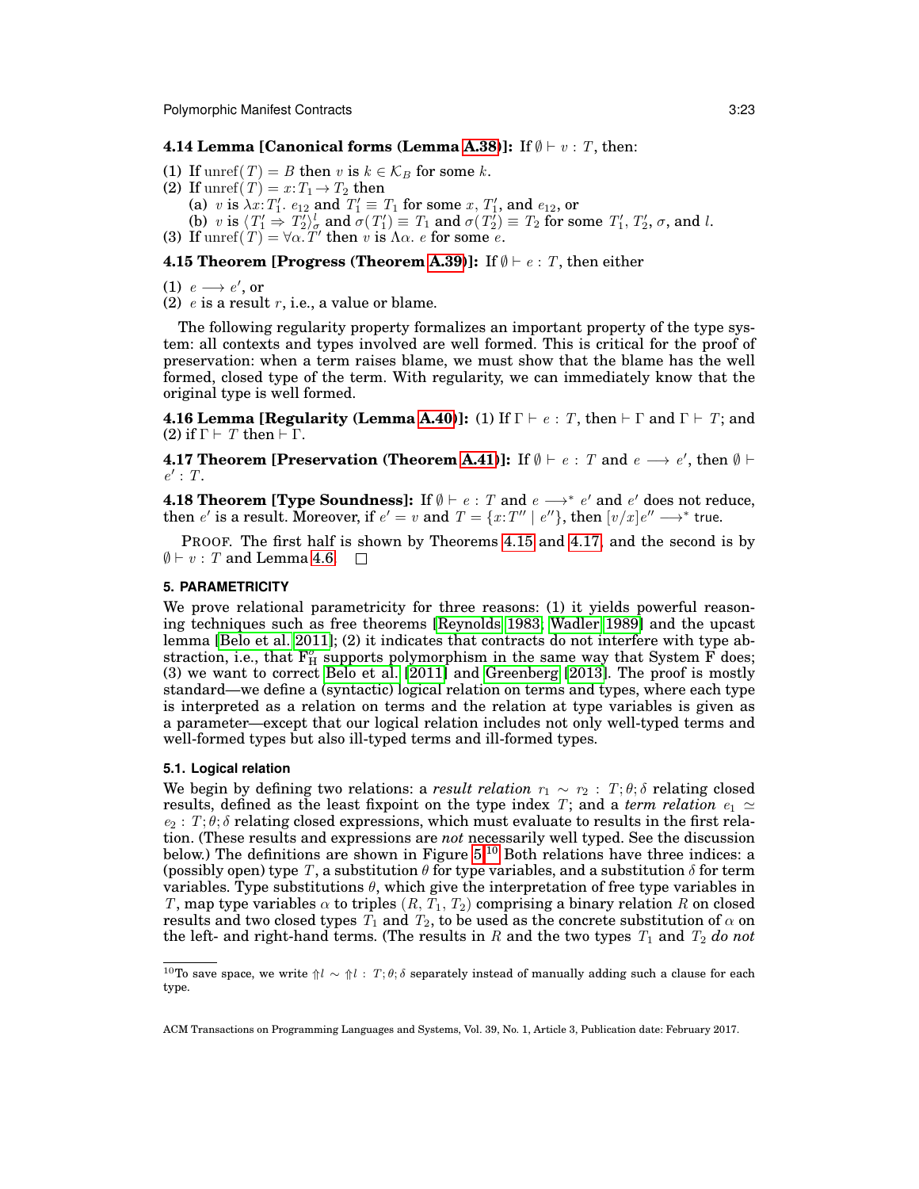**4.14 Lemma [Canonical forms (Lemma A.38)]:** If $\emptyset \vdash v : T$, then:

(1) If $\mathrm{unref}(T) = B$ then $v$ is $k \in \mathcal{K}_B$ for some $k$.
(2) If $\mathrm{unref}(T) = x\!:\!T_1 \to T_2$ then
  (a) $v$ is $\lambda x\!:\!T_1'.\ e_{12}$ and $T_1' \equiv T_1$ for some $x$, $T_1'$, and $e_{12}$, or
  (b) $v$ is $\langle T_1' \Rightarrow T_2' \rangle_\sigma^l$ and $\sigma(T_1') \equiv T_1$ and $\sigma(T_2') \equiv T_2$ for some $T_1'$, $T_2'$, $\sigma$, and $l$.
(3) If $\mathrm{unref}(T) = \forall \alpha.\, T'$ then $v$ is $\Lambda \alpha.\ e$ for some $e$.

**4.15 Theorem [Progress (Theorem A.39)]:** If $\emptyset \vdash e : T$, then either

(1) $e \longrightarrow e'$, or
(2) $e$ is a result $r$, i.e., a value or blame.

The following regularity property formalizes an important property of the type system: all contexts and types involved are well formed. This is critical for the proof of preservation: when a term raises blame, we must show that the blame has the well formed, closed type of the term. With regularity, we can immediately know that the original type is well formed.

**4.16 Lemma [Regularity (Lemma A.40)]:** (1) If $\Gamma \vdash e : T$, then $\vdash \Gamma$ and $\Gamma \vdash T$; and (2) if $\Gamma \vdash T$ then $\vdash \Gamma$.

**4.17 Theorem [Preservation (Theorem A.41)]:** If $\emptyset \vdash e : T$ and $e \longrightarrow e'$, then $\emptyset \vdash e' : T$.

**4.18 Theorem [Type Soundness]:** If $\emptyset \vdash e : T$ and $e \longrightarrow^* e'$ and $e'$ does not reduce, then $e'$ is a result. Moreover, if $e' = v$ and $T = \{x\!:\!T'' \mid e''\}$, then $[v/x]e'' \longrightarrow^* \mathsf{true}$.

PROOF. The first half is shown by Theorems 4.15 and 4.17, and the second is by $\emptyset \vdash v : T$ and Lemma 4.6. $\square$

## 5. PARAMETRICITY

We prove relational parametricity for three reasons: (1) it yields powerful reasoning techniques such as free theorems [Reynolds 1983; Wadler 1989] and the upcast lemma [Belo et al. 2011]; (2) it indicates that contracts do not interfere with type abstraction, i.e., that $\mathrm{F}_\mathrm{H}^\sigma$ supports polymorphism in the same way that System F does; (3) we want to correct Belo et al. [2011] and Greenberg [2013]. The proof is mostly standard—we define a (syntactic) logical relation on terms and types, where each type is interpreted as a relation on terms and the relation at type variables is given as a parameter—except that our logical relation includes not only well-typed terms and well-formed types but also ill-typed terms and ill-formed types.

### 5.1. Logical relation

We begin by defining two relations: a *result relation* $r_1 \sim r_2 : T; \theta; \delta$ relating closed results, defined as the least fixpoint on the type index $T$; and a *term relation* $e_1 \simeq e_2 : T; \theta; \delta$ relating closed expressions, which must evaluate to results in the first relation. (These results and expressions are *not* necessarily well typed. See the discussion below.) The definitions are shown in Figure 5.[10] Both relations have three indices: a (possibly open) type $T$, a substitution $\theta$ for type variables, and a substitution $\delta$ for term variables. Type substitutions $\theta$, which give the interpretation of free type variables in $T$, map type variables $\alpha$ to triples $(R, T_1, T_2)$ comprising a binary relation $R$ on closed results and two closed types $T_1$ and $T_2$, to be used as the concrete substitution of $\alpha$ on the left- and right-hand terms. (The results in $R$ and the two types $T_1$ and $T_2$ *do not*

[10] To save space, we write $\Uparrow l \sim \Uparrow l : T; \theta; \delta$ separately instead of manually adding such a clause for each type.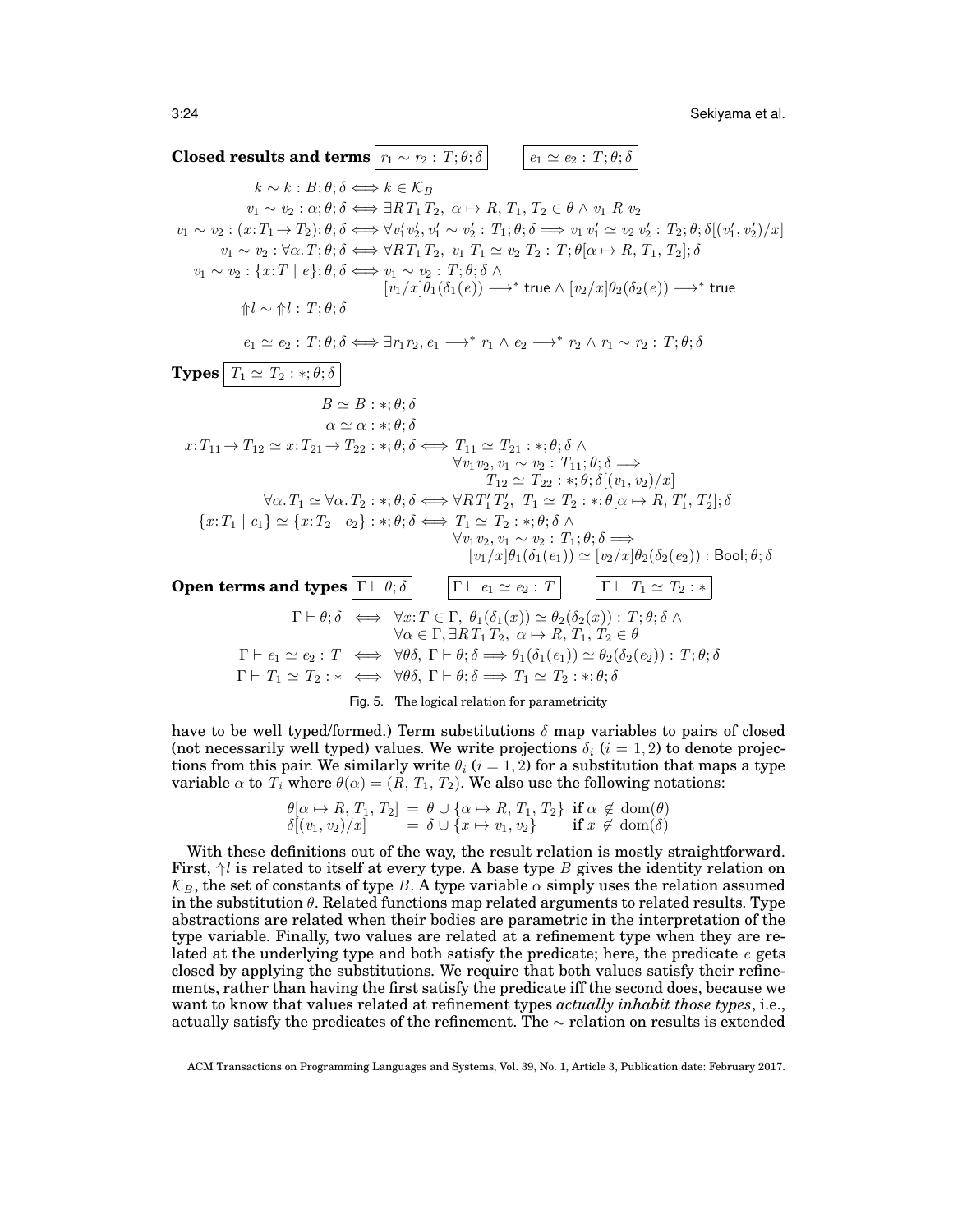**Closed results and terms** $\boxed{r_1 \sim r_2 : T; \theta; \delta}$ $\boxed{e_1 \simeq e_2 : T; \theta; \delta}$

$$
\begin{aligned}
k \sim k : B; \theta; \delta &\iff k \in \mathcal{K}_B \\
v_1 \sim v_2 : \alpha; \theta; \delta &\iff \exists R\, T_1\, T_2,\ \alpha \mapsto R, T_1, T_2 \in \theta \wedge v_1\ R\ v_2 \\
v_1 \sim v_2 : (x{:}T_1 \to T_2); \theta; \delta &\iff \forall v_1' v_2', v_1' \sim v_2' : T_1; \theta; \delta \Longrightarrow v_1\ v_1' \simeq v_2\ v_2' : T_2; \theta; \delta[(v_1', v_2')/x] \\
v_1 \sim v_2 : \forall \alpha. T; \theta; \delta &\iff \forall R\, T_1\, T_2,\ v_1\ T_1 \simeq v_2\ T_2 : T; \theta[\alpha \mapsto R, T_1, T_2]; \delta \\
v_1 \sim v_2 : \{x{:}T \mid e\}; \theta; \delta &\iff v_1 \sim v_2 : T; \theta; \delta \wedge \\
&\qquad [v_1/x]\theta_1(\delta_1(e)) \longrightarrow^* \mathsf{true} \wedge [v_2/x]\theta_2(\delta_2(e)) \longrightarrow^* \mathsf{true} \\
\Uparrow l \sim \Uparrow l : T; \theta; \delta & \\
e_1 \simeq e_2 : T; \theta; \delta &\iff \exists r_1 r_2, e_1 \longrightarrow^* r_1 \wedge e_2 \longrightarrow^* r_2 \wedge r_1 \sim r_2 : T; \theta; \delta
\end{aligned}
$$

**Types** $\boxed{T_1 \simeq T_2 : *; \theta; \delta}$

$$
\begin{aligned}
B \simeq B &: *; \theta; \delta \\
\alpha \simeq \alpha &: *; \theta; \delta \\
x{:}T_{11} \to T_{12} \simeq x{:}T_{21} \to T_{22} : *; \theta; \delta &\iff T_{11} \simeq T_{21} : *; \theta; \delta \wedge \\
&\qquad \forall v_1 v_2, v_1 \sim v_2 : T_{11}; \theta; \delta \Longrightarrow \\
&\qquad\quad T_{12} \simeq T_{22} : *; \theta; \delta[(v_1, v_2)/x] \\
\forall \alpha. T_1 \simeq \forall \alpha. T_2 : *; \theta; \delta &\iff \forall R\, T_1'\, T_2',\ T_1 \simeq T_2 : *; \theta[\alpha \mapsto R, T_1', T_2']; \delta \\
\{x{:}T_1 \mid e_1\} \simeq \{x{:}T_2 \mid e_2\} : *; \theta; \delta &\iff T_1 \simeq T_2 : *; \theta; \delta \wedge \\
&\qquad \forall v_1 v_2, v_1 \sim v_2 : T_1; \theta; \delta \Longrightarrow \\
&\qquad\quad [v_1/x]\theta_1(\delta_1(e_1)) \simeq [v_2/x]\theta_2(\delta_2(e_2)) : \mathsf{Bool}; \theta; \delta
\end{aligned}
$$

**Open terms and types** $\boxed{\Gamma \vdash \theta; \delta}$ $\boxed{\Gamma \vdash e_1 \simeq e_2 : T}$ $\boxed{\Gamma \vdash T_1 \simeq T_2 : *}$

$$
\begin{aligned}
\Gamma \vdash \theta; \delta &\iff \forall x{:}T \in \Gamma,\ \theta_1(\delta_1(x)) \simeq \theta_2(\delta_2(x)) : T; \theta; \delta \wedge \\
&\qquad \forall \alpha \in \Gamma, \exists R\, T_1\, T_2,\ \alpha \mapsto R, T_1, T_2 \in \theta \\
\Gamma \vdash e_1 \simeq e_2 : T &\iff \forall \theta \delta,\ \Gamma \vdash \theta; \delta \Longrightarrow \theta_1(\delta_1(e_1)) \simeq \theta_2(\delta_2(e_2)) : T; \theta; \delta \\
\Gamma \vdash T_1 \simeq T_2 : * &\iff \forall \theta \delta,\ \Gamma \vdash \theta; \delta \Longrightarrow T_1 \simeq T_2 : *; \theta; \delta
\end{aligned}
$$

Fig. 5. The logical relation for parametricity

have to be well typed/formed.) Term substitutions $\delta$ map variables to pairs of closed (not necessarily well typed) values. We write projections $\delta_i$ ($i = 1, 2$) to denote projections from this pair. We similarly write $\theta_i$ ($i = 1, 2$) for a substitution that maps a type variable $\alpha$ to $T_i$ where $\theta(\alpha) = (R, T_1, T_2)$. We also use the following notations:

$$
\begin{aligned}
\theta[\alpha \mapsto R, T_1, T_2] &= \theta \cup \{\alpha \mapsto R, T_1, T_2\} \text{ if } \alpha \notin \mathrm{dom}(\theta) \\
\delta[(v_1, v_2)/x] &= \delta \cup \{x \mapsto v_1, v_2\} \quad\ \text{ if } x \notin \mathrm{dom}(\delta)
\end{aligned}
$$

With these definitions out of the way, the result relation is mostly straightforward. First, $\Uparrow l$ is related to itself at every type. A base type $B$ gives the identity relation on $\mathcal{K}_B$, the set of constants of type $B$. A type variable $\alpha$ simply uses the relation assumed in the substitution $\theta$. Related functions map related arguments to related results. Type abstractions are related when their bodies are parametric in the interpretation of the type variable. Finally, two values are related at a refinement type when they are related at the underlying type and both satisfy the predicate; here, the predicate $e$ gets closed by applying the substitutions. We require that both values satisfy their refinements, rather than having the first satisfy the predicate iff the second does, because we want to know that values related at refinement types *actually inhabit those types*, i.e., actually satisfy the predicates of the refinement. The $\sim$ relation on results is extended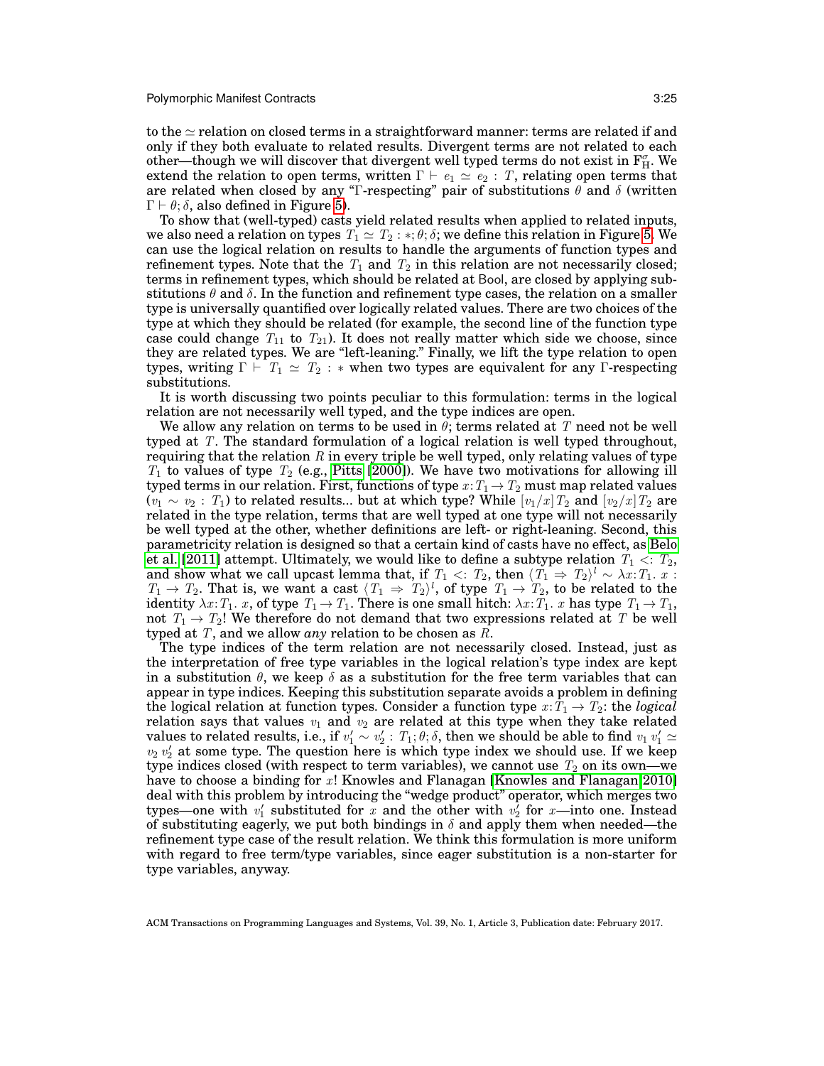to the $\simeq$ relation on closed terms in a straightforward manner: terms are related if and only if they both evaluate to related results. Divergent terms are not related to each other—though we will discover that divergent well typed terms do not exist in $\mathrm{F}_{\mathrm{H}}^{\sigma}$. We extend the relation to open terms, written $\Gamma \vdash e_1 \simeq e_2 : T$, relating open terms that are related when closed by any "Γ-respecting" pair of substitutions $\theta$ and $\delta$ (written $\Gamma \vdash \theta; \delta$, also defined in Figure 5).

To show that (well-typed) casts yield related results when applied to related inputs, we also need a relation on types $T_1 \simeq T_2 : *; \theta; \delta$; we define this relation in Figure 5. We can use the logical relation on results to handle the arguments of function types and refinement types. Note that the $T_1$ and $T_2$ in this relation are not necessarily closed; terms in refinement types, which should be related at Bool, are closed by applying substitutions $\theta$ and $\delta$. In the function and refinement type cases, the relation on a smaller type is universally quantified over logically related values. There are two choices of the type at which they should be related (for example, the second line of the function type case could change $T_{11}$ to $T_{21}$). It does not really matter which side we choose, since they are related types. We are "left-leaning." Finally, we lift the type relation to open types, writing $\Gamma \vdash T_1 \simeq T_2 : *$ when two types are equivalent for any Γ-respecting substitutions.

It is worth discussing two points peculiar to this formulation: terms in the logical relation are not necessarily well typed, and the type indices are open.

We allow any relation on terms to be used in $\theta$; terms related at $T$ need not be well typed at $T$. The standard formulation of a logical relation is well typed throughout, requiring that the relation $R$ in every triple be well typed, only relating values of type $T_1$ to values of type $T_2$ (e.g., Pitts [2000]). We have two motivations for allowing ill typed terms in our relation. First, functions of type $x{:}T_1 \to T_2$ must map related values ($v_1 \sim v_2 : T_1$) to related results... but at which type? While $[v_1/x]T_2$ and $[v_2/x]T_2$ are related in the type relation, terms that are well typed at one type will not necessarily be well typed at the other, whether definitions are left- or right-leaning. Second, this parametricity relation is designed so that a certain kind of casts have no effect, as Belo et al. [2011] attempt. Ultimately, we would like to define a subtype relation $T_1 <: T_2$, and show what we call upcast lemma that, if $T_1 <: T_2$, then $\langle T_1 \Rightarrow T_2 \rangle^l \sim \lambda x{:}T_1.\ x : T_1 \to T_2$. That is, we want a cast $\langle T_1 \Rightarrow T_2 \rangle^l$, of type $T_1 \to T_2$, to be related to the identity $\lambda x{:}T_1.\ x$, of type $T_1 \to T_1$. There is one small hitch: $\lambda x{:}T_1.\ x$ has type $T_1 \to T_1$, not $T_1 \to T_2$! We therefore do not demand that two expressions related at $T$ be well typed at $T$, and we allow *any* relation to be chosen as $R$.

The type indices of the term relation are not necessarily closed. Instead, just as the interpretation of free type variables in the logical relation's type index are kept in a substitution $\theta$, we keep $\delta$ as a substitution for the free term variables that can appear in type indices. Keeping this substitution separate avoids a problem in defining the logical relation at function types. Consider a function type $x{:}T_1 \to T_2$: the *logical* relation says that values $v_1$ and $v_2$ are related at this type when they take related values to related results, i.e., if $v_1' \sim v_2' : T_1; \theta; \delta$, then we should be able to find $v_1\, v_1' \simeq v_2\, v_2'$ at some type. The question here is which type index we should use. If we keep type indices closed (with respect to term variables), we cannot use $T_2$ on its own—we have to choose a binding for $x$! Knowles and Flanagan [Knowles and Flanagan 2010] deal with this problem by introducing the "wedge product" operator, which merges two types—one with $v_1'$ substituted for $x$ and the other with $v_2'$ for $x$—into one. Instead of substituting eagerly, we put both bindings in $\delta$ and apply them when needed—the refinement type case of the result relation. We think this formulation is more uniform with regard to free term/type variables, since eager substitution is a non-starter for type variables, anyway.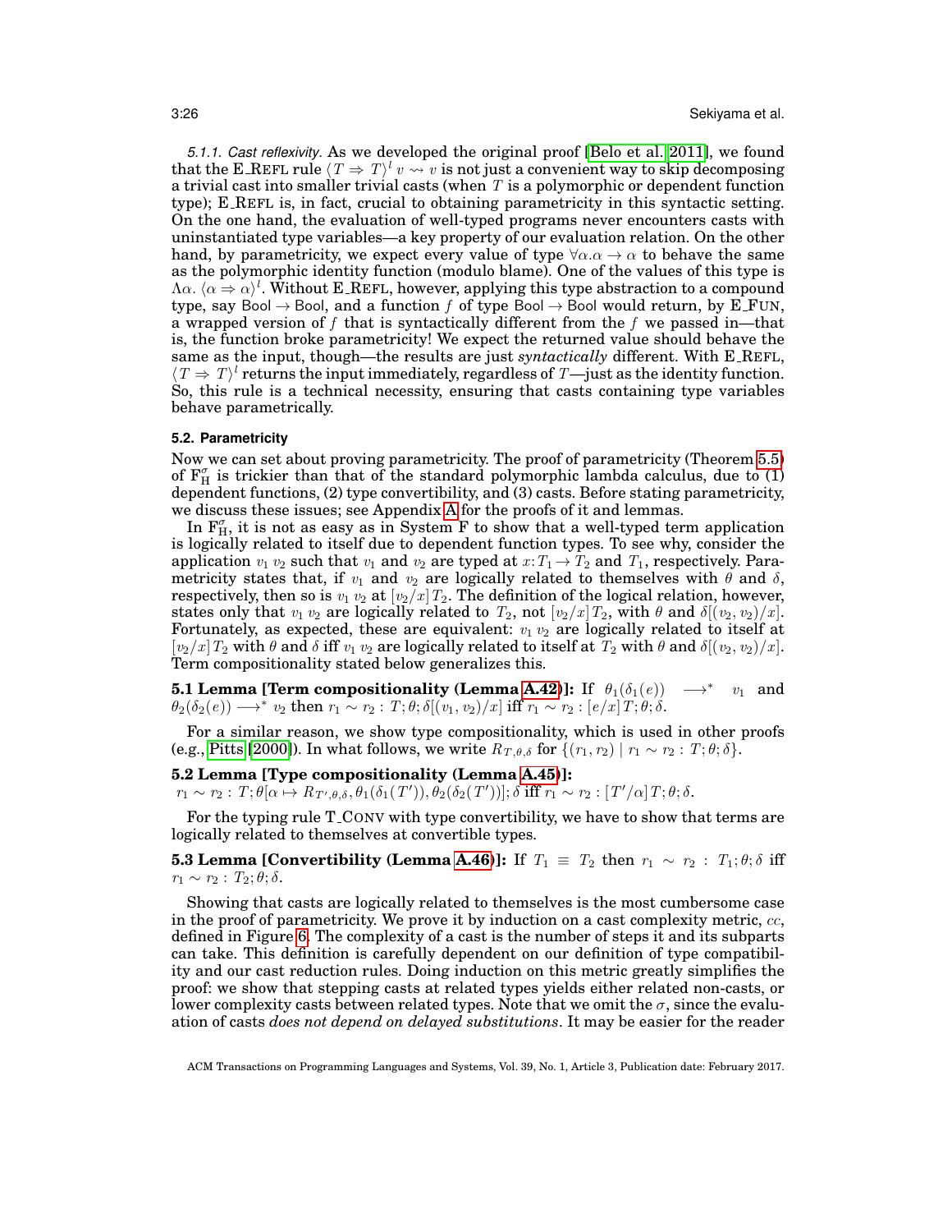*5.1.1. Cast reflexivity.* As we developed the original proof [Belo et al. 2011], we found that the E_REFL rule $\langle T \Rightarrow T\rangle^l\, v \rightsquigarrow v$ is not just a convenient way to skip decomposing a trivial cast into smaller trivial casts (when $T$ is a polymorphic or dependent function type); E_REFL is, in fact, crucial to obtaining parametricity in this syntactic setting. On the one hand, the evaluation of well-typed programs never encounters casts with uninstantiated type variables—a key property of our evaluation relation. On the other hand, by parametricity, we expect every value of type $\forall\alpha.\alpha \to \alpha$ to behave the same as the polymorphic identity function (modulo blame). One of the values of this type is $\Lambda\alpha.\ \langle \alpha \Rightarrow \alpha\rangle^l$. Without E_REFL, however, applying this type abstraction to a compound type, say $\mathsf{Bool} \to \mathsf{Bool}$, and a function $f$ of type $\mathsf{Bool} \to \mathsf{Bool}$ would return, by E_FUN, a wrapped version of $f$ that is syntactically different from the $f$ we passed in—that is, the function broke parametricity! We expect the returned value should behave the same as the input, though—the results are just *syntactically* different. With E_REFL, $\langle T \Rightarrow T\rangle^l$ returns the input immediately, regardless of $T$—just as the identity function. So, this rule is a technical necessity, ensuring that casts containing type variables behave parametrically.

### 5.2. Parametricity

Now we can set about proving parametricity. The proof of parametricity (Theorem 5.5) of $\mathrm{F}_{\mathrm{H}}^{\sigma}$ is trickier than that of the standard polymorphic lambda calculus, due to (1) dependent functions, (2) type convertibility, and (3) casts. Before stating parametricity, we discuss these issues; see Appendix A for the proofs of it and lemmas.

In $\mathrm{F}_{\mathrm{H}}^{\sigma}$, it is not as easy as in System F to show that a well-typed term application is logically related to itself due to dependent function types. To see why, consider the application $v_1\ v_2$ such that $v_1$ and $v_2$ are typed at $x{:}T_1 \to T_2$ and $T_1$, respectively. Parametricity states that, if $v_1$ and $v_2$ are logically related to themselves with $\theta$ and $\delta$, respectively, then so is $v_1\ v_2$ at $[v_2/x]\,T_2$. The definition of the logical relation, however, states only that $v_1\ v_2$ are logically related to $T_2$, not $[v_2/x]\,T_2$, with $\theta$ and $\delta[(v_2, v_2)/x]$. Fortunately, as expected, these are equivalent: $v_1\ v_2$ are logically related to itself at $[v_2/x]\,T_2$ with $\theta$ and $\delta$ iff $v_1\ v_2$ are logically related to itself at $T_2$ with $\theta$ and $\delta[(v_2, v_2)/x]$. Term compositionality stated below generalizes this.

**5.1 Lemma [Term compositionality (Lemma A.42)]:** If $\theta_1(\delta_1(e)) \longrightarrow^* v_1$ and $\theta_2(\delta_2(e)) \longrightarrow^* v_2$ then $r_1 \sim r_2 : T; \theta; \delta[(v_1, v_2)/x]$ iff $r_1 \sim r_2 : [e/x]\,T; \theta; \delta$.

For a similar reason, we show type compositionality, which is used in other proofs (e.g., Pitts [2000]). In what follows, we write $R_{T,\theta,\delta}$ for $\{(r_1, r_2) \mid r_1 \sim r_2 : T; \theta; \delta\}$.

**5.2 Lemma [Type compositionality (Lemma A.45)]:**
$r_1 \sim r_2 : T; \theta[\alpha \mapsto R_{T',\theta,\delta}, \theta_1(\delta_1(T')), \theta_2(\delta_2(T'))]; \delta$ iff $r_1 \sim r_2 : [T'/\alpha]\,T; \theta; \delta$.

For the typing rule T_CONV with type convertibility, we have to show that terms are logically related to themselves at convertible types.

**5.3 Lemma [Convertibility (Lemma A.46)]:** If $T_1 \equiv T_2$ then $r_1 \sim r_2 : T_1; \theta; \delta$ iff $r_1 \sim r_2 : T_2; \theta; \delta$.

Showing that casts are logically related to themselves is the most cumbersome case in the proof of parametricity. We prove it by induction on a cast complexity metric, $cc$, defined in Figure 6. The complexity of a cast is the number of steps it and its subparts can take. This definition is carefully dependent on our definition of type compatibility and our cast reduction rules. Doing induction on this metric greatly simplifies the proof: we show that stepping casts at related types yields either related non-casts, or lower complexity casts between related types. Note that we omit the $\sigma$, since the evaluation of casts *does not depend on delayed substitutions*. It may be easier for the reader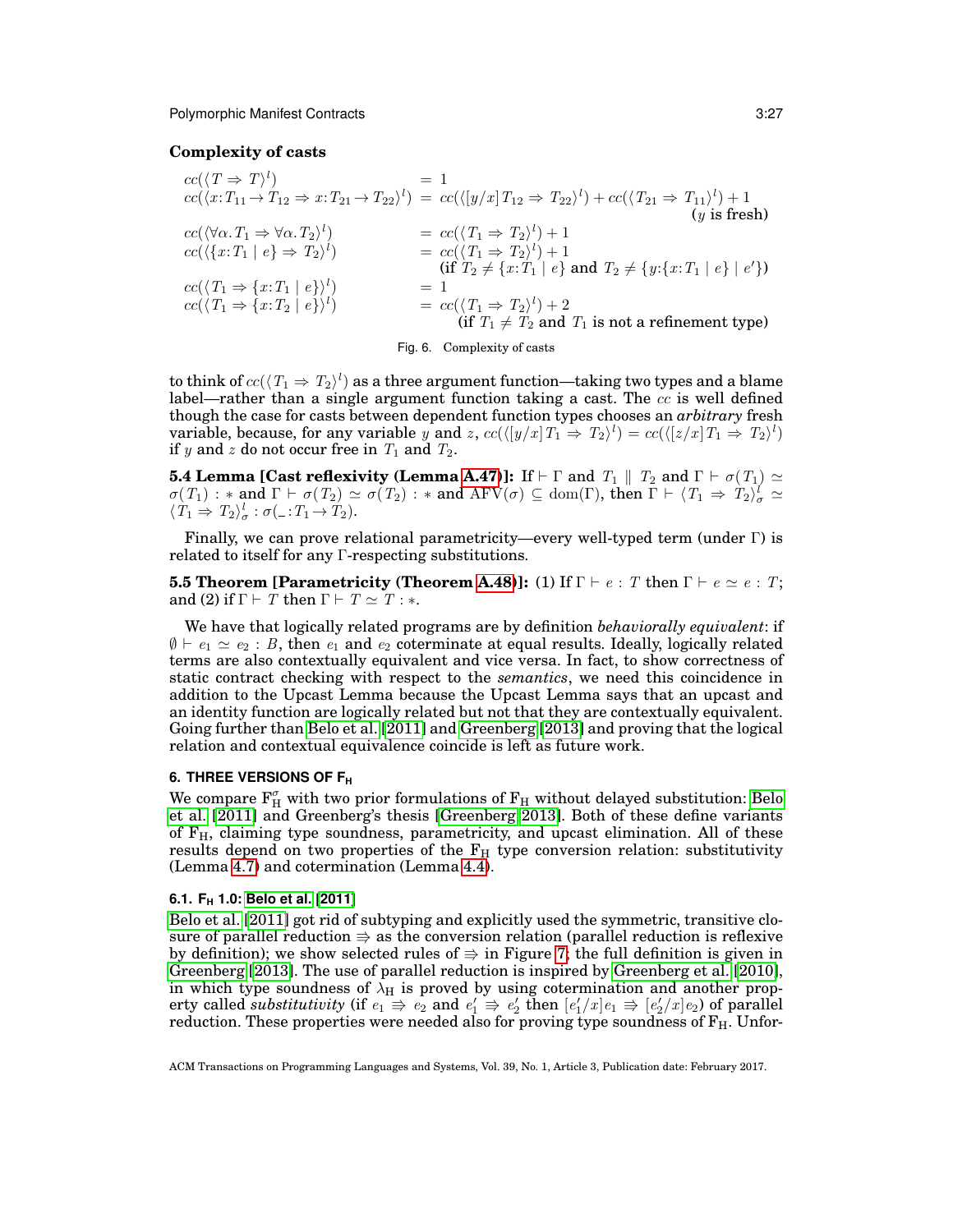**Complexity of casts**

$$
\begin{array}{lll}
cc(\langle T \Rightarrow T \rangle^l) & = & 1 \\
cc(\langle x{:}T_{11} \to T_{12} \Rightarrow x{:}T_{21} \to T_{22} \rangle^l) & = & cc(\langle [y/x]\,T_{12} \Rightarrow T_{22} \rangle^l) + cc(\langle T_{21} \Rightarrow T_{11} \rangle^l) + 1 \\
 & & \hfill (y \text{ is fresh}) \\
cc(\langle \forall \alpha.\,T_1 \Rightarrow \forall \alpha.\,T_2 \rangle^l) & = & cc(\langle T_1 \Rightarrow T_2 \rangle^l) + 1 \\
cc(\langle \{x{:}T_1 \mid e\} \Rightarrow T_2 \rangle^l) & = & cc(\langle T_1 \Rightarrow T_2 \rangle^l) + 1 \\
 & & (\text{if } T_2 \neq \{x{:}T_1 \mid e\} \text{ and } T_2 \neq \{y{:}\{x{:}T_1 \mid e\} \mid e'\}) \\
cc(\langle T_1 \Rightarrow \{x{:}T_1 \mid e\} \rangle^l) & = & 1 \\
cc(\langle T_1 \Rightarrow \{x{:}T_2 \mid e\} \rangle^l) & = & cc(\langle T_1 \Rightarrow T_2 \rangle^l) + 2 \\
 & & (\text{if } T_1 \neq T_2 \text{ and } T_1 \text{ is not a refinement type})
\end{array}
$$

Fig. 6. Complexity of casts

to think of $cc(\langle T_1 \Rightarrow T_2 \rangle^l)$ as a three argument function—taking two types and a blame label—rather than a single argument function taking a cast. The $cc$ is well defined though the case for casts between dependent function types chooses an *arbitrary* fresh variable, because, for any variable $y$ and $z$, $cc(\langle [y/x]\,T_1 \Rightarrow T_2 \rangle^l) = cc(\langle [z/x]\,T_1 \Rightarrow T_2 \rangle^l)$ if $y$ and $z$ do not occur free in $T_1$ and $T_2$.

**5.4 Lemma [Cast reflexivity (Lemma A.47)]:** If $\vdash \Gamma$ and $T_1 \parallel T_2$ and $\Gamma \vdash \sigma(T_1) \simeq \sigma(T_1) : *$ and $\Gamma \vdash \sigma(T_2) \simeq \sigma(T_2) : *$ and $\mathrm{AFV}(\sigma) \subseteq \mathrm{dom}(\Gamma)$, then $\Gamma \vdash \langle T_1 \Rightarrow T_2 \rangle^l_\sigma \simeq \langle T_1 \Rightarrow T_2 \rangle^l_\sigma : \sigma(\_{:}T_1 \to T_2)$.

Finally, we can prove relational parametricity—every well-typed term (under $\Gamma$) is related to itself for any $\Gamma$-respecting substitutions.

**5.5 Theorem [Parametricity (Theorem A.48)]:** (1) If $\Gamma \vdash e : T$ then $\Gamma \vdash e \simeq e : T$; and (2) if $\Gamma \vdash T$ then $\Gamma \vdash T \simeq T : *$.

We have that logically related programs are by definition *behaviorally equivalent*: if $\emptyset \vdash e_1 \simeq e_2 : B$, then $e_1$ and $e_2$ coterminate at equal results. Ideally, logically related terms are also contextually equivalent and vice versa. In fact, to show correctness of static contract checking with respect to the *semantics*, we need this coincidence in addition to the Upcast Lemma because the Upcast Lemma says that an upcast and an identity function are logically related but not that they are contextually equivalent. Going further than Belo et al. [2011] and Greenberg [2013] and proving that the logical relation and contextual equivalence coincide is left as future work.

## 6. THREE VERSIONS OF F$_\mathrm{H}$

We compare $\mathrm{F}_\mathrm{H}^\sigma$ with two prior formulations of $\mathrm{F}_\mathrm{H}$ without delayed substitution: Belo et al. [2011] and Greenberg's thesis [Greenberg 2013]. Both of these define variants of $\mathrm{F}_\mathrm{H}$, claiming type soundness, parametricity, and upcast elimination. All of these results depend on two properties of the $\mathrm{F}_\mathrm{H}$ type conversion relation: substitutivity (Lemma 4.7) and cotermination (Lemma 4.4).

### 6.1. F$_\mathrm{H}$ 1.0: Belo et al. [2011]

Belo et al. [2011] got rid of subtyping and explicitly used the symmetric, transitive closure of parallel reduction $\Rrightarrow$ as the conversion relation (parallel reduction is reflexive by definition); we show selected rules of $\Rrightarrow$ in Figure 7; the full definition is given in Greenberg [2013]. The use of parallel reduction is inspired by Greenberg et al. [2010], in which type soundness of $\lambda_\mathrm{H}$ is proved by using cotermination and another property called *substitutivity* (if $e_1 \Rrightarrow e_2$ and $e'_1 \Rrightarrow e'_2$ then $[e'_1/x]e_1 \Rrightarrow [e'_2/x]e_2$) of parallel reduction. These properties were needed also for proving type soundness of $\mathrm{F}_\mathrm{H}$. Unfor-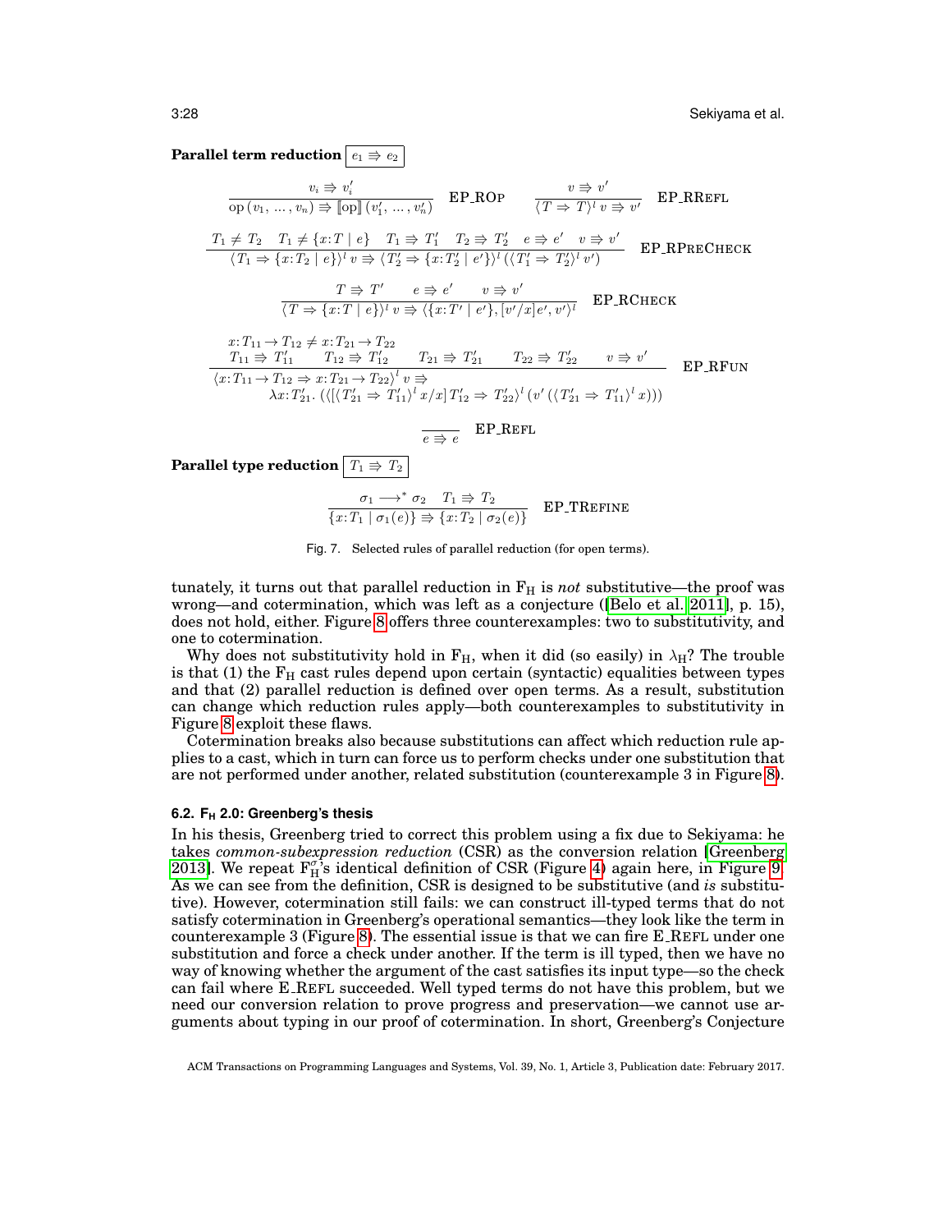**Parallel term reduction** $\boxed{e_1 \Rrightarrow e_2}$

$$\frac{v_i \Rrightarrow v_i'}{\mathrm{op}\,(v_1,\,\ldots,\,v_n) \Rrightarrow [\![\mathrm{op}]\!]\,(v_1',\,\ldots,\,v_n')}\ \textsc{EP\_ROp} \qquad \frac{v \Rrightarrow v'}{\langle T \Rightarrow T \rangle^l\, v \Rrightarrow v'}\ \textsc{EP\_RRefl}$$

$$\frac{T_1 \neq T_2 \quad T_1 \neq \{x{:}T \mid e\} \quad T_1 \Rrightarrow T_1' \quad T_2 \Rrightarrow T_2' \quad e \Rrightarrow e' \quad v \Rrightarrow v'}{\langle T_1 \Rightarrow \{x{:}T_2 \mid e\} \rangle^l\, v \Rrightarrow \langle T_2' \Rightarrow \{x{:}T_2' \mid e'\} \rangle^l\, (\langle T_1' \Rightarrow T_2' \rangle^l\, v')}\ \textsc{EP\_RPreCheck}$$

$$\frac{T \Rrightarrow T' \qquad e \Rrightarrow e' \qquad v \Rrightarrow v'}{\langle T \Rightarrow \{x{:}T \mid e\} \rangle^l\, v \Rrightarrow \langle \{x{:}T' \mid e'\}, [v'/x]e', v' \rangle^l}\ \textsc{EP\_RCheck}$$

$$\frac{\begin{array}{c} x{:}T_{11} \to T_{12} \neq x{:}T_{21} \to T_{22} \\ T_{11} \Rrightarrow T_{11}' \qquad T_{12} \Rrightarrow T_{12}' \qquad T_{21} \Rrightarrow T_{21}' \qquad T_{22} \Rrightarrow T_{22}' \qquad v \Rrightarrow v' \end{array}}{\begin{array}{l} \langle x{:}T_{11} \to T_{12} \Rightarrow x{:}T_{21} \to T_{22} \rangle^l\, v \Rrightarrow \\ \qquad \lambda x{:}T_{21}'.\ (\langle [\langle T_{21}' \Rightarrow T_{11}' \rangle^l\, x/x]\, T_{12}' \Rightarrow T_{22}' \rangle^l\, (v'\, (\langle T_{21}' \Rightarrow T_{11}' \rangle^l\, x))) \end{array}}\ \textsc{EP\_RFun}$$

$$\frac{}{e \Rrightarrow e}\ \textsc{EP\_Refl}$$

**Parallel type reduction** $\boxed{T_1 \Rrightarrow T_2}$

$$\frac{\sigma_1 \longrightarrow^* \sigma_2 \quad T_1 \Rrightarrow T_2}{\{x{:}T_1 \mid \sigma_1(e)\} \Rrightarrow \{x{:}T_2 \mid \sigma_2(e)\}}\ \textsc{EP\_TRefine}$$

Fig. 7. Selected rules of parallel reduction (for open terms).

tunately, it turns out that parallel reduction in $F_H$ is *not* substitutive—the proof was wrong—and cotermination, which was left as a conjecture ([Belo et al. 2011], p. 15), does not hold, either. Figure 8 offers three counterexamples: two to substitutivity, and one to cotermination.

Why does not substitutivity hold in $F_H$, when it did (so easily) in $\lambda_H$? The trouble is that (1) the $F_H$ cast rules depend upon certain (syntactic) equalities between types and that (2) parallel reduction is defined over open terms. As a result, substitution can change which reduction rules apply—both counterexamples to substitutivity in Figure 8 exploit these flaws.

Cotermination breaks also because substitutions can affect which reduction rule applies to a cast, which in turn can force us to perform checks under one substitution that are not performed under another, related substitution (counterexample 3 in Figure 8).

### 6.2. $F_H$ 2.0: Greenberg's thesis

In his thesis, Greenberg tried to correct this problem using a fix due to Sekiyama: he takes *common-subexpression reduction* (CSR) as the conversion relation [Greenberg 2013]. We repeat $F_H^\sigma$'s identical definition of CSR (Figure 4) again here, in Figure 9. As we can see from the definition, CSR is designed to be substitutive (and *is* substitutive). However, cotermination still fails: we can construct ill-typed terms that do not satisfy cotermination in Greenberg's operational semantics—they look like the term in counterexample 3 (Figure 8). The essential issue is that we can fire E_Refl under one substitution and force a check under another. If the term is ill typed, then we have no way of knowing whether the argument of the cast satisfies its input type—so the check can fail where E_Refl succeeded. Well typed terms do not have this problem, but we need our conversion relation to prove progress and preservation—we cannot use arguments about typing in our proof of cotermination. In short, Greenberg's Conjecture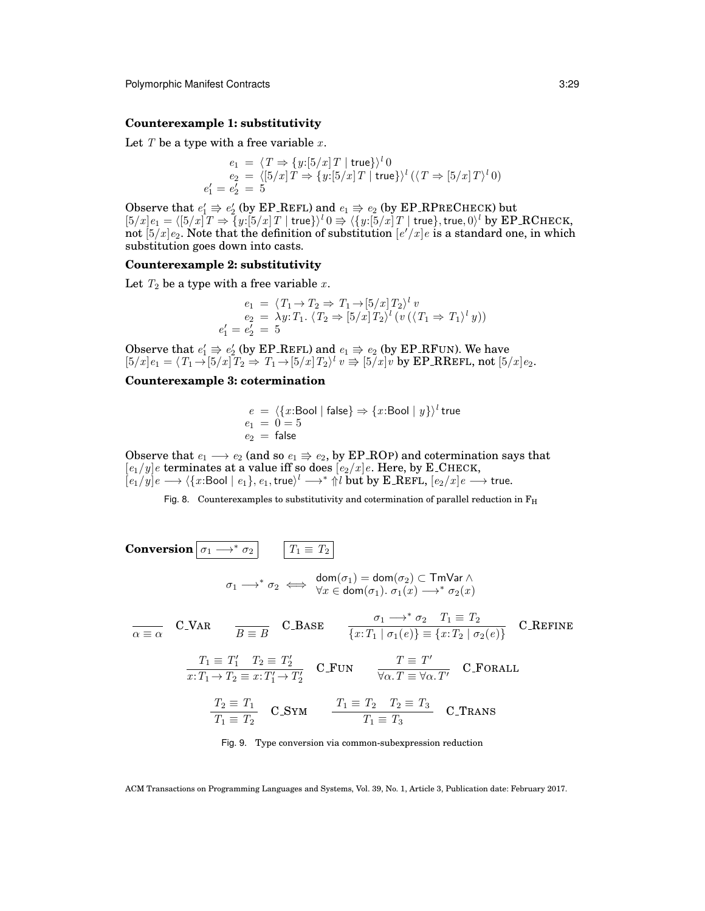**Counterexample 1: substitutivity**

Let $T$ be a type with a free variable $x$.

$$
\begin{aligned}
e_1 &= \langle T \Rightarrow \{y{:}[5/x]\,T \mid \mathsf{true}\}\rangle^l\, 0 \\
e_2 &= \langle [5/x]\,T \Rightarrow \{y{:}[5/x]\,T \mid \mathsf{true}\}\rangle^l\, (\langle T \Rightarrow [5/x]\,T\rangle^l\, 0) \\
e_1' = e_2' &= 5
\end{aligned}
$$

Observe that $e_1' \Rrightarrow e_2'$ (by EP_REFL) and $e_1 \Rrightarrow e_2$ (by EP_RPRECHECK) but $[5/x]e_1 = \langle [5/x]\,T \Rightarrow \{y{:}[5/x]\,T \mid \mathsf{true}\}\rangle^l\, 0 \Rrightarrow \langle \{y{:}[5/x]\,T \mid \mathsf{true}\}, \mathsf{true}, 0\rangle^l$ by EP_RCHECK, not $[5/x]e_2$. Note that the definition of substitution $[e'/x]e$ is a standard one, in which substitution goes down into casts.

**Counterexample 2: substitutivity**

Let $T_2$ be a type with a free variable $x$.

$$
\begin{aligned}
e_1 &= \langle T_1 \to T_2 \Rightarrow T_1 \to [5/x]\,T_2\rangle^l\, v \\
e_2 &= \lambda y{:}T_1.\ \langle T_2 \Rightarrow [5/x]\,T_2\rangle^l\, (v\, (\langle T_1 \Rightarrow T_1\rangle^l\, y)) \\
e_1' = e_2' &= 5
\end{aligned}
$$

Observe that $e_1' \Rrightarrow e_2'$ (by EP_REFL) and $e_1 \Rrightarrow e_2$ (by EP_RFUN). We have $[5/x]e_1 = \langle T_1 \to [5/x]\,T_2 \Rightarrow T_1 \to [5/x]\,T_2\rangle^l\, v \Rrightarrow [5/x]v$ by EP_RREFL, not $[5/x]e_2$.

**Counterexample 3: cotermination**

$$
\begin{aligned}
e &= \langle \{x{:}\mathsf{Bool} \mid \mathsf{false}\} \Rightarrow \{x{:}\mathsf{Bool} \mid y\}\rangle^l\, \mathsf{true} \\
e_1 &= 0 = 5 \\
e_2 &= \mathsf{false}
\end{aligned}
$$

Observe that $e_1 \longrightarrow e_2$ (and so $e_1 \Rrightarrow e_2$, by EP_ROP) and cotermination says that $[e_1/y]e$ terminates at a value iff so does $[e_2/x]e$. Here, by E_CHECK, $[e_1/y]e \longrightarrow \langle \{x{:}\mathsf{Bool} \mid e_1\}, e_1, \mathsf{true}\rangle^l \longrightarrow^* \Uparrow l$ but by E_REFL, $[e_2/x]e \longrightarrow \mathsf{true}$.

Fig. 8. Counterexamples to substitutivity and cotermination of parallel reduction in $F_H$

**Conversion** $\boxed{\sigma_1 \longrightarrow^* \sigma_2}$ $\boxed{T_1 \equiv T_2}$

$$
\sigma_1 \longrightarrow^* \sigma_2 \iff \begin{array}{l} \mathsf{dom}(\sigma_1) = \mathsf{dom}(\sigma_2) \subset \mathsf{TmVar} \,\wedge \\ \forall x \in \mathsf{dom}(\sigma_1).\ \sigma_1(x) \longrightarrow^* \sigma_2(x) \end{array}
$$

$$
\frac{}{\alpha \equiv \alpha}\ \text{C\_VAR} \qquad \frac{}{B \equiv B}\ \text{C\_BASE} \qquad \frac{\sigma_1 \longrightarrow^* \sigma_2 \quad T_1 \equiv T_2}{\{x{:}T_1 \mid \sigma_1(e)\} \equiv \{x{:}T_2 \mid \sigma_2(e)\}}\ \text{C\_REFINE}
$$

$$
\frac{T_1 \equiv T_1' \quad T_2 \equiv T_2'}{x{:}T_1 \to T_2 \equiv x{:}T_1' \to T_2'}\ \text{C\_FUN} \qquad \frac{T \equiv T'}{\forall\alpha.\,T \equiv \forall\alpha.\,T'}\ \text{C\_FORALL}
$$

$$
\frac{T_2 \equiv T_1}{T_1 \equiv T_2}\ \text{C\_SYM} \qquad \frac{T_1 \equiv T_2 \quad T_2 \equiv T_3}{T_1 \equiv T_3}\ \text{C\_TRANS}
$$

Fig. 9. Type conversion via common-subexpression reduction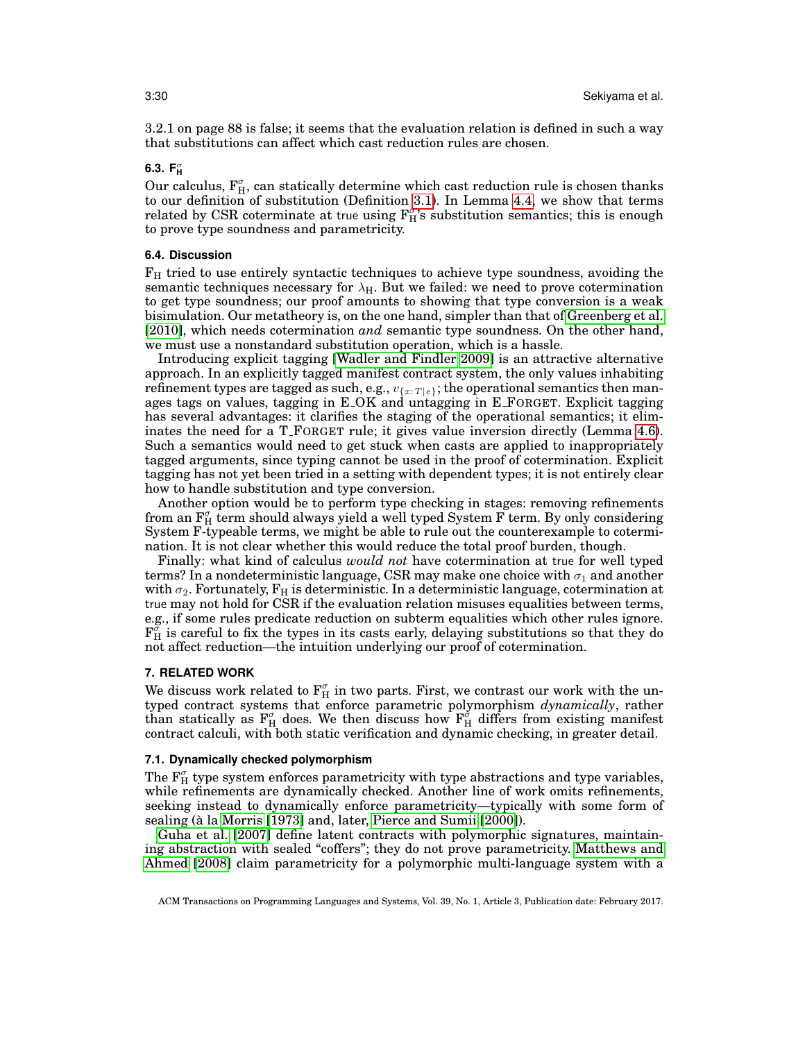3.2.1 on page 88 is false; it seems that the evaluation relation is defined in such a way that substitutions can affect which cast reduction rules are chosen.

### 6.3. $F_H^\sigma$

Our calculus, $F_H^\sigma$, can statically determine which cast reduction rule is chosen thanks to our definition of substitution (Definition 3.1). In Lemma 4.4, we show that terms related by CSR coterminate at true using $F_H^\sigma$'s substitution semantics; this is enough to prove type soundness and parametricity.

### 6.4. Discussion

$F_H$ tried to use entirely syntactic techniques to achieve type soundness, avoiding the semantic techniques necessary for $\lambda_H$. But we failed: we need to prove cotermination to get type soundness; our proof amounts to showing that type conversion is a weak bisimulation. Our metatheory is, on the one hand, simpler than that of Greenberg et al. [2010], which needs cotermination *and* semantic type soundness. On the other hand, we must use a nonstandard substitution operation, which is a hassle.

Introducing explicit tagging [Wadler and Findler 2009] is an attractive alternative approach. In an explicitly tagged manifest contract system, the only values inhabiting refinement types are tagged as such, e.g., $v_{\{x:T|e\}}$; the operational semantics then manages tags on values, tagging in E_OK and untagging in E_FORGET. Explicit tagging has several advantages: it clarifies the staging of the operational semantics; it eliminates the need for a T_FORGET rule; it gives value inversion directly (Lemma 4.6). Such a semantics would need to get stuck when casts are applied to inappropriately tagged arguments, since typing cannot be used in the proof of cotermination. Explicit tagging has not yet been tried in a setting with dependent types; it is not entirely clear how to handle substitution and type conversion.

Another option would be to perform type checking in stages: removing refinements from an $F_H^\sigma$ term should always yield a well typed System F term. By only considering System F-typeable terms, we might be able to rule out the counterexample to cotermination. It is not clear whether this would reduce the total proof burden, though.

Finally: what kind of calculus *would not* have cotermination at true for well typed terms? In a nondeterministic language, CSR may make one choice with $\sigma_1$ and another with $\sigma_2$. Fortunately, $F_H$ is deterministic. In a deterministic language, cotermination at true may not hold for CSR if the evaluation relation misuses equalities between terms, e.g., if some rules predicate reduction on subterm equalities which other rules ignore. $F_H^\sigma$ is careful to fix the types in its casts early, delaying substitutions so that they do not affect reduction—the intuition underlying our proof of cotermination.

## 7. RELATED WORK

We discuss work related to $F_H^\sigma$ in two parts. First, we contrast our work with the untyped contract systems that enforce parametric polymorphism *dynamically*, rather than statically as $F_H^\sigma$ does. We then discuss how $F_H^\sigma$ differs from existing manifest contract calculi, with both static verification and dynamic checking, in greater detail.

### 7.1. Dynamically checked polymorphism

The $F_H^\sigma$ type system enforces parametricity with type abstractions and type variables, while refinements are dynamically checked. Another line of work omits refinements, seeking instead to dynamically enforce parametricity—typically with some form of sealing (à la Morris [1973] and, later, Pierce and Sumii [2000]).

Guha et al. [2007] define latent contracts with polymorphic signatures, maintaining abstraction with sealed "coffers"; they do not prove parametricity. Matthews and Ahmed [2008] claim parametricity for a polymorphic multi-language system with a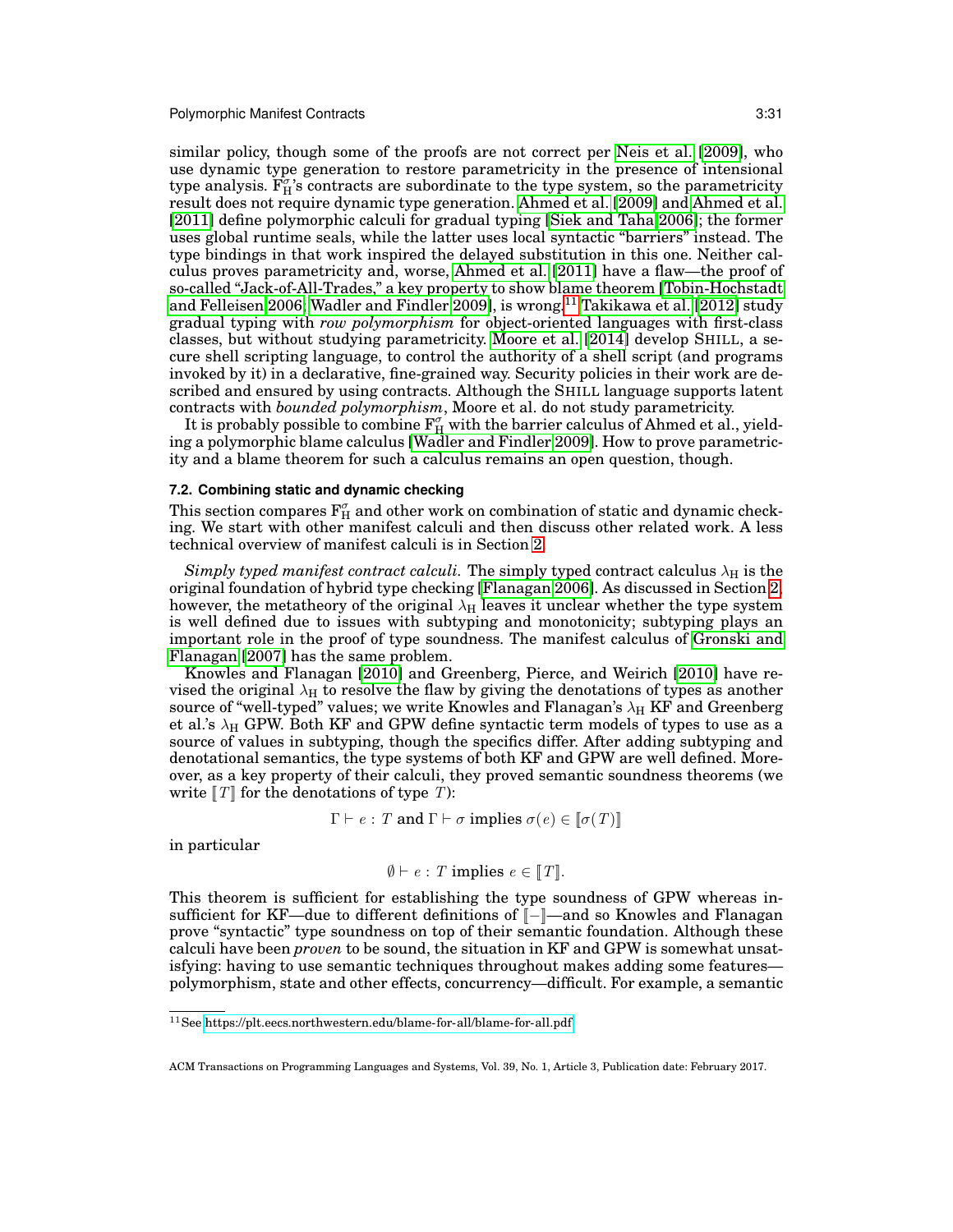similar policy, though some of the proofs are not correct per Neis et al. [2009], who use dynamic type generation to restore parametricity in the presence of intensional type analysis. $F_H^\sigma$'s contracts are subordinate to the type system, so the parametricity result does not require dynamic type generation. Ahmed et al. [2009] and Ahmed et al. [2011] define polymorphic calculi for gradual typing [Siek and Taha 2006]; the former uses global runtime seals, while the latter uses local syntactic "barriers" instead. The type bindings in that work inspired the delayed substitution in this one. Neither calculus proves parametricity and, worse, Ahmed et al. [2011] have a flaw—the proof of so-called "Jack-of-All-Trades," a key property to show blame theorem [Tobin-Hochstadt and Felleisen 2006; Wadler and Findler 2009], is wrong.[11] Takikawa et al. [2012] study gradual typing with *row polymorphism* for object-oriented languages with first-class classes, but without studying parametricity. Moore et al. [2014] develop SHILL, a secure shell scripting language, to control the authority of a shell script (and programs invoked by it) in a declarative, fine-grained way. Security policies in their work are described and ensured by using contracts. Although the SHILL language supports latent contracts with *bounded polymorphism*, Moore et al. do not study parametricity.

It is probably possible to combine $F_H^\sigma$ with the barrier calculus of Ahmed et al., yielding a polymorphic blame calculus [Wadler and Findler 2009]. How to prove parametricity and a blame theorem for such a calculus remains an open question, though.

### 7.2. Combining static and dynamic checking

This section compares $F_H^\sigma$ and other work on combination of static and dynamic checking. We start with other manifest calculi and then discuss other related work. A less technical overview of manifest calculi is in Section 2.

*Simply typed manifest contract calculi.* The simply typed contract calculus $\lambda_H$ is the original foundation of hybrid type checking [Flanagan 2006]. As discussed in Section 2, however, the metatheory of the original $\lambda_H$ leaves it unclear whether the type system is well defined due to issues with subtyping and monotonicity; subtyping plays an important role in the proof of type soundness. The manifest calculus of Gronski and Flanagan [2007] has the same problem.

Knowles and Flanagan [2010] and Greenberg, Pierce, and Weirich [2010] have revised the original $\lambda_H$ to resolve the flaw by giving the denotations of types as another source of "well-typed" values; we write Knowles and Flanagan's $\lambda_H$ KF and Greenberg et al.'s $\lambda_H$ GPW. Both KF and GPW define syntactic term models of types to use as a source of values in subtyping, though the specifics differ. After adding subtyping and denotational semantics, the type systems of both KF and GPW are well defined. Moreover, as a key property of their calculi, they proved semantic soundness theorems (we write $[\![T]\!]$ for the denotations of type $T$):

$$\Gamma \vdash e : T \text{ and } \Gamma \vdash \sigma \text{ implies } \sigma(e) \in [\![\sigma(T)]\!]$$

in particular

$$\emptyset \vdash e : T \text{ implies } e \in [\![T]\!].$$

This theorem is sufficient for establishing the type soundness of GPW whereas insufficient for KF—due to different definitions of $[\![-]\!]$—and so Knowles and Flanagan prove "syntactic" type soundness on top of their semantic foundation. Although these calculi have been *proven* to be sound, the situation in KF and GPW is somewhat unsatisfying: having to use semantic techniques throughout makes adding some features—polymorphism, state and other effects, concurrency—difficult. For example, a semantic

[11] See https://plt.eecs.northwestern.edu/blame-for-all/blame-for-all.pdf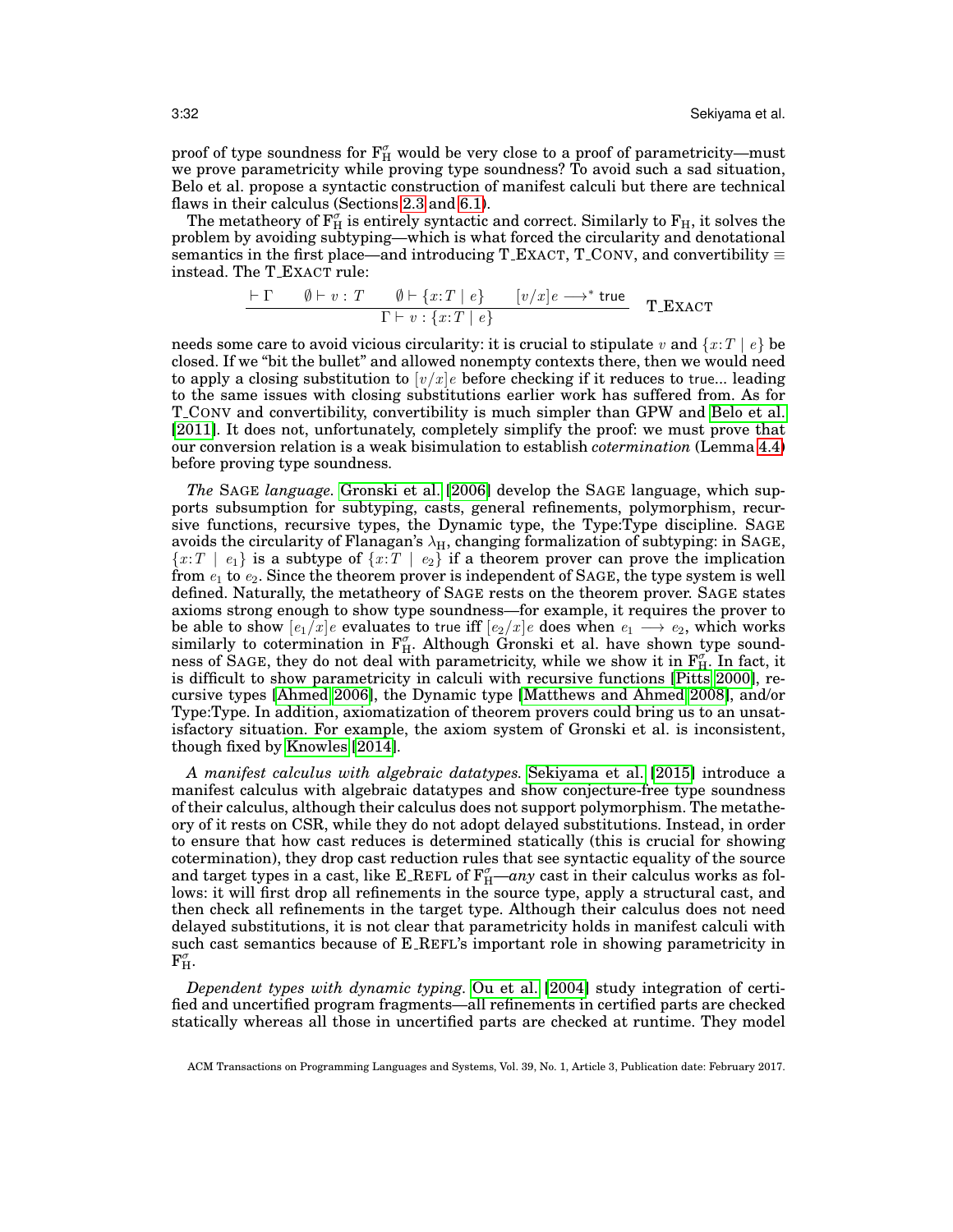proof of type soundness for $F_H^\sigma$ would be very close to a proof of parametricity—must we prove parametricity while proving type soundness? To avoid such a sad situation, Belo et al. propose a syntactic construction of manifest calculi but there are technical flaws in their calculus (Sections 2.3 and 6.1).

The metatheory of $F_H^\sigma$ is entirely syntactic and correct. Similarly to $F_H$, it solves the problem by avoiding subtyping—which is what forced the circularity and denotational semantics in the first place—and introducing T_EXACT, T_CONV, and convertibility $\equiv$ instead. The T_EXACT rule:

$$\frac{\vdash \Gamma \qquad \emptyset \vdash v : T \qquad \emptyset \vdash \{x{:}T \mid e\} \qquad [v/x]e \longrightarrow^* \mathsf{true}}{\Gamma \vdash v : \{x{:}T \mid e\}} \quad \text{T\_EXACT}$$

needs some care to avoid vicious circularity: it is crucial to stipulate $v$ and $\{x{:}T \mid e\}$ be closed. If we "bit the bullet" and allowed nonempty contexts there, then we would need to apply a closing substitution to $[v/x]e$ before checking if it reduces to true... leading to the same issues with closing substitutions earlier work has suffered from. As for T_CONV and convertibility, convertibility is much simpler than GPW and Belo et al. [2011]. It does not, unfortunately, completely simplify the proof: we must prove that our conversion relation is a weak bisimulation to establish *cotermination* (Lemma 4.4) before proving type soundness.

*The* SAGE *language.* Gronski et al. [2006] develop the SAGE language, which supports subsumption for subtyping, casts, general refinements, polymorphism, recursive functions, recursive types, the Dynamic type, the Type:Type discipline. SAGE avoids the circularity of Flanagan's $\lambda_H$, changing formalization of subtyping: in SAGE, $\{x{:}T \mid e_1\}$ is a subtype of $\{x{:}T \mid e_2\}$ if a theorem prover can prove the implication from $e_1$ to $e_2$. Since the theorem prover is independent of SAGE, the type system is well defined. Naturally, the metatheory of SAGE rests on the theorem prover. SAGE states axioms strong enough to show type soundness—for example, it requires the prover to be able to show $[e_1/x]e$ evaluates to true iff $[e_2/x]e$ does when $e_1 \longrightarrow e_2$, which works similarly to cotermination in $F_H^\sigma$. Although Gronski et al. have shown type soundness of SAGE, they do not deal with parametricity, while we show it in $F_H^\sigma$. In fact, it is difficult to show parametricity in calculi with recursive functions [Pitts 2000], recursive types [Ahmed 2006], the Dynamic type [Matthews and Ahmed 2008], and/or Type:Type. In addition, axiomatization of theorem provers could bring us to an unsatisfactory situation. For example, the axiom system of Gronski et al. is inconsistent, though fixed by Knowles [2014].

*A manifest calculus with algebraic datatypes.* Sekiyama et al. [2015] introduce a manifest calculus with algebraic datatypes and show conjecture-free type soundness of their calculus, although their calculus does not support polymorphism. The metatheory of it rests on CSR, while they do not adopt delayed substitutions. Instead, in order to ensure that how cast reduces is determined statically (this is crucial for showing cotermination), they drop cast reduction rules that see syntactic equality of the source and target types in a cast, like E_REFL of $F_H^\sigma$—*any* cast in their calculus works as follows: it will first drop all refinements in the source type, apply a structural cast, and then check all refinements in the target type. Although their calculus does not need delayed substitutions, it is not clear that parametricity holds in manifest calculi with such cast semantics because of E_REFL's important role in showing parametricity in $F_H^\sigma$.

*Dependent types with dynamic typing.* Ou et al. [2004] study integration of certified and uncertified program fragments—all refinements in certified parts are checked statically whereas all those in uncertified parts are checked at runtime. They model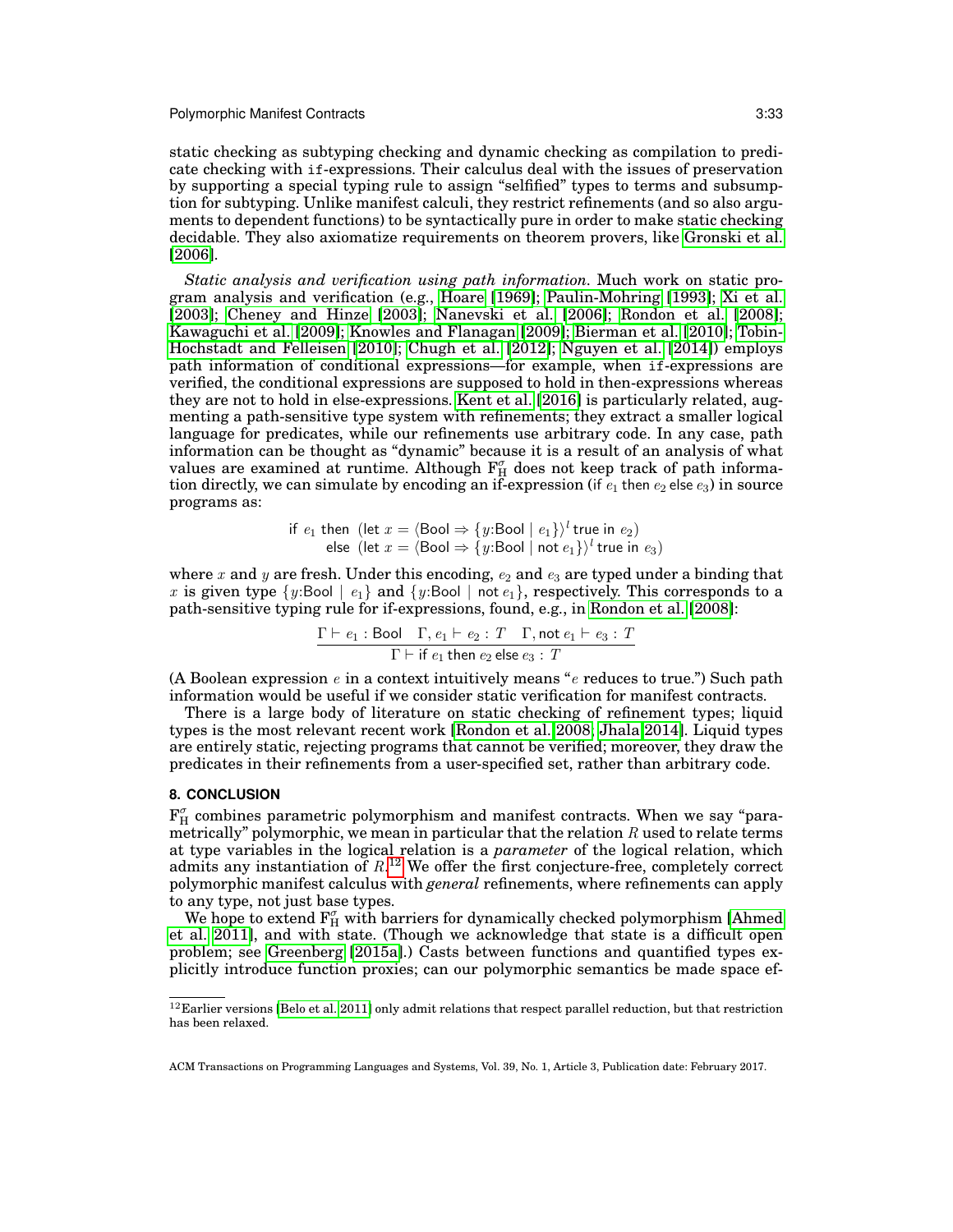static checking as subtyping checking and dynamic checking as compilation to predicate checking with `if`-expressions. Their calculus deal with the issues of preservation by supporting a special typing rule to assign "selfified" types to terms and subsumption for subtyping. Unlike manifest calculi, they restrict refinements (and so also arguments to dependent functions) to be syntactically pure in order to make static checking decidable. They also axiomatize requirements on theorem provers, like Gronski et al. [2006].

*Static analysis and verification using path information.* Much work on static program analysis and verification (e.g., Hoare [1969]; Paulin-Mohring [1993]; Xi et al. [2003]; Cheney and Hinze [2003]; Nanevski et al. [2006]; Rondon et al. [2008]; Kawaguchi et al. [2009]; Knowles and Flanagan [2009]; Bierman et al. [2010]; Tobin-Hochstadt and Felleisen [2010]; Chugh et al. [2012]; Nguyen et al. [2014]) employs path information of conditional expressions—for example, when `if`-expressions are verified, the conditional expressions are supposed to hold in then-expressions whereas they are not to hold in else-expressions. Kent et al. [2016] is particularly related, augmenting a path-sensitive type system with refinements; they extract a smaller logical language for predicates, while our refinements use arbitrary code. In any case, path information can be thought as "dynamic" because it is a result of an analysis of what values are examined at runtime. Although $\mathrm{F}_{\mathrm{H}}^{\sigma}$ does not keep track of path information directly, we can simulate by encoding an if-expression (if $e_1$ then $e_2$ else $e_3$) in source programs as:

$$\begin{array}{l}\text{if } e_1 \text{ then } (\text{let } x = \langle \mathsf{Bool} \Rightarrow \{y{:}\mathsf{Bool} \mid e_1\}\rangle^l\, \mathsf{true} \text{ in } e_2) \\ \qquad \text{else } (\text{let } x = \langle \mathsf{Bool} \Rightarrow \{y{:}\mathsf{Bool} \mid \mathsf{not}\ e_1\}\rangle^l\, \mathsf{true} \text{ in } e_3)\end{array}$$

where $x$ and $y$ are fresh. Under this encoding, $e_2$ and $e_3$ are typed under a binding that $x$ is given type $\{y{:}\mathsf{Bool} \mid e_1\}$ and $\{y{:}\mathsf{Bool} \mid \mathsf{not}\ e_1\}$, respectively. This corresponds to a path-sensitive typing rule for if-expressions, found, e.g., in Rondon et al. [2008]:

$$\frac{\Gamma \vdash e_1 : \mathsf{Bool} \quad \Gamma, e_1 \vdash e_2 : T \quad \Gamma, \mathsf{not}\ e_1 \vdash e_3 : T}{\Gamma \vdash \text{if } e_1 \text{ then } e_2 \text{ else } e_3 : T}$$

(A Boolean expression $e$ in a context intuitively means "$e$ reduces to true.") Such path information would be useful if we consider static verification for manifest contracts.

There is a large body of literature on static checking of refinement types; liquid types is the most relevant recent work [Rondon et al. 2008; Jhala 2014]. Liquid types are entirely static, rejecting programs that cannot be verified; moreover, they draw the predicates in their refinements from a user-specified set, rather than arbitrary code.

## 8. CONCLUSION

$\mathrm{F}_{\mathrm{H}}^{\sigma}$ combines parametric polymorphism and manifest contracts. When we say "parametrically" polymorphic, we mean in particular that the relation $R$ used to relate terms at type variables in the logical relation is a *parameter* of the logical relation, which admits any instantiation of $R$.[12] We offer the first conjecture-free, completely correct polymorphic manifest calculus with *general* refinements, where refinements can apply to any type, not just base types.

We hope to extend $\mathrm{F}_{\mathrm{H}}^{\sigma}$ with barriers for dynamically checked polymorphism [Ahmed et al. 2011], and with state. (Though we acknowledge that state is a difficult open problem; see Greenberg [2015a].) Casts between functions and quantified types explicitly introduce function proxies; can our polymorphic semantics be made space ef-

[12] Earlier versions [Belo et al. 2011] only admit relations that respect parallel reduction, but that restriction has been relaxed.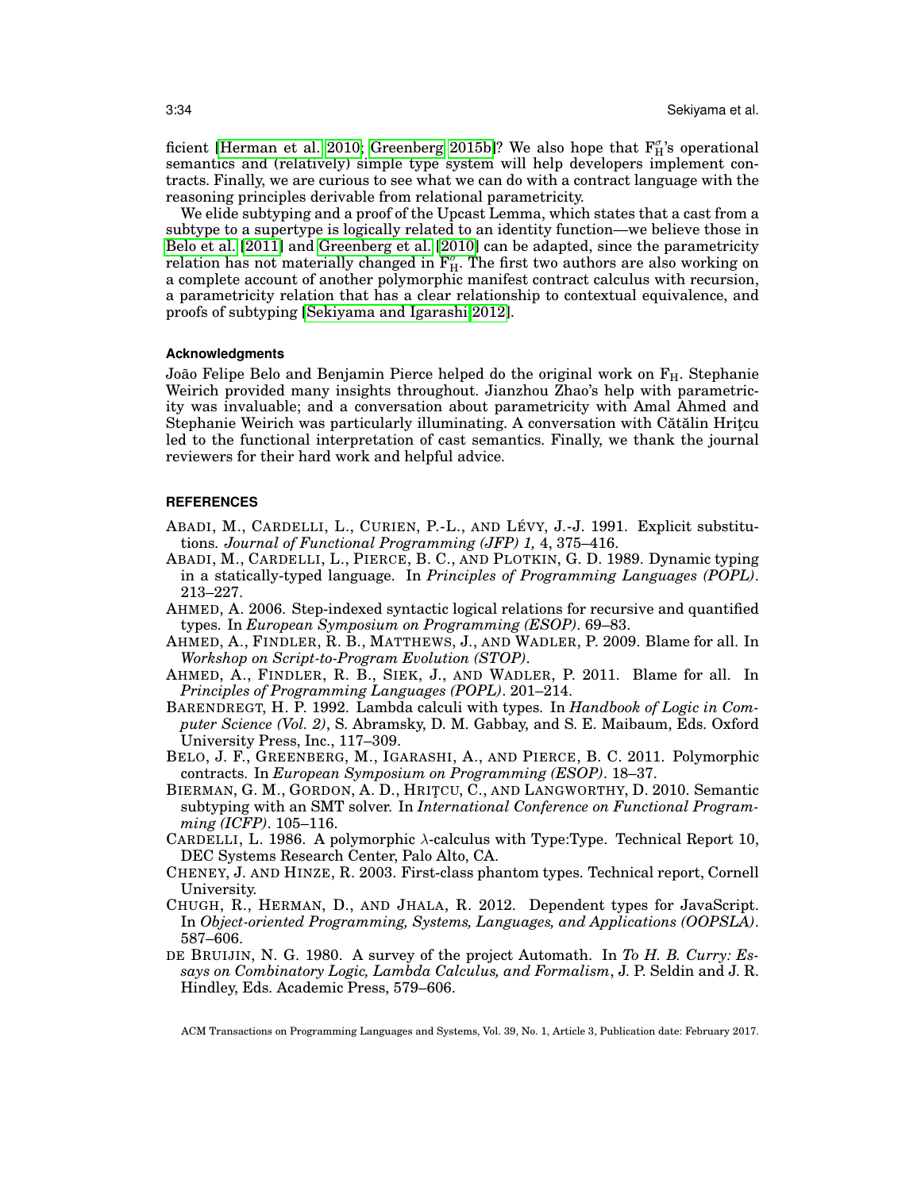ficient [Herman et al. 2010; Greenberg 2015b]? We also hope that $F_H^\sigma$'s operational semantics and (relatively) simple type system will help developers implement contracts. Finally, we are curious to see what we can do with a contract language with the reasoning principles derivable from relational parametricity.

We elide subtyping and a proof of the Upcast Lemma, which states that a cast from a subtype to a supertype is logically related to an identity function—we believe those in Belo et al. [2011] and Greenberg et al. [2010] can be adapted, since the parametricity relation has not materially changed in $F_H^\sigma$. The first two authors are also working on a complete account of another polymorphic manifest contract calculus with recursion, a parametricity relation that has a clear relationship to contextual equivalence, and proofs of subtyping [Sekiyama and Igarashi 2012].

#### Acknowledgments

João Felipe Belo and Benjamin Pierce helped do the original work on $F_H$. Stephanie Weirich provided many insights throughout. Jianzhou Zhao's help with parametricity was invaluable; and a conversation about parametricity with Amal Ahmed and Stephanie Weirich was particularly illuminating. A conversation with Cătălin Hriţcu led to the functional interpretation of cast semantics. Finally, we thank the journal reviewers for their hard work and helpful advice.

## REFERENCES

ABADI, M., CARDELLI, L., CURIEN, P.-L., AND LÉVY, J.-J. 1991. Explicit substitutions. *Journal of Functional Programming (JFP) 1,* 4, 375–416.

ABADI, M., CARDELLI, L., PIERCE, B. C., AND PLOTKIN, G. D. 1989. Dynamic typing in a statically-typed language. In *Principles of Programming Languages (POPL)*. 213–227.

AHMED, A. 2006. Step-indexed syntactic logical relations for recursive and quantified types. In *European Symposium on Programming (ESOP)*. 69–83.

AHMED, A., FINDLER, R. B., MATTHEWS, J., AND WADLER, P. 2009. Blame for all. In *Workshop on Script-to-Program Evolution (STOP)*.

AHMED, A., FINDLER, R. B., SIEK, J., AND WADLER, P. 2011. Blame for all. In *Principles of Programming Languages (POPL)*. 201–214.

BARENDREGT, H. P. 1992. Lambda calculi with types. In *Handbook of Logic in Computer Science (Vol. 2)*, S. Abramsky, D. M. Gabbay, and S. E. Maibaum, Eds. Oxford University Press, Inc., 117–309.

BELO, J. F., GREENBERG, M., IGARASHI, A., AND PIERCE, B. C. 2011. Polymorphic contracts. In *European Symposium on Programming (ESOP)*. 18–37.

BIERMAN, G. M., GORDON, A. D., HRIŢCU, C., AND LANGWORTHY, D. 2010. Semantic subtyping with an SMT solver. In *International Conference on Functional Programming (ICFP)*. 105–116.

CARDELLI, L. 1986. A polymorphic $\lambda$-calculus with Type:Type. Technical Report 10, DEC Systems Research Center, Palo Alto, CA.

CHENEY, J. AND HINZE, R. 2003. First-class phantom types. Technical report, Cornell University.

CHUGH, R., HERMAN, D., AND JHALA, R. 2012. Dependent types for JavaScript. In *Object-oriented Programming, Systems, Languages, and Applications (OOPSLA)*. 587–606.

DE BRUIJIN, N. G. 1980. A survey of the project Automath. In *To H. B. Curry: Essays on Combinatory Logic, Lambda Calculus, and Formalism*, J. P. Seldin and J. R. Hindley, Eds. Academic Press, 579–606.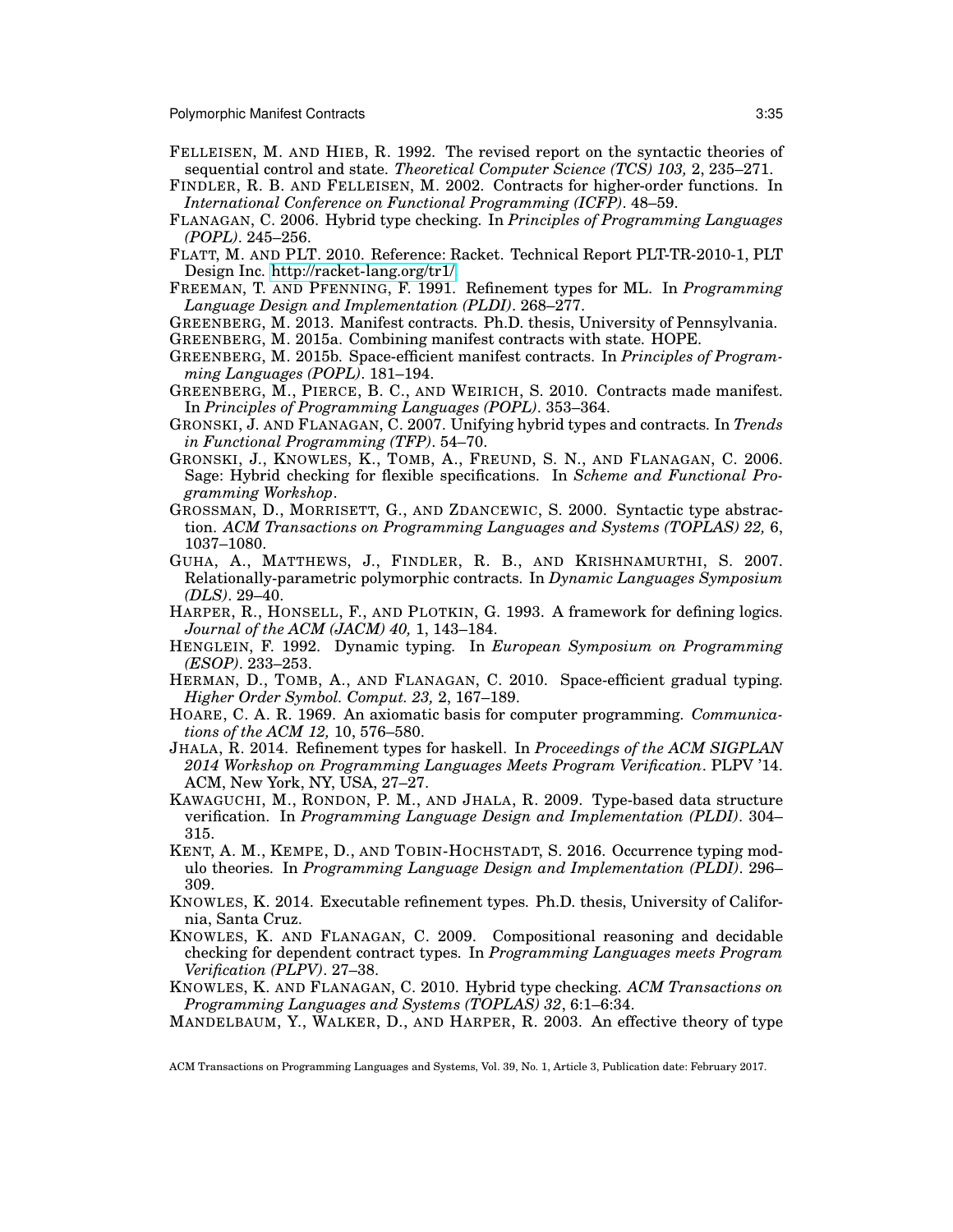FELLEISEN, M. AND HIEB, R. 1992. The revised report on the syntactic theories of sequential control and state. *Theoretical Computer Science (TCS) 103,* 2, 235–271.

FINDLER, R. B. AND FELLEISEN, M. 2002. Contracts for higher-order functions. In *International Conference on Functional Programming (ICFP)*. 48–59.

FLANAGAN, C. 2006. Hybrid type checking. In *Principles of Programming Languages (POPL)*. 245–256.

FLATT, M. AND PLT. 2010. Reference: Racket. Technical Report PLT-TR-2010-1, PLT Design Inc. http://racket-lang.org/tr1/.

FREEMAN, T. AND PFENNING, F. 1991. Refinement types for ML. In *Programming Language Design and Implementation (PLDI)*. 268–277.

GREENBERG, M. 2013. Manifest contracts. Ph.D. thesis, University of Pennsylvania.

GREENBERG, M. 2015a. Combining manifest contracts with state. HOPE.

GREENBERG, M. 2015b. Space-efficient manifest contracts. In *Principles of Programming Languages (POPL)*. 181–194.

GREENBERG, M., PIERCE, B. C., AND WEIRICH, S. 2010. Contracts made manifest. In *Principles of Programming Languages (POPL)*. 353–364.

GRONSKI, J. AND FLANAGAN, C. 2007. Unifying hybrid types and contracts. In *Trends in Functional Programming (TFP)*. 54–70.

GRONSKI, J., KNOWLES, K., TOMB, A., FREUND, S. N., AND FLANAGAN, C. 2006. Sage: Hybrid checking for flexible specifications. In *Scheme and Functional Programming Workshop*.

GROSSMAN, D., MORRISETT, G., AND ZDANCEWIC, S. 2000. Syntactic type abstraction. *ACM Transactions on Programming Languages and Systems (TOPLAS) 22,* 6, 1037–1080.

GUHA, A., MATTHEWS, J., FINDLER, R. B., AND KRISHNAMURTHI, S. 2007. Relationally-parametric polymorphic contracts. In *Dynamic Languages Symposium (DLS)*. 29–40.

HARPER, R., HONSELL, F., AND PLOTKIN, G. 1993. A framework for defining logics. *Journal of the ACM (JACM) 40,* 1, 143–184.

HENGLEIN, F. 1992. Dynamic typing. In *European Symposium on Programming (ESOP)*. 233–253.

HERMAN, D., TOMB, A., AND FLANAGAN, C. 2010. Space-efficient gradual typing. *Higher Order Symbol. Comput. 23,* 2, 167–189.

HOARE, C. A. R. 1969. An axiomatic basis for computer programming. *Communications of the ACM 12,* 10, 576–580.

JHALA, R. 2014. Refinement types for haskell. In *Proceedings of the ACM SIGPLAN 2014 Workshop on Programming Languages Meets Program Verification*. PLPV '14. ACM, New York, NY, USA, 27–27.

KAWAGUCHI, M., RONDON, P. M., AND JHALA, R. 2009. Type-based data structure verification. In *Programming Language Design and Implementation (PLDI)*. 304–315.

KENT, A. M., KEMPE, D., AND TOBIN-HOCHSTADT, S. 2016. Occurrence typing modulo theories. In *Programming Language Design and Implementation (PLDI)*. 296–309.

KNOWLES, K. 2014. Executable refinement types. Ph.D. thesis, University of California, Santa Cruz.

KNOWLES, K. AND FLANAGAN, C. 2009. Compositional reasoning and decidable checking for dependent contract types. In *Programming Languages meets Program Verification (PLPV)*. 27–38.

KNOWLES, K. AND FLANAGAN, C. 2010. Hybrid type checking. *ACM Transactions on Programming Languages and Systems (TOPLAS) 32*, 6:1–6:34.

MANDELBAUM, Y., WALKER, D., AND HARPER, R. 2003. An effective theory of type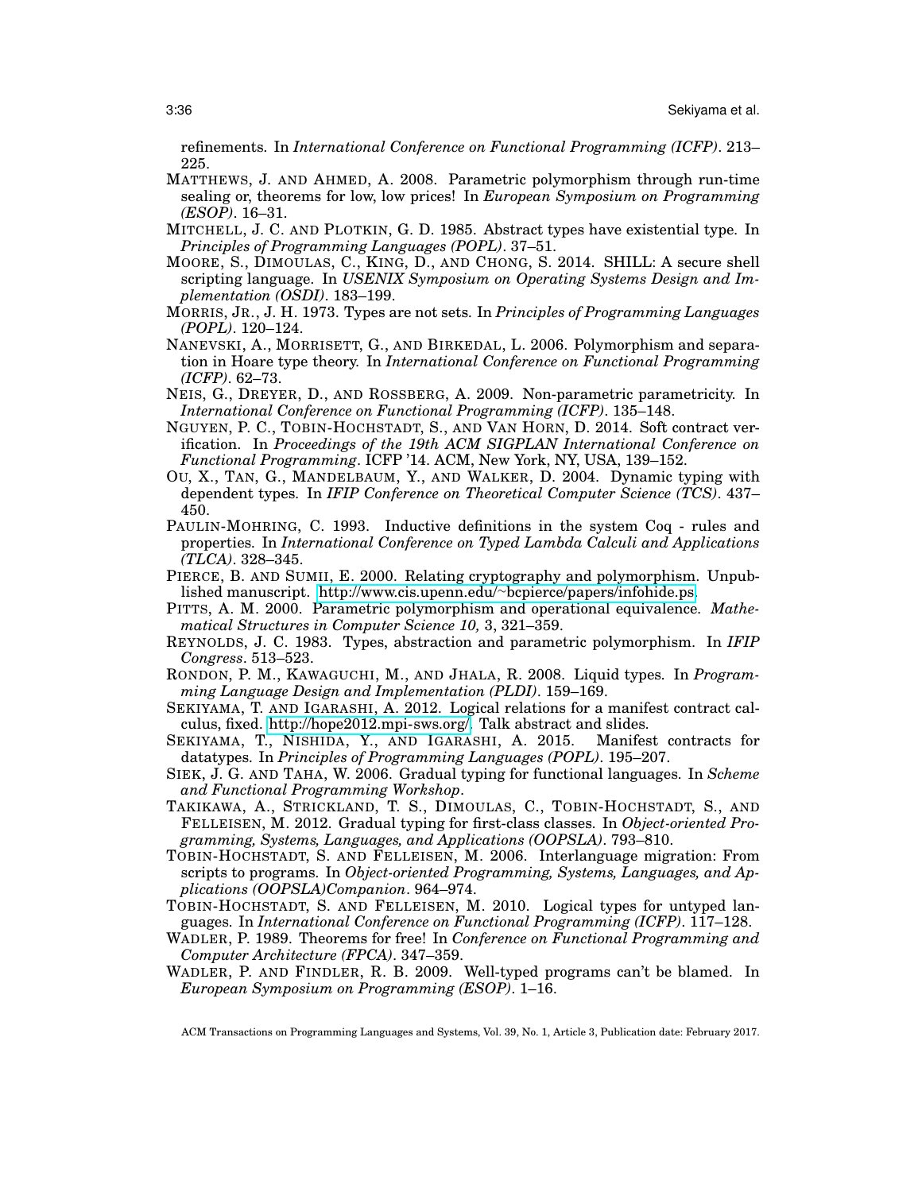refinements. In *International Conference on Functional Programming (ICFP)*. 213–225.

MATTHEWS, J. AND AHMED, A. 2008. Parametric polymorphism through run-time sealing or, theorems for low, low prices! In *European Symposium on Programming (ESOP)*. 16–31.

MITCHELL, J. C. AND PLOTKIN, G. D. 1985. Abstract types have existential type. In *Principles of Programming Languages (POPL)*. 37–51.

MOORE, S., DIMOULAS, C., KING, D., AND CHONG, S. 2014. SHILL: A secure shell scripting language. In *USENIX Symposium on Operating Systems Design and Implementation (OSDI)*. 183–199.

MORRIS, JR., J. H. 1973. Types are not sets. In *Principles of Programming Languages (POPL)*. 120–124.

NANEVSKI, A., MORRISETT, G., AND BIRKEDAL, L. 2006. Polymorphism and separation in Hoare type theory. In *International Conference on Functional Programming (ICFP)*. 62–73.

NEIS, G., DREYER, D., AND ROSSBERG, A. 2009. Non-parametric parametricity. In *International Conference on Functional Programming (ICFP)*. 135–148.

NGUYEN, P. C., TOBIN-HOCHSTADT, S., AND VAN HORN, D. 2014. Soft contract verification. In *Proceedings of the 19th ACM SIGPLAN International Conference on Functional Programming*. ICFP '14. ACM, New York, NY, USA, 139–152.

OU, X., TAN, G., MANDELBAUM, Y., AND WALKER, D. 2004. Dynamic typing with dependent types. In *IFIP Conference on Theoretical Computer Science (TCS)*. 437–450.

PAULIN-MOHRING, C. 1993. Inductive definitions in the system Coq - rules and properties. In *International Conference on Typed Lambda Calculi and Applications (TLCA)*. 328–345.

PIERCE, B. AND SUMII, E. 2000. Relating cryptography and polymorphism. Unpublished manuscript. http://www.cis.upenn.edu/~bcpierce/papers/infohide.ps.

PITTS, A. M. 2000. Parametric polymorphism and operational equivalence. *Mathematical Structures in Computer Science 10,* 3, 321–359.

REYNOLDS, J. C. 1983. Types, abstraction and parametric polymorphism. In *IFIP Congress*. 513–523.

RONDON, P. M., KAWAGUCHI, M., AND JHALA, R. 2008. Liquid types. In *Programming Language Design and Implementation (PLDI)*. 159–169.

SEKIYAMA, T. AND IGARASHI, A. 2012. Logical relations for a manifest contract calculus, fixed. http://hope2012.mpi-sws.org/. Talk abstract and slides.

SEKIYAMA, T., NISHIDA, Y., AND IGARASHI, A. 2015. Manifest contracts for datatypes. In *Principles of Programming Languages (POPL)*. 195–207.

SIEK, J. G. AND TAHA, W. 2006. Gradual typing for functional languages. In *Scheme and Functional Programming Workshop*.

TAKIKAWA, A., STRICKLAND, T. S., DIMOULAS, C., TOBIN-HOCHSTADT, S., AND FELLEISEN, M. 2012. Gradual typing for first-class classes. In *Object-oriented Programming, Systems, Languages, and Applications (OOPSLA)*. 793–810.

TOBIN-HOCHSTADT, S. AND FELLEISEN, M. 2006. Interlanguage migration: From scripts to programs. In *Object-oriented Programming, Systems, Languages, and Applications (OOPSLA)Companion*. 964–974.

TOBIN-HOCHSTADT, S. AND FELLEISEN, M. 2010. Logical types for untyped languages. In *International Conference on Functional Programming (ICFP)*. 117–128.

WADLER, P. 1989. Theorems for free! In *Conference on Functional Programming and Computer Architecture (FPCA)*. 347–359.

WADLER, P. AND FINDLER, R. B. 2009. Well-typed programs can't be blamed. In *European Symposium on Programming (ESOP)*. 1–16.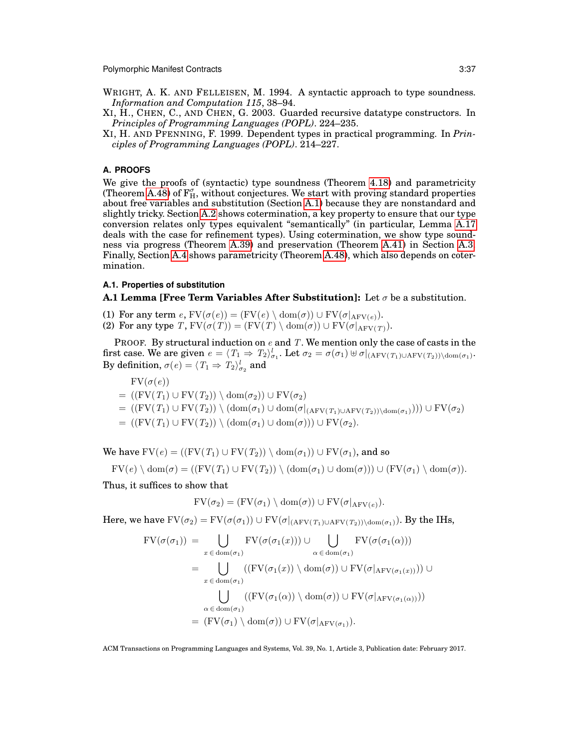WRIGHT, A. K. AND FELLEISEN, M. 1994. A syntactic approach to type soundness. *Information and Computation 115*, 38–94.

XI, H., CHEN, C., AND CHEN, G. 2003. Guarded recursive datatype constructors. In *Principles of Programming Languages (POPL)*. 224–235.

XI, H. AND PFENNING, F. 1999. Dependent types in practical programming. In *Principles of Programming Languages (POPL)*. 214–227.

## A. PROOFS

We give the proofs of (syntactic) type soundness (Theorem 4.18) and parametricity (Theorem A.48) of $\mathrm{F}_{\mathrm{H}}^{\sigma}$, without conjectures. We start with proving standard properties about free variables and substitution (Section A.1) because they are nonstandard and slightly tricky. Section A.2 shows cotermination, a key property to ensure that our type conversion relates only types equivalent "semantically" (in particular, Lemma A.17 deals with the case for refinement types). Using cotermination, we show type soundness via progress (Theorem A.39) and preservation (Theorem A.41) in Section A.3. Finally, Section A.4 shows parametricity (Theorem A.48), which also depends on cotermination.

### A.1. Properties of substitution

**A.1 Lemma [Free Term Variables After Substitution]:** Let $\sigma$ be a substitution.

(1) For any term $e$, $\mathrm{FV}(\sigma(e)) = (\mathrm{FV}(e) \setminus \mathrm{dom}(\sigma)) \cup \mathrm{FV}(\sigma|_{\mathrm{AFV}(e)})$.
(2) For any type $T$, $\mathrm{FV}(\sigma(T)) = (\mathrm{FV}(T) \setminus \mathrm{dom}(\sigma)) \cup \mathrm{FV}(\sigma|_{\mathrm{AFV}(T)})$.

PROOF. By structural induction on $e$ and $T$. We mention only the case of casts in the first case. We are given $e = \langle T_1 \Rightarrow T_2 \rangle^{l}_{\sigma_1}$. Let $\sigma_2 = \sigma(\sigma_1) \uplus \sigma|_{(\mathrm{AFV}(T_1) \cup \mathrm{AFV}(T_2)) \setminus \mathrm{dom}(\sigma_1)}$. By definition, $\sigma(e) = \langle T_1 \Rightarrow T_2 \rangle^{l}_{\sigma_2}$ and

$$
\begin{aligned}
& \mathrm{FV}(\sigma(e)) \\
&= ((\mathrm{FV}(T_1) \cup \mathrm{FV}(T_2)) \setminus \mathrm{dom}(\sigma_2)) \cup \mathrm{FV}(\sigma_2) \\
&= ((\mathrm{FV}(T_1) \cup \mathrm{FV}(T_2)) \setminus (\mathrm{dom}(\sigma_1) \cup \mathrm{dom}(\sigma|_{(\mathrm{AFV}(T_1) \cup \mathrm{AFV}(T_2)) \setminus \mathrm{dom}(\sigma_1)}))) \cup \mathrm{FV}(\sigma_2) \\
&= ((\mathrm{FV}(T_1) \cup \mathrm{FV}(T_2)) \setminus (\mathrm{dom}(\sigma_1) \cup \mathrm{dom}(\sigma))) \cup \mathrm{FV}(\sigma_2).
\end{aligned}
$$

We have $\mathrm{FV}(e) = ((\mathrm{FV}(T_1) \cup \mathrm{FV}(T_2)) \setminus \mathrm{dom}(\sigma_1)) \cup \mathrm{FV}(\sigma_1)$, and so

$$
\mathrm{FV}(e) \setminus \mathrm{dom}(\sigma) = ((\mathrm{FV}(T_1) \cup \mathrm{FV}(T_2)) \setminus (\mathrm{dom}(\sigma_1) \cup \mathrm{dom}(\sigma))) \cup (\mathrm{FV}(\sigma_1) \setminus \mathrm{dom}(\sigma)).
$$

Thus, it suffices to show that

$$
\mathrm{FV}(\sigma_2) = (\mathrm{FV}(\sigma_1) \setminus \mathrm{dom}(\sigma)) \cup \mathrm{FV}(\sigma|_{\mathrm{AFV}(e)}).
$$

Here, we have $\mathrm{FV}(\sigma_2) = \mathrm{FV}(\sigma(\sigma_1)) \cup \mathrm{FV}(\sigma|_{(\mathrm{AFV}(T_1) \cup \mathrm{AFV}(T_2)) \setminus \mathrm{dom}(\sigma_1)})$. By the IHs,

$$
\begin{aligned}
\mathrm{FV}(\sigma(\sigma_1)) &= \bigcup_{x \in \mathrm{dom}(\sigma_1)} \mathrm{FV}(\sigma(\sigma_1(x))) \cup \bigcup_{\alpha \in \mathrm{dom}(\sigma_1)} \mathrm{FV}(\sigma(\sigma_1(\alpha))) \\
&= \bigcup_{x \in \mathrm{dom}(\sigma_1)} ((\mathrm{FV}(\sigma_1(x)) \setminus \mathrm{dom}(\sigma)) \cup \mathrm{FV}(\sigma|_{\mathrm{AFV}(\sigma_1(x))})) \cup \\
&\quad\; \bigcup_{\alpha \in \mathrm{dom}(\sigma_1)} ((\mathrm{FV}(\sigma_1(\alpha)) \setminus \mathrm{dom}(\sigma)) \cup \mathrm{FV}(\sigma|_{\mathrm{AFV}(\sigma_1(\alpha))})) \\
&= (\mathrm{FV}(\sigma_1) \setminus \mathrm{dom}(\sigma)) \cup \mathrm{FV}(\sigma|_{\mathrm{AFV}(\sigma_1)}).
\end{aligned}
$$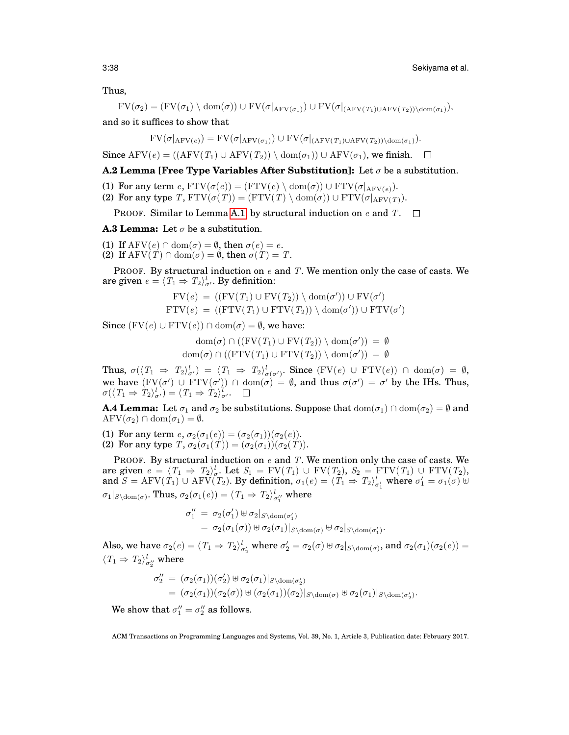Thus,

$$\mathrm{FV}(\sigma_2) = (\mathrm{FV}(\sigma_1) \setminus \mathrm{dom}(\sigma)) \cup \mathrm{FV}(\sigma|_{\mathrm{AFV}(\sigma_1)}) \cup \mathrm{FV}(\sigma|_{(\mathrm{AFV}(T_1)\cup\mathrm{AFV}(T_2))\setminus\mathrm{dom}(\sigma_1)}),$$

and so it suffices to show that

$$\mathrm{FV}(\sigma|_{\mathrm{AFV}(e)}) = \mathrm{FV}(\sigma|_{\mathrm{AFV}(\sigma_1)}) \cup \mathrm{FV}(\sigma|_{(\mathrm{AFV}(T_1)\cup\mathrm{AFV}(T_2))\setminus\mathrm{dom}(\sigma_1)}).$$

Since $\mathrm{AFV}(e) = ((\mathrm{AFV}(T_1) \cup \mathrm{AFV}(T_2)) \setminus \mathrm{dom}(\sigma_1)) \cup \mathrm{AFV}(\sigma_1)$, we finish. □

**A.2 Lemma [Free Type Variables After Substitution]:** Let $\sigma$ be a substitution.

(1) For any term $e$, $\mathrm{FTV}(\sigma(e)) = (\mathrm{FTV}(e) \setminus \mathrm{dom}(\sigma)) \cup \mathrm{FTV}(\sigma|_{\mathrm{AFV}(e)})$.
(2) For any type $T$, $\mathrm{FTV}(\sigma(T)) = (\mathrm{FTV}(T) \setminus \mathrm{dom}(\sigma)) \cup \mathrm{FTV}(\sigma|_{\mathrm{AFV}(T)})$.

PROOF. Similar to Lemma A.1, by structural induction on $e$ and $T$. □

**A.3 Lemma:** Let $\sigma$ be a substitution.

(1) If $\mathrm{AFV}(e) \cap \mathrm{dom}(\sigma) = \emptyset$, then $\sigma(e) = e$.
(2) If $\mathrm{AFV}(T) \cap \mathrm{dom}(\sigma) = \emptyset$, then $\sigma(T) = T$.

PROOF. By structural induction on $e$ and $T$. We mention only the case of casts. We are given $e = \langle T_1 \Rightarrow T_2\rangle^l_{\sigma'}$. By definition:

$$\begin{aligned}
\mathrm{FV}(e) \ &= \ ((\mathrm{FV}(T_1) \cup \mathrm{FV}(T_2)) \setminus \mathrm{dom}(\sigma')) \cup \mathrm{FV}(\sigma') \\
\mathrm{FTV}(e) \ &= \ ((\mathrm{FTV}(T_1) \cup \mathrm{FTV}(T_2)) \setminus \mathrm{dom}(\sigma')) \cup \mathrm{FTV}(\sigma')
\end{aligned}$$

Since $(\mathrm{FV}(e) \cup \mathrm{FTV}(e)) \cap \mathrm{dom}(\sigma) = \emptyset$, we have:

$$\begin{aligned}
\mathrm{dom}(\sigma) \cap ((\mathrm{FV}(T_1) \cup \mathrm{FV}(T_2)) \setminus \mathrm{dom}(\sigma')) \ &= \ \emptyset \\
\mathrm{dom}(\sigma) \cap ((\mathrm{FTV}(T_1) \cup \mathrm{FTV}(T_2)) \setminus \mathrm{dom}(\sigma')) \ &= \ \emptyset
\end{aligned}$$

Thus, $\sigma(\langle T_1 \Rightarrow T_2\rangle^l_{\sigma'}) = \langle T_1 \Rightarrow T_2\rangle^l_{\sigma(\sigma')}$. Since $(\mathrm{FV}(e) \cup \mathrm{FTV}(e)) \cap \mathrm{dom}(\sigma) = \emptyset$, we have $(\mathrm{FV}(\sigma') \cup \mathrm{FTV}(\sigma')) \cap \mathrm{dom}(\sigma) = \emptyset$, and thus $\sigma(\sigma') = \sigma'$ by the IHs. Thus, $\sigma(\langle T_1 \Rightarrow T_2\rangle^l_{\sigma'}) = \langle T_1 \Rightarrow T_2\rangle^l_{\sigma'}$. □

**A.4 Lemma:** Let $\sigma_1$ and $\sigma_2$ be substitutions. Suppose that $\mathrm{dom}(\sigma_1) \cap \mathrm{dom}(\sigma_2) = \emptyset$ and $\mathrm{AFV}(\sigma_2) \cap \mathrm{dom}(\sigma_1) = \emptyset$.

(1) For any term $e$, $\sigma_2(\sigma_1(e)) = (\sigma_2(\sigma_1))(\sigma_2(e))$.
(2) For any type $T$, $\sigma_2(\sigma_1(T)) = (\sigma_2(\sigma_1))(\sigma_2(T))$.

PROOF. By structural induction on $e$ and $T$. We mention only the case of casts. We are given $e = \langle T_1 \Rightarrow T_2\rangle^l_{\sigma}$. Let $S_1 = \mathrm{FV}(T_1) \cup \mathrm{FV}(T_2)$, $S_2 = \mathrm{FTV}(T_1) \cup \mathrm{FTV}(T_2)$, and $S = \mathrm{AFV}(T_1) \cup \mathrm{AFV}(T_2)$. By definition, $\sigma_1(e) = \langle T_1 \Rightarrow T_2\rangle^l_{\sigma_1'}$ where $\sigma_1' = \sigma_1(\sigma) \uplus \sigma_1|_{S\setminus\mathrm{dom}(\sigma)}$. Thus, $\sigma_2(\sigma_1(e)) = \langle T_1 \Rightarrow T_2\rangle^l_{\sigma_1''}$ where

$$\begin{aligned}
\sigma_1'' \ &= \ \sigma_2(\sigma_1') \uplus \sigma_2|_{S\setminus\mathrm{dom}(\sigma_1')} \\
&= \ \sigma_2(\sigma_1(\sigma)) \uplus \sigma_2(\sigma_1)|_{S\setminus\mathrm{dom}(\sigma)} \uplus \sigma_2|_{S\setminus\mathrm{dom}(\sigma_1')}.
\end{aligned}$$

Also, we have $\sigma_2(e) = \langle T_1 \Rightarrow T_2\rangle^l_{\sigma_2'}$ where $\sigma_2' = \sigma_2(\sigma) \uplus \sigma_2|_{S\setminus\mathrm{dom}(\sigma)}$, and $\sigma_2(\sigma_1)(\sigma_2(e)) = \langle T_1 \Rightarrow T_2\rangle^l_{\sigma_2''}$ where

$$\begin{aligned}
\sigma_2'' \ &= \ (\sigma_2(\sigma_1))(\sigma_2') \uplus \sigma_2(\sigma_1)|_{S\setminus\mathrm{dom}(\sigma_2')} \\
&= \ (\sigma_2(\sigma_1))(\sigma_2(\sigma)) \uplus (\sigma_2(\sigma_1))(\sigma_2)|_{S\setminus\mathrm{dom}(\sigma)} \uplus \sigma_2(\sigma_1)|_{S\setminus\mathrm{dom}(\sigma_2')}.
\end{aligned}$$

We show that $\sigma_1'' = \sigma_2''$ as follows.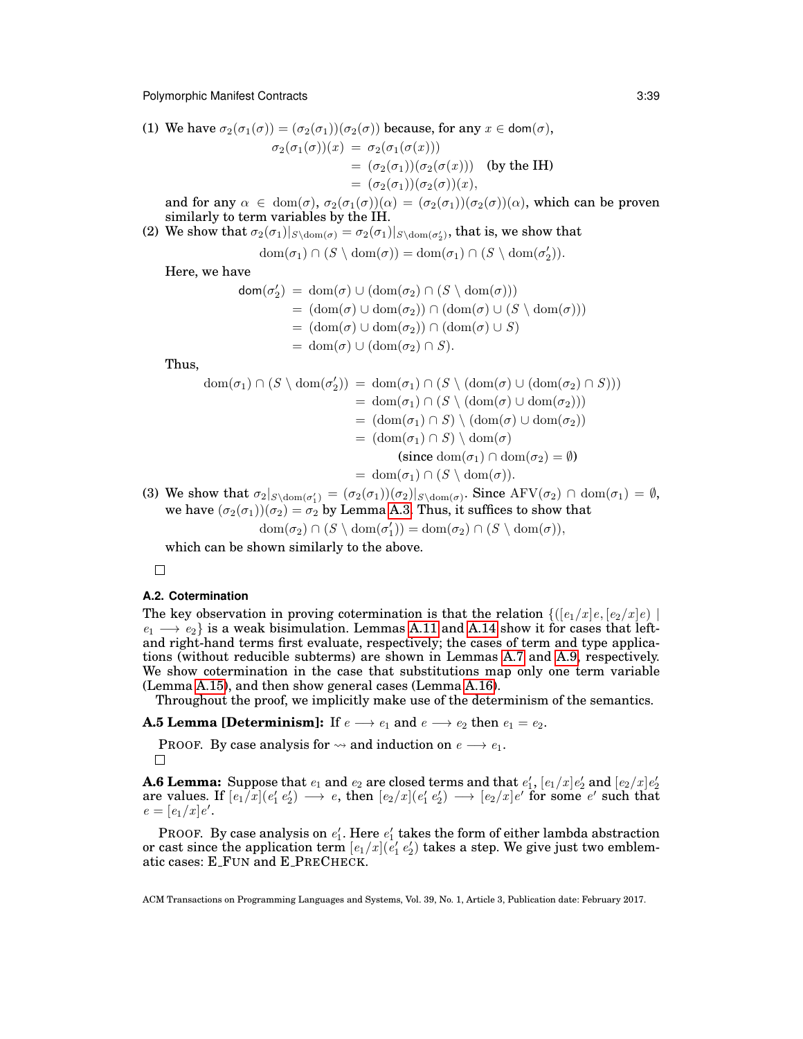(1) We have $\sigma_2(\sigma_1(\sigma)) = (\sigma_2(\sigma_1))(\sigma_2(\sigma))$ because, for any $x \in \mathsf{dom}(\sigma)$,

$$\begin{aligned}\sigma_2(\sigma_1(\sigma))(x) &= \sigma_2(\sigma_1(\sigma(x))) \\ &= (\sigma_2(\sigma_1))(\sigma_2(\sigma(x))) \quad \text{(by the IH)} \\ &= (\sigma_2(\sigma_1))(\sigma_2(\sigma))(x),\end{aligned}$$

and for any $\alpha \in \mathrm{dom}(\sigma)$, $\sigma_2(\sigma_1(\sigma))(\alpha) = (\sigma_2(\sigma_1))(\sigma_2(\sigma))(\alpha)$, which can be proven similarly to term variables by the IH.

(2) We show that $\sigma_2(\sigma_1)|_{S \setminus \mathrm{dom}(\sigma)} = \sigma_2(\sigma_1)|_{S \setminus \mathrm{dom}(\sigma_2')}$, that is, we show that

$$\mathrm{dom}(\sigma_1) \cap (S \setminus \mathrm{dom}(\sigma)) = \mathrm{dom}(\sigma_1) \cap (S \setminus \mathrm{dom}(\sigma_2')).$$

Here, we have

$$\begin{aligned}\mathsf{dom}(\sigma_2') &= \mathrm{dom}(\sigma) \cup (\mathrm{dom}(\sigma_2) \cap (S \setminus \mathrm{dom}(\sigma))) \\ &= (\mathrm{dom}(\sigma) \cup \mathrm{dom}(\sigma_2)) \cap (\mathrm{dom}(\sigma) \cup (S \setminus \mathrm{dom}(\sigma))) \\ &= (\mathrm{dom}(\sigma) \cup \mathrm{dom}(\sigma_2)) \cap (\mathrm{dom}(\sigma) \cup S) \\ &= \mathrm{dom}(\sigma) \cup (\mathrm{dom}(\sigma_2) \cap S).\end{aligned}$$

Thus,

$$\begin{aligned}\mathrm{dom}(\sigma_1) \cap (S \setminus \mathrm{dom}(\sigma_2')) &= \mathrm{dom}(\sigma_1) \cap (S \setminus (\mathrm{dom}(\sigma) \cup (\mathrm{dom}(\sigma_2) \cap S))) \\ &= \mathrm{dom}(\sigma_1) \cap (S \setminus (\mathrm{dom}(\sigma) \cup \mathrm{dom}(\sigma_2))) \\ &= (\mathrm{dom}(\sigma_1) \cap S) \setminus (\mathrm{dom}(\sigma) \cup \mathrm{dom}(\sigma_2)) \\ &= (\mathrm{dom}(\sigma_1) \cap S) \setminus \mathrm{dom}(\sigma) \\ &\qquad \text{(since } \mathrm{dom}(\sigma_1) \cap \mathrm{dom}(\sigma_2) = \emptyset\text{)} \\ &= \mathrm{dom}(\sigma_1) \cap (S \setminus \mathrm{dom}(\sigma)).\end{aligned}$$

(3) We show that $\sigma_2|_{S \setminus \mathrm{dom}(\sigma_1')} = (\sigma_2(\sigma_1))(\sigma_2)|_{S \setminus \mathrm{dom}(\sigma)}$. Since $\mathrm{AFV}(\sigma_2) \cap \mathrm{dom}(\sigma_1) = \emptyset$, we have $(\sigma_2(\sigma_1))(\sigma_2) = \sigma_2$ by Lemma A.3. Thus, it suffices to show that

$$\mathrm{dom}(\sigma_2) \cap (S \setminus \mathrm{dom}(\sigma_1')) = \mathrm{dom}(\sigma_2) \cap (S \setminus \mathrm{dom}(\sigma)),$$

which can be shown similarly to the above.

□

### A.2. Cotermination

The key observation in proving cotermination is that the relation $\{([e_1/x]e, [e_2/x]e) \mid e_1 \longrightarrow e_2\}$ is a weak bisimulation. Lemmas A.11 and A.14 show it for cases that left- and right-hand terms first evaluate, respectively; the cases of term and type applications (without reducible subterms) are shown in Lemmas A.7 and A.9, respectively. We show cotermination in the case that substitutions map only one term variable (Lemma A.15), and then show general cases (Lemma A.16).

Throughout the proof, we implicitly make use of the determinism of the semantics.

**A.5 Lemma [Determinism]:** If $e \longrightarrow e_1$ and $e \longrightarrow e_2$ then $e_1 = e_2$.

Proof. By case analysis for $\rightsquigarrow$ and induction on $e \longrightarrow e_1$.

□

**A.6 Lemma:** Suppose that $e_1$ and $e_2$ are closed terms and that $e_1'$, $[e_1/x]e_2'$ and $[e_2/x]e_2'$ are values. If $[e_1/x](e_1'\ e_2') \longrightarrow e$, then $[e_2/x](e_1'\ e_2') \longrightarrow [e_2/x]e'$ for some $e'$ such that $e = [e_1/x]e'$.

Proof. By case analysis on $e_1'$. Here $e_1'$ takes the form of either lambda abstraction or cast since the application term $[e_1/x](e_1'\ e_2')$ takes a step. We give just two emblematic cases: E_Fun and E_PreCheck.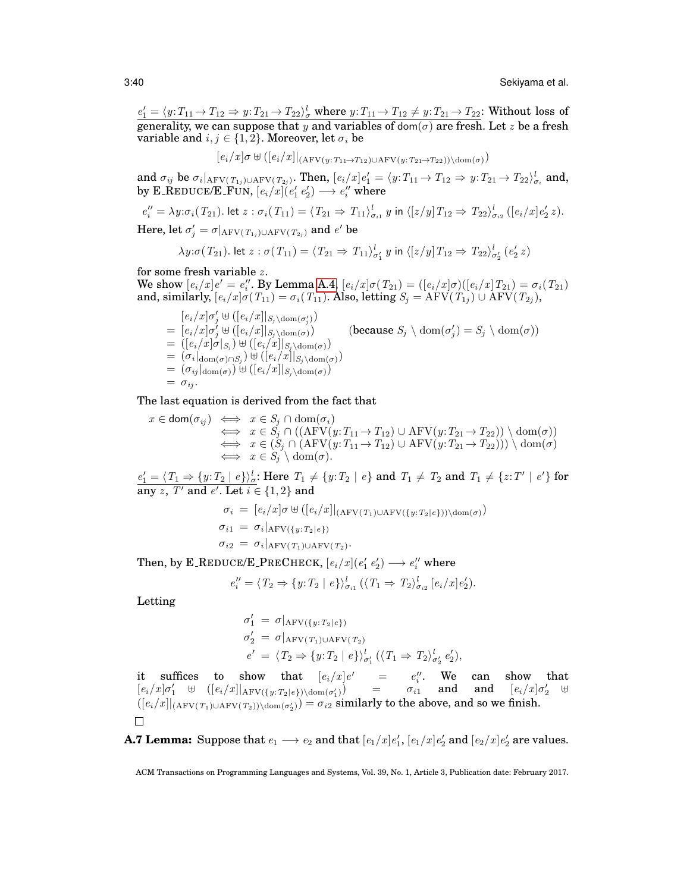$\underline{e_1' = \langle y{:}T_{11} \to T_{12} \Rightarrow y{:}T_{21} \to T_{22} \rangle^l_\sigma \text{ where } y{:}T_{11} \to T_{12} \neq y{:}T_{21} \to T_{22}}$: Without loss of generality, we can suppose that $y$ and variables of $\mathsf{dom}(\sigma)$ are fresh. Let $z$ be a fresh variable and $i, j \in \{1, 2\}$. Moreover, let $\sigma_i$ be

$$[e_i/x]\sigma \uplus ([e_i/x]|_{(\mathrm{AFV}(y:T_{11} \to T_{12}) \cup \mathrm{AFV}(y:T_{21} \to T_{22})) \setminus \mathrm{dom}(\sigma)})$$

and $\sigma_{ij}$ be $\sigma_i|_{\mathrm{AFV}(T_{1j}) \cup \mathrm{AFV}(T_{2j})}$. Then, $[e_i/x]e_1' = \langle y{:}T_{11} \to T_{12} \Rightarrow y{:}T_{21} \to T_{22} \rangle^l_{\sigma_i}$ and, by **E_Reduce/E_Fun**, $[e_i/x](e_1'\ e_2') \longrightarrow e_i''$ where

$$e_i'' = \lambda y{:}\sigma_i(T_{21}).\ \mathsf{let}\ z : \sigma_i(T_{11}) = \langle T_{21} \Rightarrow T_{11} \rangle^l_{\sigma_{i1}}\ y\ \mathsf{in}\ \langle [z/y]T_{12} \Rightarrow T_{22} \rangle^l_{\sigma_{i2}}\ ([e_i/x]e_2'\ z).$$

Here, let $\sigma_j' = \sigma|_{\mathrm{AFV}(T_{1j}) \cup \mathrm{AFV}(T_{2j})}$ and $e'$ be

$$\lambda y{:}\sigma(T_{21}).\ \mathsf{let}\ z : \sigma(T_{11}) = \langle T_{21} \Rightarrow T_{11} \rangle^l_{\sigma_1'}\ y\ \mathsf{in}\ \langle [z/y]T_{12} \Rightarrow T_{22} \rangle^l_{\sigma_2'}\ (e_2'\ z)$$

for some fresh variable $z$.
We show $[e_i/x]e' = e_i''$. By Lemma A.4, $[e_i/x]\sigma(T_{21}) = ([e_i/x]\sigma)([e_i/x]T_{21}) = \sigma_i(T_{21})$ and, similarly, $[e_i/x]\sigma(T_{11}) = \sigma_i(T_{11})$. Also, letting $S_j = \mathrm{AFV}(T_{1j}) \cup \mathrm{AFV}(T_{2j})$,

$$\begin{array}{ll}
& [e_i/x]\sigma_j' \uplus ([e_i/x]|_{S_j \setminus \mathrm{dom}(\sigma_j')}) \\
= & [e_i/x]\sigma_j' \uplus ([e_i/x]|_{S_j \setminus \mathrm{dom}(\sigma)}) \qquad \text{(because } S_j \setminus \mathrm{dom}(\sigma_j') = S_j \setminus \mathrm{dom}(\sigma)) \\
= & ([e_i/x]\sigma|_{S_j}) \uplus ([e_i/x]|_{S_j \setminus \mathrm{dom}(\sigma)}) \\
= & (\sigma_i|_{\mathrm{dom}(\sigma) \cap S_j}) \uplus ([e_i/x]|_{S_j \setminus \mathrm{dom}(\sigma)}) \\
= & (\sigma_{ij}|_{\mathrm{dom}(\sigma)}) \uplus ([e_i/x]|_{S_j \setminus \mathrm{dom}(\sigma)}) \\
= & \sigma_{ij}.
\end{array}$$

The last equation is derived from the fact that

$$\begin{array}{lcl}
x \in \mathsf{dom}(\sigma_{ij}) & \iff & x \in S_j \cap \mathrm{dom}(\sigma_i) \\
& \iff & x \in S_j \cap ((\mathrm{AFV}(y{:}T_{11} \to T_{12}) \cup \mathrm{AFV}(y{:}T_{21} \to T_{22})) \setminus \mathrm{dom}(\sigma)) \\
& \iff & x \in (S_j \cap (\mathrm{AFV}(y{:}T_{11} \to T_{12}) \cup \mathrm{AFV}(y{:}T_{21} \to T_{22}))) \setminus \mathrm{dom}(\sigma) \\
& \iff & x \in S_j \setminus \mathrm{dom}(\sigma).
\end{array}$$

$\underline{e_1' = \langle T_1 \Rightarrow \{y{:}T_2 \mid e\} \rangle^l_\sigma}$: Here $T_1 \neq \{y{:}T_2 \mid e\}$ and $T_1 \neq T_2$ and $T_1 \neq \{z{:}T' \mid e'\}$ for any $z$, $T'$ and $e'$. Let $i \in \{1, 2\}$ and

$$\begin{array}{lcl}
\sigma_i & = & [e_i/x]\sigma \uplus ([e_i/x]|_{(\mathrm{AFV}(T_1) \cup \mathrm{AFV}(\{y:T_2 \mid e\})) \setminus \mathrm{dom}(\sigma)}) \\
\sigma_{i1} & = & \sigma_i|_{\mathrm{AFV}(\{y:T_2 \mid e\})} \\
\sigma_{i2} & = & \sigma_i|_{\mathrm{AFV}(T_1) \cup \mathrm{AFV}(T_2)}.
\end{array}$$

Then, by **E_Reduce/E_PreCheck**, $[e_i/x](e_1'\ e_2') \longrightarrow e_i''$ where

$$e_i'' = \langle T_2 \Rightarrow \{y{:}T_2 \mid e\} \rangle^l_{\sigma_{i1}}\ (\langle T_1 \Rightarrow T_2 \rangle^l_{\sigma_{i2}}\ [e_i/x]e_2').$$

Letting

$$\begin{array}{lcl}
\sigma_1' & = & \sigma|_{\mathrm{AFV}(\{y:T_2 \mid e\})} \\
\sigma_2' & = & \sigma|_{\mathrm{AFV}(T_1) \cup \mathrm{AFV}(T_2)} \\
e' & = & \langle T_2 \Rightarrow \{y{:}T_2 \mid e\} \rangle^l_{\sigma_1'}\ (\langle T_1 \Rightarrow T_2 \rangle^l_{\sigma_2'}\ e_2'),
\end{array}$$

it suffices to show that $[e_i/x]e' = e_i''$. We can show that $[e_i/x]\sigma_1' \uplus ([e_i/x]|_{\mathrm{AFV}(\{y:T_2 \mid e\}) \setminus \mathrm{dom}(\sigma_1')}) = \sigma_{i1}$ and and $[e_i/x]\sigma_2' \uplus ([e_i/x]|_{(\mathrm{AFV}(T_1) \cup \mathrm{AFV}(T_2)) \setminus \mathrm{dom}(\sigma_2')}) = \sigma_{i2}$ similarly to the above, and so we finish.

□

**A.7 Lemma:** Suppose that $e_1 \longrightarrow e_2$ and that $[e_1/x]e_1'$, $[e_1/x]e_2'$ and $[e_2/x]e_2'$ are values.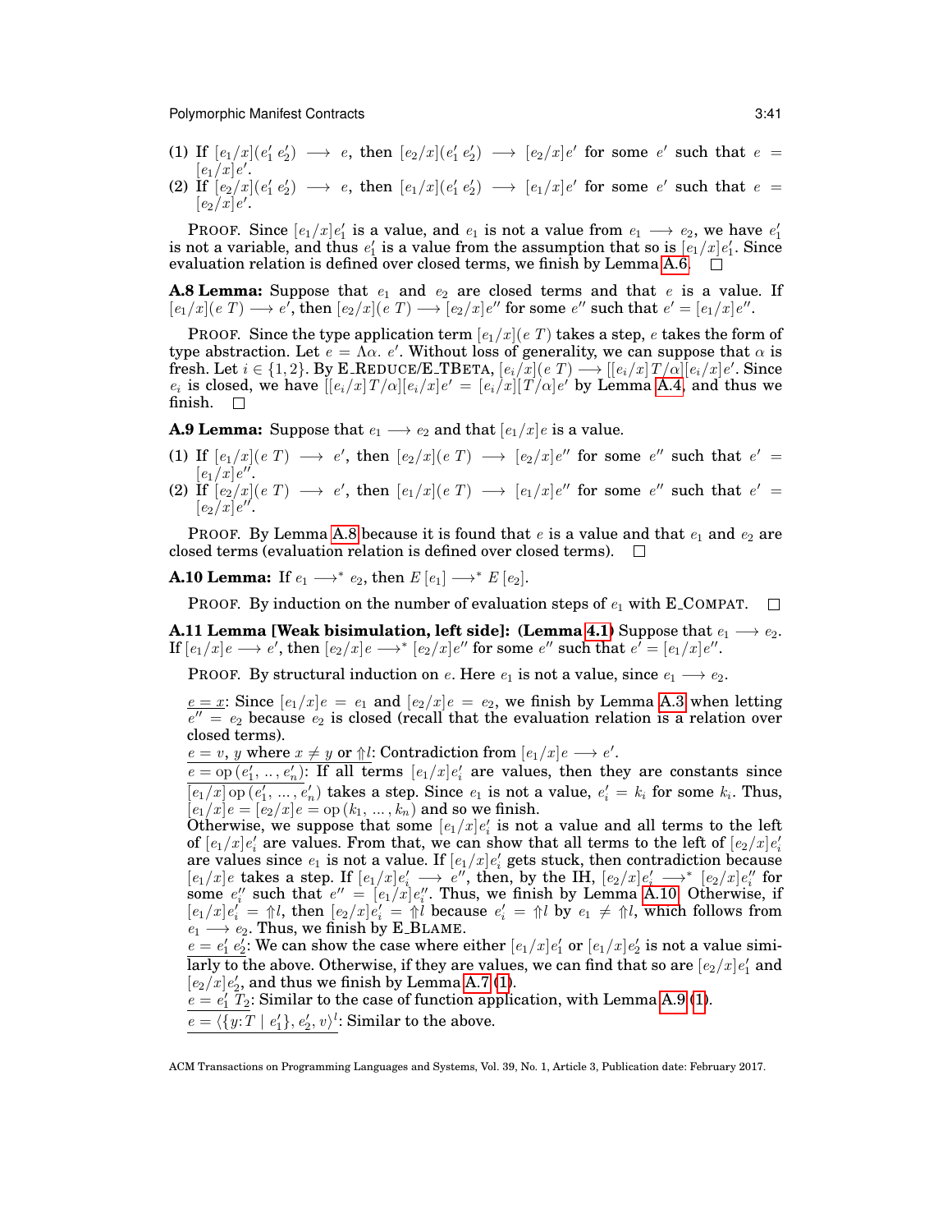(1) If $[e_1/x](e_1'\ e_2') \longrightarrow e$, then $[e_2/x](e_1'\ e_2') \longrightarrow [e_2/x]e'$ for some $e'$ such that $e = [e_1/x]e'$.
(2) If $[e_2/x](e_1'\ e_2') \longrightarrow e$, then $[e_1/x](e_1'\ e_2') \longrightarrow [e_1/x]e'$ for some $e'$ such that $e = [e_2/x]e'$.

PROOF. Since $[e_1/x]e_1'$ is a value, and $e_1$ is not a value from $e_1 \longrightarrow e_2$, we have $e_1'$ is not a variable, and thus $e_1'$ is a value from the assumption that so is $[e_1/x]e_1'$. Since evaluation relation is defined over closed terms, we finish by Lemma A.6. □

**A.8 Lemma:** Suppose that $e_1$ and $e_2$ are closed terms and that $e$ is a value. If $[e_1/x](e\ T) \longrightarrow e'$, then $[e_2/x](e\ T) \longrightarrow [e_2/x]e''$ for some $e''$ such that $e' = [e_1/x]e''$.

PROOF. Since the type application term $[e_1/x](e\ T)$ takes a step, $e$ takes the form of type abstraction. Let $e = \Lambda\alpha.\ e'$. Without loss of generality, we can suppose that $\alpha$ is fresh. Let $i \in \{1, 2\}$. By E_REDUCE/E_TBETA, $[e_i/x](e\ T) \longrightarrow [[e_i/x]T/\alpha][e_i/x]e'$. Since $e_i$ is closed, we have $[[e_i/x]T/\alpha][e_i/x]e' = [e_i/x][T/\alpha]e'$ by Lemma A.4, and thus we finish. □

**A.9 Lemma:** Suppose that $e_1 \longrightarrow e_2$ and that $[e_1/x]e$ is a value.

(1) If $[e_1/x](e\ T) \longrightarrow e'$, then $[e_2/x](e\ T) \longrightarrow [e_2/x]e''$ for some $e''$ such that $e' = [e_1/x]e''$.
(2) If $[e_2/x](e\ T) \longrightarrow e'$, then $[e_1/x](e\ T) \longrightarrow [e_1/x]e''$ for some $e''$ such that $e' = [e_2/x]e''$.

PROOF. By Lemma A.8 because it is found that $e$ is a value and that $e_1$ and $e_2$ are closed terms (evaluation relation is defined over closed terms). □

**A.10 Lemma:** If $e_1 \longrightarrow^* e_2$, then $E\,[e_1] \longrightarrow^* E\,[e_2]$.

PROOF. By induction on the number of evaluation steps of $e_1$ with E_COMPAT. □

**A.11 Lemma [Weak bisimulation, left side]: (Lemma 4.1)** Suppose that $e_1 \longrightarrow e_2$. If $[e_1/x]e \longrightarrow e'$, then $[e_2/x]e \longrightarrow^* [e_2/x]e''$ for some $e''$ such that $e' = [e_1/x]e''$.

PROOF. By structural induction on $e$. Here $e_1$ is not a value, since $e_1 \longrightarrow e_2$.

$\underline{e = x}$: Since $[e_1/x]e = e_1$ and $[e_2/x]e = e_2$, we finish by Lemma A.3 when letting $e'' = e_2$ because $e_2$ is closed (recall that the evaluation relation is a relation over closed terms).

$\underline{e = v,\ y \text{ where } x \neq y \text{ or } \Uparrow l}$: Contradiction from $[e_1/x]e \longrightarrow e'$.

$\underline{e = \mathsf{op}\,(e_1', .., e_n')}$: If all terms $[e_1/x]e_i'$ are values, then they are constants since $[e_1/x]\,\mathsf{op}\,(e_1', \ldots, e_n')$ takes a step. Since $e_1$ is not a value, $e_i' = k_i$ for some $k_i$. Thus, $[e_1/x]e = [e_2/x]e = \mathsf{op}\,(k_1, \ldots, k_n)$ and so we finish.
Otherwise, we suppose that some $[e_1/x]e_i'$ is not a value and all terms to the left of $[e_1/x]e_i'$ are values. From that, we can show that all terms to the left of $[e_2/x]e_i'$ are values since $e_1$ is not a value. If $[e_1/x]e_i'$ gets stuck, then contradiction because $[e_1/x]e$ takes a step. If $[e_1/x]e_i' \longrightarrow e''$, then, by the IH, $[e_2/x]e_i' \longrightarrow^* [e_2/x]e_i''$ for some $e_i''$ such that $e'' = [e_1/x]e_i''$. Thus, we finish by Lemma A.10. Otherwise, if $[e_1/x]e_i' = \Uparrow l$, then $[e_2/x]e_i' = \Uparrow l$ because $e_i' = \Uparrow l$ by $e_1 \neq \Uparrow l$, which follows from $e_1 \longrightarrow e_2$. Thus, we finish by E_BLAME.

$\underline{e = e_1'\ e_2'}$: We can show the case where either $[e_1/x]e_1'$ or $[e_1/x]e_2'$ is not a value similarly to the above. Otherwise, if they are values, we can find that so are $[e_2/x]e_1'$ and $[e_2/x]e_2'$, and thus we finish by Lemma A.7 (1).

$\underline{e = e_1'\ T_2}$: Similar to the case of function application, with Lemma A.9 (1).

$\underline{e = \langle \{y{:}T \mid e_1'\}, e_2', v\rangle^l}$: Similar to the above.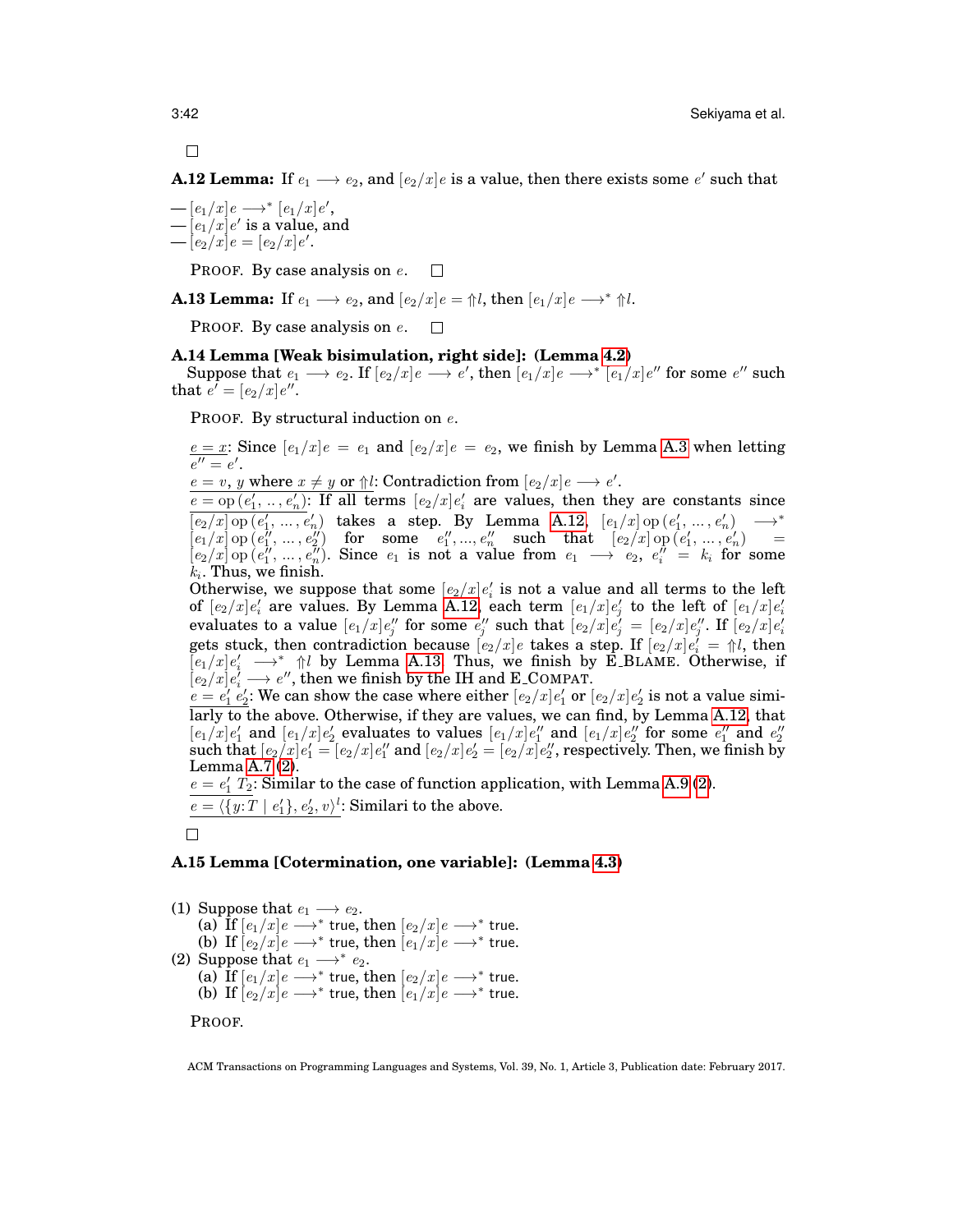□

**A.12 Lemma:** If $e_1 \longrightarrow e_2$, and $[e_2/x]e$ is a value, then there exists some $e'$ such that

— $[e_1/x]e \longrightarrow^* [e_1/x]e'$,
— $[e_1/x]e'$ is a value, and
— $[e_2/x]e = [e_2/x]e'$.

PROOF. By case analysis on $e$. □

**A.13 Lemma:** If $e_1 \longrightarrow e_2$, and $[e_2/x]e = \Uparrow l$, then $[e_1/x]e \longrightarrow^* \Uparrow l$.

PROOF. By case analysis on $e$. □

**A.14 Lemma [Weak bisimulation, right side]: (Lemma 4.2)**
Suppose that $e_1 \longrightarrow e_2$. If $[e_2/x]e \longrightarrow e'$, then $[e_1/x]e \longrightarrow^* [e_1/x]e''$ for some $e''$ such that $e' = [e_2/x]e''$.

PROOF. By structural induction on $e$.

$\underline{e = x}$: Since $[e_1/x]e = e_1$ and $[e_2/x]e = e_2$, we finish by Lemma A.3 when letting $e'' = e'$.

$\underline{e = v,\ y \text{ where } x \neq y \text{ or } \Uparrow l}$: Contradiction from $[e_2/x]e \longrightarrow e'$.

$\underline{e = \mathrm{op}\,(e'_1, \ldots, e'_n)}$: If all terms $[e_2/x]e'_i$ are values, then they are constants since $[e_2/x]\,\mathrm{op}\,(e'_1, \ldots, e'_n)$ takes a step. By Lemma A.12, $[e_1/x]\,\mathrm{op}\,(e'_1, \ldots, e'_n) \longrightarrow^* [e_1/x]\,\mathrm{op}\,(e''_1, \ldots, e''_n)$ for some $e''_1, \ldots, e''_n$ such that $[e_2/x]\,\mathrm{op}\,(e'_1, \ldots, e'_n) = [e_2/x]\,\mathrm{op}\,(e''_1, \ldots, e''_n)$. Since $e_1$ is not a value from $e_1 \longrightarrow e_2$, $e''_i = k_i$ for some $k_i$. Thus, we finish.
Otherwise, we suppose that some $[e_2/x]e'_i$ is not a value and all terms to the left of $[e_2/x]e'_i$ are values. By Lemma A.12, each term $[e_1/x]e'_j$ to the left of $[e_1/x]e'_i$ evaluates to a value $[e_1/x]e''_j$ for some $e''_j$ such that $[e_2/x]e'_j = [e_2/x]e''_j$. If $[e_2/x]e'_i$ gets stuck, then contradiction because $[e_2/x]e$ takes a step. If $[e_2/x]e'_i = \Uparrow l$, then $[e_1/x]e'_i \longrightarrow^* \Uparrow l$ by Lemma A.13. Thus, we finish by E_BLAME. Otherwise, if $[e_2/x]e'_i \longrightarrow e''$, then we finish by the IH and E_COMPAT.

$\underline{e = e'_1\ e'_2}$: We can show the case where either $[e_2/x]e'_1$ or $[e_2/x]e'_2$ is not a value similarly to the above. Otherwise, if they are values, we can find, by Lemma A.12, that $[e_1/x]e'_1$ and $[e_1/x]e'_2$ evaluates to values $[e_1/x]e''_1$ and $[e_1/x]e''_2$ for some $e''_1$ and $e''_2$ such that $[e_2/x]e'_1 = [e_2/x]e''_1$ and $[e_2/x]e'_2 = [e_2/x]e''_2$, respectively. Then, we finish by Lemma A.7 (2).

$\underline{e = e'_1\ T_2}$: Similar to the case of function application, with Lemma A.9 (2).

$\underline{e = \langle \{y{:}T \mid e'_1\}, e'_2, v\rangle^l}$: Similari to the above.

□

**A.15 Lemma [Cotermination, one variable]: (Lemma 4.3)**

(1) Suppose that $e_1 \longrightarrow e_2$.
  (a) If $[e_1/x]e \longrightarrow^* \mathsf{true}$, then $[e_2/x]e \longrightarrow^* \mathsf{true}$.
  (b) If $[e_2/x]e \longrightarrow^* \mathsf{true}$, then $[e_1/x]e \longrightarrow^* \mathsf{true}$.
(2) Suppose that $e_1 \longrightarrow^* e_2$.
  (a) If $[e_1/x]e \longrightarrow^* \mathsf{true}$, then $[e_2/x]e \longrightarrow^* \mathsf{true}$.
  (b) If $[e_2/x]e \longrightarrow^* \mathsf{true}$, then $[e_1/x]e \longrightarrow^* \mathsf{true}$.

PROOF.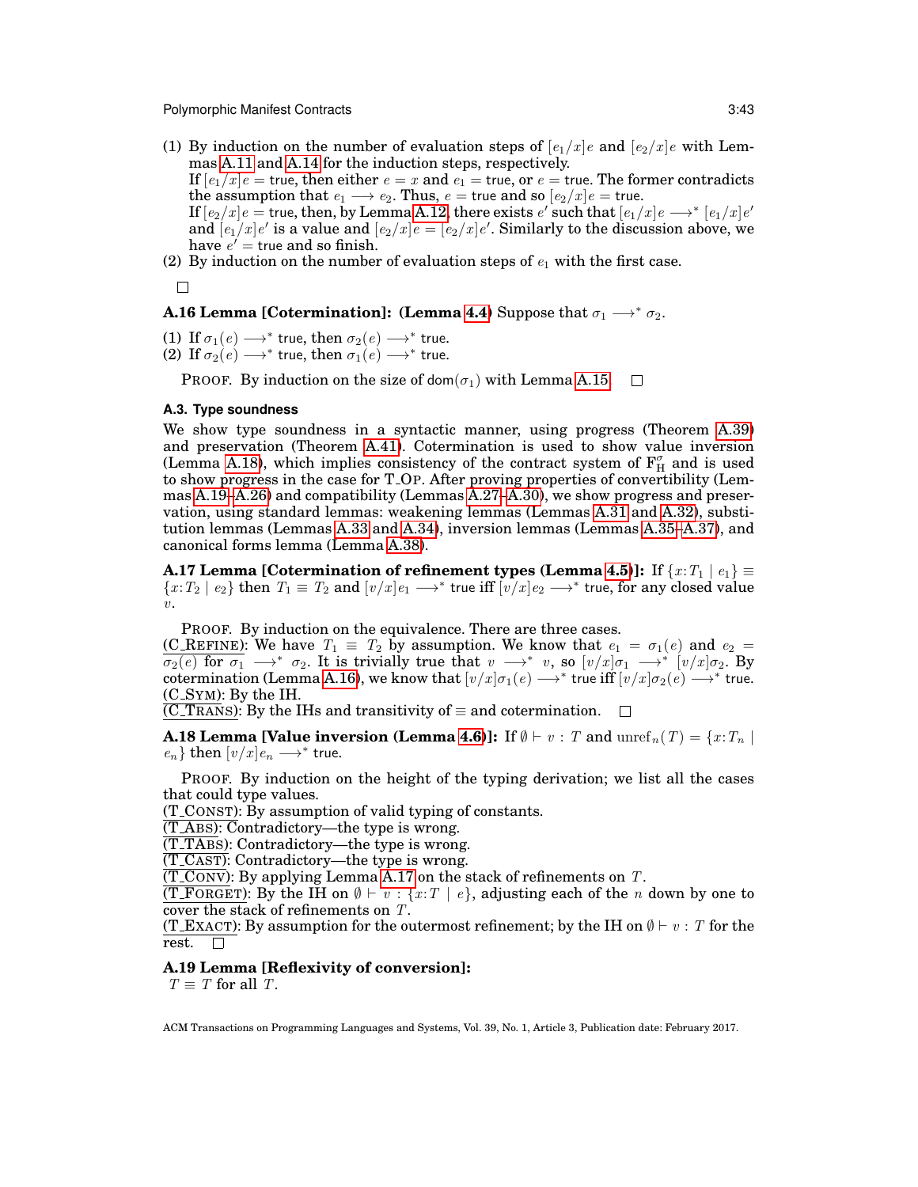(1) By induction on the number of evaluation steps of $[e_1/x]e$ and $[e_2/x]e$ with Lemmas A.11 and A.14 for the induction steps, respectively.
If $[e_1/x]e = \mathsf{true}$, then either $e = x$ and $e_1 = \mathsf{true}$, or $e = \mathsf{true}$. The former contradicts the assumption that $e_1 \longrightarrow e_2$. Thus, $e = \mathsf{true}$ and so $[e_2/x]e = \mathsf{true}$.
If $[e_2/x]e = \mathsf{true}$, then, by Lemma A.12, there exists $e'$ such that $[e_1/x]e \longrightarrow^* [e_1/x]e'$ and $[e_1/x]e'$ is a value and $[e_2/x]e = [e_2/x]e'$. Similarly to the discussion above, we have $e' = \mathsf{true}$ and so finish.

(2) By induction on the number of evaluation steps of $e_1$ with the first case.

□

**A.16 Lemma [Cotermination]: (Lemma 4.4)** Suppose that $\sigma_1 \longrightarrow^* \sigma_2$.

(1) If $\sigma_1(e) \longrightarrow^* \mathsf{true}$, then $\sigma_2(e) \longrightarrow^* \mathsf{true}$.
(2) If $\sigma_2(e) \longrightarrow^* \mathsf{true}$, then $\sigma_1(e) \longrightarrow^* \mathsf{true}$.

PROOF. By induction on the size of $\mathsf{dom}(\sigma_1)$ with Lemma A.15. □

### A.3. Type soundness

We show type soundness in a syntactic manner, using progress (Theorem A.39) and preservation (Theorem A.41). Cotermination is used to show value inversion (Lemma A.18), which implies consistency of the contract system of $\mathrm{F}_{\mathrm{H}}^{\sigma}$ and is used to show progress in the case for T_OP. After proving properties of convertibility (Lemmas A.19–A.26) and compatibility (Lemmas A.27–A.30), we show progress and preservation, using standard lemmas: weakening lemmas (Lemmas A.31 and A.32), substitution lemmas (Lemmas A.33 and A.34), inversion lemmas (Lemmas A.35–A.37), and canonical forms lemma (Lemma A.38).

**A.17 Lemma [Cotermination of refinement types (Lemma 4.5)]:** If $\{x{:}T_1 \mid e_1\} \equiv \{x{:}T_2 \mid e_2\}$ then $T_1 \equiv T_2$ and $[v/x]e_1 \longrightarrow^* \mathsf{true}$ iff $[v/x]e_2 \longrightarrow^* \mathsf{true}$, for any closed value $v$.

PROOF. By induction on the equivalence. There are three cases.
(C_REFINE): We have $T_1 \equiv T_2$ by assumption. We know that $e_1 = \sigma_1(e)$ and $e_2 = \sigma_2(e)$ for $\sigma_1 \longrightarrow^* \sigma_2$. It is trivially true that $v \longrightarrow^* v$, so $[v/x]\sigma_1 \longrightarrow^* [v/x]\sigma_2$. By cotermination (Lemma A.16), we know that $[v/x]\sigma_1(e) \longrightarrow^* \mathsf{true}$ iff $[v/x]\sigma_2(e) \longrightarrow^* \mathsf{true}$.
(C_SYM): By the IH.
(C_TRANS): By the IHs and transitivity of $\equiv$ and cotermination. □

**A.18 Lemma [Value inversion (Lemma 4.6)]:** If $\emptyset \vdash v : T$ and $\mathrm{unref}_n(T) = \{x{:}T_n \mid e_n\}$ then $[v/x]e_n \longrightarrow^* \mathsf{true}$.

PROOF. By induction on the height of the typing derivation; we list all the cases that could type values.
(T_CONST): By assumption of valid typing of constants.
(T_ABS): Contradictory—the type is wrong.
(T_TABS): Contradictory—the type is wrong.
(T_CAST): Contradictory—the type is wrong.
(T_CONV): By applying Lemma A.17 on the stack of refinements on $T$.
(T_FORGET): By the IH on $\emptyset \vdash v : \{x{:}T \mid e\}$, adjusting each of the $n$ down by one to cover the stack of refinements on $T$.
(T_EXACT): By assumption for the outermost refinement; by the IH on $\emptyset \vdash v : T$ for the rest. □

**A.19 Lemma [Reflexivity of conversion]:**
$T \equiv T$ for all $T$.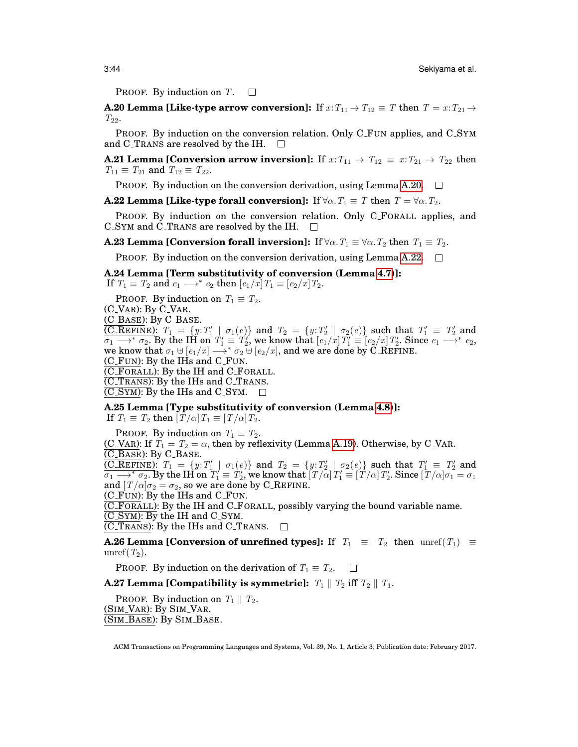PROOF. By induction on $T$. □

**A.20 Lemma [Like-type arrow conversion]:** If $x{:}T_{11} \rightarrow T_{12} \equiv T$ then $T = x{:}T_{21} \rightarrow T_{22}$.

PROOF. By induction on the conversion relation. Only C_FUN applies, and C_SYM and C_TRANS are resolved by the IH. □

**A.21 Lemma [Conversion arrow inversion]:** If $x{:}T_{11} \rightarrow T_{12} \equiv x{:}T_{21} \rightarrow T_{22}$ then $T_{11} \equiv T_{21}$ and $T_{12} \equiv T_{22}$.

PROOF. By induction on the conversion derivation, using Lemma A.20. □

**A.22 Lemma [Like-type forall conversion]:** If $\forall\alpha.\, T_1 \equiv T$ then $T = \forall\alpha.\, T_2$.

PROOF. By induction on the conversion relation. Only C_FORALL applies, and C_SYM and C_TRANS are resolved by the IH. □

**A.23 Lemma [Conversion forall inversion]:** If $\forall\alpha.\, T_1 \equiv \forall\alpha.\, T_2$ then $T_1 \equiv T_2$.

PROOF. By induction on the conversion derivation, using Lemma A.22. □

**A.24 Lemma [Term substitutivity of conversion (Lemma 4.7)]:** If $T_1 \equiv T_2$ and $e_1 \longrightarrow^* e_2$ then $[e_1/x]\,T_1 \equiv [e_2/x]\,T_2$.

PROOF. By induction on $T_1 \equiv T_2$.

(C_VAR): By C_VAR.

(C_BASE): By C_BASE.

(C_REFINE): $T_1 = \{y{:}T_1' \mid \sigma_1(e)\}$ and $T_2 = \{y{:}T_2' \mid \sigma_2(e)\}$ such that $T_1' \equiv T_2'$ and $\sigma_1 \longrightarrow^* \sigma_2$. By the IH on $T_1' \equiv T_2'$, we know that $[e_1/x]\,T_1' \equiv [e_2/x]\,T_2'$. Since $e_1 \longrightarrow^* e_2$, we know that $\sigma_1 \uplus [e_1/x] \longrightarrow^* \sigma_2 \uplus [e_2/x]$, and we are done by C_REFINE.

(C_FUN): By the IHs and C_FUN.

(C_FORALL): By the IH and C_FORALL.

(C_TRANS): By the IHs and C_TRANS.

(C_SYM): By the IHs and C_SYM. □

**A.25 Lemma [Type substitutivity of conversion (Lemma 4.8)]:** If $T_1 \equiv T_2$ then $[T/\alpha]\,T_1 \equiv [T/\alpha]\,T_2$.

PROOF. By induction on $T_1 \equiv T_2$.

(C_VAR): If $T_1 = T_2 = \alpha$, then by reflexivity (Lemma A.19). Otherwise, by C_VAR.

(C_BASE): By C_BASE.

(C_REFINE): $T_1 = \{y{:}T_1' \mid \sigma_1(e)\}$ and $T_2 = \{y{:}T_2' \mid \sigma_2(e)\}$ such that $T_1' \equiv T_2'$ and $\sigma_1 \longrightarrow^* \sigma_2$. By the IH on $T_1' \equiv T_2'$, we know that $[T/\alpha]\,T_1' \equiv [T/\alpha]\,T_2'$. Since $[T/\alpha]\sigma_1 = \sigma_1$ and $[T/\alpha]\sigma_2 = \sigma_2$, so we are done by C_REFINE.

(C_FUN): By the IHs and C_FUN.

(C_FORALL): By the IH and C_FORALL, possibly varying the bound variable name.

(C_SYM): By the IH and C_SYM.

(C_TRANS): By the IHs and C_TRANS. □

**A.26 Lemma [Conversion of unrefined types]:** If $T_1 \equiv T_2$ then $\mathrm{unref}(T_1) \equiv \mathrm{unref}(T_2)$.

PROOF. By induction on the derivation of $T_1 \equiv T_2$. □

**A.27 Lemma [Compatibility is symmetric]:** $T_1 \parallel T_2$ iff $T_2 \parallel T_1$.

PROOF. By induction on $T_1 \parallel T_2$.

(SIM_VAR): By SIM_VAR.

(SIM_BASE): By SIM_BASE.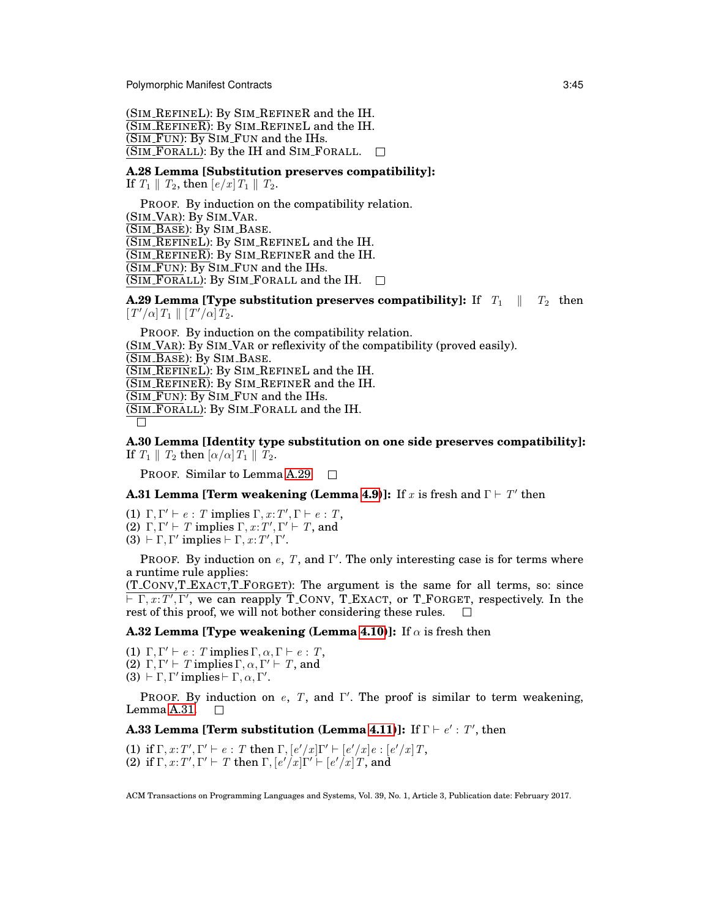(<u>SIM_REFINEL</u>): By SIM_REFINER and the IH.
(<u>SIM_REFINER</u>): By SIM_REFINEL and the IH.
(<u>SIM_FUN</u>): By SIM_FUN and the IHs.
(<u>SIM_FORALL</u>): By the IH and SIM_FORALL. □

**A.28 Lemma [Substitution preserves compatibility]:**
If $T_1 \parallel T_2$, then $[e/x]\,T_1 \parallel T_2$.

PROOF. By induction on the compatibility relation.
(<u>SIM_VAR</u>): By SIM_VAR.
(<u>SIM_BASE</u>): By SIM_BASE.
(<u>SIM_REFINEL</u>): By SIM_REFINEL and the IH.
(<u>SIM_REFINER</u>): By SIM_REFINER and the IH.
(<u>SIM_FUN</u>): By SIM_FUN and the IHs.
(<u>SIM_FORALL</u>): By SIM_FORALL and the IH. □

**A.29 Lemma [Type substitution preserves compatibility]:** If $T_1 \parallel T_2$ then $[T'/\alpha]\,T_1 \parallel [T'/\alpha]\,T_2$.

PROOF. By induction on the compatibility relation.
(<u>SIM_VAR</u>): By SIM_VAR or reflexivity of the compatibility (proved easily).
(<u>SIM_BASE</u>): By SIM_BASE.
(<u>SIM_REFINEL</u>): By SIM_REFINEL and the IH.
(<u>SIM_REFINER</u>): By SIM_REFINER and the IH.
(<u>SIM_FUN</u>): By SIM_FUN and the IHs.
(<u>SIM_FORALL</u>): By SIM_FORALL and the IH.
□

**A.30 Lemma [Identity type substitution on one side preserves compatibility]:**
If $T_1 \parallel T_2$ then $[\alpha/\alpha]\,T_1 \parallel T_2$.

PROOF. Similar to Lemma A.29. □

**A.31 Lemma [Term weakening (Lemma 4.9)]:** If $x$ is fresh and $\Gamma \vdash T'$ then

(1) $\Gamma, \Gamma' \vdash e : T$ implies $\Gamma, x{:}T', \Gamma \vdash e : T$,
(2) $\Gamma, \Gamma' \vdash T$ implies $\Gamma, x{:}T', \Gamma' \vdash T$, and
(3) $\vdash \Gamma, \Gamma'$ implies $\vdash \Gamma, x{:}T', \Gamma'$.

PROOF. By induction on $e$, $T$, and $\Gamma'$. The only interesting case is for terms where a runtime rule applies:
(<u>T_CONV,T_EXACT,T_FORGET</u>): The argument is the same for all terms, so: since $\vdash \Gamma, x{:}T', \Gamma'$, we can reapply T_CONV, T_EXACT, or T_FORGET, respectively. In the rest of this proof, we will not bother considering these rules. □

**A.32 Lemma [Type weakening (Lemma 4.10)]:** If $\alpha$ is fresh then

(1) $\Gamma, \Gamma' \vdash e : T$ implies $\Gamma, \alpha, \Gamma \vdash e : T$,
(2) $\Gamma, \Gamma' \vdash T$ implies $\Gamma, \alpha, \Gamma' \vdash T$, and
(3) $\vdash \Gamma, \Gamma'$ implies $\vdash \Gamma, \alpha, \Gamma'$.

PROOF. By induction on $e$, $T$, and $\Gamma'$. The proof is similar to term weakening, Lemma A.31. □

**A.33 Lemma [Term substitution (Lemma 4.11)]:** If $\Gamma \vdash e' : T'$, then

(1) if $\Gamma, x{:}T', \Gamma' \vdash e : T$ then $\Gamma, [e'/x]\Gamma' \vdash [e'/x]e : [e'/x]\,T$,
(2) if $\Gamma, x{:}T', \Gamma' \vdash T$ then $\Gamma, [e'/x]\Gamma' \vdash [e'/x]\,T$, and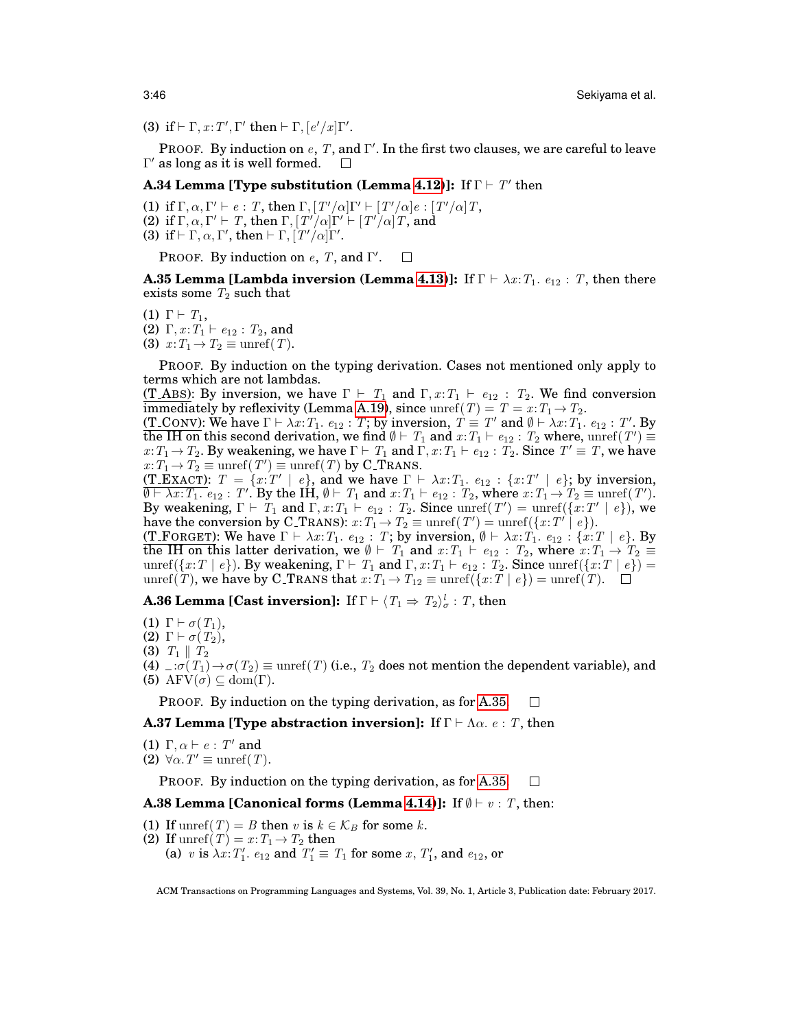(3) if $\vdash \Gamma, x{:}T', \Gamma'$ then $\vdash \Gamma, [e'/x]\Gamma'$.

PROOF. By induction on $e$, $T$, and $\Gamma'$. In the first two clauses, we are careful to leave $\Gamma'$ as long as it is well formed. □

**A.34 Lemma [Type substitution (Lemma 4.12)]:** If $\Gamma \vdash T'$ then

(1) if $\Gamma, \alpha, \Gamma' \vdash e : T$, then $\Gamma, [T'/\alpha]\Gamma' \vdash [T'/\alpha]e : [T'/\alpha]T$,
(2) if $\Gamma, \alpha, \Gamma' \vdash T$, then $\Gamma, [T'/\alpha]\Gamma' \vdash [T'/\alpha]T$, and
(3) if $\vdash \Gamma, \alpha, \Gamma'$, then $\vdash \Gamma, [T'/\alpha]\Gamma'$.

PROOF. By induction on $e$, $T$, and $\Gamma'$. □

**A.35 Lemma [Lambda inversion (Lemma 4.13)]:** If $\Gamma \vdash \lambda x{:}T_1.\ e_{12} : T$, then there exists some $T_2$ such that

(1) $\Gamma \vdash T_1$,
(2) $\Gamma, x{:}T_1 \vdash e_{12} : T_2$, and
(3) $x{:}T_1 \rightarrow T_2 \equiv \mathrm{unref}(T)$.

PROOF. By induction on the typing derivation. Cases not mentioned only apply to terms which are not lambdas.
(T_ABS): By inversion, we have $\Gamma \vdash T_1$ and $\Gamma, x{:}T_1 \vdash e_{12} : T_2$. We find conversion immediately by reflexivity (Lemma A.19), since $\mathrm{unref}(T) = T = x{:}T_1 \rightarrow T_2$.
(T_CONV): We have $\Gamma \vdash \lambda x{:}T_1.\ e_{12} : T$; by inversion, $T \equiv T'$ and $\emptyset \vdash \lambda x{:}T_1.\ e_{12} : T'$. By the IH on this second derivation, we find $\emptyset \vdash T_1$ and $x{:}T_1 \vdash e_{12} : T_2$ where, $\mathrm{unref}(T') \equiv x{:}T_1 \rightarrow T_2$. By weakening, we have $\Gamma \vdash T_1$ and $\Gamma, x{:}T_1 \vdash e_{12} : T_2$. Since $T' \equiv T$, we have $x{:}T_1 \rightarrow T_2 \equiv \mathrm{unref}(T') \equiv \mathrm{unref}(T)$ by C_TRANS.
(T_EXACT): $T = \{x{:}T' \mid e\}$, and we have $\Gamma \vdash \lambda x{:}T_1.\ e_{12} : \{x{:}T' \mid e\}$; by inversion, $\emptyset \vdash \lambda x{:}T_1.\ e_{12} : T'$. By the IH, $\emptyset \vdash T_1$ and $x{:}T_1 \vdash e_{12} : T_2$, where $x{:}T_1 \rightarrow T_2 \equiv \mathrm{unref}(T')$. By weakening, $\Gamma \vdash T_1$ and $\Gamma, x{:}T_1 \vdash e_{12} : T_2$. Since $\mathrm{unref}(T') = \mathrm{unref}(\{x{:}T' \mid e\})$, we have the conversion by C_TRANS): $x{:}T_1 \rightarrow T_2 \equiv \mathrm{unref}(T') = \mathrm{unref}(\{x{:}T' \mid e\})$.
(T_FORGET): We have $\Gamma \vdash \lambda x{:}T_1.\ e_{12} : T$; by inversion, $\emptyset \vdash \lambda x{:}T_1.\ e_{12} : \{x{:}T \mid e\}$. By the IH on this latter derivation, we $\emptyset \vdash T_1$ and $x{:}T_1 \vdash e_{12} : T_2$, where $x{:}T_1 \rightarrow T_2 \equiv \mathrm{unref}(\{x{:}T \mid e\})$. By weakening, $\Gamma \vdash T_1$ and $\Gamma, x{:}T_1 \vdash e_{12} : T_2$. Since $\mathrm{unref}(\{x{:}T \mid e\}) = \mathrm{unref}(T)$, we have by C_TRANS that $x{:}T_1 \rightarrow T_{12} \equiv \mathrm{unref}(\{x{:}T \mid e\}) = \mathrm{unref}(T)$. □

**A.36 Lemma [Cast inversion]:** If $\Gamma \vdash \langle T_1 \Rightarrow T_2 \rangle^l_\sigma : T$, then

(1) $\Gamma \vdash \sigma(T_1)$,
(2) $\Gamma \vdash \sigma(T_2)$,
(3) $T_1 \parallel T_2$
(4) $\_{:}\sigma(T_1) \rightarrow \sigma(T_2) \equiv \mathrm{unref}(T)$ (i.e., $T_2$ does not mention the dependent variable), and
(5) $\mathrm{AFV}(\sigma) \subseteq \mathrm{dom}(\Gamma)$.

PROOF. By induction on the typing derivation, as for A.35. □

**A.37 Lemma [Type abstraction inversion]:** If $\Gamma \vdash \Lambda\alpha.\ e : T$, then

(1) $\Gamma, \alpha \vdash e : T'$ and
(2) $\forall \alpha. T' \equiv \mathrm{unref}(T)$.

PROOF. By induction on the typing derivation, as for A.35. □

**A.38 Lemma [Canonical forms (Lemma 4.14)]:** If $\emptyset \vdash v : T$, then:

(1) If $\mathrm{unref}(T) = B$ then $v$ is $k \in \mathcal{K}_B$ for some $k$.
(2) If $\mathrm{unref}(T) = x{:}T_1 \rightarrow T_2$ then
    (a) $v$ is $\lambda x{:}T_1'.\ e_{12}$ and $T_1' \equiv T_1$ for some $x$, $T_1'$, and $e_{12}$, or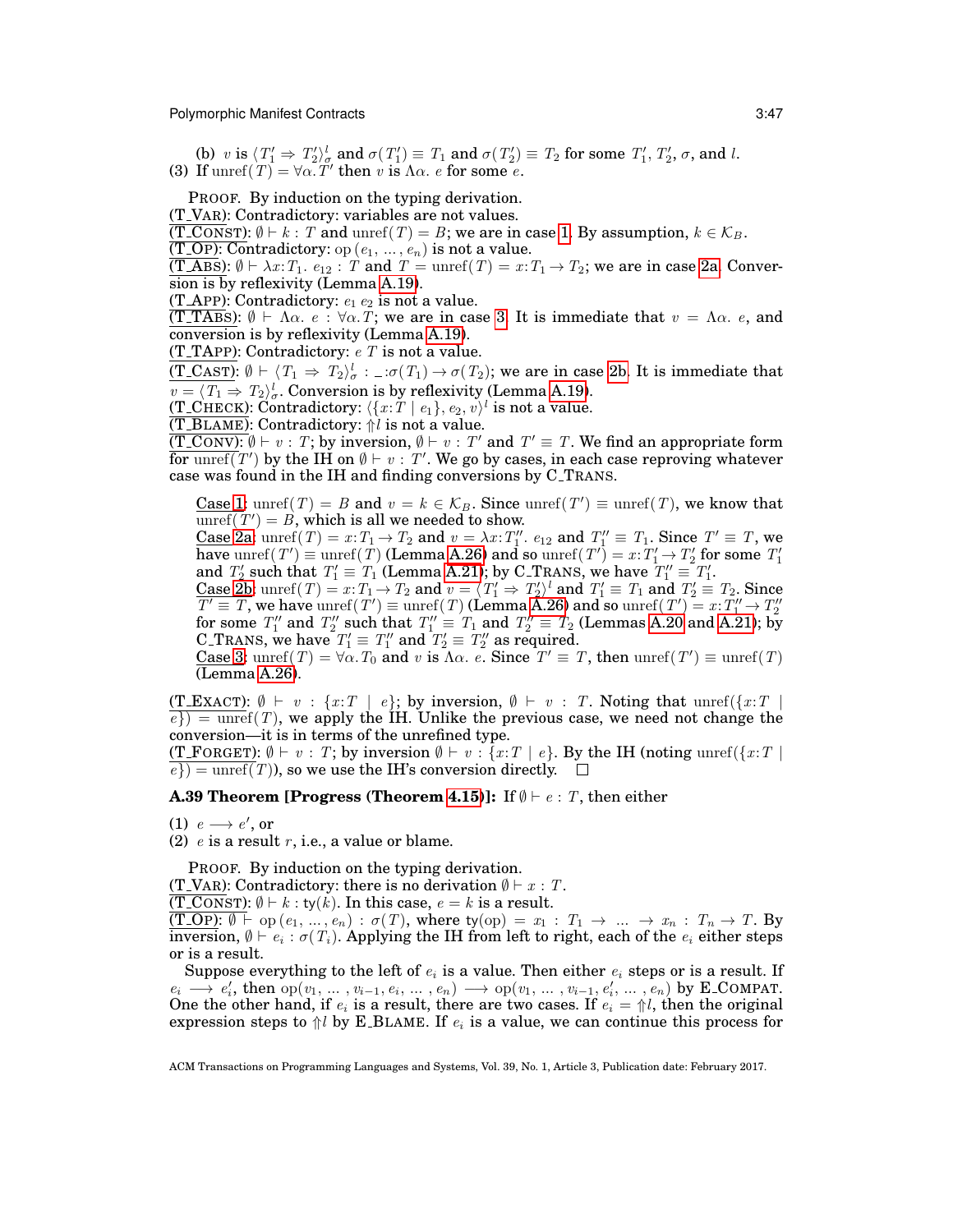(b) $v$ is $\langle T_1' \Rightarrow T_2' \rangle_\sigma^l$ and $\sigma(T_1') \equiv T_1$ and $\sigma(T_2') \equiv T_2$ for some $T_1'$, $T_2'$, $\sigma$, and $l$.

(3) If $\mathrm{unref}(T) = \forall\alpha.\, T'$ then $v$ is $\Lambda\alpha.\, e$ for some $e$.

PROOF. By induction on the typing derivation.

(T_VAR): Contradictory: variables are not values.

(T_CONST): $\emptyset \vdash k : T$ and $\mathrm{unref}(T) = B$; we are in case 1. By assumption, $k \in \mathcal{K}_B$.

(T_OP): Contradictory: $\mathrm{op}\,(e_1, \ldots, e_n)$ is not a value.

(T_ABS): $\emptyset \vdash \lambda x{:}T_1.\, e_{12} : T$ and $T = \mathrm{unref}(T) = x{:}T_1 \to T_2$; we are in case 2a. Conversion is by reflexivity (Lemma A.19).

(T_APP): Contradictory: $e_1\, e_2$ is not a value.

(T_TABS): $\emptyset \vdash \Lambda\alpha.\, e : \forall\alpha.\, T$; we are in case 3. It is immediate that $v = \Lambda\alpha.\, e$, and conversion is by reflexivity (Lemma A.19).

(T_TAPP): Contradictory: $e\ T$ is not a value.

(T_CAST): $\emptyset \vdash \langle T_1 \Rightarrow T_2 \rangle_\sigma^l : \_{:}\sigma(T_1) \to \sigma(T_2)$; we are in case 2b. It is immediate that $v = \langle T_1 \Rightarrow T_2 \rangle_\sigma^l$. Conversion is by reflexivity (Lemma A.19).

(T_CHECK): Contradictory: $\langle \{x{:}T \mid e_1\}, e_2, v \rangle^l$ is not a value.

(T_BLAME): Contradictory: $\Uparrow l$ is not a value.

(T_CONV): $\emptyset \vdash v : T$; by inversion, $\emptyset \vdash v : T'$ and $T' \equiv T$. We find an appropriate form for $\mathrm{unref}(T')$ by the IH on $\emptyset \vdash v : T'$. We go by cases, in each case reproving whatever case was found in the IH and finding conversions by C_TRANS.

> Case 1: $\mathrm{unref}(T) = B$ and $v = k \in \mathcal{K}_B$. Since $\mathrm{unref}(T') \equiv \mathrm{unref}(T)$, we know that $\mathrm{unref}(T') = B$, which is all we needed to show.
>
> Case 2a: $\mathrm{unref}(T) = x{:}T_1 \to T_2$ and $v = \lambda x{:}T_1''.\, e_{12}$ and $T_1'' \equiv T_1$. Since $T' \equiv T$, we have $\mathrm{unref}(T') \equiv \mathrm{unref}(T)$ (Lemma A.26) and so $\mathrm{unref}(T') = x{:}T_1' \to T_2'$ for some $T_1'$ and $T_2'$ such that $T_1' \equiv T_1$ (Lemma A.21); by C_TRANS, we have $T_1'' \equiv T_1'$.
>
> Case 2b: $\mathrm{unref}(T) = x{:}T_1 \to T_2$ and $v = \langle T_1' \Rightarrow T_2' \rangle^l$ and $T_1' \equiv T_1$ and $T_2' \equiv T_2$. Since $T' \equiv T$, we have $\mathrm{unref}(T') \equiv \mathrm{unref}(T)$ (Lemma A.26) and so $\mathrm{unref}(T') = x{:}T_1'' \to T_2''$ for some $T_1''$ and $T_2''$ such that $T_1'' \equiv T_1$ and $T_2'' \equiv T_2$ (Lemmas A.20 and A.21); by C_TRANS, we have $T_1' \equiv T_1''$ and $T_2' \equiv T_2''$ as required.
>
> Case 3: $\mathrm{unref}(T) = \forall\alpha.\, T_0$ and $v$ is $\Lambda\alpha.\, e$. Since $T' \equiv T$, then $\mathrm{unref}(T') \equiv \mathrm{unref}(T)$ (Lemma A.26).

(T_EXACT): $\emptyset \vdash v : \{x{:}T \mid e\}$; by inversion, $\emptyset \vdash v : T$. Noting that $\mathrm{unref}(\{x{:}T \mid e\}) = \mathrm{unref}(T)$, we apply the IH. Unlike the previous case, we need not change the conversion—it is in terms of the unrefined type.

(T_FORGET): $\emptyset \vdash v : T$; by inversion $\emptyset \vdash v : \{x{:}T \mid e\}$. By the IH (noting $\mathrm{unref}(\{x{:}T \mid e\}) = \mathrm{unref}(T)$), so we use the IH's conversion directly. $\square$

**A.39 Theorem [Progress (Theorem 4.15)]:** If $\emptyset \vdash e : T$, then either

(1) $e \longrightarrow e'$, or

(2) $e$ is a result $r$, i.e., a value or blame.

PROOF. By induction on the typing derivation.

(T_VAR): Contradictory: there is no derivation $\emptyset \vdash x : T$.

(T_CONST): $\emptyset \vdash k : \mathrm{ty}(k)$. In this case, $e = k$ is a result.

(T_OP): $\emptyset \vdash \mathrm{op}\,(e_1, \ldots, e_n) : \sigma(T)$, where $\mathrm{ty}(\mathrm{op}) = x_1 : T_1 \to \ldots \to x_n : T_n \to T$. By inversion, $\emptyset \vdash e_i : \sigma(T_i)$. Applying the IH from left to right, each of the $e_i$ either steps or is a result.

Suppose everything to the left of $e_i$ is a value. Then either $e_i$ steps or is a result. If $e_i \longrightarrow e_i'$, then $\mathrm{op}(v_1, \ldots, v_{i-1}, e_i, \ldots, e_n) \longrightarrow \mathrm{op}(v_1, \ldots, v_{i-1}, e_i', \ldots, e_n)$ by E_COMPAT. One the other hand, if $e_i$ is a result, there are two cases. If $e_i = \Uparrow l$, then the original expression steps to $\Uparrow l$ by E_BLAME. If $e_i$ is a value, we can continue this process for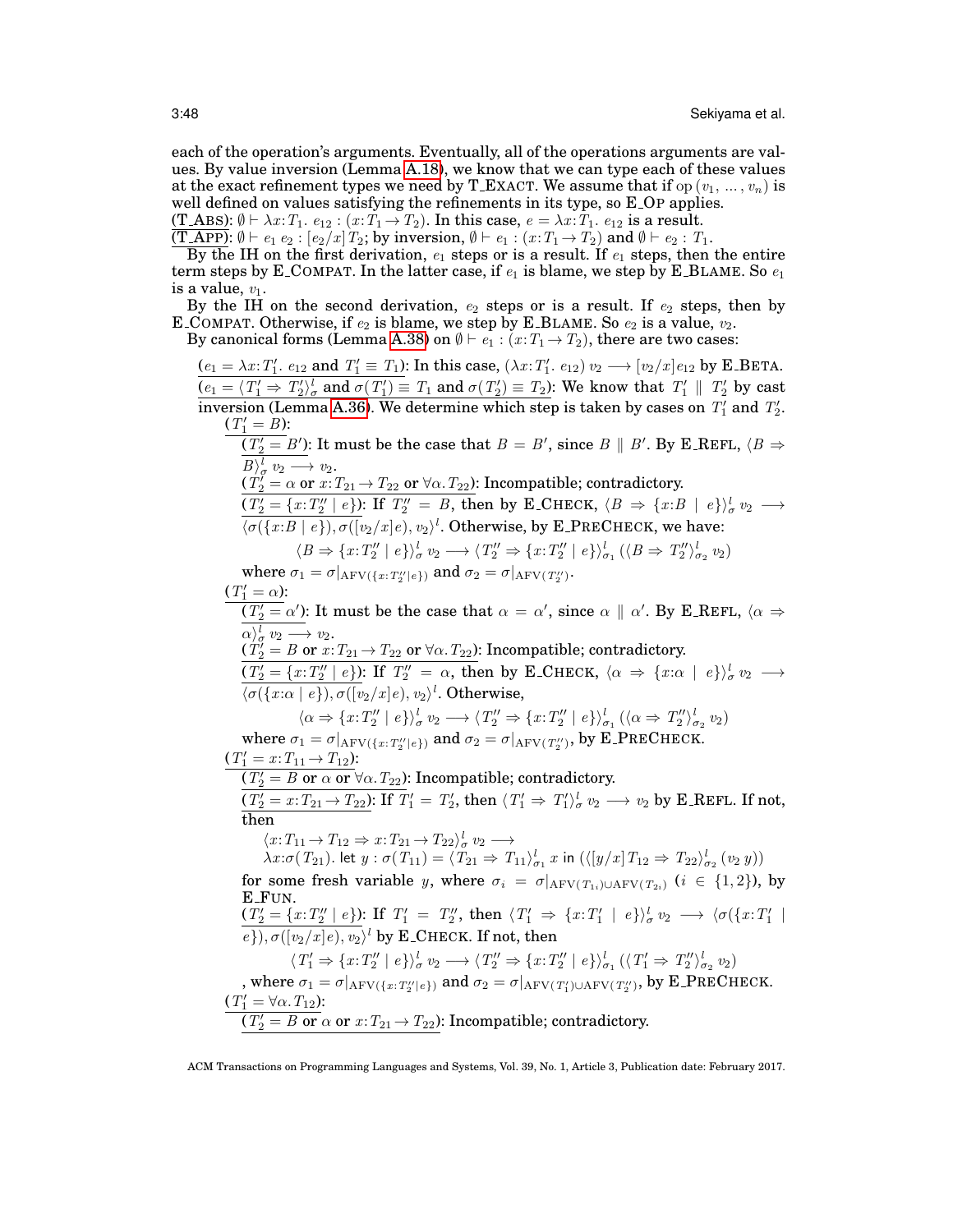each of the operation's arguments. Eventually, all of the operations arguments are values. By value inversion (Lemma A.18), we know that we can type each of these values at the exact refinement types we need by T_EXACT. We assume that if $\mathrm{op}(v_1, \ldots, v_n)$ is well defined on values satisfying the refinements in its type, so E_OP applies.

(T_ABS): $\emptyset \vdash \lambda x{:}T_1.\ e_{12} : (x{:}T_1 \to T_2)$. In this case, $e = \lambda x{:}T_1.\ e_{12}$ is a result.

(T_APP): $\emptyset \vdash e_1\ e_2 : [e_2/x]\,T_2$; by inversion, $\emptyset \vdash e_1 : (x{:}T_1 \to T_2)$ and $\emptyset \vdash e_2 : T_1$.

By the IH on the first derivation, $e_1$ steps or is a result. If $e_1$ steps, then the entire term steps by E_COMPAT. In the latter case, if $e_1$ is blame, we step by E_BLAME. So $e_1$ is a value, $v_1$.

By the IH on the second derivation, $e_2$ steps or is a result. If $e_2$ steps, then by E_COMPAT. Otherwise, if $e_2$ is blame, we step by E_BLAME. So $e_2$ is a value, $v_2$.

By canonical forms (Lemma A.38) on $\emptyset \vdash e_1 : (x{:}T_1 \to T_2)$, there are two cases:

($e_1 = \lambda x{:}T_1'.\ e_{12}$ and $T_1' \equiv T_1$): In this case, $(\lambda x{:}T_1'.\ e_{12})\ v_2 \longrightarrow [v_2/x]e_{12}$ by E_BETA.

($e_1 = \langle T_1' \Rightarrow T_2' \rangle^l_\sigma$ and $\sigma(T_1') \equiv T_1$ and $\sigma(T_2') \equiv T_2$): We know that $T_1' \parallel T_2'$ by cast inversion (Lemma A.36). We determine which step is taken by cases on $T_1'$ and $T_2'$.

($T_1' = B$):

($T_2' = B'$): It must be the case that $B = B'$, since $B \parallel B'$. By E_REFL, $\langle B \Rightarrow B \rangle^l_\sigma\ v_2 \longrightarrow v_2$.

($T_2' = \alpha$ or $x{:}T_{21} \to T_{22}$ or $\forall \alpha.\,T_{22}$): Incompatible; contradictory.

($T_2' = \{x{:}T_2'' \mid e\}$): If $T_2'' = B$, then by E_CHECK, $\langle B \Rightarrow \{x{:}B \mid e\} \rangle^l_\sigma\ v_2 \longrightarrow \langle \sigma(\{x{:}B \mid e\}), \sigma([v_2/x]e), v_2 \rangle^l$. Otherwise, by E_PRECHECK, we have:

$$\langle B \Rightarrow \{x{:}T_2'' \mid e\} \rangle^l_\sigma\ v_2 \longrightarrow \langle T_2'' \Rightarrow \{x{:}T_2'' \mid e\} \rangle^l_{\sigma_1}\ (\langle B \Rightarrow T_2'' \rangle^l_{\sigma_2}\ v_2)$$

where $\sigma_1 = \sigma|_{\mathrm{AFV}(\{x:T_2''|e\})}$ and $\sigma_2 = \sigma|_{\mathrm{AFV}(T_2'')}$.

($T_1' = \alpha$):

($T_2' = \alpha'$): It must be the case that $\alpha = \alpha'$, since $\alpha \parallel \alpha'$. By E_REFL, $\langle \alpha \Rightarrow \alpha \rangle^l_\sigma\ v_2 \longrightarrow v_2$.

($T_2' = B$ or $x{:}T_{21} \to T_{22}$ or $\forall \alpha.\,T_{22}$): Incompatible; contradictory.

($T_2' = \{x{:}T_2'' \mid e\}$): If $T_2'' = \alpha$, then by E_CHECK, $\langle \alpha \Rightarrow \{x{:}\alpha \mid e\} \rangle^l_\sigma\ v_2 \longrightarrow \langle \sigma(\{x{:}\alpha \mid e\}), \sigma([v_2/x]e), v_2 \rangle^l$. Otherwise,

$$\langle \alpha \Rightarrow \{x{:}T_2'' \mid e\} \rangle^l_\sigma\ v_2 \longrightarrow \langle T_2'' \Rightarrow \{x{:}T_2'' \mid e\} \rangle^l_{\sigma_1}\ (\langle \alpha \Rightarrow T_2'' \rangle^l_{\sigma_2}\ v_2)$$

where $\sigma_1 = \sigma|_{\mathrm{AFV}(\{x:T_2''|e\})}$ and $\sigma_2 = \sigma|_{\mathrm{AFV}(T_2'')}$, by E_PRECHECK.

($T_1' = x{:}T_{11} \to T_{12}$):

($T_2' = B$ or $\alpha$ or $\forall \alpha.\,T_{22}$): Incompatible; contradictory.

($T_2' = x{:}T_{21} \to T_{22}$): If $T_1' = T_2'$, then $\langle T_1' \Rightarrow T_1' \rangle^l_\sigma\ v_2 \longrightarrow v_2$ by E_REFL. If not, then

$$\langle x{:}T_{11} \to T_{12} \Rightarrow x{:}T_{21} \to T_{22} \rangle^l_\sigma\ v_2 \longrightarrow$$
$$\lambda x{:}\sigma(T_{21}).\ \mathsf{let}\ y : \sigma(T_{11}) = \langle T_{21} \Rightarrow T_{11} \rangle^l_{\sigma_1}\ x\ \mathsf{in}\ (\langle [y/x]\,T_{12} \Rightarrow T_{22} \rangle^l_{\sigma_2}\ (v_2\ y))$$

for some fresh variable $y$, where $\sigma_i = \sigma|_{\mathrm{AFV}(T_{1i}) \cup \mathrm{AFV}(T_{2i})}$ ($i \in \{1, 2\}$), by E_FUN.

($T_2' = \{x{:}T_2'' \mid e\}$): If $T_1' = T_2''$, then $\langle T_1' \Rightarrow \{x{:}T_1' \mid e\} \rangle^l_\sigma\ v_2 \longrightarrow \langle \sigma(\{x{:}T_1' \mid e\}), \sigma([v_2/x]e), v_2 \rangle^l$ by E_CHECK. If not, then

$$\langle T_1' \Rightarrow \{x{:}T_2'' \mid e\} \rangle^l_\sigma\ v_2 \longrightarrow \langle T_2'' \Rightarrow \{x{:}T_2'' \mid e\} \rangle^l_{\sigma_1}\ (\langle T_1' \Rightarrow T_2'' \rangle^l_{\sigma_2}\ v_2)$$

, where $\sigma_1 = \sigma|_{\mathrm{AFV}(\{x:T_2''|e\})}$ and $\sigma_2 = \sigma|_{\mathrm{AFV}(T_1') \cup \mathrm{AFV}(T_2'')}$, by E_PRECHECK.

($T_1' = \forall \alpha.\,T_{12}$):

($T_2' = B$ or $\alpha$ or $x{:}T_{21} \to T_{22}$): Incompatible; contradictory.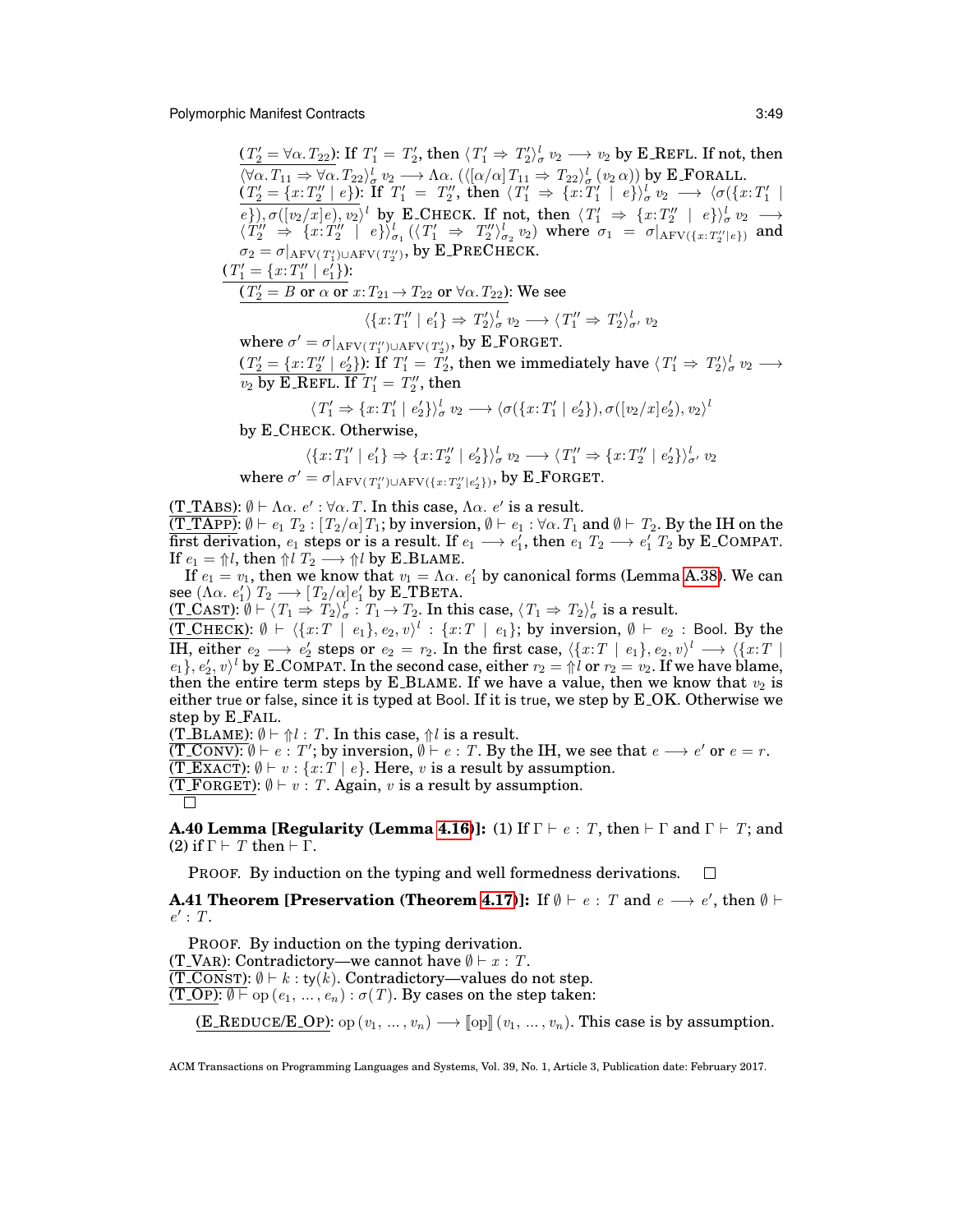<u>($T_2' = \forall\alpha.\, T_{22}$)</u>: If $T_1' = T_2'$, then $\langle T_1' \Rightarrow T_2' \rangle_\sigma^l\, v_2 \longrightarrow v_2$ by E_REFL. If not, then $\langle \forall\alpha.\, T_{11} \Rightarrow \forall\alpha.\, T_{22} \rangle_\sigma^l\, v_2 \longrightarrow \Lambda\alpha.\, (\langle [\alpha/\alpha]\, T_{11} \Rightarrow T_{22} \rangle_\sigma^l\, (v_2\ \alpha))$ by E_FORALL.

<u>($T_2' = \{x{:}T_2'' \mid e\}$)</u>: If $T_1' = T_2''$, then $\langle T_1' \Rightarrow \{x{:}T_1' \mid e\} \rangle_\sigma^l\, v_2 \longrightarrow \langle \sigma(\{x{:}T_1' \mid e\}), \sigma([v_2/x]e), v_2 \rangle^l$ by E_CHECK. If not, then $\langle T_1' \Rightarrow \{x{:}T_2'' \mid e\} \rangle_\sigma^l\, v_2 \longrightarrow \langle T_2'' \Rightarrow \{x{:}T_2'' \mid e\} \rangle_{\sigma_1}^l\, (\langle T_1' \Rightarrow T_2'' \rangle_{\sigma_2}^l\, v_2)$ where $\sigma_1 = \sigma|_{\mathrm{AFV}(\{x{:}T_2''|e\})}$ and $\sigma_2 = \sigma|_{\mathrm{AFV}(T_1') \cup \mathrm{AFV}(T_2'')}$, by E_PRECHECK.

<u>($T_1' = \{x{:}T_1'' \mid e_1'\}$)</u>:

<u>($T_2' = B$ or $\alpha$ or $x{:}T_{21} \to T_{22}$ or $\forall\alpha.\, T_{22}$)</u>: We see

$$\langle \{x{:}T_1'' \mid e_1'\} \Rightarrow T_2' \rangle_\sigma^l\, v_2 \longrightarrow \langle T_1'' \Rightarrow T_2' \rangle_{\sigma'}^l\, v_2$$

where $\sigma' = \sigma|_{\mathrm{AFV}(T_1'') \cup \mathrm{AFV}(T_2')}$, by E_FORGET.

<u>($T_2' = \{x{:}T_2'' \mid e_2'\}$)</u>: If $T_1' = T_2'$, then we immediately have $\langle T_1' \Rightarrow T_2' \rangle_\sigma^l\, v_2 \longrightarrow v_2$ by E_REFL. If $T_1' = T_2''$, then

$$\langle T_1' \Rightarrow \{x{:}T_1' \mid e_2'\} \rangle_\sigma^l\, v_2 \longrightarrow \langle \sigma(\{x{:}T_1' \mid e_2'\}), \sigma([v_2/x]e_2'), v_2 \rangle^l$$

by E_CHECK. Otherwise,

$$\langle \{x{:}T_1'' \mid e_1'\} \Rightarrow \{x{:}T_2'' \mid e_2'\} \rangle_\sigma^l\, v_2 \longrightarrow \langle T_1'' \Rightarrow \{x{:}T_2'' \mid e_2'\} \rangle_{\sigma'}^l\, v_2$$

where $\sigma' = \sigma|_{\mathrm{AFV}(T_1'') \cup \mathrm{AFV}(\{x{:}T_2''|e_2'\})}$, by E_FORGET.

<u>(T_TABS)</u>: $\emptyset \vdash \Lambda\alpha.\, e' : \forall\alpha.\, T$. In this case, $\Lambda\alpha.\, e'$ is a result.

<u>(T_TAPP)</u>: $\emptyset \vdash e_1\ T_2 : [T_2/\alpha]\, T_1$; by inversion, $\emptyset \vdash e_1 : \forall\alpha.\, T_1$ and $\emptyset \vdash T_2$. By the IH on the first derivation, $e_1$ steps or is a result. If $e_1 \longrightarrow e_1'$, then $e_1\ T_2 \longrightarrow e_1'\ T_2$ by E_COMPAT. If $e_1 = \Uparrow l$, then $\Uparrow l\ T_2 \longrightarrow \Uparrow l$ by E_BLAME.

If $e_1 = v_1$, then we know that $v_1 = \Lambda\alpha.\, e_1'$ by canonical forms (Lemma A.38). We can see $(\Lambda\alpha.\, e_1')\ T_2 \longrightarrow [T_2/\alpha] e_1'$ by E_TBETA.

<u>(T_CAST)</u>: $\emptyset \vdash \langle T_1 \Rightarrow T_2 \rangle_\sigma^l : T_1 \to T_2$. In this case, $\langle T_1 \Rightarrow T_2 \rangle_\sigma^l$ is a result.

<u>(T_CHECK)</u>: $\emptyset \vdash \langle \{x{:}T \mid e_1\}, e_2, v \rangle^l : \{x{:}T \mid e_1\}$; by inversion, $\emptyset \vdash e_2 : \mathsf{Bool}$. By the IH, either $e_2 \longrightarrow e_2'$ steps or $e_2 = r_2$. In the first case, $\langle \{x{:}T \mid e_1\}, e_2, v \rangle^l \longrightarrow \langle \{x{:}T \mid e_1\}, e_2', v \rangle^l$ by E_COMPAT. In the second case, either $r_2 = \Uparrow l$ or $r_2 = v_2$. If we have blame, then the entire term steps by E_BLAME. If we have a value, then we know that $v_2$ is either $\mathsf{true}$ or $\mathsf{false}$, since it is typed at $\mathsf{Bool}$. If it is $\mathsf{true}$, we step by E_OK. Otherwise we step by E_FAIL.

<u>(T_BLAME)</u>: $\emptyset \vdash \Uparrow l : T$. In this case, $\Uparrow l$ is a result.

<u>(T_CONV)</u>: $\emptyset \vdash e : T'$; by inversion, $\emptyset \vdash e : T$. By the IH, we see that $e \longrightarrow e'$ or $e = r$.

<u>(T_EXACT)</u>: $\emptyset \vdash v : \{x{:}T \mid e\}$. Here, $v$ is a result by assumption.

<u>(T_FORGET)</u>: $\emptyset \vdash v : T$. Again, $v$ is a result by assumption.

□

**A.40 Lemma [Regularity (Lemma 4.16)]:** (1) If $\Gamma \vdash e : T$, then $\vdash \Gamma$ and $\Gamma \vdash T$; and (2) if $\Gamma \vdash T$ then $\vdash \Gamma$.

PROOF. By induction on the typing and well formedness derivations. □

**A.41 Theorem [Preservation (Theorem 4.17)]:** If $\emptyset \vdash e : T$ and $e \longrightarrow e'$, then $\emptyset \vdash e' : T$.

PROOF. By induction on the typing derivation.

<u>(T_VAR)</u>: Contradictory—we cannot have $\emptyset \vdash x : T$.

<u>(T_CONST)</u>: $\emptyset \vdash k : \mathrm{ty}(k)$. Contradictory—values do not step.

<u>(T_OP)</u>: $\emptyset \vdash \mathrm{op}\,(e_1, \ldots, e_n) : \sigma(T)$. By cases on the step taken:

<u>(E_REDUCE/E_OP)</u>: $\mathrm{op}\,(v_1, \ldots, v_n) \longrightarrow [\![\mathrm{op}]\!]\,(v_1, \ldots, v_n)$. This case is by assumption.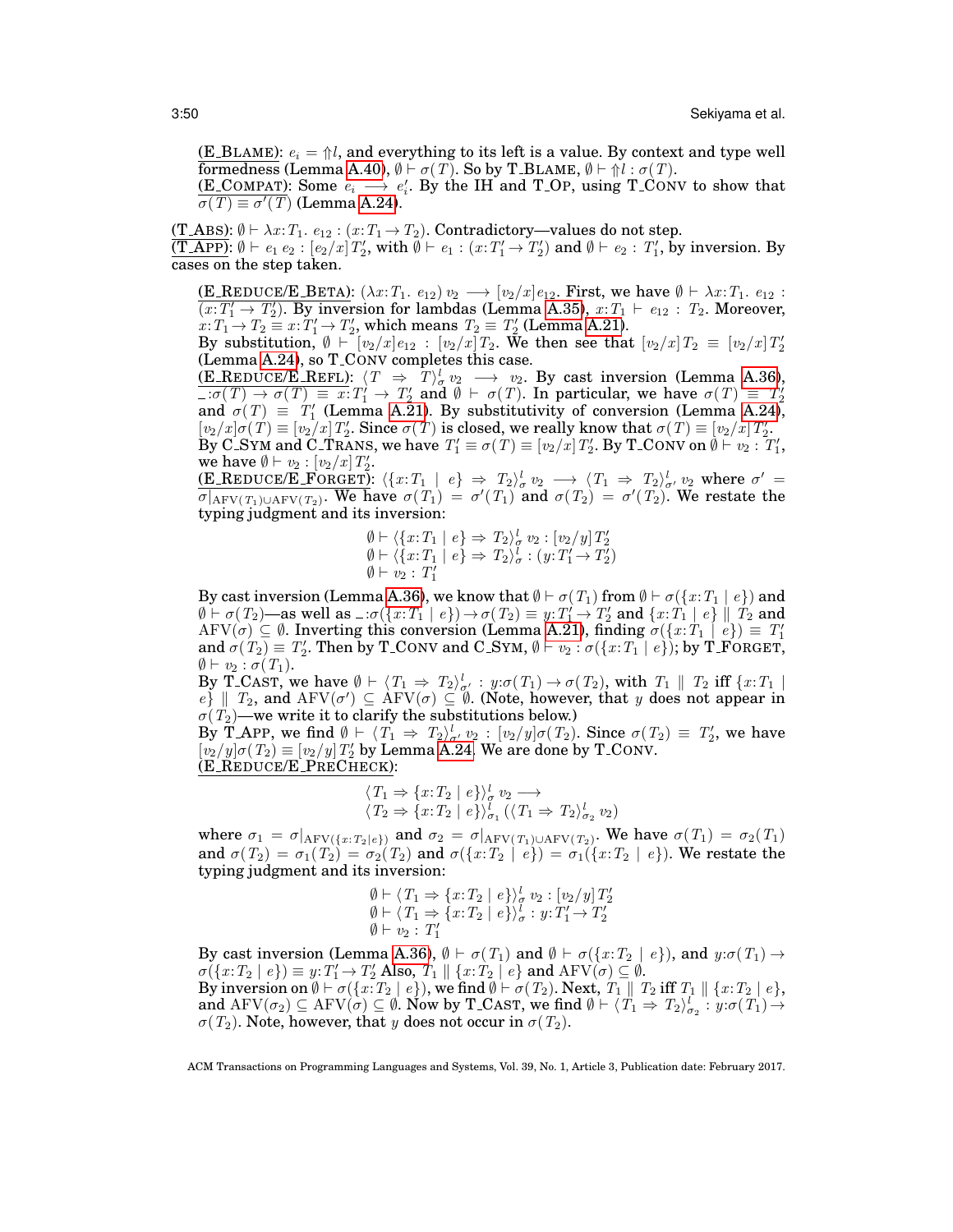(E_BLAME): $e_i = \Uparrow l$, and everything to its left is a value. By context and type well formedness (Lemma A.40), $\emptyset \vdash \sigma(T)$. So by T_BLAME, $\emptyset \vdash \Uparrow l : \sigma(T)$.
(E_COMPAT): Some $e_i \longrightarrow e_i'$. By the IH and T_OP, using T_CONV to show that $\sigma(T) \equiv \sigma'(T)$ (Lemma A.24).

(T_ABS): $\emptyset \vdash \lambda x{:}T_1.\ e_{12} : (x{:}T_1 \rightarrow T_2)$. Contradictory—values do not step.
(T_APP): $\emptyset \vdash e_1\ e_2 : [e_2/x]\,T_2'$, with $\emptyset \vdash e_1 : (x{:}T_1' \rightarrow T_2')$ and $\emptyset \vdash e_2 : T_1'$, by inversion. By cases on the step taken.

(E_REDUCE/E_BETA): $(\lambda x{:}T_1.\ e_{12})\ v_2 \longrightarrow [v_2/x]e_{12}$. First, we have $\emptyset \vdash \lambda x{:}T_1.\ e_{12} : (x{:}T_1' \rightarrow T_2')$. By inversion for lambdas (Lemma A.35), $x{:}T_1 \vdash e_{12} : T_2$. Moreover, $x{:}T_1 \rightarrow T_2 \equiv x{:}T_1' \rightarrow T_2'$, which means $T_2 \equiv T_2'$ (Lemma A.21).
By substitution, $\emptyset \vdash [v_2/x]e_{12} : [v_2/x]\,T_2$. We then see that $[v_2/x]\,T_2 \equiv [v_2/x]\,T_2'$ (Lemma A.24), so T_CONV completes this case.
(E_REDUCE/E_REFL): $\langle T \Rightarrow T\rangle^l_\sigma\ v_2 \longrightarrow v_2$. By cast inversion (Lemma A.36), $\_{:}\sigma(T) \rightarrow \sigma(T) \equiv x{:}T_1' \rightarrow T_2'$ and $\emptyset \vdash \sigma(T)$. In particular, we have $\sigma(T) \equiv T_1'$ and $\sigma(T) \equiv T_1'$ (Lemma A.21). By substitutivity of conversion (Lemma A.24), $[v_2/x]\sigma(T) \equiv [v_2/x]\,T_2'$. Since $\sigma(T)$ is closed, we really know that $\sigma(T) \equiv [v_2/x]\,T_2'$.
By C_SYM and C_TRANS, we have $T_1' \equiv \sigma(T) \equiv [v_2/x]\,T_2'$. By T_CONV on $\emptyset \vdash v_2 : T_1'$, we have $\emptyset \vdash v_2 : [v_2/x]\,T_2'$.
(E_REDUCE/E_FORGET): $\langle \{x{:}T_1 \mid e\} \Rightarrow T_2\rangle^l_\sigma\ v_2 \longrightarrow \langle T_1 \Rightarrow T_2\rangle^l_{\sigma'}\ v_2$ where $\sigma' = \sigma|_{\mathrm{AFV}(T_1)\cup\mathrm{AFV}(T_2)}$. We have $\sigma(T_1) = \sigma'(T_1)$ and $\sigma(T_2) = \sigma'(T_2)$. We restate the typing judgment and its inversion:

$$\begin{array}{l}\emptyset \vdash \langle \{x{:}T_1 \mid e\} \Rightarrow T_2\rangle^l_\sigma\ v_2 : [v_2/y]\,T_2' \\ \emptyset \vdash \langle \{x{:}T_1 \mid e\} \Rightarrow T_2\rangle^l_\sigma : (y{:}T_1' \rightarrow T_2') \\ \emptyset \vdash v_2 : T_1'\end{array}$$

By cast inversion (Lemma A.36), we know that $\emptyset \vdash \sigma(T_1)$ from $\emptyset \vdash \sigma(\{x{:}T_1 \mid e\})$ and $\emptyset \vdash \sigma(T_2)$—as well as $\_{:}\sigma(\{x{:}T_1 \mid e\}) \rightarrow \sigma(T_2) \equiv y{:}T_1' \rightarrow T_2'$ and $\{x{:}T_1 \mid e\} \parallel T_2$ and $\mathrm{AFV}(\sigma) \subseteq \emptyset$. Inverting this conversion (Lemma A.21), finding $\sigma(\{x{:}T_1 \mid e\}) \equiv T_1'$ and $\sigma(T_2) \equiv T_2'$. Then by T_CONV and C_SYM, $\emptyset \vdash v_2 : \sigma(\{x{:}T_1 \mid e\})$; by T_FORGET, $\emptyset \vdash v_2 : \sigma(T_1)$.
By T_CAST, we have $\emptyset \vdash \langle T_1 \Rightarrow T_2\rangle^l_{\sigma'} : y{:}\sigma(T_1) \rightarrow \sigma(T_2)$, with $T_1 \parallel T_2$ iff $\{x{:}T_1 \mid e\} \parallel T_2$, and $\mathrm{AFV}(\sigma') \subseteq \mathrm{AFV}(\sigma) \subseteq \emptyset$. (Note, however, that $y$ does not appear in $\sigma(T_2)$—we write it to clarify the substitutions below.)
By T_APP, we find $\emptyset \vdash \langle T_1 \Rightarrow T_2\rangle^l_{\sigma'}\ v_2 : [v_2/y]\sigma(T_2)$. Since $\sigma(T_2) \equiv T_2'$, we have $[v_2/y]\sigma(T_2) \equiv [v_2/y]\,T_2'$ by Lemma A.24. We are done by T_CONV.
(E_REDUCE/E_PRECHECK):

$$\begin{array}{l}\langle T_1 \Rightarrow \{x{:}T_2 \mid e\}\rangle^l_\sigma\ v_2 \longrightarrow \\ \langle T_2 \Rightarrow \{x{:}T_2 \mid e\}\rangle^l_{\sigma_1}\ (\langle T_1 \Rightarrow T_2\rangle^l_{\sigma_2}\ v_2)\end{array}$$

where $\sigma_1 = \sigma|_{\mathrm{AFV}(\{x{:}T_2\mid e\})}$ and $\sigma_2 = \sigma|_{\mathrm{AFV}(T_1)\cup\mathrm{AFV}(T_2)}$. We have $\sigma(T_1) = \sigma_2(T_1)$ and $\sigma(T_2) = \sigma_1(T_2) = \sigma_2(T_2)$ and $\sigma(\{x{:}T_2 \mid e\}) = \sigma_1(\{x{:}T_2 \mid e\})$. We restate the typing judgment and its inversion:

$$\begin{array}{l}\emptyset \vdash \langle T_1 \Rightarrow \{x{:}T_2 \mid e\}\rangle^l_\sigma\ v_2 : [v_2/y]\,T_2' \\ \emptyset \vdash \langle T_1 \Rightarrow \{x{:}T_2 \mid e\}\rangle^l_\sigma : y{:}T_1' \rightarrow T_2' \\ \emptyset \vdash v_2 : T_1'\end{array}$$

By cast inversion (Lemma A.36), $\emptyset \vdash \sigma(T_1)$ and $\emptyset \vdash \sigma(\{x{:}T_2 \mid e\})$, and $y{:}\sigma(T_1) \rightarrow \sigma(\{x{:}T_2 \mid e\}) \equiv y{:}T_1' \rightarrow T_2'$ Also, $T_1 \parallel \{x{:}T_2 \mid e\}$ and $\mathrm{AFV}(\sigma) \subseteq \emptyset$.
By inversion on $\emptyset \vdash \sigma(\{x{:}T_2 \mid e\})$, we find $\emptyset \vdash \sigma(T_2)$. Next, $T_1 \parallel T_2$ iff $T_1 \parallel \{x{:}T_2 \mid e\}$, and $\mathrm{AFV}(\sigma_2) \subseteq \mathrm{AFV}(\sigma) \subseteq \emptyset$. Now by T_CAST, we find $\emptyset \vdash \langle T_1 \Rightarrow T_2\rangle^l_{\sigma_2} : y{:}\sigma(T_1) \rightarrow \sigma(T_2)$. Note, however, that $y$ does not occur in $\sigma(T_2)$.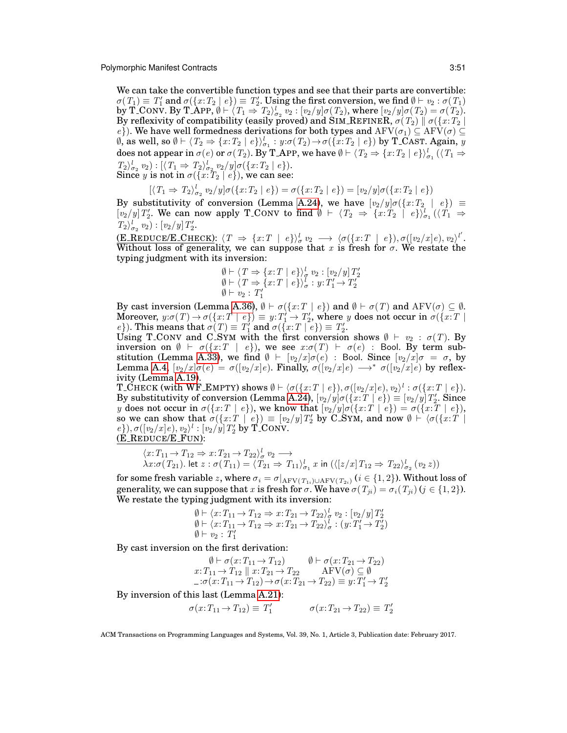We can take the convertible function types and see that their parts are convertible: $\sigma(T_1) \equiv T_1'$ and $\sigma(\{x{:}T_2 \mid e\}) \equiv T_2'$. Using the first conversion, we find $\emptyset \vdash v_2 : \sigma(T_1)$ by T_CONV. By T_APP, $\emptyset \vdash \langle T_1 \Rightarrow T_2\rangle^l_{\sigma_2}\, v_2 : [v_2/y]\sigma(T_2)$, where $[v_2/y]\sigma(T_2) = \sigma(T_2)$. By reflexivity of compatibility (easily proved) and SIM_REFINER, $\sigma(T_2) \parallel \sigma(\{x{:}T_2 \mid e\})$. We have well formedness derivations for both types and $\mathrm{AFV}(\sigma_1) \subseteq \mathrm{AFV}(\sigma) \subseteq \emptyset$, as well, so $\emptyset \vdash \langle T_2 \Rightarrow \{x{:}T_2 \mid e\}\rangle^l_{\sigma_1} : y{:}\sigma(T_2) \to \sigma(\{x{:}T_2 \mid e\})$ by T_CAST. Again, $y$ does not appear in $\sigma(e)$ or $\sigma(T_2)$. By T_APP, we have $\emptyset \vdash \langle T_2 \Rightarrow \{x{:}T_2 \mid e\}\rangle^l_{\sigma_1}\, (\langle T_1 \Rightarrow T_2\rangle^l_{\sigma_2}\, v_2) : [\langle T_1 \Rightarrow T_2\rangle^l_{\sigma_2}\, v_2/y]\sigma(\{x{:}T_2 \mid e\})$.
Since $y$ is not in $\sigma(\{x{:}T_2 \mid e\})$, we can see:

$$[\langle T_1 \Rightarrow T_2\rangle^l_{\sigma_2}\, v_2/y]\sigma(\{x{:}T_2 \mid e\}) = \sigma(\{x{:}T_2 \mid e\}) = [v_2/y]\sigma(\{x{:}T_2 \mid e\})$$

By substitutivity of conversion (Lemma A.24), we have $[v_2/y]\sigma(\{x{:}T_2 \mid e\}) \equiv [v_2/y]T_2'$. We can now apply T_CONV to find $\emptyset \vdash \langle T_2 \Rightarrow \{x{:}T_2 \mid e\}\rangle^l_{\sigma_1}\, (\langle T_1 \Rightarrow T_2\rangle^l_{\sigma_2}\, v_2) : [v_2/y]T_2'$.

<u>(E_REDUCE/E_CHECK)</u>: $\langle T \Rightarrow \{x{:}T \mid e\}\rangle^l_{\sigma}\, v_2 \longrightarrow \langle \sigma(\{x{:}T \mid e\}), \sigma([v_2/x]e), v_2\rangle^{l'}$. Without loss of generality, we can suppose that $x$ is fresh for $\sigma$. We restate the typing judgment with its inversion:

$$\begin{array}{l}
\emptyset \vdash \langle T \Rightarrow \{x{:}T \mid e\}\rangle^l_{\sigma}\, v_2 : [v_2/y]T_2' \\
\emptyset \vdash \langle T \Rightarrow \{x{:}T \mid e\}\rangle^l_{\sigma} : y{:}T_1' \to T_2' \\
\emptyset \vdash v_2 : T_1'
\end{array}$$

By cast inversion (Lemma A.36), $\emptyset \vdash \sigma(\{x{:}T \mid e\})$ and $\emptyset \vdash \sigma(T)$ and $\mathrm{AFV}(\sigma) \subseteq \emptyset$. Moreover, $y{:}\sigma(T) \to \sigma(\{x{:}T \mid e\}) \equiv y{:}T_1' \to T_2'$, where $y$ does not occur in $\sigma(\{x{:}T \mid e\})$. This means that $\sigma(T) \equiv T_1'$ and $\sigma(\{x{:}T \mid e\}) \equiv T_2'$.
Using T_CONV and C_SYM with the first conversion shows $\emptyset \vdash v_2 : \sigma(T)$. By inversion on $\emptyset \vdash \sigma(\{x{:}T \mid e\})$, we see $x{:}\sigma(T) \vdash \sigma(e) : \mathsf{Bool}$. By term substitution (Lemma A.33), we find $\emptyset \vdash [v_2/x]\sigma(e) : \mathsf{Bool}$. Since $[v_2/x]\sigma = \sigma$, by Lemma A.4, $[v_2/x]\sigma(e) = \sigma([v_2/x]e)$. Finally, $\sigma([v_2/x]e) \longrightarrow^* \sigma([v_2/x]e)$ by reflexivity (Lemma A.19).
T_CHECK (with WF_EMPTY) shows $\emptyset \vdash \langle \sigma(\{x{:}T \mid e\}), \sigma([v_2/x]e), v_2\rangle^l : \sigma(\{x{:}T \mid e\})$. By substitutivity of conversion (Lemma A.24), $[v_2/y]\sigma(\{x{:}T \mid e\}) \equiv [v_2/y]T_2'$. Since $y$ does not occur in $\sigma(\{x{:}T \mid e\})$, we know that $[v_2/y]\sigma(\{x{:}T \mid e\}) = \sigma(\{x{:}T \mid e\})$, so we can show that $\sigma(\{x{:}T \mid e\}) \equiv [v_2/y]T_2'$ by C_SYM, and now $\emptyset \vdash \langle \sigma(\{x{:}T \mid e\}), \sigma([v_2/x]e), v_2\rangle^l : [v_2/y]T_2'$ by T_CONV.

<u>(E_REDUCE/E_FUN)</u>:

$$\begin{array}{l}
\langle x{:}T_{11} \to T_{12} \Rightarrow x{:}T_{21} \to T_{22}\rangle^l_{\sigma}\, v_2 \longrightarrow \\
\lambda x{:}\sigma(T_{21}).\ \mathsf{let}\ z : \sigma(T_{11}) = \langle T_{21} \Rightarrow T_{11}\rangle^l_{\sigma_1}\, x\ \mathsf{in}\ (\langle [z/x]T_{12} \Rightarrow T_{22}\rangle^l_{\sigma_2}\, (v_2\, z))
\end{array}$$

for some fresh variable $z$, where $\sigma_i = \sigma|_{\mathrm{AFV}(T_{1i}) \cup \mathrm{AFV}(T_{2i})}$ ($i \in \{1,2\}$). Without loss of generality, we can suppose that $x$ is fresh for $\sigma$. We have $\sigma(T_{ji}) = \sigma_i(T_{ji})$ ($j \in \{1,2\}$). We restate the typing judgment with its inversion:

$$\begin{array}{l}
\emptyset \vdash \langle x{:}T_{11} \to T_{12} \Rightarrow x{:}T_{21} \to T_{22}\rangle^l_{\sigma}\, v_2 : [v_2/y]T_2' \\
\emptyset \vdash \langle x{:}T_{11} \to T_{12} \Rightarrow x{:}T_{21} \to T_{22}\rangle^l_{\sigma} : (y{:}T_1' \to T_2') \\
\emptyset \vdash v_2 : T_1'
\end{array}$$

By cast inversion on the first derivation:

$$\begin{array}{ll}
\emptyset \vdash \sigma(x{:}T_{11} \to T_{12}) & \emptyset \vdash \sigma(x{:}T_{21} \to T_{22}) \\
x{:}T_{11} \to T_{12} \parallel x{:}T_{21} \to T_{22} & \mathrm{AFV}(\sigma) \subseteq \emptyset \\
\multicolumn{2}{l}{\_{:}\sigma(x{:}T_{11} \to T_{12}) \to \sigma(x{:}T_{21} \to T_{22}) \equiv y{:}T_1' \to T_2'}
\end{array}$$

By inversion of this last (Lemma A.21):

$$\sigma(x{:}T_{11} \to T_{12}) \equiv T_1' \qquad\qquad \sigma(x{:}T_{21} \to T_{22}) \equiv T_2'$$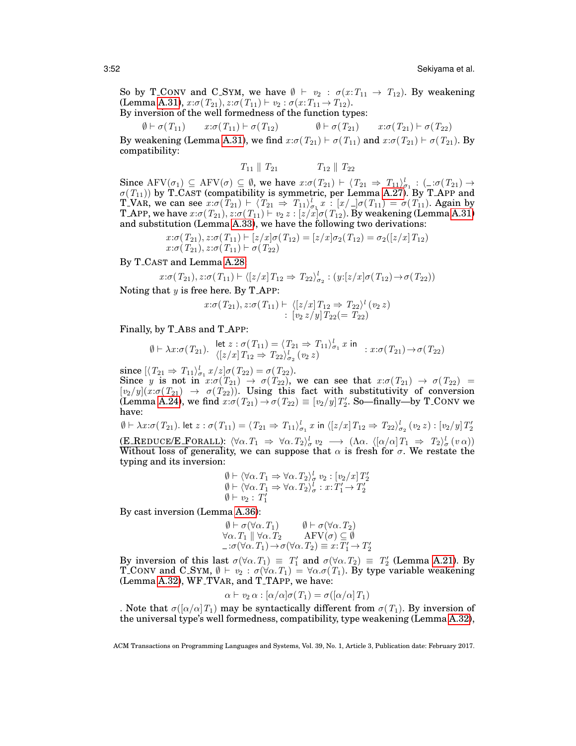So by T_Conv and C_Sym, we have $\emptyset \vdash v_2 : \sigma(x{:}T_{11} \to T_{12})$. By weakening (Lemma A.31), $x{:}\sigma(T_{21}), z{:}\sigma(T_{11}) \vdash v_2 : \sigma(x{:}T_{11} \to T_{12})$.
By inversion of the well formedness of the function types:

$$\emptyset \vdash \sigma(T_{11}) \qquad x{:}\sigma(T_{11}) \vdash \sigma(T_{12}) \qquad \emptyset \vdash \sigma(T_{21}) \qquad x{:}\sigma(T_{21}) \vdash \sigma(T_{22})$$

By weakening (Lemma A.31), we find $x{:}\sigma(T_{21}) \vdash \sigma(T_{11})$ and $x{:}\sigma(T_{21}) \vdash \sigma(T_{21})$. By compatibility:

$$T_{11} \parallel T_{21} \qquad\qquad T_{12} \parallel T_{22}$$

Since $\mathrm{AFV}(\sigma_1) \subseteq \mathrm{AFV}(\sigma) \subseteq \emptyset$, we have $x{:}\sigma(T_{21}) \vdash \langle T_{21} \Rightarrow T_{11}\rangle^l_{\sigma_1} : (\_{:}\sigma(T_{21}) \to \sigma(T_{11}))$ by T_Cast (compatibility is symmetric, per Lemma A.27). By T_App and T_Var, we can see $x{:}\sigma(T_{21}) \vdash \langle T_{21} \Rightarrow T_{11}\rangle^l_{\sigma_1}\, x : [x/\_]\sigma(T_{11}) = \sigma(T_{11})$. Again by T_App, we have $x{:}\sigma(T_{21}), z{:}\sigma(T_{11}) \vdash v_2\, z : [z/x]\sigma(T_{12})$. By weakening (Lemma A.31) and substitution (Lemma A.33), we have the following two derivations:

$$\begin{array}{l} x{:}\sigma(T_{21}), z{:}\sigma(T_{11}) \vdash [z/x]\sigma(T_{12}) = [z/x]\sigma_2(T_{12}) = \sigma_2([z/x]\,T_{12}) \\ x{:}\sigma(T_{21}), z{:}\sigma(T_{11}) \vdash \sigma(T_{22}) \end{array}$$

By T_Cast and Lemma A.28

$$x{:}\sigma(T_{21}), z{:}\sigma(T_{11}) \vdash \langle [z/x]\,T_{12} \Rightarrow T_{22}\rangle^l_{\sigma_2} : (y{:}[z/x]\sigma(T_{12}) \to \sigma(T_{22}))$$

Noting that $y$ is free here. By T_App:

$$\begin{array}{rl} x{:}\sigma(T_{21}), z{:}\sigma(T_{11}) \vdash & \langle [z/x]\,T_{12} \Rightarrow T_{22}\rangle^l\,(v_2\, z) \\ : & [v_2\, z/y]\,T_{22} (= T_{22}) \end{array}$$

Finally, by T_Abs and T_App:

$$\emptyset \vdash \lambda x{:}\sigma(T_{21}).\ \begin{array}{l}\mathsf{let}\ z : \sigma(T_{11}) = \langle T_{21} \Rightarrow T_{11}\rangle^l_{\sigma_1}\, x\ \mathsf{in} \\ \langle [z/x]\,T_{12} \Rightarrow T_{22}\rangle^l_{\sigma_2}\,(v_2\, z)\end{array} : x{:}\sigma(T_{21}) \to \sigma(T_{22})$$

since $[\langle T_{21} \Rightarrow T_{11}\rangle^l_{\sigma_1}\, x/z]\sigma(T_{22}) = \sigma(T_{22})$.
Since $y$ is not in $x{:}\sigma(T_{21}) \to \sigma(T_{22})$, we can see that $x{:}\sigma(T_{21}) \to \sigma(T_{22}) = [v_2/y](x{:}\sigma(T_{21}) \to \sigma(T_{22}))$. Using this fact with substitutivity of conversion (Lemma A.24), we find $x{:}\sigma(T_{21}) \to \sigma(T_{22}) \equiv [v_2/y]\,T_2'$. So—finally—by T_Conv we have:

$$\emptyset \vdash \lambda x{:}\sigma(T_{21}).\ \mathsf{let}\ z : \sigma(T_{11}) = \langle T_{21} \Rightarrow T_{11}\rangle^l_{\sigma_1}\, x\ \mathsf{in}\ \langle [z/x]\,T_{12} \Rightarrow T_{22}\rangle^l_{\sigma_2}\,(v_2\, z) : [v_2/y]\,T_2'$$

(E_Reduce/E_Forall): $\langle \forall\alpha.\,T_1 \Rightarrow \forall\alpha.\,T_2\rangle^l_\sigma\, v_2 \longrightarrow (\Lambda\alpha.\ \langle [\alpha/\alpha]\,T_1 \Rightarrow T_2\rangle^l_\sigma\,(v\,\alpha))$
Without loss of generality, we can suppose that $\alpha$ is fresh for $\sigma$. We restate the typing and its inversion:

$$\begin{array}{l} \emptyset \vdash \langle \forall\alpha.\,T_1 \Rightarrow \forall\alpha.\,T_2\rangle^l_\sigma\, v_2 : [v_2/x]\,T_2' \\ \emptyset \vdash \langle \forall\alpha.\,T_1 \Rightarrow \forall\alpha.\,T_2\rangle^l_\sigma : x{:}T_1' \to T_2' \\ \emptyset \vdash v_2 : T_1' \end{array}$$

By cast inversion (Lemma A.36):

$$\begin{array}{ll} \emptyset \vdash \sigma(\forall\alpha.\,T_1) & \emptyset \vdash \sigma(\forall\alpha.\,T_2) \\ \forall\alpha.\,T_1 \parallel \forall\alpha.\,T_2 & \mathrm{AFV}(\sigma) \subseteq \emptyset \\ \multicolumn{2}{l}{\_{:}\sigma(\forall\alpha.\,T_1) \to \sigma(\forall\alpha.\,T_2) \equiv x{:}T_1' \to T_2'} \end{array}$$

By inversion of this last $\sigma(\forall\alpha.\,T_1) \equiv T_1'$ and $\sigma(\forall\alpha.\,T_2) \equiv T_2'$ (Lemma A.21). By T_Conv and C_Sym, $\emptyset \vdash v_2 : \sigma(\forall\alpha.\,T_1) = \forall\alpha.\sigma(T_1)$. By type variable weakening (Lemma A.32), WF_TVar, and T_TApp, we have:

$$\alpha \vdash v_2\,\alpha : [\alpha/\alpha]\sigma(T_1) = \sigma([\alpha/\alpha]\,T_1)$$

. Note that $\sigma([\alpha/\alpha]\,T_1)$ may be syntactically different from $\sigma(T_1)$. By inversion of the universal type's well formedness, compatibility, type weakening (Lemma A.32),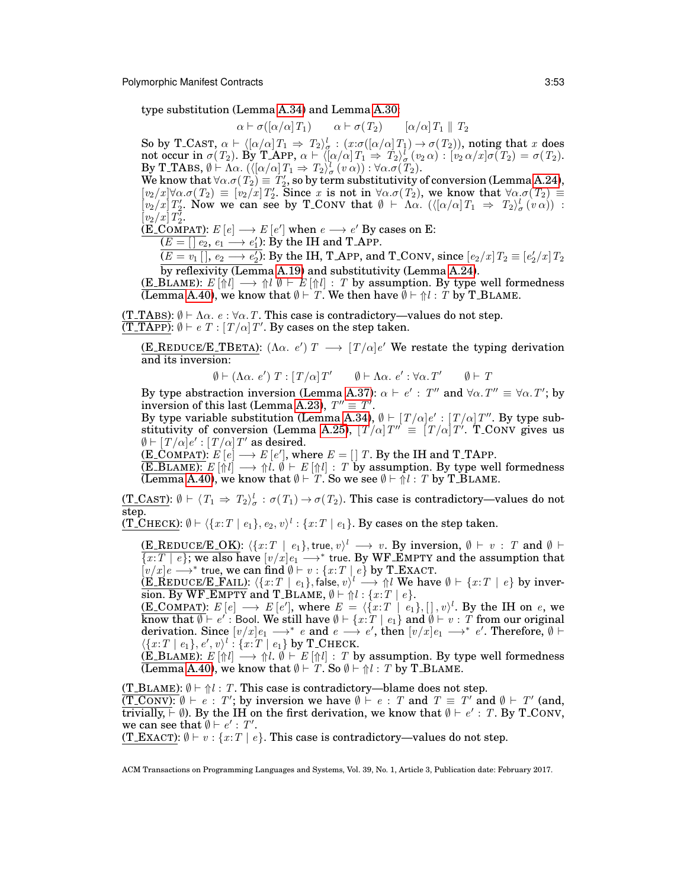type substitution (Lemma A.34) and Lemma A.30:

$$\alpha \vdash \sigma([\alpha/\alpha]\,T_1) \qquad \alpha \vdash \sigma(T_2) \qquad [\alpha/\alpha]\,T_1 \parallel T_2$$

So by T_CAST, $\alpha \vdash \langle [\alpha/\alpha]\,T_1 \Rightarrow T_2 \rangle^l_\sigma : (x{:}\sigma([\alpha/\alpha]\,T_1) \to \sigma(T_2))$, noting that $x$ does not occur in $\sigma(T_2)$. By T_APP, $\alpha \vdash \langle [\alpha/\alpha]\,T_1 \Rightarrow T_2 \rangle^l_\sigma\,(v_2\,\alpha) : [v_2\,\alpha/x]\sigma(T_2) = \sigma(T_2)$.
By T_TABS, $\emptyset \vdash \Lambda\alpha.\ (\langle [\alpha/\alpha]\,T_1 \Rightarrow T_2 \rangle^l_\sigma\,(v\,\alpha)) : \forall\alpha.\sigma(T_2)$.
We know that $\forall\alpha.\sigma(T_2) \equiv T_2'$, so by term substitutivity of conversion (Lemma A.24), $[v_2/x]\forall\alpha.\sigma(T_2) \equiv [v_2/x]\,T_2'$. Since $x$ is not in $\forall\alpha.\sigma(T_2)$, we know that $\forall\alpha.\sigma(T_2) \equiv [v_2/x]\,T_2'$. Now we can see by T_CONV that $\emptyset \vdash \Lambda\alpha.\ (\langle [\alpha/\alpha]\,T_1 \Rightarrow T_2 \rangle^l_\sigma\,(v\,\alpha)) : [v_2/x]\,T_2'$.

(E_COMPAT): $E\,[e] \longrightarrow E\,[e']$ when $e \longrightarrow e'$ By cases on E:

(E = [] $e_2$, $e_1 \longrightarrow e_1'$): By the IH and T_APP.

($E = v_1\,[]$, $e_2 \longrightarrow e_2'$): By the IH, T_APP, and T_CONV, since $[e_2/x]\,T_2 \equiv [e_2'/x]\,T_2$ by reflexivity (Lemma A.19) and substitutivity (Lemma A.24).

(E_BLAME): $E\,[\Uparrow l] \longrightarrow \Uparrow l$ $\emptyset \vdash E\,[\Uparrow l] : T$ by assumption. By type well formedness (Lemma A.40), we know that $\emptyset \vdash T$. We then have $\emptyset \vdash \Uparrow l : T$ by T_BLAME.

(T_TABS): $\emptyset \vdash \Lambda\alpha.\ e : \forall\alpha.T$. This case is contradictory—values do not step.
(T_TAPP): $\emptyset \vdash e\ T : [T/\alpha]\,T'$. By cases on the step taken.

(E_REDUCE/E_TBETA): $(\Lambda\alpha.\ e')\ T \longrightarrow [T/\alpha]e'$ We restate the typing derivation and its inversion:

$$\emptyset \vdash (\Lambda\alpha.\ e')\ T : [T/\alpha]\,T' \qquad \emptyset \vdash \Lambda\alpha.\ e' : \forall\alpha.T' \qquad \emptyset \vdash T$$

By type abstraction inversion (Lemma A.37): $\alpha \vdash e' : T''$ and $\forall\alpha.T'' \equiv \forall\alpha.T'$; by inversion of this last (Lemma A.23), $T'' \equiv T'$.
By type variable substitution (Lemma A.34), $\emptyset \vdash [T/\alpha]e' : [T/\alpha]\,T''$. By type substitutivity of conversion (Lemma A.25), $[T/\alpha]\,T'' \equiv [T/\alpha]\,T'$. T_CONV gives us $\emptyset \vdash [T/\alpha]e' : [T/\alpha]\,T'$ as desired.

(E_COMPAT): $E\,[e] \longrightarrow E\,[e']$, where $E = [\,]\ T$. By the IH and T_TAPP.

(E_BLAME): $E\,[\Uparrow l] \longrightarrow \Uparrow l$. $\emptyset \vdash E\,[\Uparrow l] : T$ by assumption. By type well formedness (Lemma A.40), we know that $\emptyset \vdash T$. So we see $\emptyset \vdash \Uparrow l : T$ by T_BLAME.

(T_CAST): $\emptyset \vdash \langle T_1 \Rightarrow T_2 \rangle^l_\sigma : \sigma(T_1) \to \sigma(T_2)$. This case is contradictory—values do not step.
(T_CHECK): $\emptyset \vdash \langle \{x{:}T \mid e_1\}, e_2, v \rangle^l : \{x{:}T \mid e_1\}$. By cases on the step taken.

(E_REDUCE/E_OK): $\langle \{x{:}T \mid e_1\}, \mathsf{true}, v \rangle^l \longrightarrow v$. By inversion, $\emptyset \vdash v : T$ and $\emptyset \vdash \{x{:}T \mid e\}$; we also have $[v/x]e_1 \longrightarrow^* \mathsf{true}$. By WF_EMPTY and the assumption that $[v/x]e \longrightarrow^* \mathsf{true}$, we can find $\emptyset \vdash v : \{x{:}T \mid e\}$ by T_EXACT.

(E_REDUCE/E_FAIL): $\langle \{x{:}T \mid e_1\}, \mathsf{false}, v \rangle^l \longrightarrow \Uparrow l$ We have $\emptyset \vdash \{x{:}T \mid e\}$ by inversion. By WF_EMPTY and T_BLAME, $\emptyset \vdash \Uparrow l : \{x{:}T \mid e\}$.

(E_COMPAT): $E\,[e] \longrightarrow E\,[e']$, where $E = \langle \{x{:}T \mid e_1\}, [\,], v \rangle^l$. By the IH on $e$, we know that $\emptyset \vdash e' : \mathsf{Bool}$. We still have $\emptyset \vdash \{x{:}T \mid e_1\}$ and $\emptyset \vdash v : T$ from our original derivation. Since $[v/x]e_1 \longrightarrow^* e$ and $e \longrightarrow e'$, then $[v/x]e_1 \longrightarrow^* e'$. Therefore, $\emptyset \vdash \langle \{x{:}T \mid e_1\}, e', v \rangle^l : \{x{:}T \mid e_1\}$ by T_CHECK.

(E_BLAME): $E\,[\Uparrow l] \longrightarrow \Uparrow l$. $\emptyset \vdash E\,[\Uparrow l] : T$ by assumption. By type well formedness (Lemma A.40), we know that $\emptyset \vdash T$. So $\emptyset \vdash \Uparrow l : T$ by T_BLAME.

(T_BLAME): $\emptyset \vdash \Uparrow l : T$. This case is contradictory—blame does not step.
(T_CONV): $\emptyset \vdash e : T'$; by inversion we have $\emptyset \vdash e : T$ and $T \equiv T'$ and $\emptyset \vdash T'$ (and, trivially, $\vdash \emptyset$). By the IH on the first derivation, we know that $\emptyset \vdash e' : T$. By T_CONV, we can see that $\emptyset \vdash e' : T'$.
(T_EXACT): $\emptyset \vdash v : \{x{:}T \mid e\}$. This case is contradictory—values do not step.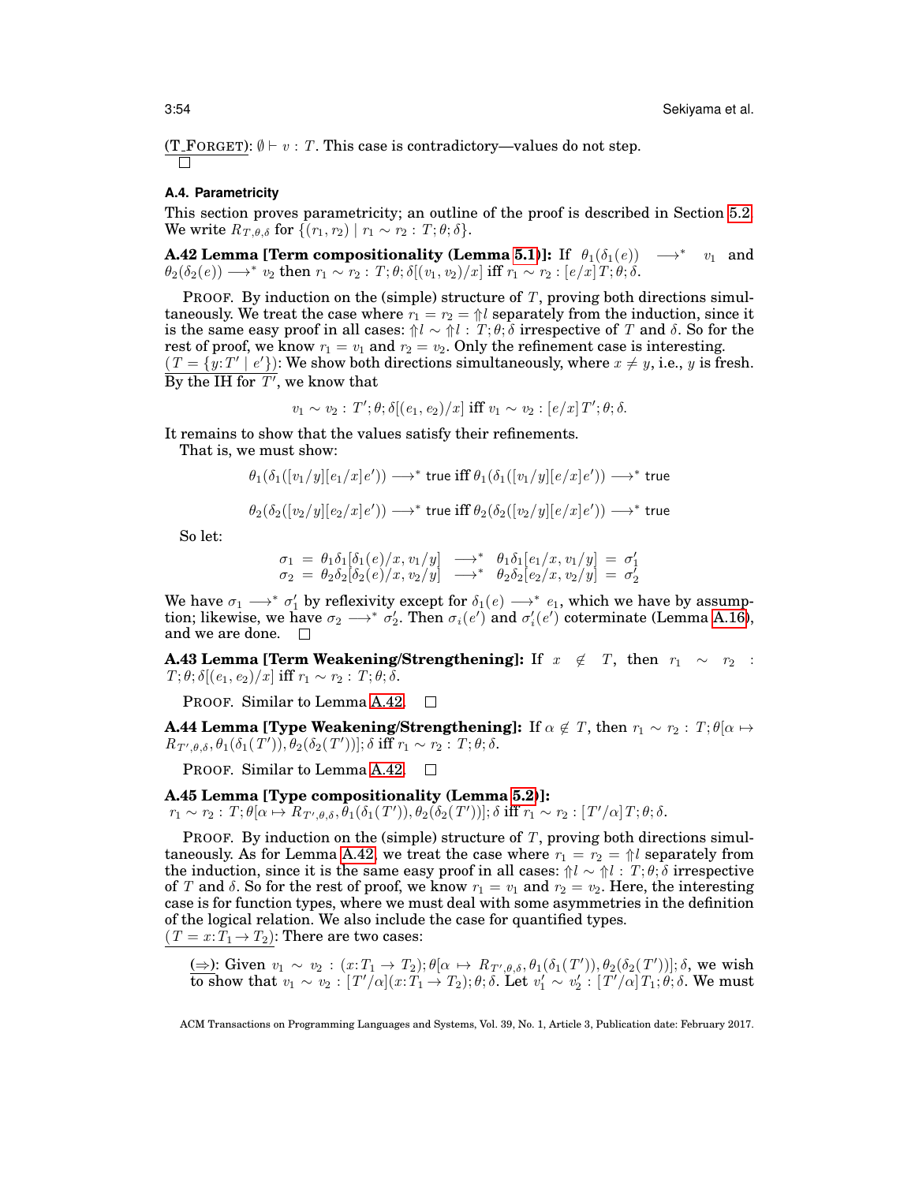(T_FORGET): $\emptyset \vdash v : T$. This case is contradictory—values do not step. □

### A.4. Parametricity

This section proves parametricity; an outline of the proof is described in Section 5.2. We write $R_{T,\theta,\delta}$ for $\{(r_1, r_2) \mid r_1 \sim r_2 : T; \theta; \delta\}$.

**A.42 Lemma [Term compositionality (Lemma 5.1)]:** If $\theta_1(\delta_1(e)) \longrightarrow^* v_1$ and $\theta_2(\delta_2(e)) \longrightarrow^* v_2$ then $r_1 \sim r_2 : T; \theta; \delta[(v_1, v_2)/x]$ iff $r_1 \sim r_2 : [e/x]T; \theta; \delta$.

PROOF. By induction on the (simple) structure of $T$, proving both directions simultaneously. We treat the case where $r_1 = r_2 = \Uparrow l$ separately from the induction, since it is the same easy proof in all cases: $\Uparrow l \sim \Uparrow l : T; \theta; \delta$ irrespective of $T$ and $\delta$. So for the rest of proof, we know $r_1 = v_1$ and $r_2 = v_2$. Only the refinement case is interesting.

($T = \{y{:}T' \mid e'\}$): We show both directions simultaneously, where $x \neq y$, i.e., $y$ is fresh. By the IH for $T'$, we know that

$$v_1 \sim v_2 : T'; \theta; \delta[(e_1, e_2)/x] \text{ iff } v_1 \sim v_2 : [e/x]T'; \theta; \delta.$$

It remains to show that the values satisfy their refinements.

That is, we must show:

$$\theta_1(\delta_1([v_1/y][e_1/x]e')) \longrightarrow^* \mathsf{true} \text{ iff } \theta_1(\delta_1([v_1/y][e/x]e')) \longrightarrow^* \mathsf{true}$$

$$\theta_2(\delta_2([v_2/y][e_2/x]e')) \longrightarrow^* \mathsf{true} \text{ iff } \theta_2(\delta_2([v_2/y][e/x]e')) \longrightarrow^* \mathsf{true}$$

So let:

$$\begin{array}{rcl} \sigma_1 &=& \theta_1\delta_1[\delta_1(e)/x, v_1/y] \;\longrightarrow^*\; \theta_1\delta_1[e_1/x, v_1/y] \;=\; \sigma_1' \\ \sigma_2 &=& \theta_2\delta_2[\delta_2(e)/x, v_2/y] \;\longrightarrow^*\; \theta_2\delta_2[e_2/x, v_2/y] \;=\; \sigma_2' \end{array}$$

We have $\sigma_1 \longrightarrow^* \sigma_1'$ by reflexivity except for $\delta_1(e) \longrightarrow^* e_1$, which we have by assumption; likewise, we have $\sigma_2 \longrightarrow^* \sigma_2'$. Then $\sigma_i(e')$ and $\sigma_i'(e')$ coterminate (Lemma A.16), and we are done. □

**A.43 Lemma [Term Weakening/Strengthening]:** If $x \notin T$, then $r_1 \sim r_2 : T; \theta; \delta[(e_1, e_2)/x]$ iff $r_1 \sim r_2 : T; \theta; \delta$.

PROOF. Similar to Lemma A.42. □

**A.44 Lemma [Type Weakening/Strengthening]:** If $\alpha \notin T$, then $r_1 \sim r_2 : T; \theta[\alpha \mapsto R_{T',\theta,\delta}, \theta_1(\delta_1(T')), \theta_2(\delta_2(T'))]; \delta$ iff $r_1 \sim r_2 : T; \theta; \delta$.

PROOF. Similar to Lemma A.42. □

**A.45 Lemma [Type compositionality (Lemma 5.2)]:**
$r_1 \sim r_2 : T; \theta[\alpha \mapsto R_{T',\theta,\delta}, \theta_1(\delta_1(T')), \theta_2(\delta_2(T'))]; \delta$ iff $r_1 \sim r_2 : [T'/\alpha]T; \theta; \delta$.

PROOF. By induction on the (simple) structure of $T$, proving both directions simultaneously. As for Lemma A.42, we treat the case where $r_1 = r_2 = \Uparrow l$ separately from the induction, since it is the same easy proof in all cases: $\Uparrow l \sim \Uparrow l : T; \theta; \delta$ irrespective of $T$ and $\delta$. So for the rest of proof, we know $r_1 = v_1$ and $r_2 = v_2$. Here, the interesting case is for function types, where we must deal with some asymmetries in the definition of the logical relation. We also include the case for quantified types.

($T = x{:}T_1 \rightarrow T_2$): There are two cases:

($\Rightarrow$): Given $v_1 \sim v_2 : (x{:}T_1 \rightarrow T_2); \theta[\alpha \mapsto R_{T',\theta,\delta}, \theta_1(\delta_1(T')), \theta_2(\delta_2(T'))]; \delta$, we wish to show that $v_1 \sim v_2 : [T'/\alpha](x{:}T_1 \rightarrow T_2); \theta; \delta$. Let $v_1' \sim v_2' : [T'/\alpha]T_1; \theta; \delta$. We must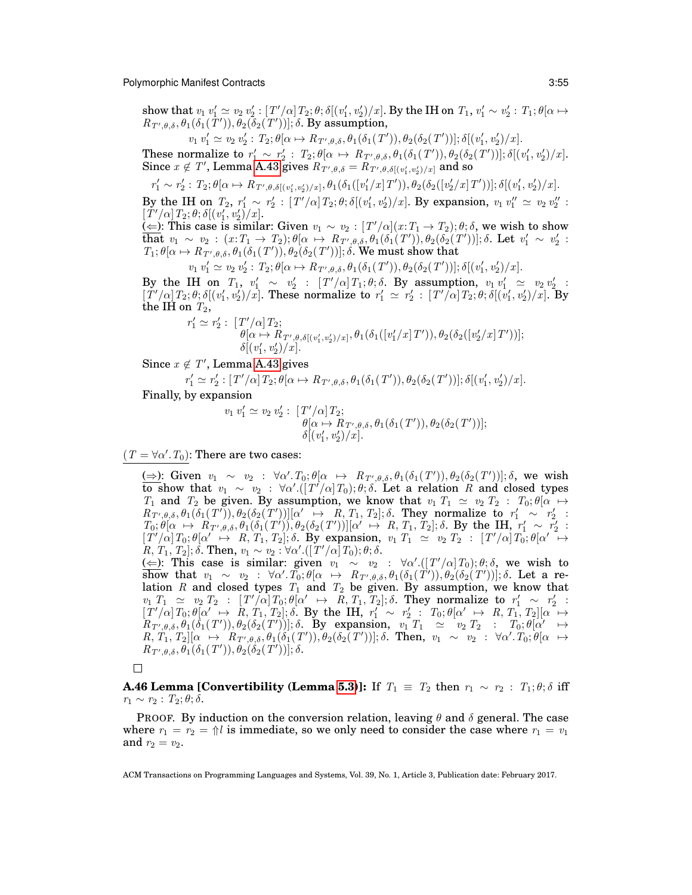show that $v_1\, v_1' \simeq v_2\, v_2' : [T'/\alpha]\, T_2; \theta; \delta[(v_1', v_2')/x]$. By the IH on $T_1$, $v_1' \sim v_2' : T_1; \theta[\alpha \mapsto R_{T',\theta,\delta}, \theta_1(\delta_1(T')), \theta_2(\delta_2(T'))]; \delta$. By assumption,

$$v_1\, v_1' \simeq v_2\, v_2' : T_2; \theta[\alpha \mapsto R_{T',\theta,\delta}, \theta_1(\delta_1(T')), \theta_2(\delta_2(T'))]; \delta[(v_1', v_2')/x].$$

These normalize to $r_1' \sim r_2' : T_2; \theta[\alpha \mapsto R_{T',\theta,\delta}, \theta_1(\delta_1(T')), \theta_2(\delta_2(T'))]; \delta[(v_1', v_2')/x]$. Since $x \notin T'$, Lemma A.43 gives $R_{T',\theta,\delta} = R_{T',\theta,\delta[(v_1',v_2')/x]}$ and so

$$r_1' \sim r_2' : T_2; \theta[\alpha \mapsto R_{T',\theta,\delta[(v_1',v_2')/x]}, \theta_1(\delta_1([v_1'/x]\, T')), \theta_2(\delta_2([v_2'/x]\, T'))]; \delta[(v_1', v_2')/x].$$

By the IH on $T_2$, $r_1' \sim r_2' : [T'/\alpha]\, T_2; \theta; \delta[(v_1', v_2')/x]$. By expansion, $v_1\, v_1'' \simeq v_2\, v_2'' : [T'/\alpha]\, T_2; \theta; \delta[(v_1', v_2')/x]$.

($\Leftarrow$): This case is similar: Given $v_1 \sim v_2 : [T'/\alpha](x{:}T_1 \to T_2); \theta; \delta$, we wish to show that $v_1 \sim v_2 : (x{:}T_1 \to T_2); \theta[\alpha \mapsto R_{T',\theta,\delta}, \theta_1(\delta_1(T')), \theta_2(\delta_2(T'))]; \delta$. Let $v_1' \sim v_2' : T_1; \theta[\alpha \mapsto R_{T',\theta,\delta}, \theta_1(\delta_1(T')), \theta_2(\delta_2(T'))]; \delta$. We must show that

$$v_1\, v_1' \simeq v_2\, v_2' : T_2; \theta[\alpha \mapsto R_{T',\theta,\delta}, \theta_1(\delta_1(T')), \theta_2(\delta_2(T'))]; \delta[(v_1', v_2')/x].$$

By the IH on $T_1$, $v_1' \sim v_2' : [T'/\alpha]\, T_1; \theta; \delta$. By assumption, $v_1\, v_1' \simeq v_2\, v_2' : [T'/\alpha]\, T_2; \theta; \delta[(v_1', v_2')/x]$. These normalize to $r_1' \simeq r_2' : [T'/\alpha]\, T_2; \theta; \delta[(v_1', v_2')/x]$. By the IH on $T_2$,

$$\begin{aligned} r_1' \simeq r_2' :\ & [T'/\alpha]\, T_2; \\ & \theta[\alpha \mapsto R_{T',\theta,\delta[(v_1',v_2')/x]}, \theta_1(\delta_1([v_1'/x]\, T')), \theta_2(\delta_2([v_2'/x]\, T'))]; \\ & \delta[(v_1', v_2')/x]. \end{aligned}$$

Since $x \notin T'$, Lemma A.43 gives

$$r_1' \simeq r_2' : [T'/\alpha]\, T_2; \theta[\alpha \mapsto R_{T',\theta,\delta}, \theta_1(\delta_1(T')), \theta_2(\delta_2(T'))]; \delta[(v_1', v_2')/x].$$

Finally, by expansion

$$\begin{aligned} v_1\, v_1' \simeq v_2\, v_2' :\ & [T'/\alpha]\, T_2; \\ & \theta[\alpha \mapsto R_{T',\theta,\delta}, \theta_1(\delta_1(T')), \theta_2(\delta_2(T'))]; \\ & \delta[(v_1', v_2')/x]. \end{aligned}$$

($T = \forall\alpha'.\, T_0$): There are two cases:

($\Rightarrow$): Given $v_1 \sim v_2 : \forall\alpha'.\, T_0; \theta[\alpha \mapsto R_{T',\theta,\delta}, \theta_1(\delta_1(T')), \theta_2(\delta_2(T'))]; \delta$, we wish to show that $v_1 \sim v_2 : \forall\alpha'.([T'/\alpha]\, T_0); \theta; \delta$. Let a relation $R$ and closed types $T_1$ and $T_2$ be given. By assumption, we know that $v_1\, T_1 \simeq v_2\, T_2 : T_0; \theta[\alpha \mapsto R_{T',\theta,\delta}, \theta_1(\delta_1(T')), \theta_2(\delta_2(T'))][\alpha' \mapsto R, T_1, T_2]; \delta$. They normalize to $r_1' \sim r_2' : T_0; \theta[\alpha \mapsto R_{T',\theta,\delta}, \theta_1(\delta_1(T')), \theta_2(\delta_2(T'))][\alpha' \mapsto R, T_1, T_2]; \delta$. By the IH, $r_1' \sim r_2' : [T'/\alpha]\, T_0; \theta[\alpha' \mapsto R, T_1, T_2]; \delta$. By expansion, $v_1\, T_1 \simeq v_2\, T_2 : [T'/\alpha]\, T_0; \theta[\alpha' \mapsto R, T_1, T_2]; \delta$. Then, $v_1 \sim v_2 : \forall\alpha'.([T'/\alpha]\, T_0); \theta; \delta$.

($\Leftarrow$): This case is similar: given $v_1 \sim v_2 : \forall\alpha'.([T'/\alpha]\, T_0); \theta; \delta$, we wish to show that $v_1 \sim v_2 : \forall\alpha'.\, T_0; \theta[\alpha \mapsto R_{T',\theta,\delta}, \theta_1(\delta_1(T')), \theta_2(\delta_2(T'))]; \delta$. Let a relation $R$ and closed types $T_1$ and $T_2$ be given. By assumption, we know that $v_1\, T_1 \simeq v_2\, T_2 : [T'/\alpha]\, T_0; \theta[\alpha' \mapsto R, T_1, T_2]; \delta$. They normalize to $r_1' \sim r_2' : [T'/\alpha]\, T_0; \theta[\alpha' \mapsto R, T_1, T_2]; \delta$. By the IH, $r_1' \sim r_2' : T_0; \theta[\alpha' \mapsto R, T_1, T_2][\alpha \mapsto R_{T',\theta,\delta}, \theta_1(\delta_1(T')), \theta_2(\delta_2(T'))]; \delta$. By expansion, $v_1\, T_1 \simeq v_2\, T_2 : T_0; \theta[\alpha' \mapsto R, T_1, T_2][\alpha \mapsto R_{T',\theta,\delta}, \theta_1(\delta_1(T')), \theta_2(\delta_2(T'))]; \delta$. Then, $v_1 \sim v_2 : \forall\alpha'.\, T_0; \theta[\alpha \mapsto R_{T',\theta,\delta}, \theta_1(\delta_1(T')), \theta_2(\delta_2(T'))]; \delta$.

□

**A.46 Lemma [Convertibility (Lemma 5.3)]:** If $T_1 \equiv T_2$ then $r_1 \sim r_2 : T_1; \theta; \delta$ iff $r_1 \sim r_2 : T_2; \theta; \delta$.

PROOF. By induction on the conversion relation, leaving $\theta$ and $\delta$ general. The case where $r_1 = r_2 = \Uparrow l$ is immediate, so we only need to consider the case where $r_1 = v_1$ and $r_2 = v_2$.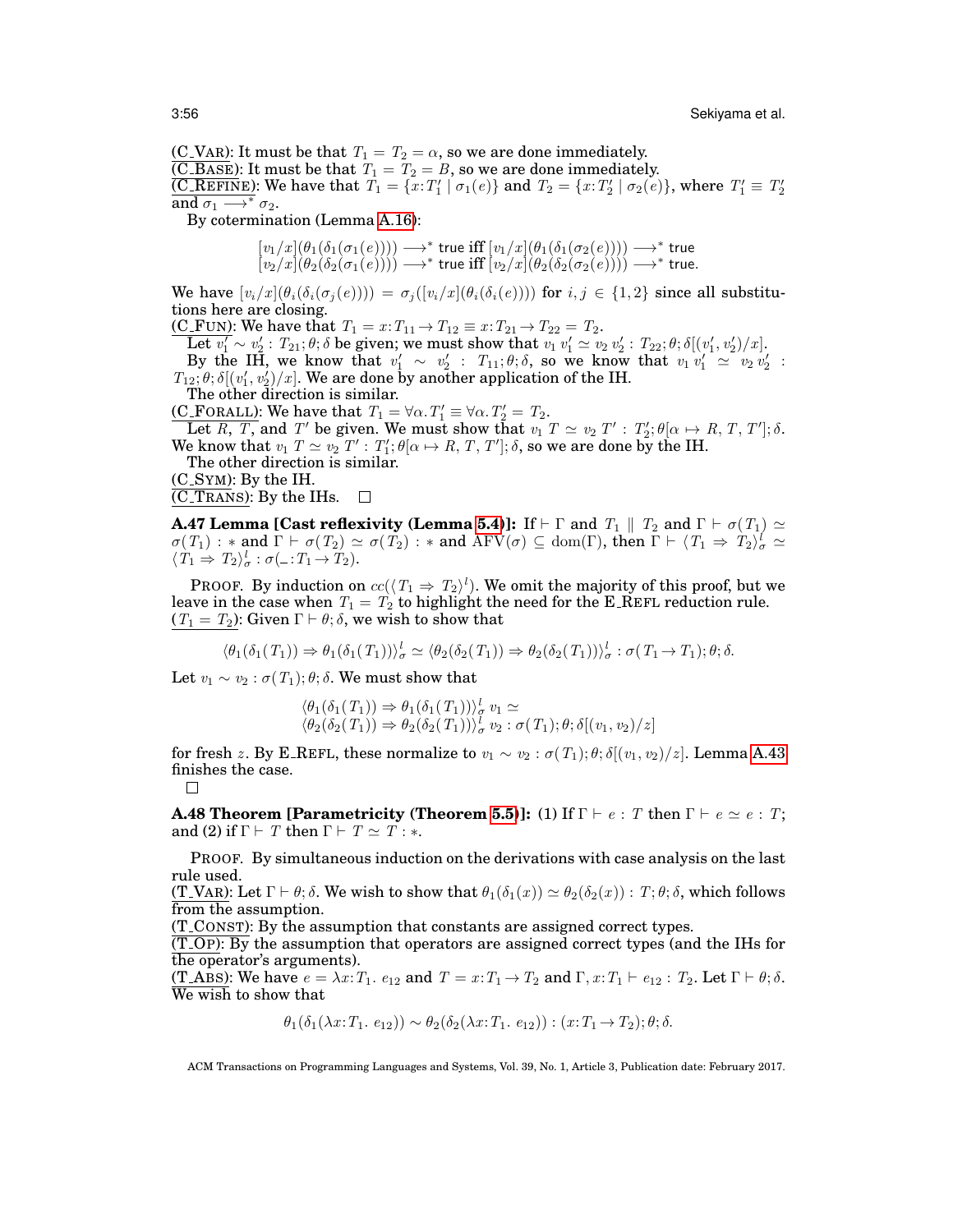(C_Var): It must be that $T_1 = T_2 = \alpha$, so we are done immediately.
(C_Base): It must be that $T_1 = T_2 = B$, so we are done immediately.
(C_Refine): We have that $T_1 = \{x{:}T_1' \mid \sigma_1(e)\}$ and $T_2 = \{x{:}T_2' \mid \sigma_2(e)\}$, where $T_1' \equiv T_2'$ and $\sigma_1 \longrightarrow^* \sigma_2$.

By cotermination (Lemma A.16):

$$[v_1/x](\theta_1(\delta_1(\sigma_1(e)))) \longrightarrow^* \mathsf{true} \text{ iff } [v_1/x](\theta_1(\delta_1(\sigma_2(e)))) \longrightarrow^* \mathsf{true}$$
$$[v_2/x](\theta_2(\delta_2(\sigma_1(e)))) \longrightarrow^* \mathsf{true} \text{ iff } [v_2/x](\theta_2(\delta_2(\sigma_2(e)))) \longrightarrow^* \mathsf{true}.$$

We have $[v_i/x](\theta_i(\delta_i(\sigma_j(e)))) = \sigma_j([v_i/x](\theta_i(\delta_i(e))))$ for $i, j \in \{1, 2\}$ since all substitutions here are closing.

(C_Fun): We have that $T_1 = x{:}T_{11} \rightarrow T_{12} \equiv x{:}T_{21} \rightarrow T_{22} = T_2$.

Let $v_1' \sim v_2' : T_{21}; \theta; \delta$ be given; we must show that $v_1\ v_1' \simeq v_2\ v_2' : T_{22}; \theta; \delta[(v_1', v_2')/x]$.

By the IH, we know that $v_1' \sim v_2' : T_{11}; \theta; \delta$, so we know that $v_1\ v_1' \simeq v_2\ v_2' : T_{12}; \theta; \delta[(v_1', v_2')/x]$. We are done by another application of the IH.

The other direction is similar.

(C_Forall): We have that $T_1 = \forall\alpha.T_1' \equiv \forall\alpha.T_2' = T_2$.

Let $R$, $T$, and $T'$ be given. We must show that $v_1\ T \simeq v_2\ T' : T_2'; \theta[\alpha \mapsto R, T, T']; \delta$. We know that $v_1\ T \simeq v_2\ T' : T_1'; \theta[\alpha \mapsto R, T, T']; \delta$, so we are done by the IH.

The other direction is similar.

(C_Sym): By the IH.
(C_Trans): By the IHs. □

**A.47 Lemma [Cast reflexivity (Lemma 5.4)]:** If $\vdash \Gamma$ and $T_1 \parallel T_2$ and $\Gamma \vdash \sigma(T_1) \simeq \sigma(T_1) : *$ and $\Gamma \vdash \sigma(T_2) \simeq \sigma(T_2) : *$ and $\mathrm{AFV}(\sigma) \subseteq \mathrm{dom}(\Gamma)$, then $\Gamma \vdash \langle T_1 \Rightarrow T_2\rangle^l_\sigma \simeq \langle T_1 \Rightarrow T_2\rangle^l_\sigma : \sigma(\_{:}T_1 \rightarrow T_2)$.

Proof. By induction on $cc(\langle T_1 \Rightarrow T_2\rangle^l)$. We omit the majority of this proof, but we leave in the case when $T_1 = T_2$ to highlight the need for the E_Refl reduction rule.

($T_1 = T_2$): Given $\Gamma \vdash \theta; \delta$, we wish to show that

$$\langle\theta_1(\delta_1(T_1)) \Rightarrow \theta_1(\delta_1(T_1))\rangle^l_\sigma \simeq \langle\theta_2(\delta_2(T_1)) \Rightarrow \theta_2(\delta_2(T_1))\rangle^l_\sigma : \sigma(T_1 \rightarrow T_1); \theta; \delta.$$

Let $v_1 \sim v_2 : \sigma(T_1); \theta; \delta$. We must show that

$$\langle\theta_1(\delta_1(T_1)) \Rightarrow \theta_1(\delta_1(T_1))\rangle^l_\sigma\ v_1 \simeq$$
$$\langle\theta_2(\delta_2(T_1)) \Rightarrow \theta_2(\delta_2(T_1))\rangle^l_\sigma\ v_2 : \sigma(T_1); \theta; \delta[(v_1, v_2)/z]$$

for fresh $z$. By E_Refl, these normalize to $v_1 \sim v_2 : \sigma(T_1); \theta; \delta[(v_1, v_2)/z]$. Lemma A.43 finishes the case.

□

**A.48 Theorem [Parametricity (Theorem 5.5)]:** (1) If $\Gamma \vdash e : T$ then $\Gamma \vdash e \simeq e : T$; and (2) if $\Gamma \vdash T$ then $\Gamma \vdash T \simeq T : *$.

Proof. By simultaneous induction on the derivations with case analysis on the last rule used.

(T_Var): Let $\Gamma \vdash \theta; \delta$. We wish to show that $\theta_1(\delta_1(x)) \simeq \theta_2(\delta_2(x)) : T; \theta; \delta$, which follows from the assumption.

(T_Const): By the assumption that constants are assigned correct types.

(T_Op): By the assumption that operators are assigned correct types (and the IHs for the operator's arguments).

(T_Abs): We have $e = \lambda x{:}T_1.\ e_{12}$ and $T = x{:}T_1 \rightarrow T_2$ and $\Gamma, x{:}T_1 \vdash e_{12} : T_2$. Let $\Gamma \vdash \theta; \delta$. We wish to show that

$$\theta_1(\delta_1(\lambda x{:}T_1.\ e_{12})) \sim \theta_2(\delta_2(\lambda x{:}T_1.\ e_{12})) : (x{:}T_1 \rightarrow T_2); \theta; \delta.$$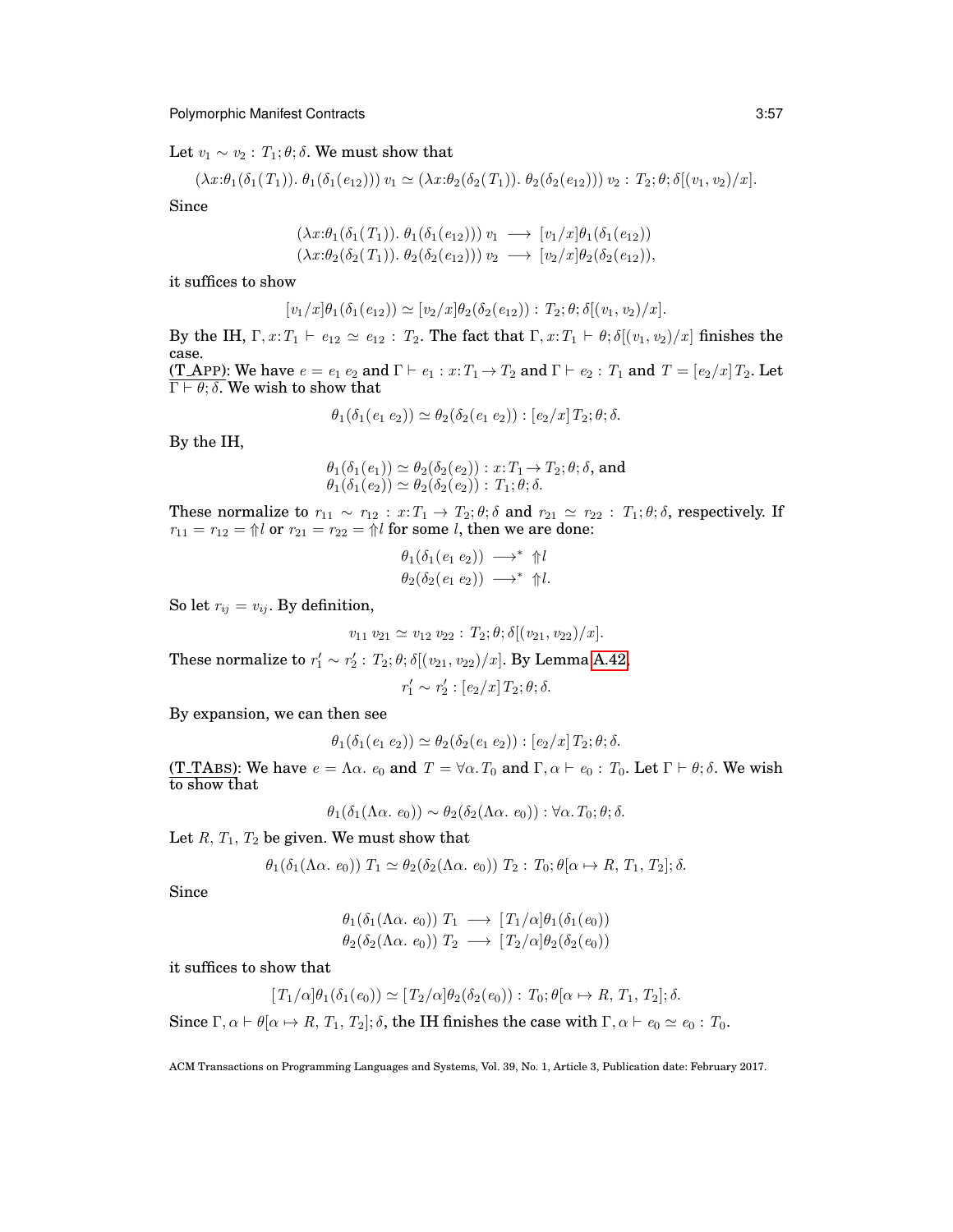Let $v_1 \sim v_2 : T_1; \theta; \delta$. We must show that

$$(\lambda x{:}\theta_1(\delta_1(T_1)).\ \theta_1(\delta_1(e_{12})))\ v_1 \simeq (\lambda x{:}\theta_2(\delta_2(T_1)).\ \theta_2(\delta_2(e_{12})))\ v_2 : T_2; \theta; \delta[(v_1, v_2)/x].$$

Since

$$\begin{array}{rcl}(\lambda x{:}\theta_1(\delta_1(T_1)).\ \theta_1(\delta_1(e_{12})))\ v_1 & \longrightarrow & [v_1/x]\theta_1(\delta_1(e_{12})) \\ (\lambda x{:}\theta_2(\delta_2(T_1)).\ \theta_2(\delta_2(e_{12})))\ v_2 & \longrightarrow & [v_2/x]\theta_2(\delta_2(e_{12})),\end{array}$$

it suffices to show

$$[v_1/x]\theta_1(\delta_1(e_{12})) \simeq [v_2/x]\theta_2(\delta_2(e_{12})) : T_2; \theta; \delta[(v_1, v_2)/x].$$

By the IH, $\Gamma, x{:}T_1 \vdash e_{12} \simeq e_{12} : T_2$. The fact that $\Gamma, x{:}T_1 \vdash \theta; \delta[(v_1, v_2)/x]$ finishes the case.

<u>(T_APP)</u>: We have $e = e_1\ e_2$ and $\Gamma \vdash e_1 : x{:}T_1 \rightarrow T_2$ and $\Gamma \vdash e_2 : T_1$ and $T = [e_2/x]\,T_2$. Let $\Gamma \vdash \theta; \delta$. We wish to show that

$$\theta_1(\delta_1(e_1\ e_2)) \simeq \theta_2(\delta_2(e_1\ e_2)) : [e_2/x]\,T_2; \theta; \delta.$$

By the IH,

$$\begin{array}{l}\theta_1(\delta_1(e_1)) \simeq \theta_2(\delta_2(e_1)) : x{:}T_1 \rightarrow T_2; \theta; \delta, \text{ and} \\ \theta_1(\delta_1(e_2)) \simeq \theta_2(\delta_2(e_2)) : T_1; \theta; \delta.\end{array}$$

These normalize to $r_{11} \sim r_{12} : x{:}T_1 \rightarrow T_2; \theta; \delta$ and $r_{21} \simeq r_{22} : T_1; \theta; \delta$, respectively. If $r_{11} = r_{12} = \Uparrow l$ or $r_{21} = r_{22} = \Uparrow l$ for some $l$, then we are done:

$$\begin{array}{rcl}\theta_1(\delta_1(e_1\ e_2)) & \longrightarrow^* & \Uparrow l \\ \theta_2(\delta_2(e_1\ e_2)) & \longrightarrow^* & \Uparrow l.\end{array}$$

So let $r_{ij} = v_{ij}$. By definition,

$$v_{11}\ v_{21} \simeq v_{12}\ v_{22} : T_2; \theta; \delta[(v_{21}, v_{22})/x].$$

These normalize to $r'_1 \sim r'_2 : T_2; \theta; \delta[(v_{21}, v_{22})/x]$. By Lemma A.42,

$$r'_1 \sim r'_2 : [e_2/x]\,T_2; \theta; \delta.$$

By expansion, we can then see

$$\theta_1(\delta_1(e_1\ e_2)) \simeq \theta_2(\delta_2(e_1\ e_2)) : [e_2/x]\,T_2; \theta; \delta.$$

<u>(T_TABS)</u>: We have $e = \Lambda\alpha.\ e_0$ and $T = \forall\alpha.\,T_0$ and $\Gamma, \alpha \vdash e_0 : T_0$. Let $\Gamma \vdash \theta; \delta$. We wish to show that

$$\theta_1(\delta_1(\Lambda\alpha.\ e_0)) \sim \theta_2(\delta_2(\Lambda\alpha.\ e_0)) : \forall\alpha.\,T_0; \theta; \delta.$$

Let $R$, $T_1$, $T_2$ be given. We must show that

$$\theta_1(\delta_1(\Lambda\alpha.\ e_0))\ T_1 \simeq \theta_2(\delta_2(\Lambda\alpha.\ e_0))\ T_2 : T_0; \theta[\alpha \mapsto R, T_1, T_2]; \delta.$$

Since

$$\begin{array}{rcl}\theta_1(\delta_1(\Lambda\alpha.\ e_0))\ T_1 & \longrightarrow & [T_1/\alpha]\theta_1(\delta_1(e_0)) \\ \theta_2(\delta_2(\Lambda\alpha.\ e_0))\ T_2 & \longrightarrow & [T_2/\alpha]\theta_2(\delta_2(e_0))\end{array}$$

it suffices to show that

$$[T_1/\alpha]\theta_1(\delta_1(e_0)) \simeq [T_2/\alpha]\theta_2(\delta_2(e_0)) : T_0; \theta[\alpha \mapsto R, T_1, T_2]; \delta.$$

Since $\Gamma, \alpha \vdash \theta[\alpha \mapsto R, T_1, T_2]; \delta$, the IH finishes the case with $\Gamma, \alpha \vdash e_0 \simeq e_0 : T_0$.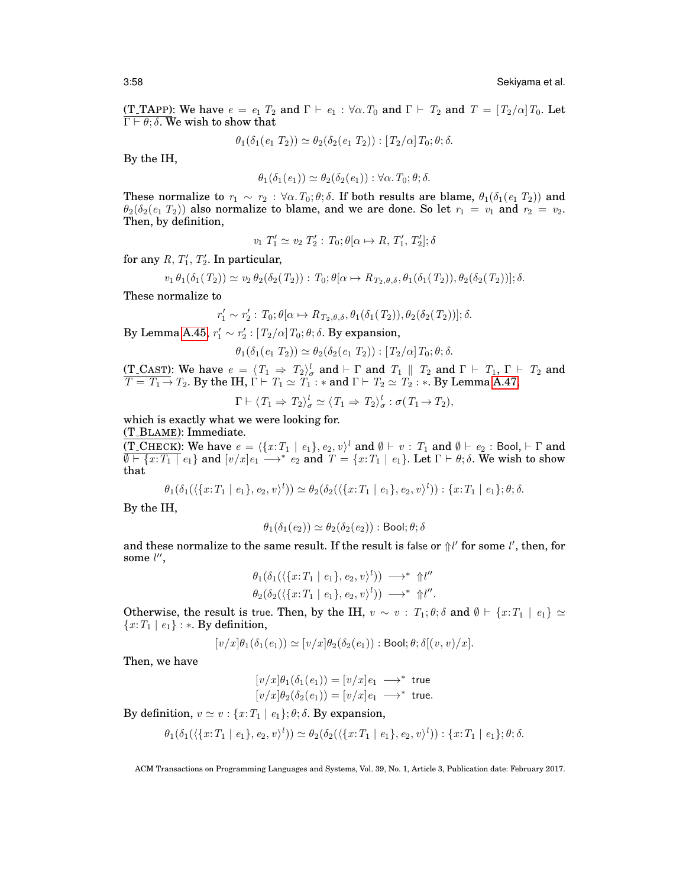<u>(T_TAPP)</u>: We have $e = e_1\ T_2$ and $\Gamma \vdash e_1 : \forall\alpha. T_0$ and $\Gamma \vdash T_2$ and $T = [T_2/\alpha] T_0$. Let $\Gamma \vdash \theta; \delta$. We wish to show that

$$\theta_1(\delta_1(e_1\ T_2)) \simeq \theta_2(\delta_2(e_1\ T_2)) : [T_2/\alpha] T_0; \theta; \delta.$$

By the IH,

$$\theta_1(\delta_1(e_1)) \simeq \theta_2(\delta_2(e_1)) : \forall\alpha. T_0; \theta; \delta.$$

These normalize to $r_1 \sim r_2 : \forall\alpha. T_0; \theta; \delta$. If both results are blame, $\theta_1(\delta_1(e_1\ T_2))$ and $\theta_2(\delta_2(e_1\ T_2))$ also normalize to blame, and we are done. So let $r_1 = v_1$ and $r_2 = v_2$. Then, by definition,

$$v_1\ T_1' \simeq v_2\ T_2' : T_0; \theta[\alpha \mapsto R, T_1', T_2']; \delta$$

for any $R$, $T_1'$, $T_2'$. In particular,

$$v_1\ \theta_1(\delta_1(T_2)) \simeq v_2\ \theta_2(\delta_2(T_2)) : T_0; \theta[\alpha \mapsto R_{T_2,\theta,\delta}, \theta_1(\delta_1(T_2)), \theta_2(\delta_2(T_2))]; \delta.$$

These normalize to

$$r_1' \sim r_2' : T_0; \theta[\alpha \mapsto R_{T_2,\theta,\delta}, \theta_1(\delta_1(T_2)), \theta_2(\delta_2(T_2))]; \delta.$$

By Lemma A.45, $r_1' \sim r_2' : [T_2/\alpha] T_0; \theta; \delta$. By expansion,

$$\theta_1(\delta_1(e_1\ T_2)) \simeq \theta_2(\delta_2(e_1\ T_2)) : [T_2/\alpha] T_0; \theta; \delta.$$

<u>(T_CAST)</u>: We have $e = \langle T_1 \Rightarrow T_2 \rangle^l_\sigma$ and $\vdash \Gamma$ and $T_1 \parallel T_2$ and $\Gamma \vdash T_1$, $\Gamma \vdash T_2$ and $T = T_1 \rightarrow T_2$. By the IH, $\Gamma \vdash T_1 \simeq T_1 : *$ and $\Gamma \vdash T_2 \simeq T_2 : *$. By Lemma A.47,

$$\Gamma \vdash \langle T_1 \Rightarrow T_2 \rangle^l_\sigma \simeq \langle T_1 \Rightarrow T_2 \rangle^l_\sigma : \sigma(T_1 \rightarrow T_2),$$

which is exactly what we were looking for.

<u>(T_BLAME)</u>: Immediate.

<u>(T_CHECK)</u>: We have $e = \langle \{x{:}T_1 \mid e_1\}, e_2, v \rangle^l$ and $\emptyset \vdash v : T_1$ and $\emptyset \vdash e_2 : \mathsf{Bool}$, $\vdash \Gamma$ and $\emptyset \vdash \{x{:}T_1 \mid e_1\}$ and $[v/x]e_1 \longrightarrow^* e_2$ and $T = \{x{:}T_1 \mid e_1\}$. Let $\Gamma \vdash \theta; \delta$. We wish to show that

$$\theta_1(\delta_1(\langle \{x{:}T_1 \mid e_1\}, e_2, v \rangle^l)) \simeq \theta_2(\delta_2(\langle \{x{:}T_1 \mid e_1\}, e_2, v \rangle^l)) : \{x{:}T_1 \mid e_1\}; \theta; \delta.$$

By the IH,

$$\theta_1(\delta_1(e_2)) \simeq \theta_2(\delta_2(e_2)) : \mathsf{Bool}; \theta; \delta$$

and these normalize to the same result. If the result is $\mathsf{false}$ or $\Uparrow l'$ for some $l'$, then, for some $l''$,

$$\theta_1(\delta_1(\langle \{x{:}T_1 \mid e_1\}, e_2, v \rangle^l)) \longrightarrow^* \Uparrow l''$$
$$\theta_2(\delta_2(\langle \{x{:}T_1 \mid e_1\}, e_2, v \rangle^l)) \longrightarrow^* \Uparrow l''.$$

Otherwise, the result is $\mathsf{true}$. Then, by the IH, $v \sim v : T_1; \theta; \delta$ and $\emptyset \vdash \{x{:}T_1 \mid e_1\} \simeq \{x{:}T_1 \mid e_1\} : *$. By definition,

$$[v/x]\theta_1(\delta_1(e_1)) \simeq [v/x]\theta_2(\delta_2(e_1)) : \mathsf{Bool}; \theta; \delta[(v, v)/x].$$

Then, we have

$$[v/x]\theta_1(\delta_1(e_1)) = [v/x]e_1 \longrightarrow^* \mathsf{true}$$
$$[v/x]\theta_2(\delta_2(e_1)) = [v/x]e_1 \longrightarrow^* \mathsf{true}.$$

By definition, $v \simeq v : \{x{:}T_1 \mid e_1\}; \theta; \delta$. By expansion,

$$\theta_1(\delta_1(\langle \{x{:}T_1 \mid e_1\}, e_2, v \rangle^l)) \simeq \theta_2(\delta_2(\langle \{x{:}T_1 \mid e_1\}, e_2, v \rangle^l)) : \{x{:}T_1 \mid e_1\}; \theta; \delta.$$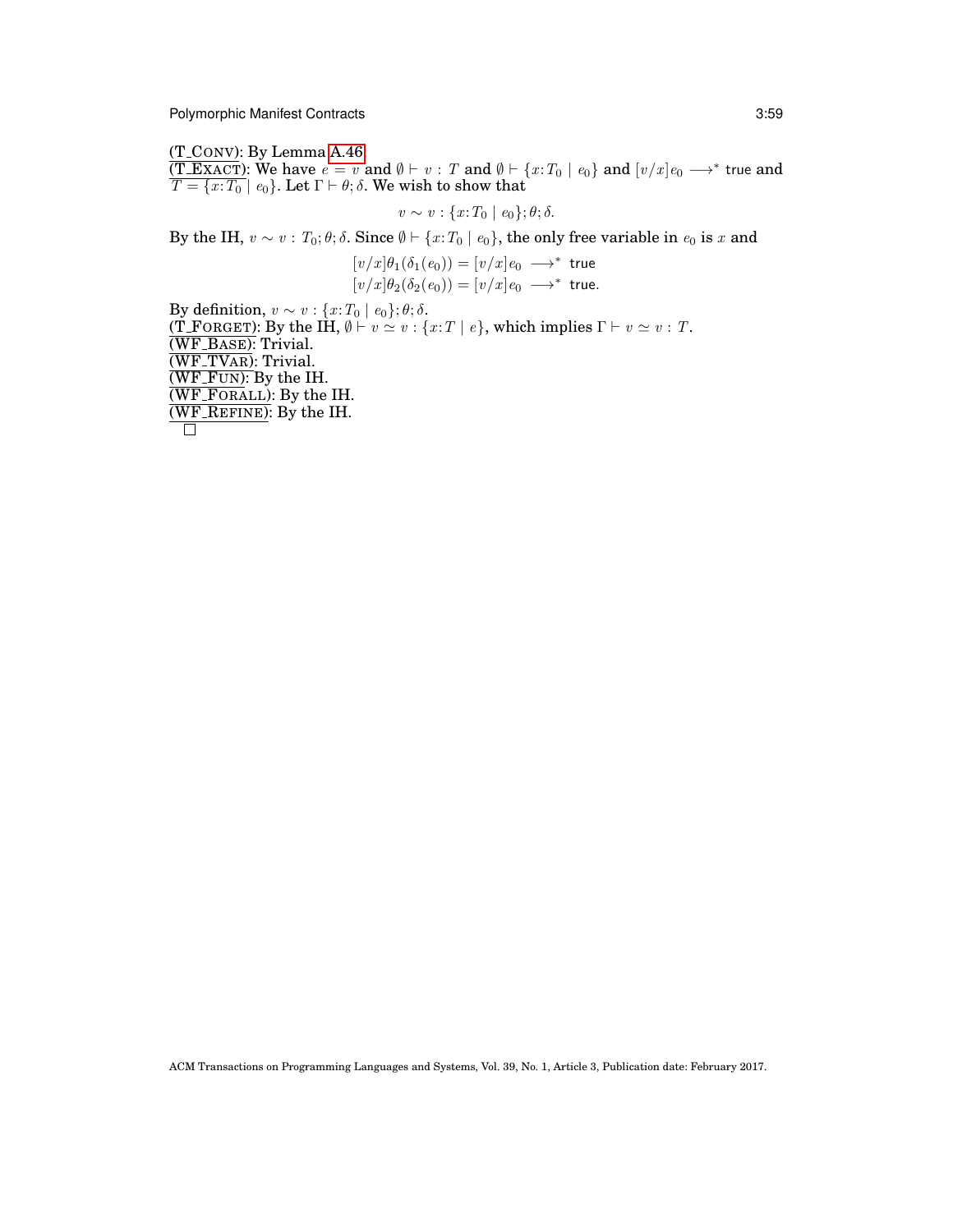(T_CONV): By Lemma A.46.
(T_EXACT): We have $e = v$ and $\emptyset \vdash v : T$ and $\emptyset \vdash \{x{:}T_0 \mid e_0\}$ and $[v/x]e_0 \longrightarrow^* \mathsf{true}$ and $T = \{x{:}T_0 \mid e_0\}$. Let $\Gamma \vdash \theta; \delta$. We wish to show that

$$v \sim v : \{x{:}T_0 \mid e_0\}; \theta; \delta.$$

By the IH, $v \sim v : T_0; \theta; \delta$. Since $\emptyset \vdash \{x{:}T_0 \mid e_0\}$, the only free variable in $e_0$ is $x$ and

$$[v/x]\theta_1(\delta_1(e_0)) = [v/x]e_0 \longrightarrow^* \mathsf{true}$$
$$[v/x]\theta_2(\delta_2(e_0)) = [v/x]e_0 \longrightarrow^* \mathsf{true}.$$

By definition, $v \sim v : \{x{:}T_0 \mid e_0\}; \theta; \delta$.
(T_FORGET): By the IH, $\emptyset \vdash v \simeq v : \{x{:}T \mid e\}$, which implies $\Gamma \vdash v \simeq v : T$.
(WF_BASE): Trivial.
(WF_TVAR): Trivial.
(WF_FUN): By the IH.
(WF_FORALL): By the IH.
(WF_REFINE): By the IH.
□